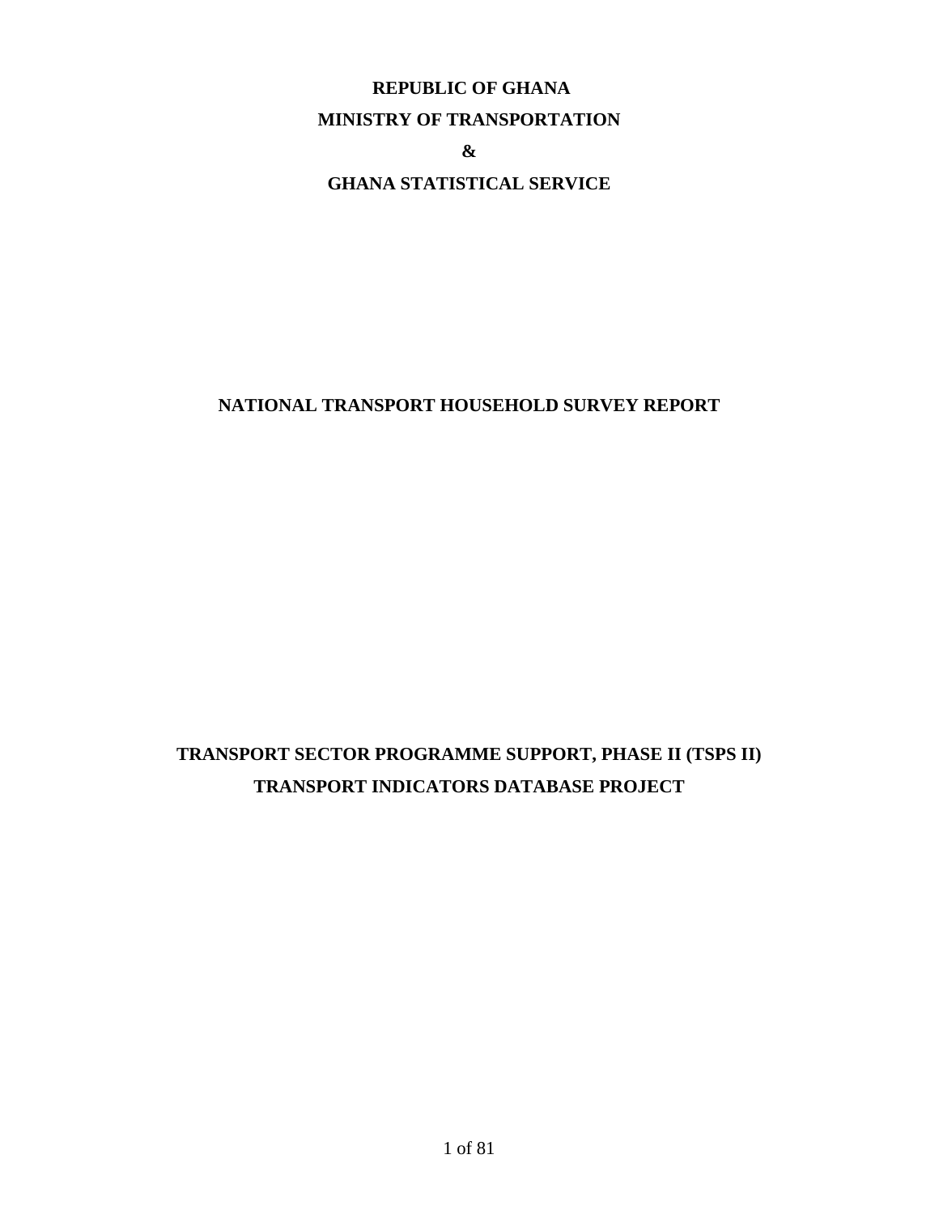**REPUBLIC OF GHANA**

**MINISTRY OF TRANSPORTATION**

**&**

**GHANA STATISTICAL SERVICE**

# NATIONAL TRANSPORT HOUSEHOLD SURVEY REPORT

## TRANSPORT SECTOR PROGRAMME SUPPORT, PHASE II (TSPS II)
## TRANSPORT INDICATORS DATABASE PROJECT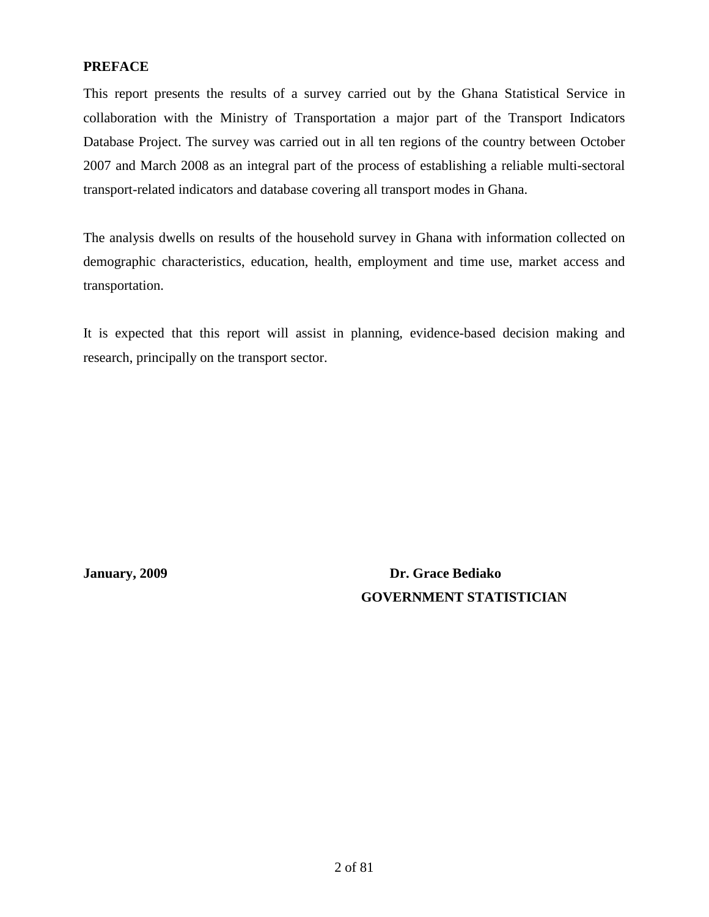## PREFACE

This report presents the results of a survey carried out by the Ghana Statistical Service in collaboration with the Ministry of Transportation a major part of the Transport Indicators Database Project. The survey was carried out in all ten regions of the country between October 2007 and March 2008 as an integral part of the process of establishing a reliable multi-sectoral transport-related indicators and database covering all transport modes in Ghana.

The analysis dwells on results of the household survey in Ghana with information collected on demographic characteristics, education, health, employment and time use, market access and transportation.

It is expected that this report will assist in planning, evidence-based decision making and research, principally on the transport sector.

**January, 2009**

**Dr. Grace Bediako**
**GOVERNMENT STATISTICIAN**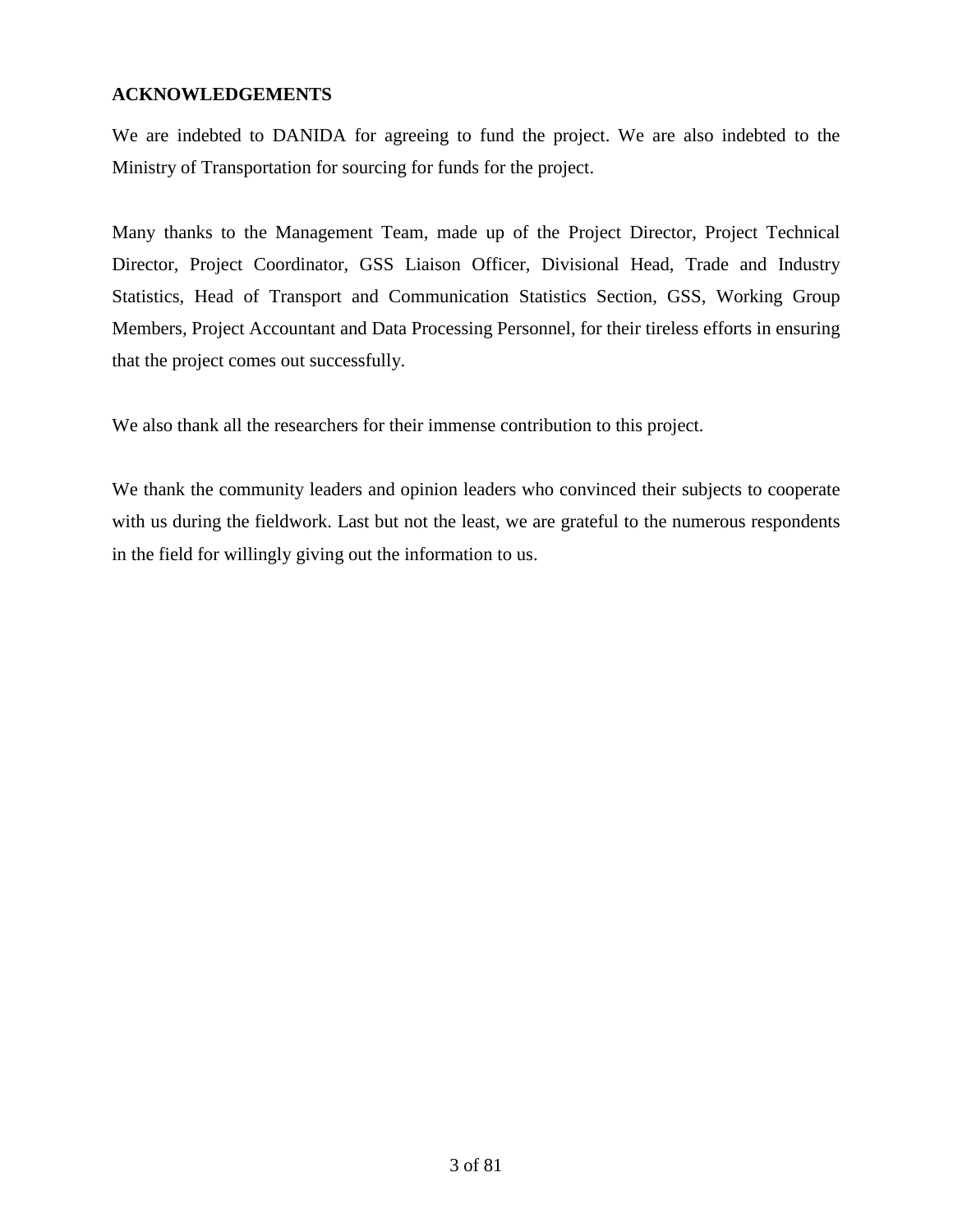## ACKNOWLEDGEMENTS

We are indebted to DANIDA for agreeing to fund the project. We are also indebted to the Ministry of Transportation for sourcing for funds for the project.

Many thanks to the Management Team, made up of the Project Director, Project Technical Director, Project Coordinator, GSS Liaison Officer, Divisional Head, Trade and Industry Statistics, Head of Transport and Communication Statistics Section, GSS, Working Group Members, Project Accountant and Data Processing Personnel, for their tireless efforts in ensuring that the project comes out successfully.

We also thank all the researchers for their immense contribution to this project.

We thank the community leaders and opinion leaders who convinced their subjects to cooperate with us during the fieldwork. Last but not the least, we are grateful to the numerous respondents in the field for willingly giving out the information to us.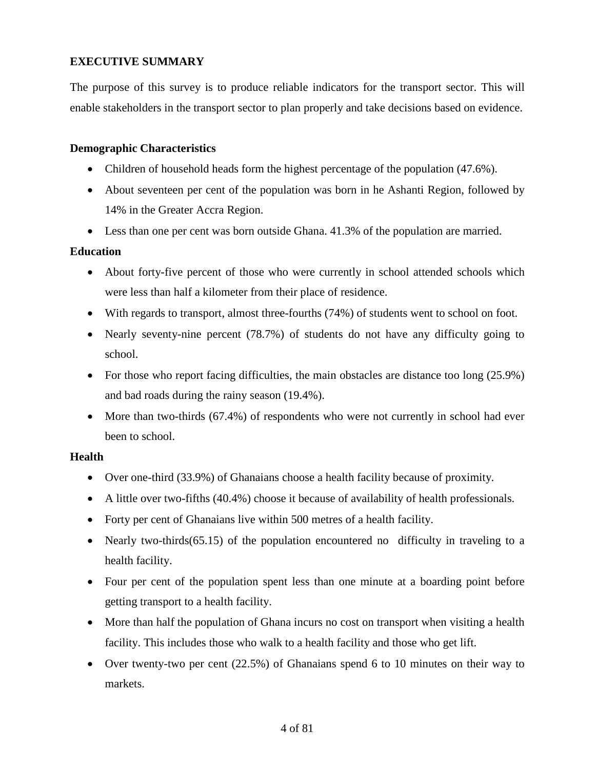## EXECUTIVE SUMMARY

The purpose of this survey is to produce reliable indicators for the transport sector. This will enable stakeholders in the transport sector to plan properly and take decisions based on evidence.

### Demographic Characteristics

- Children of household heads form the highest percentage of the population (47.6%).
- About seventeen per cent of the population was born in he Ashanti Region, followed by 14% in the Greater Accra Region.
- Less than one per cent was born outside Ghana. 41.3% of the population are married.

### Education

- About forty-five percent of those who were currently in school attended schools which were less than half a kilometer from their place of residence.
- With regards to transport, almost three-fourths (74%) of students went to school on foot.
- Nearly seventy-nine percent (78.7%) of students do not have any difficulty going to school.
- For those who report facing difficulties, the main obstacles are distance too long (25.9%) and bad roads during the rainy season (19.4%).
- More than two-thirds (67.4%) of respondents who were not currently in school had ever been to school.

### Health

- Over one-third (33.9%) of Ghanaians choose a health facility because of proximity.
- A little over two-fifths (40.4%) choose it because of availability of health professionals.
- Forty per cent of Ghanaians live within 500 metres of a health facility.
- Nearly two-thirds(65.15) of the population encountered no difficulty in traveling to a health facility.
- Four per cent of the population spent less than one minute at a boarding point before getting transport to a health facility.
- More than half the population of Ghana incurs no cost on transport when visiting a health facility. This includes those who walk to a health facility and those who get lift.
- Over twenty-two per cent (22.5%) of Ghanaians spend 6 to 10 minutes on their way to markets.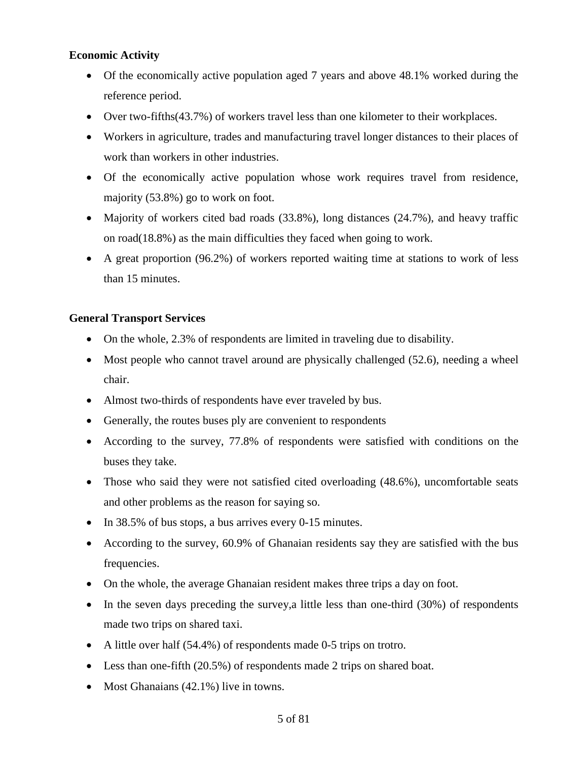**Economic Activity**

- Of the economically active population aged 7 years and above 48.1% worked during the reference period.
- Over two-fifths(43.7%) of workers travel less than one kilometer to their workplaces.
- Workers in agriculture, trades and manufacturing travel longer distances to their places of work than workers in other industries.
- Of the economically active population whose work requires travel from residence, majority (53.8%) go to work on foot.
- Majority of workers cited bad roads (33.8%), long distances (24.7%), and heavy traffic on road(18.8%) as the main difficulties they faced when going to work.
- A great proportion (96.2%) of workers reported waiting time at stations to work of less than 15 minutes.

**General Transport Services**

- On the whole, 2.3% of respondents are limited in traveling due to disability.
- Most people who cannot travel around are physically challenged (52.6), needing a wheel chair.
- Almost two-thirds of respondents have ever traveled by bus.
- Generally, the routes buses ply are convenient to respondents
- According to the survey, 77.8% of respondents were satisfied with conditions on the buses they take.
- Those who said they were not satisfied cited overloading (48.6%), uncomfortable seats and other problems as the reason for saying so.
- In 38.5% of bus stops, a bus arrives every 0-15 minutes.
- According to the survey, 60.9% of Ghanaian residents say they are satisfied with the bus frequencies.
- On the whole, the average Ghanaian resident makes three trips a day on foot.
- In the seven days preceding the survey,a little less than one-third (30%) of respondents made two trips on shared taxi.
- A little over half (54.4%) of respondents made 0-5 trips on trotro.
- Less than one-fifth (20.5%) of respondents made 2 trips on shared boat.
- Most Ghanaians (42.1%) live in towns.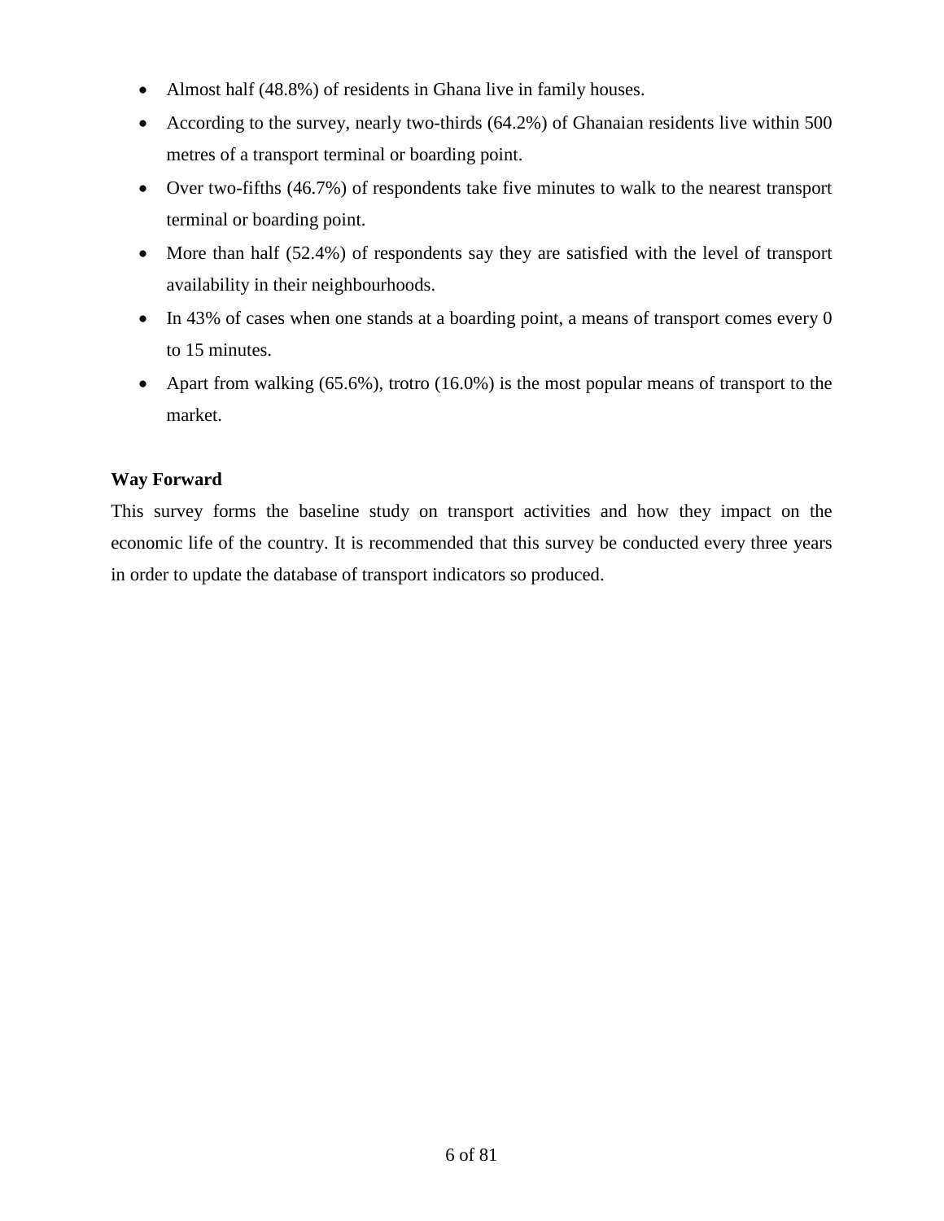- Almost half (48.8%) of residents in Ghana live in family houses.
- According to the survey, nearly two-thirds (64.2%) of Ghanaian residents live within 500 metres of a transport terminal or boarding point.
- Over two-fifths (46.7%) of respondents take five minutes to walk to the nearest transport terminal or boarding point.
- More than half (52.4%) of respondents say they are satisfied with the level of transport availability in their neighbourhoods.
- In 43% of cases when one stands at a boarding point, a means of transport comes every 0 to 15 minutes.
- Apart from walking (65.6%), trotro (16.0%) is the most popular means of transport to the market.

**Way Forward**

This survey forms the baseline study on transport activities and how they impact on the economic life of the country. It is recommended that this survey be conducted every three years in order to update the database of transport indicators so produced.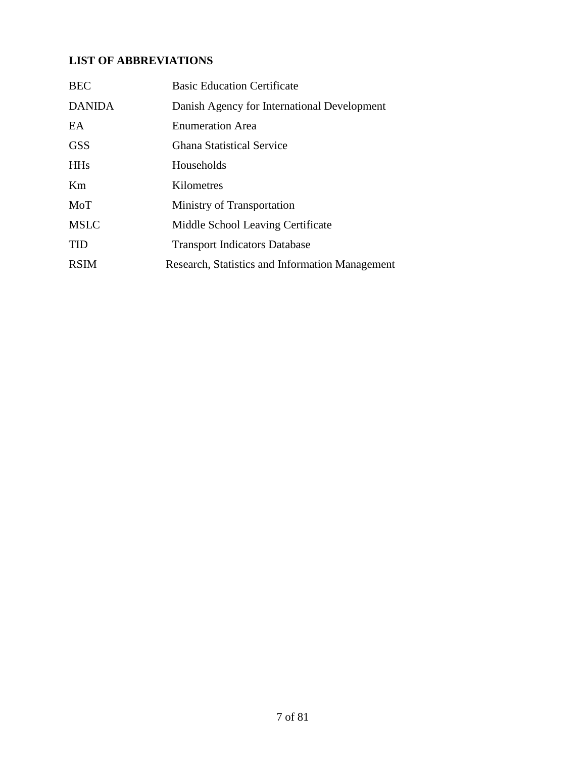**LIST OF ABBREVIATIONS**

| | |
|---|---|
| BEC | Basic Education Certificate |
| DANIDA | Danish Agency for International Development |
| EA | Enumeration Area |
| GSS | Ghana Statistical Service |
| HHs | Households |
| Km | Kilometres |
| MoT | Ministry of Transportation |
| MSLC | Middle School Leaving Certificate |
| TID | Transport Indicators Database |
| RSIM | Research, Statistics and Information Management |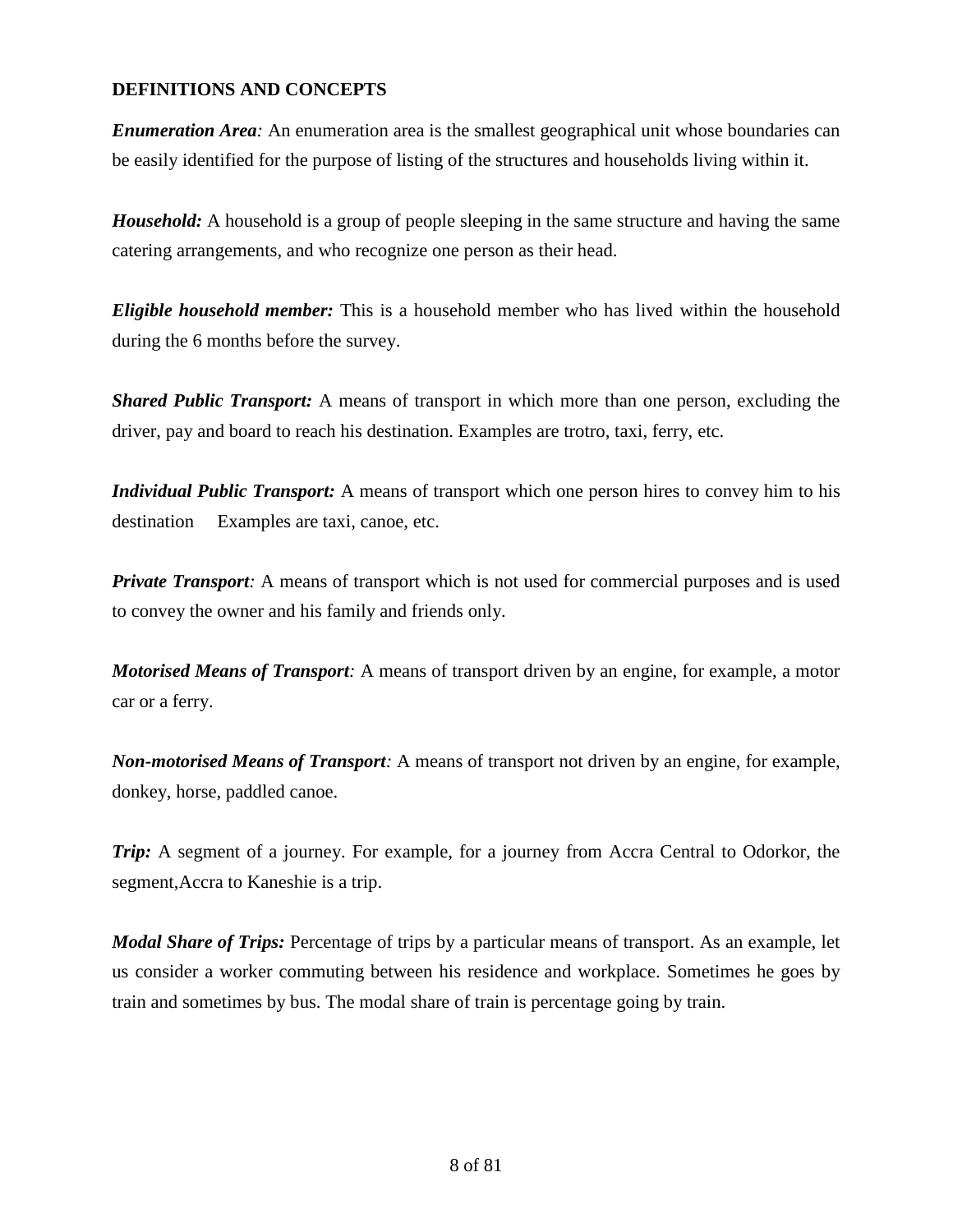**DEFINITIONS AND CONCEPTS**

***Enumeration Area****:* An enumeration area is the smallest geographical unit whose boundaries can be easily identified for the purpose of listing of the structures and households living within it.

***Household:*** A household is a group of people sleeping in the same structure and having the same catering arrangements, and who recognize one person as their head.

***Eligible household member:*** This is a household member who has lived within the household during the 6 months before the survey.

***Shared Public Transport:*** A means of transport in which more than one person, excluding the driver, pay and board to reach his destination. Examples are trotro, taxi, ferry, etc.

***Individual Public Transport:*** A means of transport which one person hires to convey him to his destination Examples are taxi, canoe, etc.

***Private Transport****:* A means of transport which is not used for commercial purposes and is used to convey the owner and his family and friends only.

***Motorised Means of Transport****:* A means of transport driven by an engine, for example, a motor car or a ferry.

***Non-motorised Means of Transport****:* A means of transport not driven by an engine, for example, donkey, horse, paddled canoe.

***Trip:*** A segment of a journey. For example, for a journey from Accra Central to Odorkor, the segment,Accra to Kaneshie is a trip.

***Modal Share of Trips:*** Percentage of trips by a particular means of transport. As an example, let us consider a worker commuting between his residence and workplace. Sometimes he goes by train and sometimes by bus. The modal share of train is percentage going by train.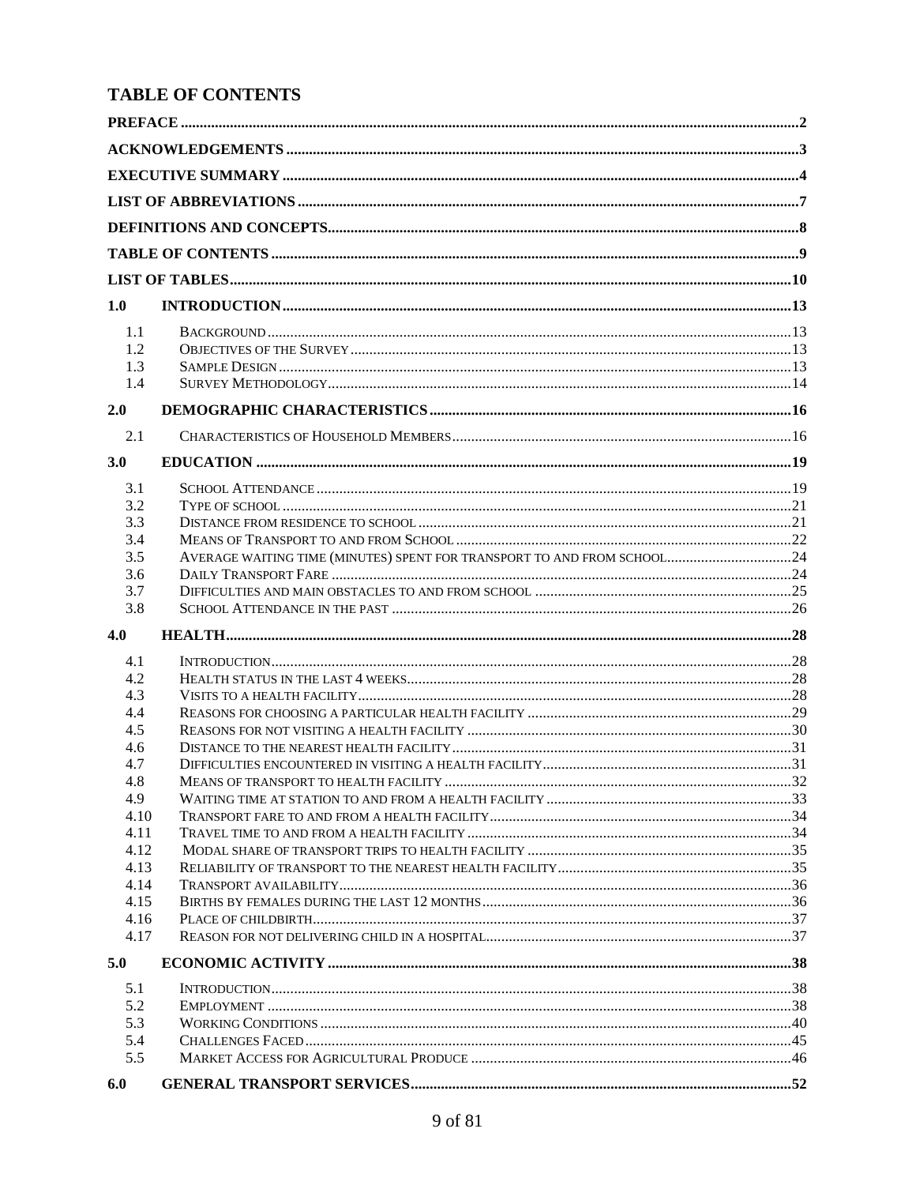# TABLE OF CONTENTS

PREFACE ..... 2

ACKNOWLEDGEMENTS ..... 3

EXECUTIVE SUMMARY ..... 4

LIST OF ABBREVIATIONS ..... 7

DEFINITIONS AND CONCEPTS ..... 8

TABLE OF CONTENTS ..... 9

LIST OF TABLES ..... 10

1.0 INTRODUCTION ..... 13

- 1.1 BACKGROUND ..... 13
- 1.2 OBJECTIVES OF THE SURVEY ..... 13
- 1.3 SAMPLE DESIGN ..... 13
- 1.4 SURVEY METHODOLOGY ..... 14

2.0 DEMOGRAPHIC CHARACTERISTICS ..... 16

- 2.1 CHARACTERISTICS OF HOUSEHOLD MEMBERS ..... 16

3.0 EDUCATION ..... 19

- 3.1 SCHOOL ATTENDANCE ..... 19
- 3.2 TYPE OF SCHOOL ..... 21
- 3.3 DISTANCE FROM RESIDENCE TO SCHOOL ..... 21
- 3.4 MEANS OF TRANSPORT TO AND FROM SCHOOL ..... 22
- 3.5 AVERAGE WAITING TIME (MINUTES) SPENT FOR TRANSPORT TO AND FROM SCHOOL ..... 24
- 3.6 DAILY TRANSPORT FARE ..... 24
- 3.7 DIFFICULTIES AND MAIN OBSTACLES TO AND FROM SCHOOL ..... 25
- 3.8 SCHOOL ATTENDANCE IN THE PAST ..... 26

4.0 HEALTH ..... 28

- 4.1 INTRODUCTION ..... 28
- 4.2 HEALTH STATUS IN THE LAST 4 WEEKS ..... 28
- 4.3 VISITS TO A HEALTH FACILITY ..... 28
- 4.4 REASONS FOR CHOOSING A PARTICULAR HEALTH FACILITY ..... 29
- 4.5 REASONS FOR NOT VISITING A HEALTH FACILITY ..... 30
- 4.6 DISTANCE TO THE NEAREST HEALTH FACILITY ..... 31
- 4.7 DIFFICULTIES ENCOUNTERED IN VISITING A HEALTH FACILITY ..... 31
- 4.8 MEANS OF TRANSPORT TO HEALTH FACILITY ..... 32
- 4.9 WAITING TIME AT STATION TO AND FROM A HEALTH FACILITY ..... 33
- 4.10 TRANSPORT FARE TO AND FROM A HEALTH FACILITY ..... 34
- 4.11 TRAVEL TIME TO AND FROM A HEALTH FACILITY ..... 34
- 4.12 MODAL SHARE OF TRANSPORT TRIPS TO HEALTH FACILITY ..... 35
- 4.13 RELIABILITY OF TRANSPORT TO THE NEAREST HEALTH FACILITY ..... 35
- 4.14 TRANSPORT AVAILABILITY ..... 36
- 4.15 BIRTHS BY FEMALES DURING THE LAST 12 MONTHS ..... 36
- 4.16 PLACE OF CHILDBIRTH ..... 37
- 4.17 REASON FOR NOT DELIVERING CHILD IN A HOSPITAL ..... 37

5.0 ECONOMIC ACTIVITY ..... 38

- 5.1 INTRODUCTION ..... 38
- 5.2 EMPLOYMENT ..... 38
- 5.3 WORKING CONDITIONS ..... 40
- 5.4 CHALLENGES FACED ..... 45
- 5.5 MARKET ACCESS FOR AGRICULTURAL PRODUCE ..... 46

6.0 GENERAL TRANSPORT SERVICES ..... 52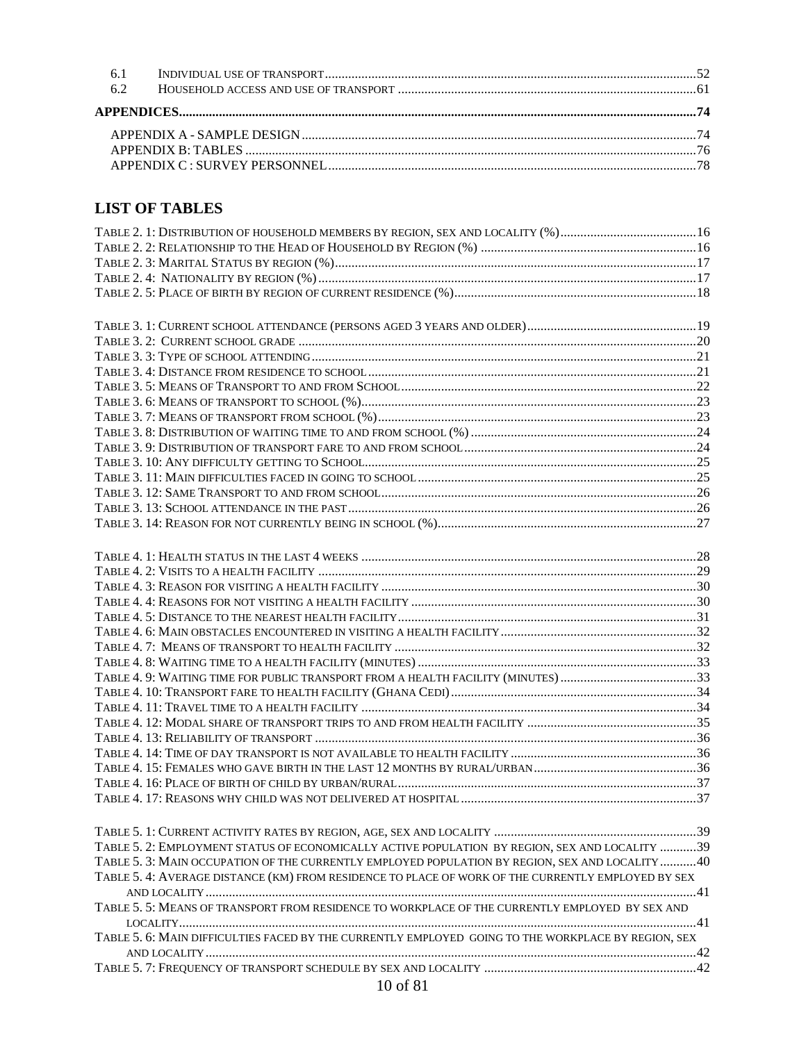6.1 INDIVIDUAL USE OF TRANSPORT...52
6.2 HOUSEHOLD ACCESS AND USE OF TRANSPORT...61

**APPENDICES...74**

APPENDIX A - SAMPLE DESIGN...74
APPENDIX B: TABLES...76
APPENDIX C : SURVEY PERSONNEL...78

## LIST OF TABLES

TABLE 2. 1: DISTRIBUTION OF HOUSEHOLD MEMBERS BY REGION, SEX AND LOCALITY (%)...16
TABLE 2. 2: RELATIONSHIP TO THE HEAD OF HOUSEHOLD BY REGION (%)...16
TABLE 2. 3: MARITAL STATUS BY REGION (%)...17
TABLE 2. 4: NATIONALITY BY REGION (%)...17
TABLE 2. 5: PLACE OF BIRTH BY REGION OF CURRENT RESIDENCE (%)...18

TABLE 3. 1: CURRENT SCHOOL ATTENDANCE (PERSONS AGED 3 YEARS AND OLDER)...19
TABLE 3. 2: CURRENT SCHOOL GRADE...20
TABLE 3. 3: TYPE OF SCHOOL ATTENDING...21
TABLE 3. 4: DISTANCE FROM RESIDENCE TO SCHOOL...21
TABLE 3. 5: MEANS OF TRANSPORT TO AND FROM SCHOOL...22
TABLE 3. 6: MEANS OF TRANSPORT TO SCHOOL (%)...23
TABLE 3. 7: MEANS OF TRANSPORT FROM SCHOOL (%)...23
TABLE 3. 8: DISTRIBUTION OF WAITING TIME TO AND FROM SCHOOL (%)...24
TABLE 3. 9: DISTRIBUTION OF TRANSPORT FARE TO AND FROM SCHOOL...24
TABLE 3. 10: ANY DIFFICULTY GETTING TO SCHOOL...25
TABLE 3. 11: MAIN DIFFICULTIES FACED IN GOING TO SCHOOL...25
TABLE 3. 12: SAME TRANSPORT TO AND FROM SCHOOL...26
TABLE 3. 13: SCHOOL ATTENDANCE IN THE PAST...26
TABLE 3. 14: REASON FOR NOT CURRENTLY BEING IN SCHOOL (%)...27

TABLE 4. 1: HEALTH STATUS IN THE LAST 4 WEEKS...28
TABLE 4. 2: VISITS TO A HEALTH FACILITY...29
TABLE 4. 3: REASON FOR VISITING A HEALTH FACILITY...30
TABLE 4. 4: REASONS FOR NOT VISITING A HEALTH FACILITY...30
TABLE 4. 5: DISTANCE TO THE NEAREST HEALTH FACILITY...31
TABLE 4. 6: MAIN OBSTACLES ENCOUNTERED IN VISITING A HEALTH FACILITY...32
TABLE 4. 7: MEANS OF TRANSPORT TO HEALTH FACILITY...32
TABLE 4. 8: WAITING TIME TO A HEALTH FACILITY (MINUTES)...33
TABLE 4. 9: WAITING TIME FOR PUBLIC TRANSPORT FROM A HEALTH FACILITY (MINUTES)...33
TABLE 4. 10: TRANSPORT FARE TO HEALTH FACILITY (GHANA CEDI)...34
TABLE 4. 11: TRAVEL TIME TO A HEALTH FACILITY...34
TABLE 4. 12: MODAL SHARE OF TRANSPORT TRIPS TO AND FROM HEALTH FACILITY...35
TABLE 4. 13: RELIABILITY OF TRANSPORT...36
TABLE 4. 14: TIME OF DAY TRANSPORT IS NOT AVAILABLE TO HEALTH FACILITY...36
TABLE 4. 15: FEMALES WHO GAVE BIRTH IN THE LAST 12 MONTHS BY RURAL/URBAN...36
TABLE 4. 16: PLACE OF BIRTH OF CHILD BY URBAN/RURAL...37
TABLE 4. 17: REASONS WHY CHILD WAS NOT DELIVERED AT HOSPITAL...37

TABLE 5. 1: CURRENT ACTIVITY RATES BY REGION, AGE, SEX AND LOCALITY...39
TABLE 5. 2: EMPLOYMENT STATUS OF ECONOMICALLY ACTIVE POPULATION BY REGION, SEX AND LOCALITY...39
TABLE 5. 3: MAIN OCCUPATION OF THE CURRENTLY EMPLOYED POPULATION BY REGION, SEX AND LOCALITY...40
TABLE 5. 4: AVERAGE DISTANCE (KM) FROM RESIDENCE TO PLACE OF WORK OF THE CURRENTLY EMPLOYED BY SEX AND LOCALITY...41
TABLE 5. 5: MEANS OF TRANSPORT FROM RESIDENCE TO WORKPLACE OF THE CURRENTLY EMPLOYED BY SEX AND LOCALITY...41
TABLE 5. 6: MAIN DIFFICULTIES FACED BY THE CURRENTLY EMPLOYED GOING TO THE WORKPLACE BY REGION, SEX AND LOCALITY...42
TABLE 5. 7: FREQUENCY OF TRANSPORT SCHEDULE BY SEX AND LOCALITY...42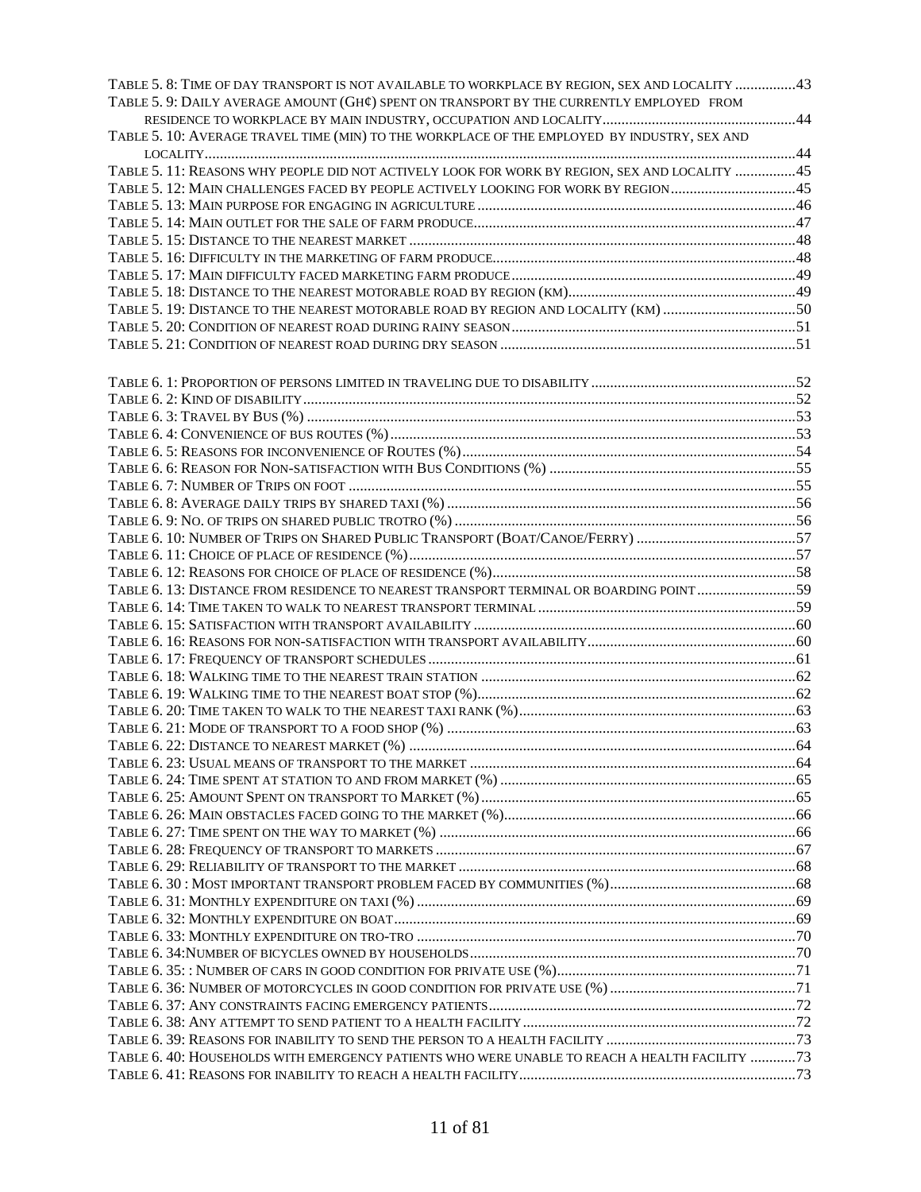Table 5. 8: Time of day transport is not available to workplace by region, sex and locality ................43
Table 5. 9: Daily average amount (GH¢) spent on transport by the currently employed from residence to workplace by main industry, occupation and locality...................................................44
Table 5. 10: Average travel time (min) to the workplace of the employed by industry, sex and locality.............................................................................................................................................44
Table 5. 11: Reasons why people did not actively look for work by region, sex and locality ................45
Table 5. 12: Main challenges faced by people actively looking for work by region.................................45
Table 5. 13: Main purpose for engaging in agriculture ....................................................................................46
Table 5. 14: Main outlet for the sale of farm produce.....................................................................................47
Table 5. 15: Distance to the nearest market ......................................................................................................48
Table 5. 16: Difficulty in the marketing of farm produce................................................................................48
Table 5. 17: Main difficulty faced marketing farm produce...........................................................................49
Table 5. 18: Distance to the nearest motorable road by region (km)............................................................49
Table 5. 19: Distance to the nearest motorable road by region and locality (km) ...................................50
Table 5. 20: Condition of nearest road during rainy season...........................................................................51
Table 5. 21: Condition of nearest road during dry season .............................................................................51

Table 6. 1: Proportion of persons limited in traveling due to disability ......................................................52
Table 6. 2: Kind of disability...............................................................................................................................52
Table 6. 3: Travel by Bus (%) ...............................................................................................................................53
Table 6. 4: Convenience of bus routes (%)..........................................................................................................53
Table 6. 5: Reasons for inconvenience of Routes (%)........................................................................................54
Table 6. 6: Reason for Non-satisfaction with Bus Conditions (%) ................................................................55
Table 6. 7: Number of Trips on foot .....................................................................................................................55
Table 6. 8: Average daily trips by shared taxi (%) ..........................................................................................56
Table 6. 9: No. of trips on shared public trotro (%) .........................................................................................56
Table 6. 10: Number of Trips on Shared Public Transport (Boat/Canoe/Ferry) ..........................................57
Table 6. 11: Choice of place of residence (%).....................................................................................................57
Table 6. 12: Reasons for choice of place of residence (%)................................................................................58
Table 6. 13: Distance from residence to nearest transport terminal or boarding point ..........................59
Table 6. 14: Time taken to walk to nearest transport terminal ....................................................................59
Table 6. 15: Satisfaction with transport availability ....................................................................................60
Table 6. 16: Reasons for non-satisfaction with transport availability.......................................................60
Table 6. 17: Frequency of transport schedules ................................................................................................61
Table 6. 18: Walking time to the nearest train station ..................................................................................62
Table 6. 19: Walking time to the nearest boat stop (%)...................................................................................62
Table 6. 20: Time taken to walk to the nearest taxi rank (%)........................................................................63
Table 6. 21: Mode of transport to a food shop (%) ...........................................................................................63
Table 6. 22: Distance to nearest market (%) .....................................................................................................64
Table 6. 23: Usual means of transport to the market ......................................................................................64
Table 6. 24: Time spent at station to and from market (%) .............................................................................65
Table 6. 25: Amount Spent on transport to Market (%) ...................................................................................65
Table 6. 26: Main obstacles faced going to the market (%)..............................................................................66
Table 6. 27: Time spent on the way to market (%) ............................................................................................66
Table 6. 28: Frequency of transport to markets ...............................................................................................67
Table 6. 29: Reliability of transport to the market ........................................................................................68
Table 6. 30 : Most important transport problem faced by communities (%)................................................68
Table 6. 31: Monthly expenditure on taxi (%) ...................................................................................................69
Table 6. 32: Monthly expenditure on boat..........................................................................................................69
Table 6. 33: Monthly expenditure on tro-tro ......................................................................................................70
Table 6. 34:Number of bicycles owned by households.......................................................................................70
Table 6. 35: : Number of cars in good condition for private use (%)...............................................................71
Table 6. 36: Number of motorcycles in good condition for private use (%) ................................................71
Table 6. 37: Any constraints facing emergency patients................................................................................72
Table 6. 38: Any attempt to send patient to a health facility .......................................................................72
Table 6. 39: Reasons for inability to send the person to a health facility .................................................73
Table 6. 40: Households with emergency patients who were unable to reach a health facility ............73
Table 6. 41: Reasons for inability to reach a health facility.........................................................................73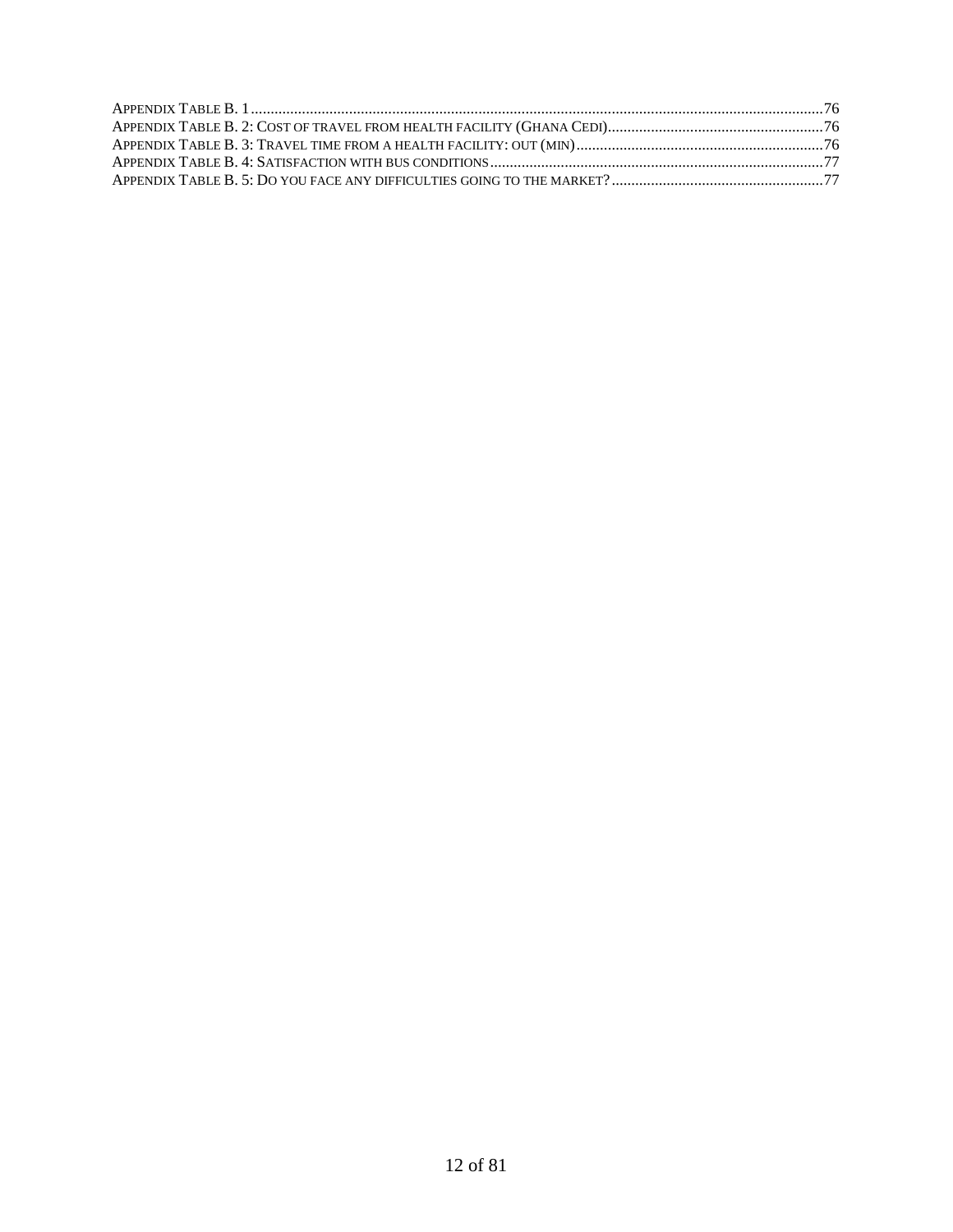Appendix Table B. 1 ..... 76
Appendix Table B. 2: Cost of travel from health facility (Ghana Cedi) ..... 76
Appendix Table B. 3: Travel time from a health facility: out (min) ..... 76
Appendix Table B. 4: Satisfaction with bus conditions ..... 77
Appendix Table B. 5: Do you face any difficulties going to the market? ..... 77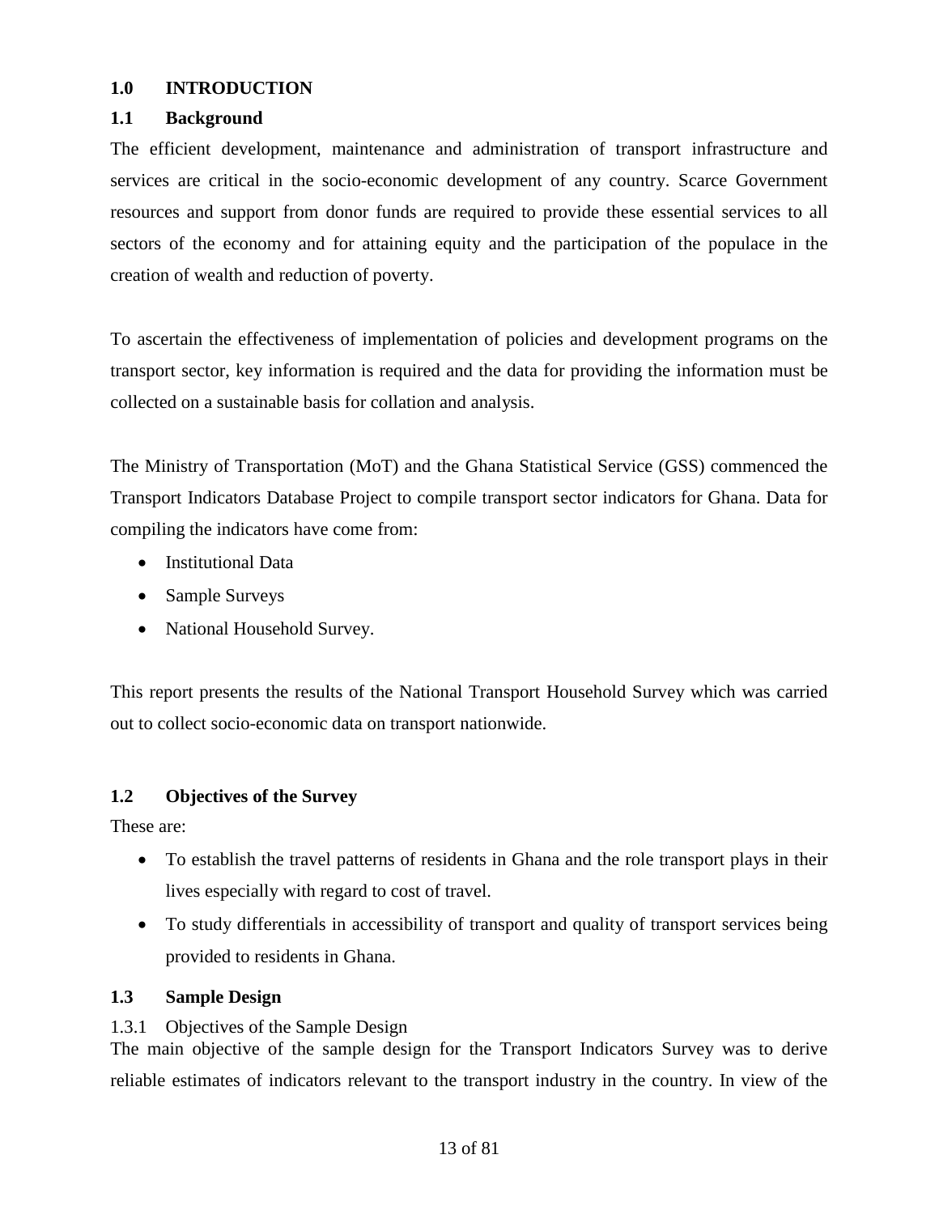# 1.0 INTRODUCTION

## 1.1 Background

The efficient development, maintenance and administration of transport infrastructure and services are critical in the socio-economic development of any country. Scarce Government resources and support from donor funds are required to provide these essential services to all sectors of the economy and for attaining equity and the participation of the populace in the creation of wealth and reduction of poverty.

To ascertain the effectiveness of implementation of policies and development programs on the transport sector, key information is required and the data for providing the information must be collected on a sustainable basis for collation and analysis.

The Ministry of Transportation (MoT) and the Ghana Statistical Service (GSS) commenced the Transport Indicators Database Project to compile transport sector indicators for Ghana. Data for compiling the indicators have come from:

- Institutional Data
- Sample Surveys
- National Household Survey.

This report presents the results of the National Transport Household Survey which was carried out to collect socio-economic data on transport nationwide.

## 1.2 Objectives of the Survey

These are:

- To establish the travel patterns of residents in Ghana and the role transport plays in their lives especially with regard to cost of travel.
- To study differentials in accessibility of transport and quality of transport services being provided to residents in Ghana.

## 1.3 Sample Design

### 1.3.1 Objectives of the Sample Design

The main objective of the sample design for the Transport Indicators Survey was to derive reliable estimates of indicators relevant to the transport industry in the country. In view of the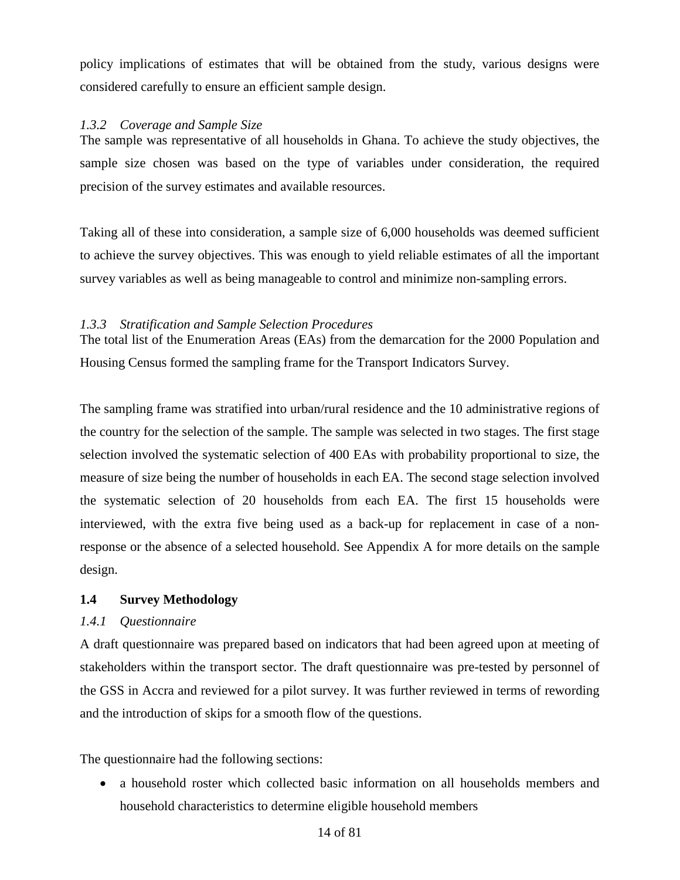policy implications of estimates that will be obtained from the study, various designs were considered carefully to ensure an efficient sample design.

#### *1.3.2 Coverage and Sample Size*

The sample was representative of all households in Ghana. To achieve the study objectives, the sample size chosen was based on the type of variables under consideration, the required precision of the survey estimates and available resources.

Taking all of these into consideration, a sample size of 6,000 households was deemed sufficient to achieve the survey objectives. This was enough to yield reliable estimates of all the important survey variables as well as being manageable to control and minimize non-sampling errors.

#### *1.3.3 Stratification and Sample Selection Procedures*

The total list of the Enumeration Areas (EAs) from the demarcation for the 2000 Population and Housing Census formed the sampling frame for the Transport Indicators Survey.

The sampling frame was stratified into urban/rural residence and the 10 administrative regions of the country for the selection of the sample. The sample was selected in two stages. The first stage selection involved the systematic selection of 400 EAs with probability proportional to size, the measure of size being the number of households in each EA. The second stage selection involved the systematic selection of 20 households from each EA. The first 15 households were interviewed, with the extra five being used as a back-up for replacement in case of a non-response or the absence of a selected household. See Appendix A for more details on the sample design.

### 1.4 Survey Methodology

#### *1.4.1 Questionnaire*

A draft questionnaire was prepared based on indicators that had been agreed upon at meeting of stakeholders within the transport sector. The draft questionnaire was pre-tested by personnel of the GSS in Accra and reviewed for a pilot survey. It was further reviewed in terms of rewording and the introduction of skips for a smooth flow of the questions.

The questionnaire had the following sections:

- a household roster which collected basic information on all households members and household characteristics to determine eligible household members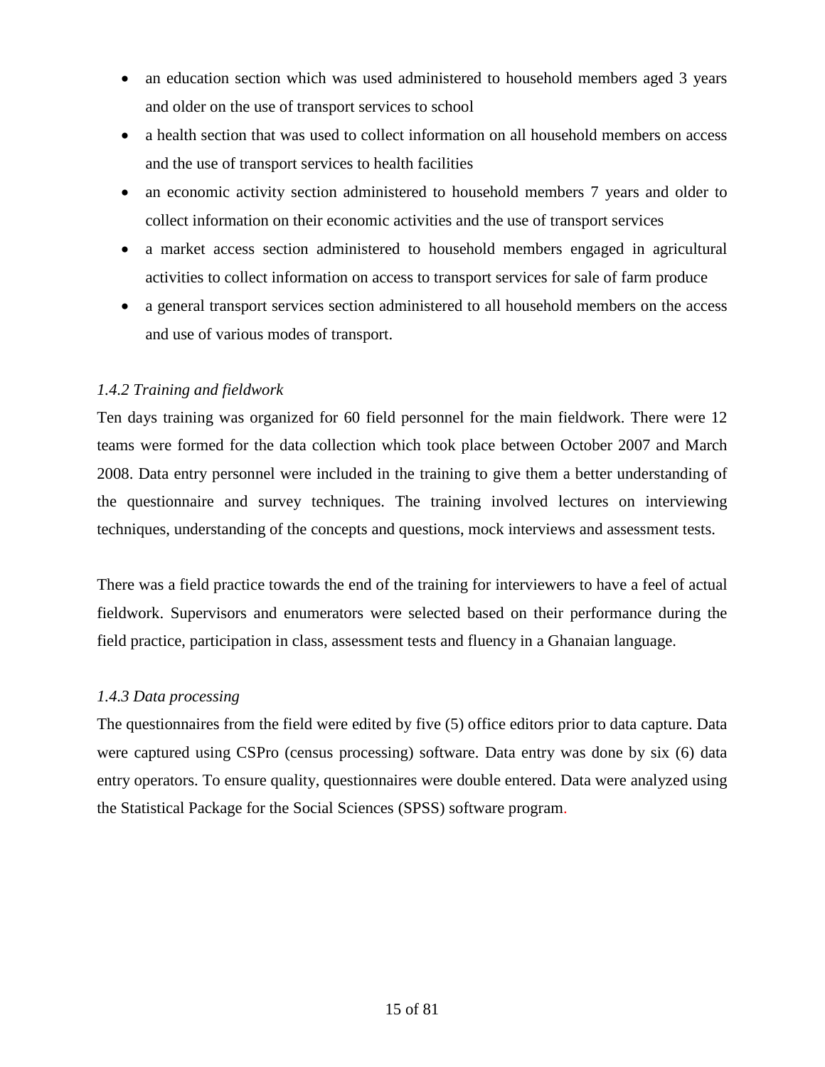- an education section which was used administered to household members aged 3 years and older on the use of transport services to school
- a health section that was used to collect information on all household members on access and the use of transport services to health facilities
- an economic activity section administered to household members 7 years and older to collect information on their economic activities and the use of transport services
- a market access section administered to household members engaged in agricultural activities to collect information on access to transport services for sale of farm produce
- a general transport services section administered to all household members on the access and use of various modes of transport.

*1.4.2 Training and fieldwork*

Ten days training was organized for 60 field personnel for the main fieldwork. There were 12 teams were formed for the data collection which took place between October 2007 and March 2008. Data entry personnel were included in the training to give them a better understanding of the questionnaire and survey techniques. The training involved lectures on interviewing techniques, understanding of the concepts and questions, mock interviews and assessment tests.

There was a field practice towards the end of the training for interviewers to have a feel of actual fieldwork. Supervisors and enumerators were selected based on their performance during the field practice, participation in class, assessment tests and fluency in a Ghanaian language.

*1.4.3 Data processing*

The questionnaires from the field were edited by five (5) office editors prior to data capture. Data were captured using CSPro (census processing) software. Data entry was done by six (6) data entry operators. To ensure quality, questionnaires were double entered. Data were analyzed using the Statistical Package for the Social Sciences (SPSS) software program.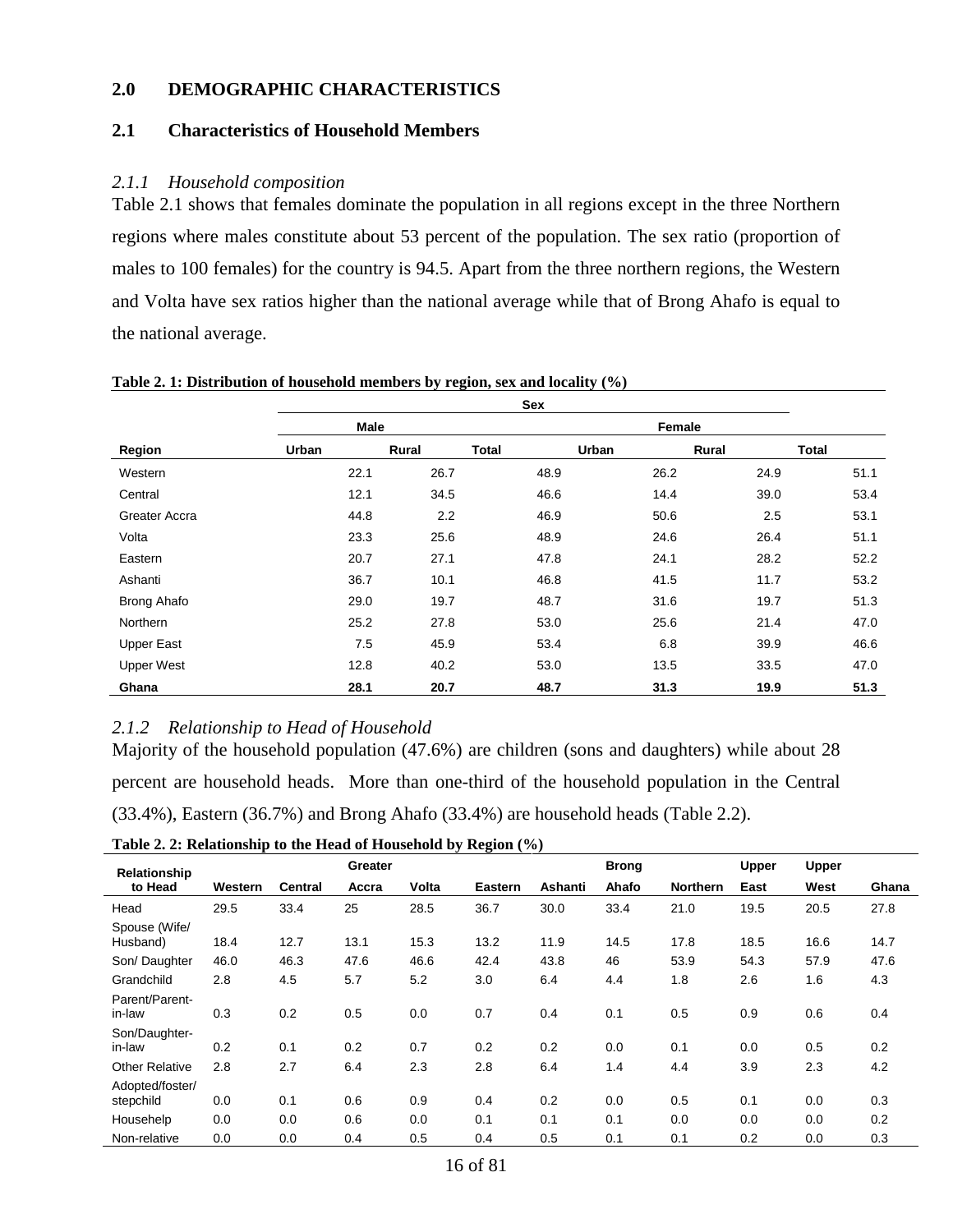## 2.0 DEMOGRAPHIC CHARACTERISTICS

### 2.1 Characteristics of Household Members

#### *2.1.1 Household composition*

Table 2.1 shows that females dominate the population in all regions except in the three Northern regions where males constitute about 53 percent of the population. The sex ratio (proportion of males to 100 females) for the country is 94.5. Apart from the three northern regions, the Western and Volta have sex ratios higher than the national average while that of Brong Ahafo is equal to the national average.

**Table 2. 1: Distribution of household members by region, sex and locality (%)**

| | Sex | | | | | |
|---|---|---|---|---|---|---|
| | Male | | | Female | | |
| **Region** | **Urban** | **Rural** | **Total** | **Urban** | **Rural** | **Total** |
| Western | 22.1 | 26.7 | 48.9 | 26.2 | 24.9 | 51.1 |
| Central | 12.1 | 34.5 | 46.6 | 14.4 | 39.0 | 53.4 |
| Greater Accra | 44.8 | 2.2 | 46.9 | 50.6 | 2.5 | 53.1 |
| Volta | 23.3 | 25.6 | 48.9 | 24.6 | 26.4 | 51.1 |
| Eastern | 20.7 | 27.1 | 47.8 | 24.1 | 28.2 | 52.2 |
| Ashanti | 36.7 | 10.1 | 46.8 | 41.5 | 11.7 | 53.2 |
| Brong Ahafo | 29.0 | 19.7 | 48.7 | 31.6 | 19.7 | 51.3 |
| Northern | 25.2 | 27.8 | 53.0 | 25.6 | 21.4 | 47.0 |
| Upper East | 7.5 | 45.9 | 53.4 | 6.8 | 39.9 | 46.6 |
| Upper West | 12.8 | 40.2 | 53.0 | 13.5 | 33.5 | 47.0 |
| **Ghana** | **28.1** | **20.7** | **48.7** | **31.3** | **19.9** | **51.3** |

#### *2.1.2 Relationship to Head of Household*

Majority of the household population (47.6%) are children (sons and daughters) while about 28 percent are household heads. More than one-third of the household population in the Central (33.4%), Eastern (36.7%) and Brong Ahafo (33.4%) are household heads (Table 2.2).

**Table 2. 2: Relationship to the Head of Household by Region (%)**

| Relationship to Head | Western | Central | Greater Accra | Volta | Eastern | Ashanti | Brong Ahafo | Northern | Upper East | Upper West | Ghana |
|---|---|---|---|---|---|---|---|---|---|---|---|
| Head | 29.5 | 33.4 | 25 | 28.5 | 36.7 | 30.0 | 33.4 | 21.0 | 19.5 | 20.5 | 27.8 |
| Spouse (Wife/ Husband) | 18.4 | 12.7 | 13.1 | 15.3 | 13.2 | 11.9 | 14.5 | 17.8 | 18.5 | 16.6 | 14.7 |
| Son/ Daughter | 46.0 | 46.3 | 47.6 | 46.6 | 42.4 | 43.8 | 46 | 53.9 | 54.3 | 57.9 | 47.6 |
| Grandchild | 2.8 | 4.5 | 5.7 | 5.2 | 3.0 | 6.4 | 4.4 | 1.8 | 2.6 | 1.6 | 4.3 |
| Parent/Parent-in-law | 0.3 | 0.2 | 0.5 | 0.0 | 0.7 | 0.4 | 0.1 | 0.5 | 0.9 | 0.6 | 0.4 |
| Son/Daughter-in-law | 0.2 | 0.1 | 0.2 | 0.7 | 0.2 | 0.2 | 0.0 | 0.1 | 0.0 | 0.5 | 0.2 |
| Other Relative | 2.8 | 2.7 | 6.4 | 2.3 | 2.8 | 6.4 | 1.4 | 4.4 | 3.9 | 2.3 | 4.2 |
| Adopted/foster/ stepchild | 0.0 | 0.1 | 0.6 | 0.9 | 0.4 | 0.2 | 0.0 | 0.5 | 0.1 | 0.0 | 0.3 |
| Househelp | 0.0 | 0.0 | 0.6 | 0.0 | 0.1 | 0.1 | 0.1 | 0.0 | 0.0 | 0.0 | 0.2 |
| Non-relative | 0.0 | 0.0 | 0.4 | 0.5 | 0.4 | 0.5 | 0.1 | 0.1 | 0.2 | 0.0 | 0.3 |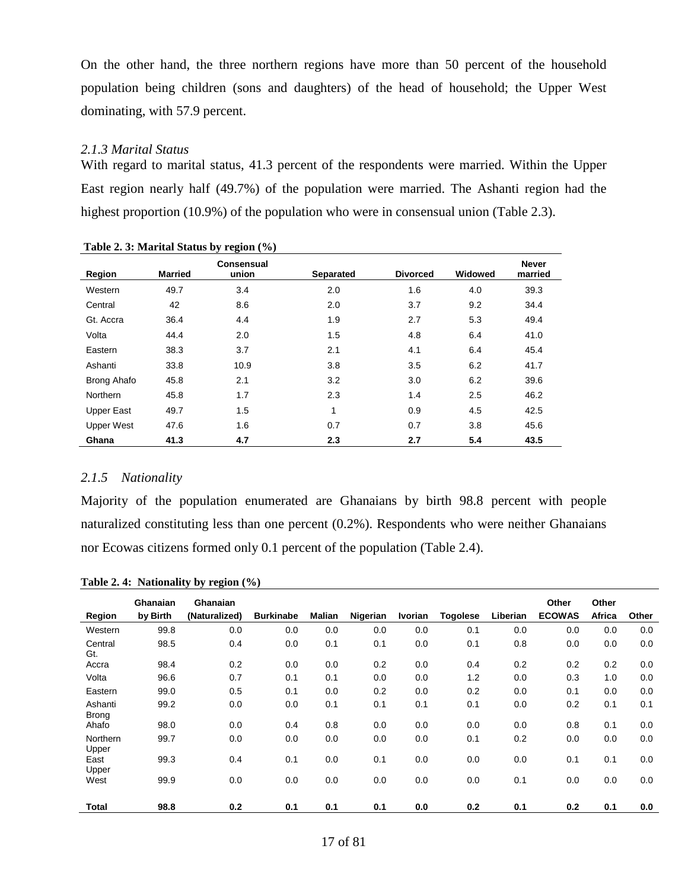On the other hand, the three northern regions have more than 50 percent of the household population being children (sons and daughters) of the head of household; the Upper West dominating, with 57.9 percent.

### *2.1.3 Marital Status*

With regard to marital status, 41.3 percent of the respondents were married. Within the Upper East region nearly half (49.7%) of the population were married. The Ashanti region had the highest proportion (10.9%) of the population who were in consensual union (Table 2.3).

**Table 2. 3: Marital Status by region (%)**

| Region | Married | Consensual union | Separated | Divorced | Widowed | Never married |
|---|---|---|---|---|---|---|
| Western | 49.7 | 3.4 | 2.0 | 1.6 | 4.0 | 39.3 |
| Central | 42 | 8.6 | 2.0 | 3.7 | 9.2 | 34.4 |
| Gt. Accra | 36.4 | 4.4 | 1.9 | 2.7 | 5.3 | 49.4 |
| Volta | 44.4 | 2.0 | 1.5 | 4.8 | 6.4 | 41.0 |
| Eastern | 38.3 | 3.7 | 2.1 | 4.1 | 6.4 | 45.4 |
| Ashanti | 33.8 | 10.9 | 3.8 | 3.5 | 6.2 | 41.7 |
| Brong Ahafo | 45.8 | 2.1 | 3.2 | 3.0 | 6.2 | 39.6 |
| Northern | 45.8 | 1.7 | 2.3 | 1.4 | 2.5 | 46.2 |
| Upper East | 49.7 | 1.5 | 1 | 0.9 | 4.5 | 42.5 |
| Upper West | 47.6 | 1.6 | 0.7 | 0.7 | 3.8 | 45.6 |
| **Ghana** | **41.3** | **4.7** | **2.3** | **2.7** | **5.4** | **43.5** |

### *2.1.5 Nationality*

Majority of the population enumerated are Ghanaians by birth 98.8 percent with people naturalized constituting less than one percent (0.2%). Respondents who were neither Ghanaians nor Ecowas citizens formed only 0.1 percent of the population (Table 2.4).

**Table 2. 4: Nationality by region (%)**

| Region | Ghanaian by Birth | Ghanaian (Naturalized) | Burkinabe | Malian | Nigerian | Ivorian | Togolese | Liberian | Other ECOWAS | Other Africa | Other |
|---|---|---|---|---|---|---|---|---|---|---|---|
| Western | 99.8 | 0.0 | 0.0 | 0.0 | 0.0 | 0.0 | 0.1 | 0.0 | 0.0 | 0.0 | 0.0 |
| Central | 98.5 | 0.4 | 0.0 | 0.1 | 0.1 | 0.0 | 0.1 | 0.8 | 0.0 | 0.0 | 0.0 |
| Gt. Accra | 98.4 | 0.2 | 0.0 | 0.0 | 0.2 | 0.0 | 0.4 | 0.2 | 0.2 | 0.2 | 0.0 |
| Volta | 96.6 | 0.7 | 0.1 | 0.1 | 0.0 | 0.0 | 1.2 | 0.0 | 0.3 | 1.0 | 0.0 |
| Eastern | 99.0 | 0.5 | 0.1 | 0.0 | 0.2 | 0.0 | 0.2 | 0.0 | 0.1 | 0.0 | 0.0 |
| Ashanti | 99.2 | 0.0 | 0.0 | 0.1 | 0.1 | 0.1 | 0.1 | 0.0 | 0.2 | 0.1 | 0.1 |
| Brong Ahafo | 98.0 | 0.0 | 0.4 | 0.8 | 0.0 | 0.0 | 0.0 | 0.0 | 0.8 | 0.1 | 0.0 |
| Northern | 99.7 | 0.0 | 0.0 | 0.0 | 0.0 | 0.0 | 0.1 | 0.2 | 0.0 | 0.0 | 0.0 |
| Upper East | 99.3 | 0.4 | 0.1 | 0.0 | 0.1 | 0.0 | 0.0 | 0.0 | 0.1 | 0.1 | 0.0 |
| Upper West | 99.9 | 0.0 | 0.0 | 0.0 | 0.0 | 0.0 | 0.0 | 0.1 | 0.0 | 0.0 | 0.0 |
| **Total** | **98.8** | **0.2** | **0.1** | **0.1** | **0.1** | **0.0** | **0.2** | **0.1** | **0.2** | **0.1** | **0.0** |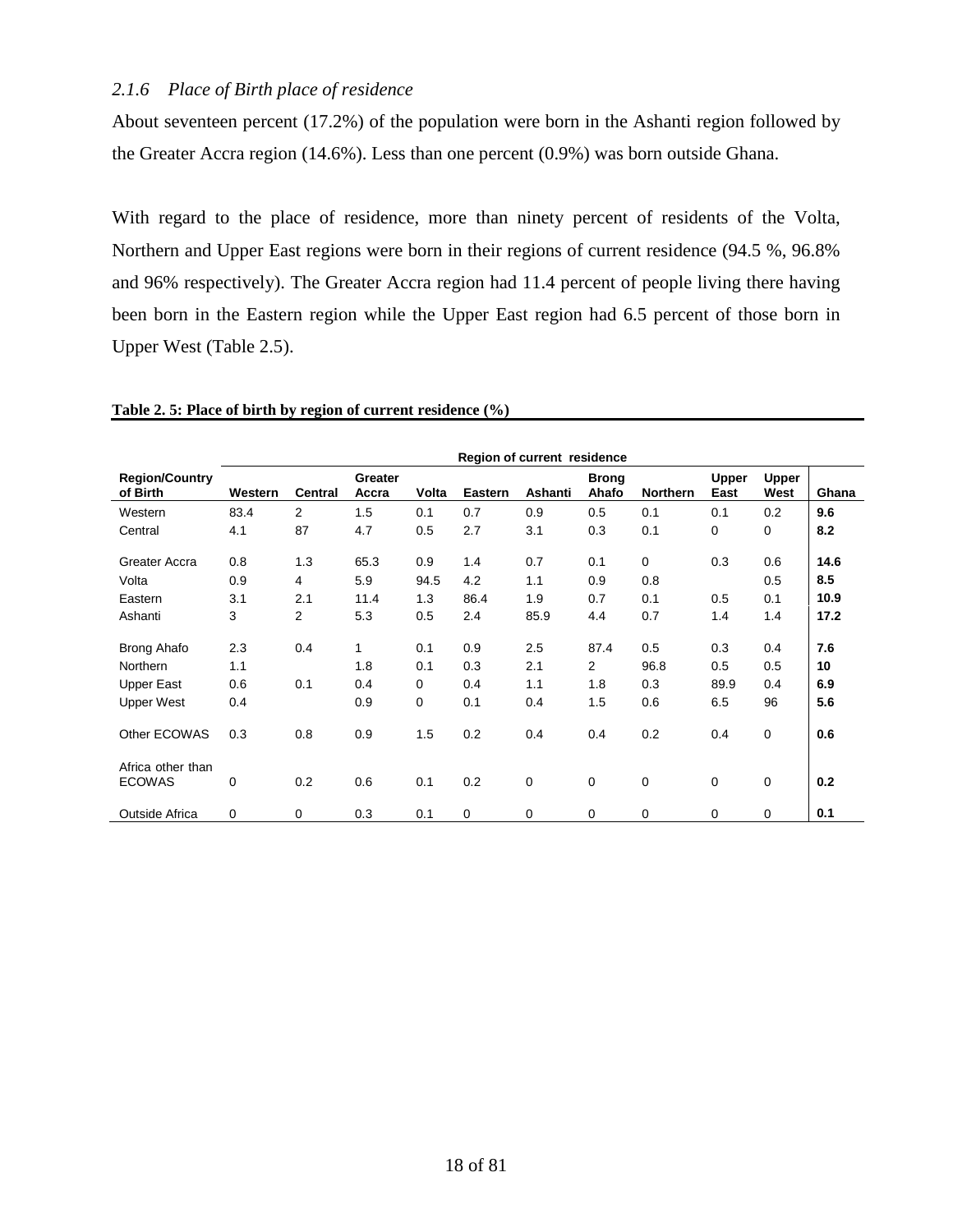*2.1.6 Place of Birth place of residence*

About seventeen percent (17.2%) of the population were born in the Ashanti region followed by the Greater Accra region (14.6%). Less than one percent (0.9%) was born outside Ghana.

With regard to the place of residence, more than ninety percent of residents of the Volta, Northern and Upper East regions were born in their regions of current residence (94.5 %, 96.8% and 96% respectively). The Greater Accra region had 11.4 percent of people living there having been born in the Eastern region while the Upper East region had 6.5 percent of those born in Upper West (Table 2.5).

**Table 2. 5: Place of birth by region of current residence (%)**

| | Region of current residence | | | | | | | | | | |
|---|---|---|---|---|---|---|---|---|---|---|---|
| **Region/Country of Birth** | **Western** | **Central** | **Greater Accra** | **Volta** | **Eastern** | **Ashanti** | **Brong Ahafo** | **Northern** | **Upper East** | **Upper West** | **Ghana** |
| Western | 83.4 | 2 | 1.5 | 0.1 | 0.7 | 0.9 | 0.5 | 0.1 | 0.1 | 0.2 | **9.6** |
| Central | 4.1 | 87 | 4.7 | 0.5 | 2.7 | 3.1 | 0.3 | 0.1 | 0 | 0 | **8.2** |
| Greater Accra | 0.8 | 1.3 | 65.3 | 0.9 | 1.4 | 0.7 | 0.1 | 0 | 0.3 | 0.6 | **14.6** |
| Volta | 0.9 | 4 | 5.9 | 94.5 | 4.2 | 1.1 | 0.9 | 0.8 | | 0.5 | **8.5** |
| Eastern | 3.1 | 2.1 | 11.4 | 1.3 | 86.4 | 1.9 | 0.7 | 0.1 | 0.5 | 0.1 | **10.9** |
| Ashanti | 3 | 2 | 5.3 | 0.5 | 2.4 | 85.9 | 4.4 | 0.7 | 1.4 | 1.4 | **17.2** |
| Brong Ahafo | 2.3 | 0.4 | 1 | 0.1 | 0.9 | 2.5 | 87.4 | 0.5 | 0.3 | 0.4 | **7.6** |
| Northern | 1.1 | | 1.8 | 0.1 | 0.3 | 2.1 | 2 | 96.8 | 0.5 | 0.5 | **10** |
| Upper East | 0.6 | 0.1 | 0.4 | 0 | 0.4 | 1.1 | 1.8 | 0.3 | 89.9 | 0.4 | **6.9** |
| Upper West | 0.4 | | 0.9 | 0 | 0.1 | 0.4 | 1.5 | 0.6 | 6.5 | 96 | **5.6** |
| Other ECOWAS | 0.3 | 0.8 | 0.9 | 1.5 | 0.2 | 0.4 | 0.4 | 0.2 | 0.4 | 0 | **0.6** |
| Africa other than ECOWAS | 0 | 0.2 | 0.6 | 0.1 | 0.2 | 0 | 0 | 0 | 0 | 0 | **0.2** |
| Outside Africa | 0 | 0 | 0.3 | 0.1 | 0 | 0 | 0 | 0 | 0 | 0 | **0.1** |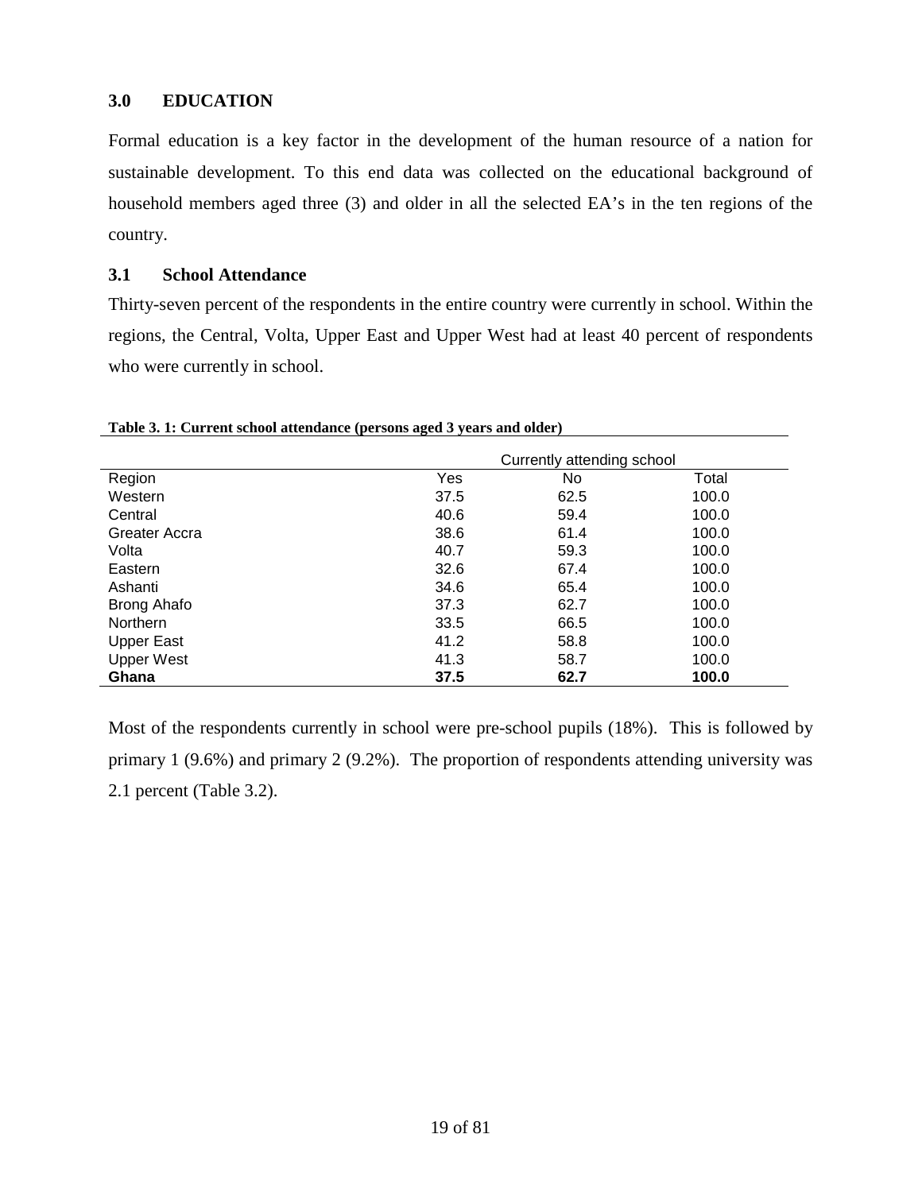## 3.0 EDUCATION

Formal education is a key factor in the development of the human resource of a nation for sustainable development. To this end data was collected on the educational background of household members aged three (3) and older in all the selected EA's in the ten regions of the country.

### 3.1 School Attendance

Thirty-seven percent of the respondents in the entire country were currently in school. Within the regions, the Central, Volta, Upper East and Upper West had at least 40 percent of respondents who were currently in school.

**Table 3. 1: Current school attendance (persons aged 3 years and older)**

| | Currently attending school | | |
|---|---|---|---|
| Region | Yes | No | Total |
| Western | 37.5 | 62.5 | 100.0 |
| Central | 40.6 | 59.4 | 100.0 |
| Greater Accra | 38.6 | 61.4 | 100.0 |
| Volta | 40.7 | 59.3 | 100.0 |
| Eastern | 32.6 | 67.4 | 100.0 |
| Ashanti | 34.6 | 65.4 | 100.0 |
| Brong Ahafo | 37.3 | 62.7 | 100.0 |
| Northern | 33.5 | 66.5 | 100.0 |
| Upper East | 41.2 | 58.8 | 100.0 |
| Upper West | 41.3 | 58.7 | 100.0 |
| **Ghana** | **37.5** | **62.7** | **100.0** |

Most of the respondents currently in school were pre-school pupils (18%). This is followed by primary 1 (9.6%) and primary 2 (9.2%). The proportion of respondents attending university was 2.1 percent (Table 3.2).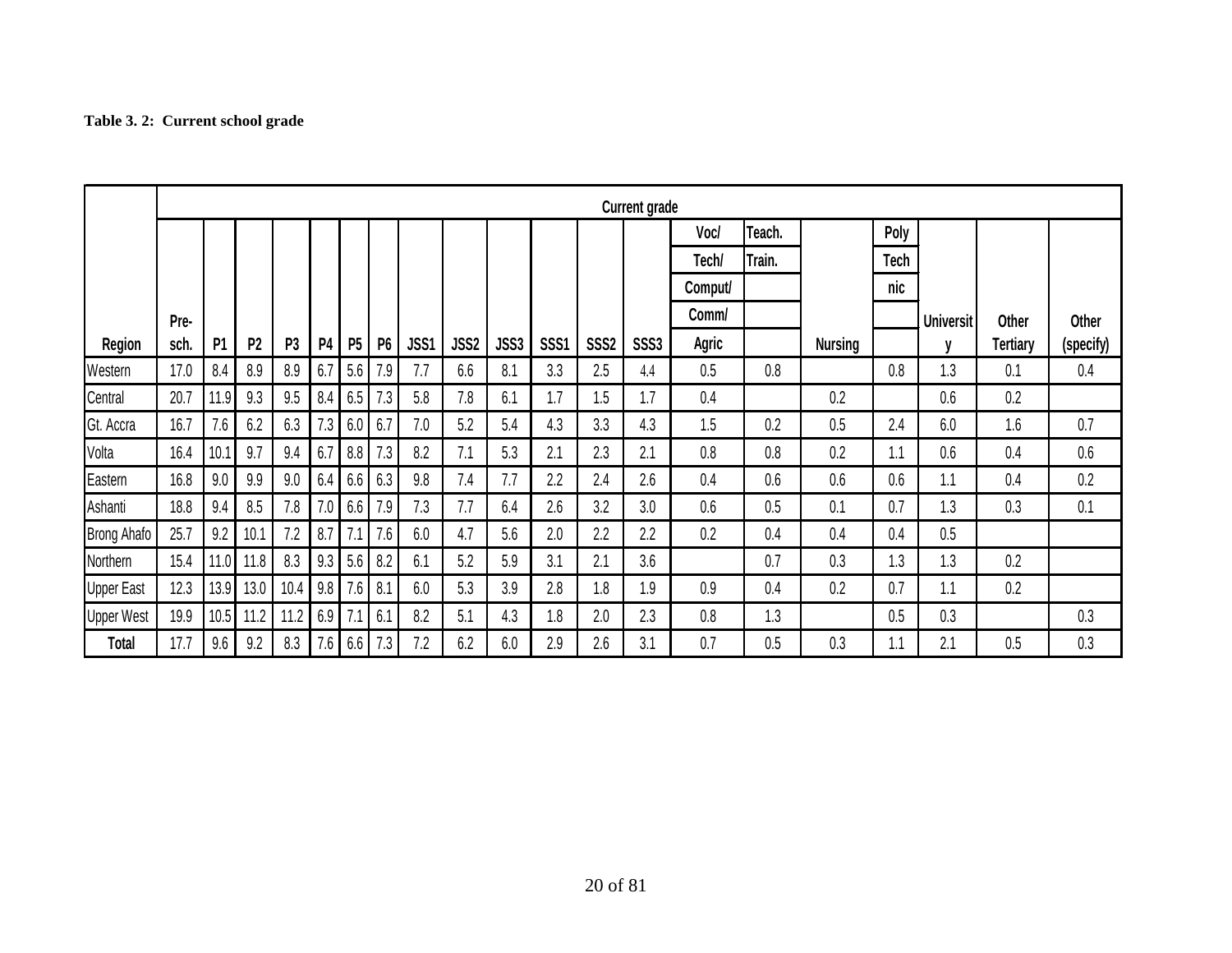**Table 3. 2: Current school grade**

| Region | Current grade | | | | | | | | | | | | | | | | | | | |
|---|---|---|---|---|---|---|---|---|---|---|---|---|---|---|---|---|---|---|---|---|
| | Pre-sch. | P1 | P2 | P3 | P4 | P5 | P6 | JSS1 | JSS2 | JSS3 | SSS1 | SSS2 | SSS3 | Voc/ Tech/ Comput/ Comm/ Agric | Teach. Train. | Nursing | Poly Tech nic | University | Other Tertiary | Other (specify) |
| Western | 17.0 | 8.4 | 8.9 | 8.9 | 6.7 | 5.6 | 7.9 | 7.7 | 6.6 | 8.1 | 3.3 | 2.5 | 4.4 | 0.5 | 0.8 | | 0.8 | 1.3 | 0.1 | 0.4 |
| Central | 20.7 | 11.9 | 9.3 | 9.5 | 8.4 | 6.5 | 7.3 | 5.8 | 7.8 | 6.1 | 1.7 | 1.5 | 1.7 | 0.4 | | 0.2 | | 0.6 | 0.2 | |
| Gt. Accra | 16.7 | 7.6 | 6.2 | 6.3 | 7.3 | 6.0 | 6.7 | 7.0 | 5.2 | 5.4 | 4.3 | 3.3 | 4.3 | 1.5 | 0.2 | 0.5 | 2.4 | 6.0 | 1.6 | 0.7 |
| Volta | 16.4 | 10.1 | 9.7 | 9.4 | 6.7 | 8.8 | 7.3 | 8.2 | 7.1 | 5.3 | 2.1 | 2.3 | 2.1 | 0.8 | 0.8 | 0.2 | 1.1 | 0.6 | 0.4 | 0.6 |
| Eastern | 16.8 | 9.0 | 9.9 | 9.0 | 6.4 | 6.6 | 6.3 | 9.8 | 7.4 | 7.7 | 2.2 | 2.4 | 2.6 | 0.4 | 0.6 | 0.6 | 0.6 | 1.1 | 0.4 | 0.2 |
| Ashanti | 18.8 | 9.4 | 8.5 | 7.8 | 7.0 | 6.6 | 7.9 | 7.3 | 7.7 | 6.4 | 2.6 | 3.2 | 3.0 | 0.6 | 0.5 | 0.1 | 0.7 | 1.3 | 0.3 | 0.1 |
| Brong Ahafo | 25.7 | 9.2 | 10.1 | 7.2 | 8.7 | 7.1 | 7.6 | 6.0 | 4.7 | 5.6 | 2.0 | 2.2 | 2.2 | 0.2 | 0.4 | 0.4 | 0.4 | 0.5 | | |
| Northern | 15.4 | 11.0 | 11.8 | 8.3 | 9.3 | 5.6 | 8.2 | 6.1 | 5.2 | 5.9 | 3.1 | 2.1 | 3.6 | | 0.7 | 0.3 | 1.3 | 1.3 | 0.2 | |
| Upper East | 12.3 | 13.9 | 13.0 | 10.4 | 9.8 | 7.6 | 8.1 | 6.0 | 5.3 | 3.9 | 2.8 | 1.8 | 1.9 | 0.9 | 0.4 | 0.2 | 0.7 | 1.1 | 0.2 | |
| Upper West | 19.9 | 10.5 | 11.2 | 11.2 | 6.9 | 7.1 | 6.1 | 8.2 | 5.1 | 4.3 | 1.8 | 2.0 | 2.3 | 0.8 | 1.3 | | 0.5 | 0.3 | | 0.3 |
| **Total** | 17.7 | 9.6 | 9.2 | 8.3 | 7.6 | 6.6 | 7.3 | 7.2 | 6.2 | 6.0 | 2.9 | 2.6 | 3.1 | 0.7 | 0.5 | 0.3 | 1.1 | 2.1 | 0.5 | 0.3 |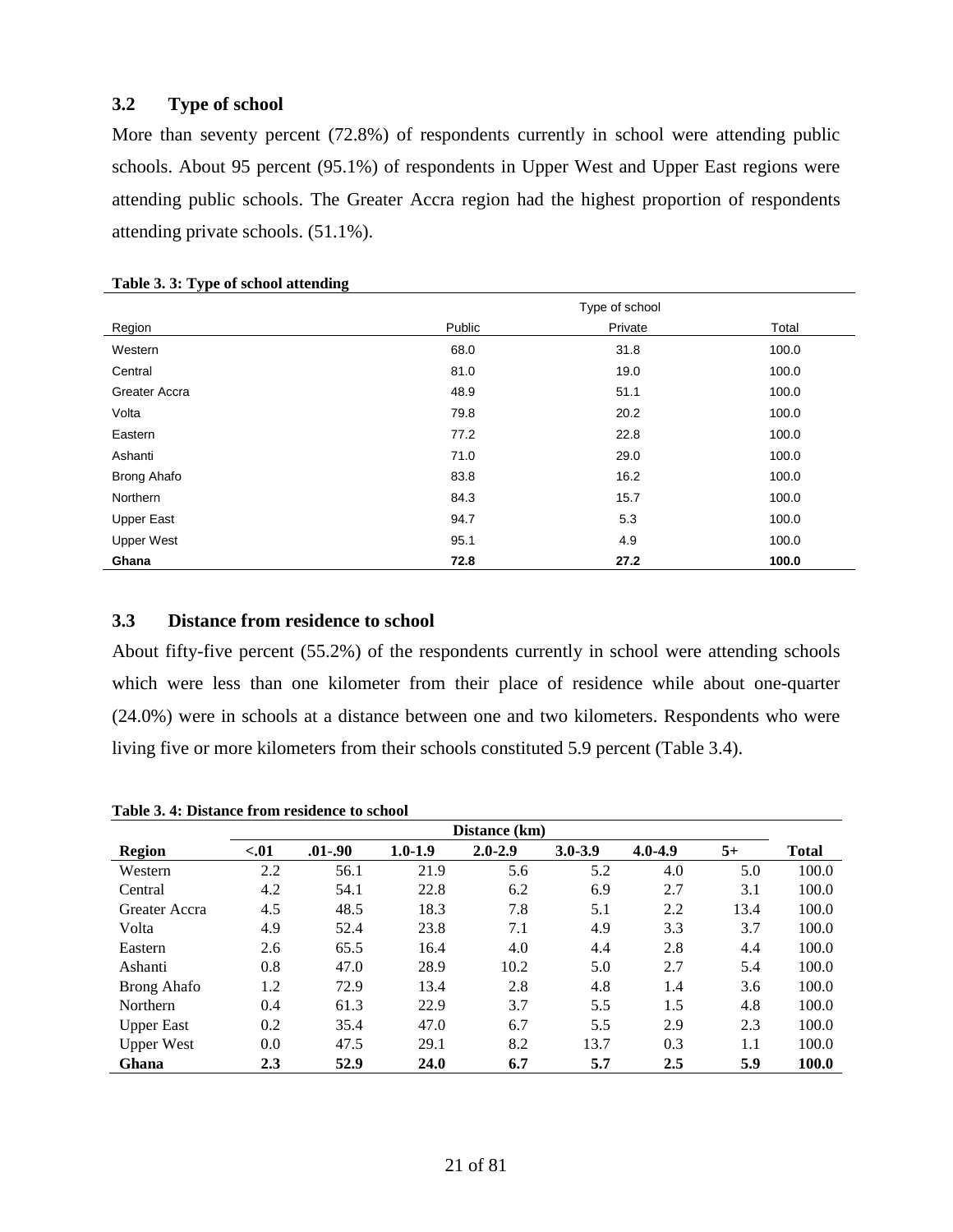## 3.2 Type of school

More than seventy percent (72.8%) of respondents currently in school were attending public schools. About 95 percent (95.1%) of respondents in Upper West and Upper East regions were attending public schools. The Greater Accra region had the highest proportion of respondents attending private schools. (51.1%).

**Table 3. 3: Type of school attending**

| | Type of school | | |
|---|---|---|---|
| Region | Public | Private | Total |
| Western | 68.0 | 31.8 | 100.0 |
| Central | 81.0 | 19.0 | 100.0 |
| Greater Accra | 48.9 | 51.1 | 100.0 |
| Volta | 79.8 | 20.2 | 100.0 |
| Eastern | 77.2 | 22.8 | 100.0 |
| Ashanti | 71.0 | 29.0 | 100.0 |
| Brong Ahafo | 83.8 | 16.2 | 100.0 |
| Northern | 84.3 | 15.7 | 100.0 |
| Upper East | 94.7 | 5.3 | 100.0 |
| Upper West | 95.1 | 4.9 | 100.0 |
| **Ghana** | **72.8** | **27.2** | **100.0** |

## 3.3 Distance from residence to school

About fifty-five percent (55.2%) of the respondents currently in school were attending schools which were less than one kilometer from their place of residence while about one-quarter (24.0%) were in schools at a distance between one and two kilometers. Respondents who were living five or more kilometers from their schools constituted 5.9 percent (Table 3.4).

**Table 3. 4: Distance from residence to school**

| | Distance (km) | | | | | | | |
|---|---|---|---|---|---|---|---|---|
| **Region** | **<.01** | **.01-.90** | **1.0-1.9** | **2.0-2.9** | **3.0-3.9** | **4.0-4.9** | **5+** | **Total** |
| Western | 2.2 | 56.1 | 21.9 | 5.6 | 5.2 | 4.0 | 5.0 | 100.0 |
| Central | 4.2 | 54.1 | 22.8 | 6.2 | 6.9 | 2.7 | 3.1 | 100.0 |
| Greater Accra | 4.5 | 48.5 | 18.3 | 7.8 | 5.1 | 2.2 | 13.4 | 100.0 |
| Volta | 4.9 | 52.4 | 23.8 | 7.1 | 4.9 | 3.3 | 3.7 | 100.0 |
| Eastern | 2.6 | 65.5 | 16.4 | 4.0 | 4.4 | 2.8 | 4.4 | 100.0 |
| Ashanti | 0.8 | 47.0 | 28.9 | 10.2 | 5.0 | 2.7 | 5.4 | 100.0 |
| Brong Ahafo | 1.2 | 72.9 | 13.4 | 2.8 | 4.8 | 1.4 | 3.6 | 100.0 |
| Northern | 0.4 | 61.3 | 22.9 | 3.7 | 5.5 | 1.5 | 4.8 | 100.0 |
| Upper East | 0.2 | 35.4 | 47.0 | 6.7 | 5.5 | 2.9 | 2.3 | 100.0 |
| Upper West | 0.0 | 47.5 | 29.1 | 8.2 | 13.7 | 0.3 | 1.1 | 100.0 |
| **Ghana** | **2.3** | **52.9** | **24.0** | **6.7** | **5.7** | **2.5** | **5.9** | **100.0** |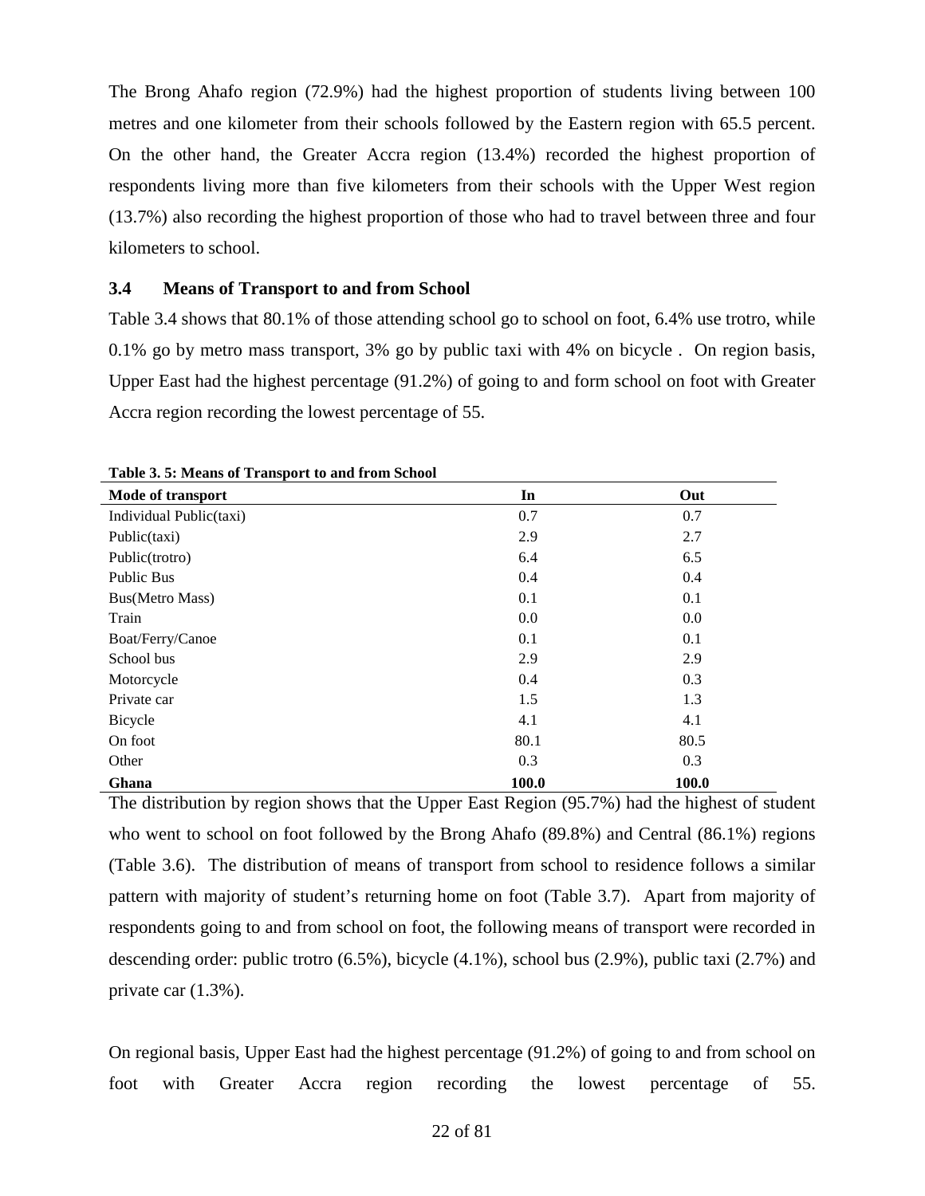The Brong Ahafo region (72.9%) had the highest proportion of students living between 100 metres and one kilometer from their schools followed by the Eastern region with 65.5 percent. On the other hand, the Greater Accra region (13.4%) recorded the highest proportion of respondents living more than five kilometers from their schools with the Upper West region (13.7%) also recording the highest proportion of those who had to travel between three and four kilometers to school.

### 3.4 Means of Transport to and from School

Table 3.4 shows that 80.1% of those attending school go to school on foot, 6.4% use trotro, while 0.1% go by metro mass transport, 3% go by public taxi with 4% on bicycle . On region basis, Upper East had the highest percentage (91.2%) of going to and form school on foot with Greater Accra region recording the lowest percentage of 55.

**Table 3. 5: Means of Transport to and from School**

| Mode of transport | In | Out |
|---|---|---|
| Individual Public(taxi) | 0.7 | 0.7 |
| Public(taxi) | 2.9 | 2.7 |
| Public(trotro) | 6.4 | 6.5 |
| Public Bus | 0.4 | 0.4 |
| Bus(Metro Mass) | 0.1 | 0.1 |
| Train | 0.0 | 0.0 |
| Boat/Ferry/Canoe | 0.1 | 0.1 |
| School bus | 2.9 | 2.9 |
| Motorcycle | 0.4 | 0.3 |
| Private car | 1.5 | 1.3 |
| Bicycle | 4.1 | 4.1 |
| On foot | 80.1 | 80.5 |
| Other | 0.3 | 0.3 |
| **Ghana** | **100.0** | **100.0** |

The distribution by region shows that the Upper East Region (95.7%) had the highest of student who went to school on foot followed by the Brong Ahafo (89.8%) and Central (86.1%) regions (Table 3.6). The distribution of means of transport from school to residence follows a similar pattern with majority of student's returning home on foot (Table 3.7). Apart from majority of respondents going to and from school on foot, the following means of transport were recorded in descending order: public trotro (6.5%), bicycle (4.1%), school bus (2.9%), public taxi (2.7%) and private car (1.3%).

On regional basis, Upper East had the highest percentage (91.2%) of going to and from school on foot with Greater Accra region recording the lowest percentage of 55.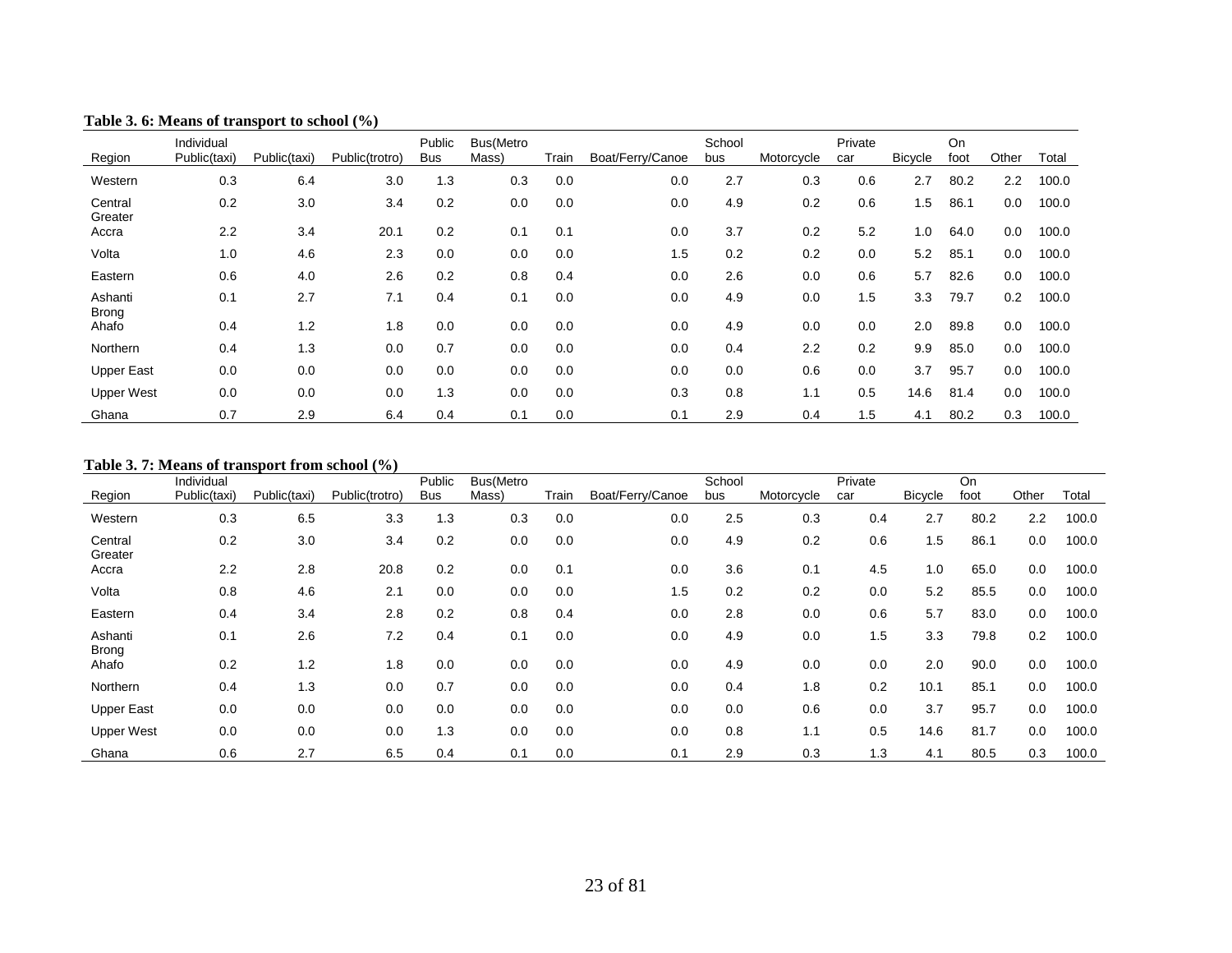**Table 3. 6: Means of transport to school (%)**

| Region | Individual Public(taxi) | Public(taxi) | Public(trotro) | Public Bus | Bus(Metro Mass) | Train | Boat/Ferry/Canoe | School bus | Motorcycle | Private car | Bicycle | On foot | Other | Total |
|---|---|---|---|---|---|---|---|---|---|---|---|---|---|---|
| Western | 0.3 | 6.4 | 3.0 | 1.3 | 0.3 | 0.0 | 0.0 | 2.7 | 0.3 | 0.6 | 2.7 | 80.2 | 2.2 | 100.0 |
| Central | 0.2 | 3.0 | 3.4 | 0.2 | 0.0 | 0.0 | 0.0 | 4.9 | 0.2 | 0.6 | 1.5 | 86.1 | 0.0 | 100.0 |
| Greater Accra | 2.2 | 3.4 | 20.1 | 0.2 | 0.1 | 0.1 | 0.0 | 3.7 | 0.2 | 5.2 | 1.0 | 64.0 | 0.0 | 100.0 |
| Volta | 1.0 | 4.6 | 2.3 | 0.0 | 0.0 | 0.0 | 1.5 | 0.2 | 0.2 | 0.0 | 5.2 | 85.1 | 0.0 | 100.0 |
| Eastern | 0.6 | 4.0 | 2.6 | 0.2 | 0.8 | 0.4 | 0.0 | 2.6 | 0.0 | 0.6 | 5.7 | 82.6 | 0.0 | 100.0 |
| Ashanti | 0.1 | 2.7 | 7.1 | 0.4 | 0.1 | 0.0 | 0.0 | 4.9 | 0.0 | 1.5 | 3.3 | 79.7 | 0.2 | 100.0 |
| Brong Ahafo | 0.4 | 1.2 | 1.8 | 0.0 | 0.0 | 0.0 | 0.0 | 4.9 | 0.0 | 0.0 | 2.0 | 89.8 | 0.0 | 100.0 |
| Northern | 0.4 | 1.3 | 0.0 | 0.7 | 0.0 | 0.0 | 0.0 | 0.4 | 2.2 | 0.2 | 9.9 | 85.0 | 0.0 | 100.0 |
| Upper East | 0.0 | 0.0 | 0.0 | 0.0 | 0.0 | 0.0 | 0.0 | 0.0 | 0.6 | 0.0 | 3.7 | 95.7 | 0.0 | 100.0 |
| Upper West | 0.0 | 0.0 | 0.0 | 1.3 | 0.0 | 0.0 | 0.3 | 0.8 | 1.1 | 0.5 | 14.6 | 81.4 | 0.0 | 100.0 |
| Ghana | 0.7 | 2.9 | 6.4 | 0.4 | 0.1 | 0.0 | 0.1 | 2.9 | 0.4 | 1.5 | 4.1 | 80.2 | 0.3 | 100.0 |

**Table 3. 7: Means of transport from school (%)**

| Region | Individual Public(taxi) | Public(taxi) | Public(trotro) | Public Bus | Bus(Metro Mass) | Train | Boat/Ferry/Canoe | School bus | Motorcycle | Private car | Bicycle | On foot | Other | Total |
|---|---|---|---|---|---|---|---|---|---|---|---|---|---|---|
| Western | 0.3 | 6.5 | 3.3 | 1.3 | 0.3 | 0.0 | 0.0 | 2.5 | 0.3 | 0.4 | 2.7 | 80.2 | 2.2 | 100.0 |
| Central | 0.2 | 3.0 | 3.4 | 0.2 | 0.0 | 0.0 | 0.0 | 4.9 | 0.2 | 0.6 | 1.5 | 86.1 | 0.0 | 100.0 |
| Greater Accra | 2.2 | 2.8 | 20.8 | 0.2 | 0.0 | 0.1 | 0.0 | 3.6 | 0.1 | 4.5 | 1.0 | 65.0 | 0.0 | 100.0 |
| Volta | 0.8 | 4.6 | 2.1 | 0.0 | 0.0 | 0.0 | 1.5 | 0.2 | 0.2 | 0.0 | 5.2 | 85.5 | 0.0 | 100.0 |
| Eastern | 0.4 | 3.4 | 2.8 | 0.2 | 0.8 | 0.4 | 0.0 | 2.8 | 0.0 | 0.6 | 5.7 | 83.0 | 0.0 | 100.0 |
| Ashanti | 0.1 | 2.6 | 7.2 | 0.4 | 0.1 | 0.0 | 0.0 | 4.9 | 0.0 | 1.5 | 3.3 | 79.8 | 0.2 | 100.0 |
| Brong Ahafo | 0.2 | 1.2 | 1.8 | 0.0 | 0.0 | 0.0 | 0.0 | 4.9 | 0.0 | 0.0 | 2.0 | 90.0 | 0.0 | 100.0 |
| Northern | 0.4 | 1.3 | 0.0 | 0.7 | 0.0 | 0.0 | 0.0 | 0.4 | 1.8 | 0.2 | 10.1 | 85.1 | 0.0 | 100.0 |
| Upper East | 0.0 | 0.0 | 0.0 | 0.0 | 0.0 | 0.0 | 0.0 | 0.0 | 0.6 | 0.0 | 3.7 | 95.7 | 0.0 | 100.0 |
| Upper West | 0.0 | 0.0 | 0.0 | 1.3 | 0.0 | 0.0 | 0.0 | 0.8 | 1.1 | 0.5 | 14.6 | 81.7 | 0.0 | 100.0 |
| Ghana | 0.6 | 2.7 | 6.5 | 0.4 | 0.1 | 0.0 | 0.1 | 2.9 | 0.3 | 1.3 | 4.1 | 80.5 | 0.3 | 100.0 |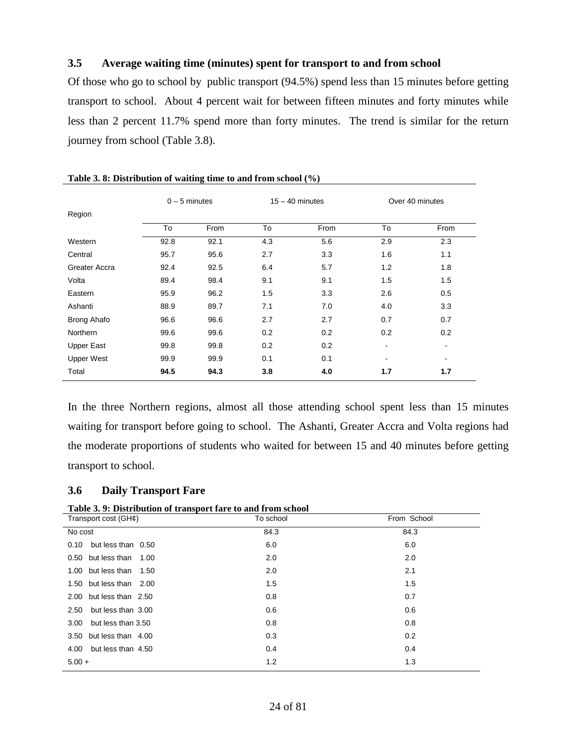### 3.5 Average waiting time (minutes) spent for transport to and from school

Of those who go to school by public transport (94.5%) spend less than 15 minutes before getting transport to school. About 4 percent wait for between fifteen minutes and forty minutes while less than 2 percent 11.7% spend more than forty minutes. The trend is similar for the return journey from school (Table 3.8).

**Table 3. 8: Distribution of waiting time to and from school (%)**

| Region | 0 – 5 minutes | | 15 – 40 minutes | | Over 40 minutes | |
|---|---|---|---|---|---|---|
| | To | From | To | From | To | From |
| Western | 92.8 | 92.1 | 4.3 | 5.6 | 2.9 | 2.3 |
| Central | 95.7 | 95.6 | 2.7 | 3.3 | 1.6 | 1.1 |
| Greater Accra | 92.4 | 92.5 | 6.4 | 5.7 | 1.2 | 1.8 |
| Volta | 89.4 | 98.4 | 9.1 | 9.1 | 1.5 | 1.5 |
| Eastern | 95.9 | 96.2 | 1.5 | 3.3 | 2.6 | 0.5 |
| Ashanti | 88.9 | 89.7 | 7.1 | 7.0 | 4.0 | 3.3 |
| Brong Ahafo | 96.6 | 96.6 | 2.7 | 2.7 | 0.7 | 0.7 |
| Northern | 99.6 | 99.6 | 0.2 | 0.2 | 0.2 | 0.2 |
| Upper East | 99.8 | 99.8 | 0.2 | 0.2 | - | - |
| Upper West | 99.9 | 99.9 | 0.1 | 0.1 | - | - |
| Total | **94.5** | **94.3** | **3.8** | **4.0** | **1.7** | **1.7** |

In the three Northern regions, almost all those attending school spent less than 15 minutes waiting for transport before going to school. The Ashanti, Greater Accra and Volta regions had the moderate proportions of students who waited for between 15 and 40 minutes before getting transport to school.

### 3.6 Daily Transport Fare

**Table 3. 9: Distribution of transport fare to and from school**

| Transport cost (GH¢) | To school | From School |
|---|---|---|
| No cost | 84.3 | 84.3 |
| 0.10 but less than 0.50 | 6.0 | 6.0 |
| 0.50 but less than 1.00 | 2.0 | 2.0 |
| 1.00 but less than 1.50 | 2.0 | 2.1 |
| 1.50 but less than 2.00 | 1.5 | 1.5 |
| 2.00 but less than 2.50 | 0.8 | 0.7 |
| 2.50 but less than 3.00 | 0.6 | 0.6 |
| 3.00 but less than 3.50 | 0.8 | 0.8 |
| 3.50 but less than 4.00 | 0.3 | 0.2 |
| 4.00 but less than 4.50 | 0.4 | 0.4 |
| 5.00 + | 1.2 | 1.3 |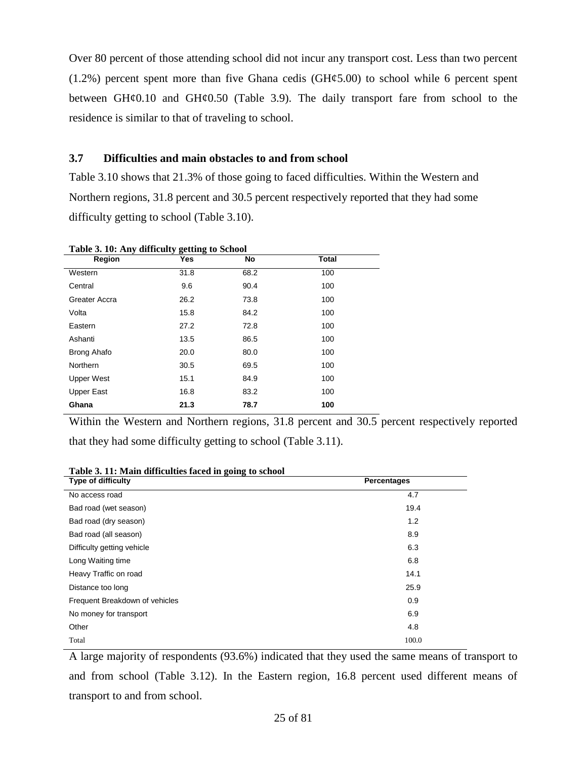Over 80 percent of those attending school did not incur any transport cost. Less than two percent (1.2%) percent spent more than five Ghana cedis (GH¢5.00) to school while 6 percent spent between GH¢0.10 and GH¢0.50 (Table 3.9). The daily transport fare from school to the residence is similar to that of traveling to school.

### 3.7 Difficulties and main obstacles to and from school

Table 3.10 shows that 21.3% of those going to faced difficulties. Within the Western and Northern regions, 31.8 percent and 30.5 percent respectively reported that they had some difficulty getting to school (Table 3.10).

**Table 3. 10: Any difficulty getting to School**

| Region | Yes | No | Total |
|---|---|---|---|
| Western | 31.8 | 68.2 | 100 |
| Central | 9.6 | 90.4 | 100 |
| Greater Accra | 26.2 | 73.8 | 100 |
| Volta | 15.8 | 84.2 | 100 |
| Eastern | 27.2 | 72.8 | 100 |
| Ashanti | 13.5 | 86.5 | 100 |
| Brong Ahafo | 20.0 | 80.0 | 100 |
| Northern | 30.5 | 69.5 | 100 |
| Upper West | 15.1 | 84.9 | 100 |
| Upper East | 16.8 | 83.2 | 100 |
| **Ghana** | **21.3** | **78.7** | **100** |

Within the Western and Northern regions, 31.8 percent and 30.5 percent respectively reported that they had some difficulty getting to school (Table 3.11).

**Table 3. 11: Main difficulties faced in going to school**

| Type of difficulty | Percentages |
|---|---|
| No access road | 4.7 |
| Bad road (wet season) | 19.4 |
| Bad road (dry season) | 1.2 |
| Bad road (all season) | 8.9 |
| Difficulty getting vehicle | 6.3 |
| Long Waiting time | 6.8 |
| Heavy Traffic on road | 14.1 |
| Distance too long | 25.9 |
| Frequent Breakdown of vehicles | 0.9 |
| No money for transport | 6.9 |
| Other | 4.8 |
| Total | 100.0 |

A large majority of respondents (93.6%) indicated that they used the same means of transport to and from school (Table 3.12). In the Eastern region, 16.8 percent used different means of transport to and from school.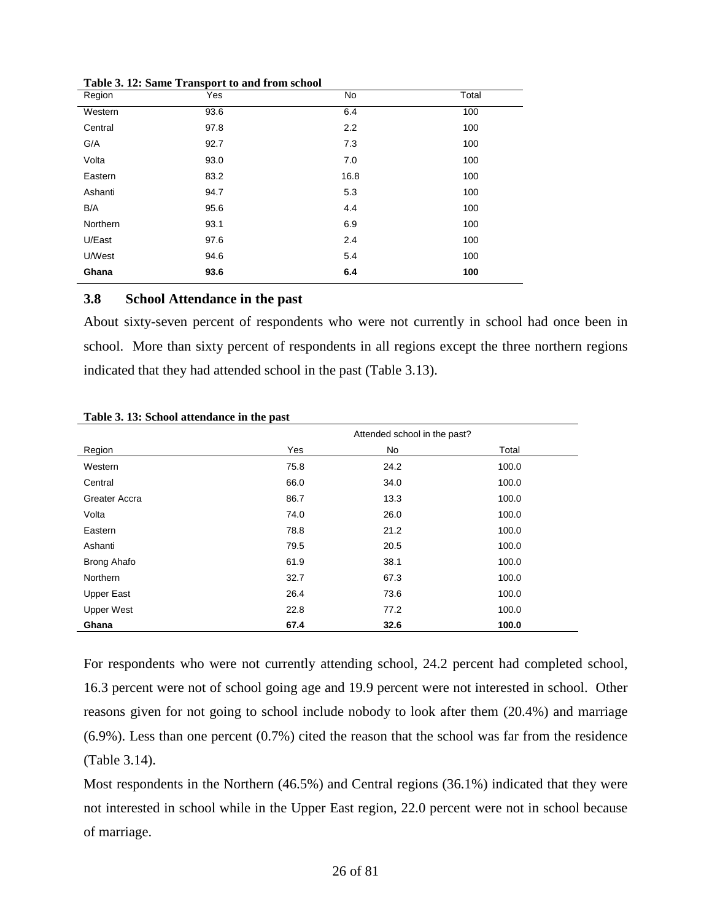**Table 3. 12: Same Transport to and from school**

| Region | Yes | No | Total |
|---|---|---|---|
| Western | 93.6 | 6.4 | 100 |
| Central | 97.8 | 2.2 | 100 |
| G/A | 92.7 | 7.3 | 100 |
| Volta | 93.0 | 7.0 | 100 |
| Eastern | 83.2 | 16.8 | 100 |
| Ashanti | 94.7 | 5.3 | 100 |
| B/A | 95.6 | 4.4 | 100 |
| Northern | 93.1 | 6.9 | 100 |
| U/East | 97.6 | 2.4 | 100 |
| U/West | 94.6 | 5.4 | 100 |
| **Ghana** | **93.6** | **6.4** | **100** |

### 3.8 School Attendance in the past

About sixty-seven percent of respondents who were not currently in school had once been in school. More than sixty percent of respondents in all regions except the three northern regions indicated that they had attended school in the past (Table 3.13).

**Table 3. 13: School attendance in the past**

| | Attended school in the past? | | |
|---|---|---|---|
| Region | Yes | No | Total |
| Western | 75.8 | 24.2 | 100.0 |
| Central | 66.0 | 34.0 | 100.0 |
| Greater Accra | 86.7 | 13.3 | 100.0 |
| Volta | 74.0 | 26.0 | 100.0 |
| Eastern | 78.8 | 21.2 | 100.0 |
| Ashanti | 79.5 | 20.5 | 100.0 |
| Brong Ahafo | 61.9 | 38.1 | 100.0 |
| Northern | 32.7 | 67.3 | 100.0 |
| Upper East | 26.4 | 73.6 | 100.0 |
| Upper West | 22.8 | 77.2 | 100.0 |
| **Ghana** | **67.4** | **32.6** | **100.0** |

For respondents who were not currently attending school, 24.2 percent had completed school, 16.3 percent were not of school going age and 19.9 percent were not interested in school. Other reasons given for not going to school include nobody to look after them (20.4%) and marriage (6.9%). Less than one percent (0.7%) cited the reason that the school was far from the residence (Table 3.14).

Most respondents in the Northern (46.5%) and Central regions (36.1%) indicated that they were not interested in school while in the Upper East region, 22.0 percent were not in school because of marriage.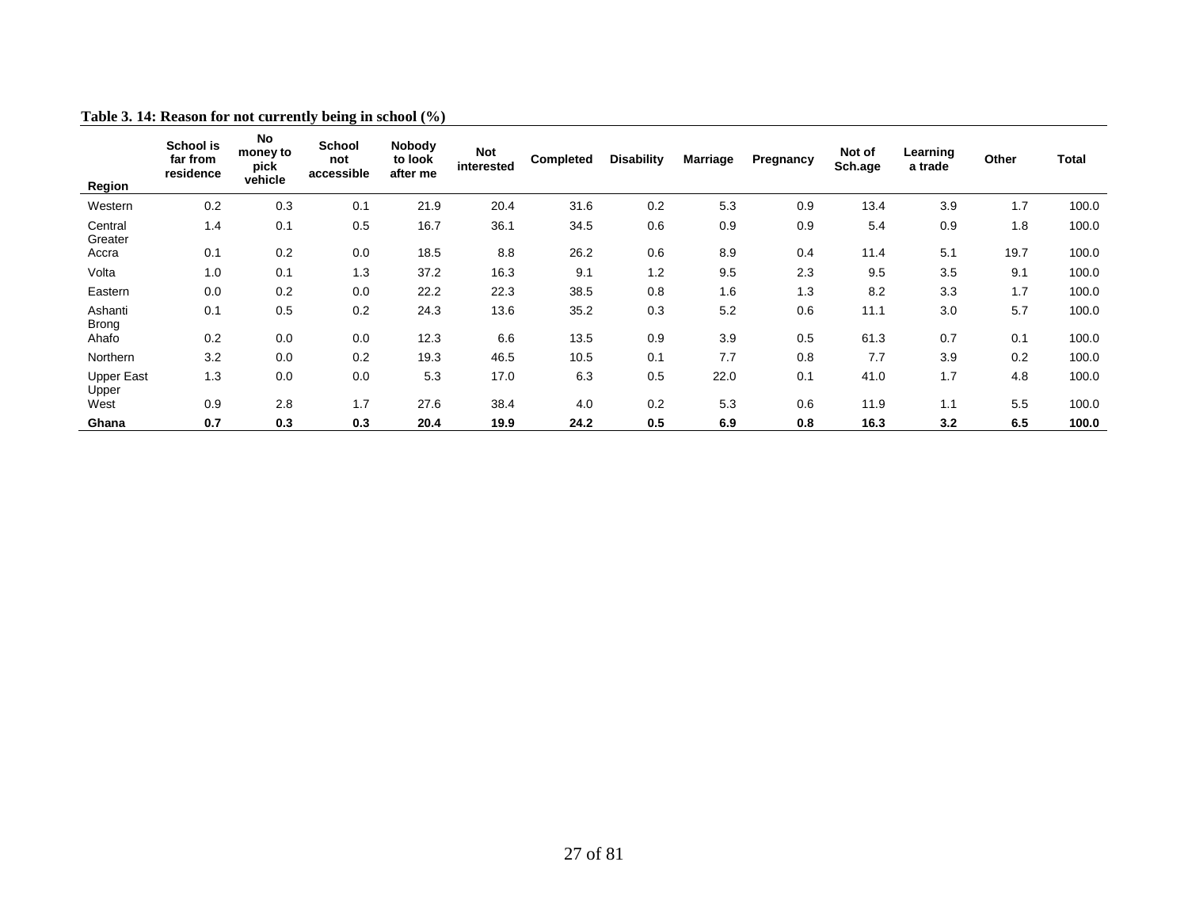**Table 3. 14: Reason for not currently being in school (%)**

| Region | School is far from residence | No money to pick vehicle | School not accessible | Nobody to look after me | Not interested | Completed | Disability | Marriage | Pregnancy | Not of Sch.age | Learning a trade | Other | Total |
|---|---|---|---|---|---|---|---|---|---|---|---|---|---|
| Western | 0.2 | 0.3 | 0.1 | 21.9 | 20.4 | 31.6 | 0.2 | 5.3 | 0.9 | 13.4 | 3.9 | 1.7 | 100.0 |
| Central | 1.4 | 0.1 | 0.5 | 16.7 | 36.1 | 34.5 | 0.6 | 0.9 | 0.9 | 5.4 | 0.9 | 1.8 | 100.0 |
| Greater Accra | 0.1 | 0.2 | 0.0 | 18.5 | 8.8 | 26.2 | 0.6 | 8.9 | 0.4 | 11.4 | 5.1 | 19.7 | 100.0 |
| Volta | 1.0 | 0.1 | 1.3 | 37.2 | 16.3 | 9.1 | 1.2 | 9.5 | 2.3 | 9.5 | 3.5 | 9.1 | 100.0 |
| Eastern | 0.0 | 0.2 | 0.0 | 22.2 | 22.3 | 38.5 | 0.8 | 1.6 | 1.3 | 8.2 | 3.3 | 1.7 | 100.0 |
| Ashanti | 0.1 | 0.5 | 0.2 | 24.3 | 13.6 | 35.2 | 0.3 | 5.2 | 0.6 | 11.1 | 3.0 | 5.7 | 100.0 |
| Brong Ahafo | 0.2 | 0.0 | 0.0 | 12.3 | 6.6 | 13.5 | 0.9 | 3.9 | 0.5 | 61.3 | 0.7 | 0.1 | 100.0 |
| Northern | 3.2 | 0.0 | 0.2 | 19.3 | 46.5 | 10.5 | 0.1 | 7.7 | 0.8 | 7.7 | 3.9 | 0.2 | 100.0 |
| Upper East | 1.3 | 0.0 | 0.0 | 5.3 | 17.0 | 6.3 | 0.5 | 22.0 | 0.1 | 41.0 | 1.7 | 4.8 | 100.0 |
| Upper West | 0.9 | 2.8 | 1.7 | 27.6 | 38.4 | 4.0 | 0.2 | 5.3 | 0.6 | 11.9 | 1.1 | 5.5 | 100.0 |
| **Ghana** | **0.7** | **0.3** | **0.3** | **20.4** | **19.9** | **24.2** | **0.5** | **6.9** | **0.8** | **16.3** | **3.2** | **6.5** | **100.0** |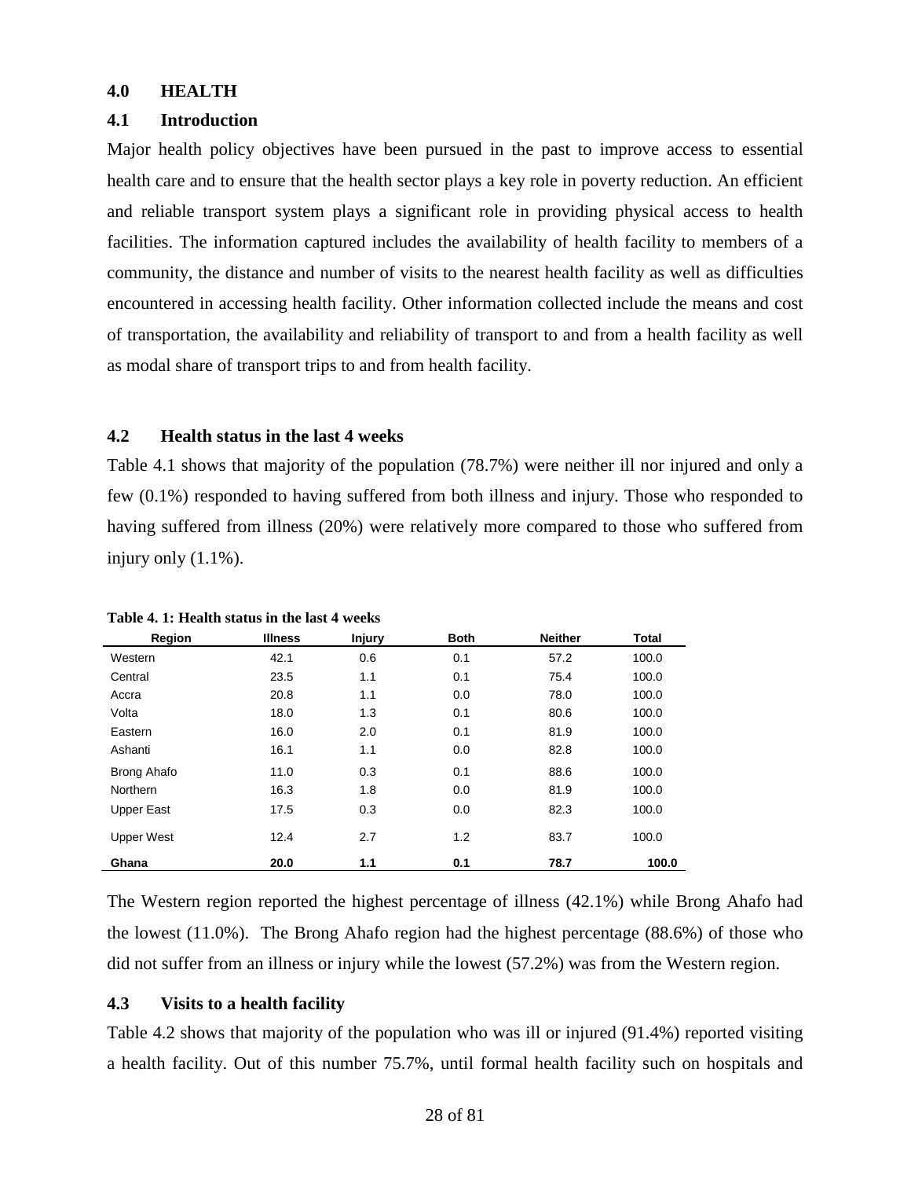# 4.0 HEALTH

## 4.1 Introduction

Major health policy objectives have been pursued in the past to improve access to essential health care and to ensure that the health sector plays a key role in poverty reduction. An efficient and reliable transport system plays a significant role in providing physical access to health facilities. The information captured includes the availability of health facility to members of a community, the distance and number of visits to the nearest health facility as well as difficulties encountered in accessing health facility. Other information collected include the means and cost of transportation, the availability and reliability of transport to and from a health facility as well as modal share of transport trips to and from health facility.

## 4.2 Health status in the last 4 weeks

Table 4.1 shows that majority of the population (78.7%) were neither ill nor injured and only a few (0.1%) responded to having suffered from both illness and injury. Those who responded to having suffered from illness (20%) were relatively more compared to those who suffered from injury only (1.1%).

**Table 4. 1: Health status in the last 4 weeks**

| Region | Illness | Injury | Both | Neither | Total |
|---|---|---|---|---|---|
| Western | 42.1 | 0.6 | 0.1 | 57.2 | 100.0 |
| Central | 23.5 | 1.1 | 0.1 | 75.4 | 100.0 |
| Accra | 20.8 | 1.1 | 0.0 | 78.0 | 100.0 |
| Volta | 18.0 | 1.3 | 0.1 | 80.6 | 100.0 |
| Eastern | 16.0 | 2.0 | 0.1 | 81.9 | 100.0 |
| Ashanti | 16.1 | 1.1 | 0.0 | 82.8 | 100.0 |
| Brong Ahafo | 11.0 | 0.3 | 0.1 | 88.6 | 100.0 |
| Northern | 16.3 | 1.8 | 0.0 | 81.9 | 100.0 |
| Upper East | 17.5 | 0.3 | 0.0 | 82.3 | 100.0 |
| Upper West | 12.4 | 2.7 | 1.2 | 83.7 | 100.0 |
| **Ghana** | **20.0** | **1.1** | **0.1** | **78.7** | **100.0** |

The Western region reported the highest percentage of illness (42.1%) while Brong Ahafo had the lowest (11.0%). The Brong Ahafo region had the highest percentage (88.6%) of those who did not suffer from an illness or injury while the lowest (57.2%) was from the Western region.

## 4.3 Visits to a health facility

Table 4.2 shows that majority of the population who was ill or injured (91.4%) reported visiting a health facility. Out of this number 75.7%, until formal health facility such on hospitals and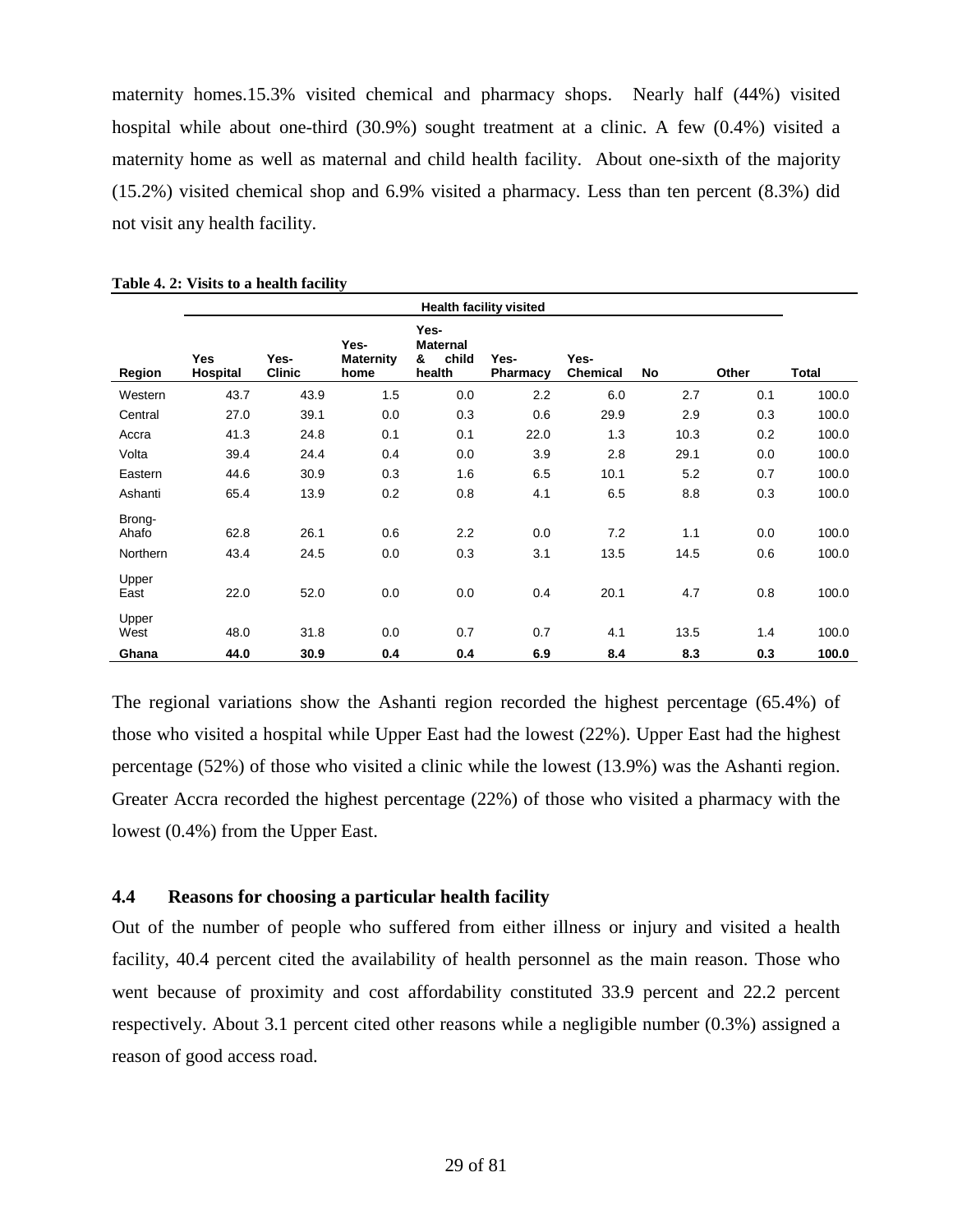maternity homes.15.3% visited chemical and pharmacy shops. Nearly half (44%) visited hospital while about one-third (30.9%) sought treatment at a clinic. A few (0.4%) visited a maternity home as well as maternal and child health facility. About one-sixth of the majority (15.2%) visited chemical shop and 6.9% visited a pharmacy. Less than ten percent (8.3%) did not visit any health facility.

**Table 4. 2: Visits to a health facility**

| | Health facility visited | | | | | | | | |
|---|---|---|---|---|---|---|---|---|---|
| Region | Yes Hospital | Yes-Clinic | Yes-Maternity home | Yes-Maternal & child health | Yes-Pharmacy | Yes-Chemical | No | Other | Total |
| Western | 43.7 | 43.9 | 1.5 | 0.0 | 2.2 | 6.0 | 2.7 | 0.1 | 100.0 |
| Central | 27.0 | 39.1 | 0.0 | 0.3 | 0.6 | 29.9 | 2.9 | 0.3 | 100.0 |
| Accra | 41.3 | 24.8 | 0.1 | 0.1 | 22.0 | 1.3 | 10.3 | 0.2 | 100.0 |
| Volta | 39.4 | 24.4 | 0.4 | 0.0 | 3.9 | 2.8 | 29.1 | 0.0 | 100.0 |
| Eastern | 44.6 | 30.9 | 0.3 | 1.6 | 6.5 | 10.1 | 5.2 | 0.7 | 100.0 |
| Ashanti | 65.4 | 13.9 | 0.2 | 0.8 | 4.1 | 6.5 | 8.8 | 0.3 | 100.0 |
| Brong-Ahafo | 62.8 | 26.1 | 0.6 | 2.2 | 0.0 | 7.2 | 1.1 | 0.0 | 100.0 |
| Northern | 43.4 | 24.5 | 0.0 | 0.3 | 3.1 | 13.5 | 14.5 | 0.6 | 100.0 |
| Upper East | 22.0 | 52.0 | 0.0 | 0.0 | 0.4 | 20.1 | 4.7 | 0.8 | 100.0 |
| Upper West | 48.0 | 31.8 | 0.0 | 0.7 | 0.7 | 4.1 | 13.5 | 1.4 | 100.0 |
| **Ghana** | **44.0** | **30.9** | **0.4** | **0.4** | **6.9** | **8.4** | **8.3** | **0.3** | **100.0** |

The regional variations show the Ashanti region recorded the highest percentage (65.4%) of those who visited a hospital while Upper East had the lowest (22%). Upper East had the highest percentage (52%) of those who visited a clinic while the lowest (13.9%) was the Ashanti region. Greater Accra recorded the highest percentage (22%) of those who visited a pharmacy with the lowest (0.4%) from the Upper East.

### 4.4 Reasons for choosing a particular health facility

Out of the number of people who suffered from either illness or injury and visited a health facility, 40.4 percent cited the availability of health personnel as the main reason. Those who went because of proximity and cost affordability constituted 33.9 percent and 22.2 percent respectively. About 3.1 percent cited other reasons while a negligible number (0.3%) assigned a reason of good access road.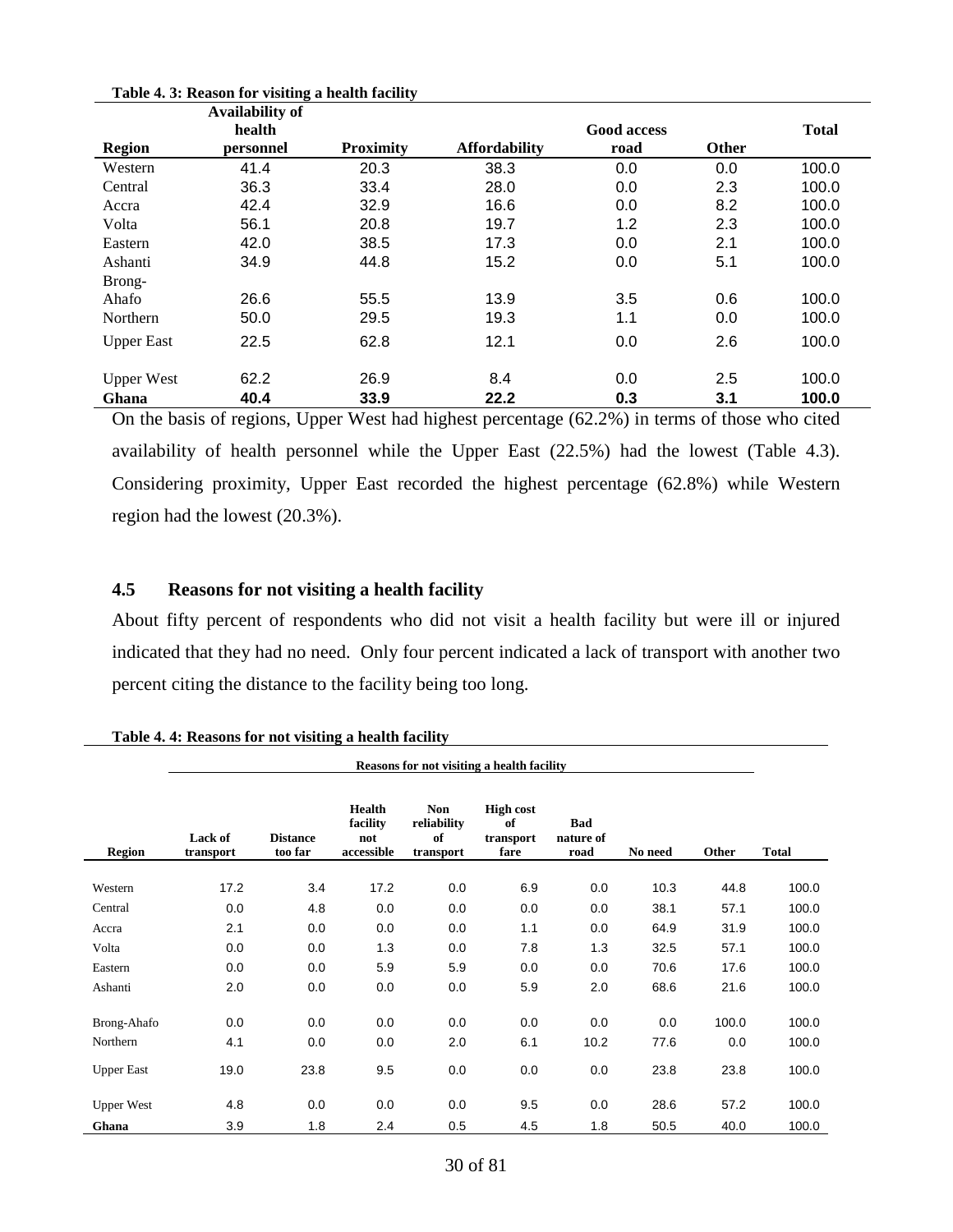**Table 4. 3: Reason for visiting a health facility**

| Region | Availability of health personnel | Proximity | Affordability | Good access road | Other | Total |
|---|---|---|---|---|---|---|
| Western | 41.4 | 20.3 | 38.3 | 0.0 | 0.0 | 100.0 |
| Central | 36.3 | 33.4 | 28.0 | 0.0 | 2.3 | 100.0 |
| Accra | 42.4 | 32.9 | 16.6 | 0.0 | 8.2 | 100.0 |
| Volta | 56.1 | 20.8 | 19.7 | 1.2 | 2.3 | 100.0 |
| Eastern | 42.0 | 38.5 | 17.3 | 0.0 | 2.1 | 100.0 |
| Ashanti | 34.9 | 44.8 | 15.2 | 0.0 | 5.1 | 100.0 |
| Brong-Ahafo | 26.6 | 55.5 | 13.9 | 3.5 | 0.6 | 100.0 |
| Northern | 50.0 | 29.5 | 19.3 | 1.1 | 0.0 | 100.0 |
| Upper East | 22.5 | 62.8 | 12.1 | 0.0 | 2.6 | 100.0 |
| Upper West | 62.2 | 26.9 | 8.4 | 0.0 | 2.5 | 100.0 |
| **Ghana** | **40.4** | **33.9** | **22.2** | **0.3** | **3.1** | **100.0** |

On the basis of regions, Upper West had highest percentage (62.2%) in terms of those who cited availability of health personnel while the Upper East (22.5%) had the lowest (Table 4.3). Considering proximity, Upper East recorded the highest percentage (62.8%) while Western region had the lowest (20.3%).

## 4.5 Reasons for not visiting a health facility

About fifty percent of respondents who did not visit a health facility but were ill or injured indicated that they had no need. Only four percent indicated a lack of transport with another two percent citing the distance to the facility being too long.

**Table 4. 4: Reasons for not visiting a health facility**

| | Reasons for not visiting a health facility | | | | | | | | |
|---|---|---|---|---|---|---|---|---|---|
| Region | Lack of transport | Distance too far | Health facility not accessible | Non reliability of transport | High cost of transport fare | Bad nature of road | No need | Other | Total |
| Western | 17.2 | 3.4 | 17.2 | 0.0 | 6.9 | 0.0 | 10.3 | 44.8 | 100.0 |
| Central | 0.0 | 4.8 | 0.0 | 0.0 | 0.0 | 0.0 | 38.1 | 57.1 | 100.0 |
| Accra | 2.1 | 0.0 | 0.0 | 0.0 | 1.1 | 0.0 | 64.9 | 31.9 | 100.0 |
| Volta | 0.0 | 0.0 | 1.3 | 0.0 | 7.8 | 1.3 | 32.5 | 57.1 | 100.0 |
| Eastern | 0.0 | 0.0 | 5.9 | 5.9 | 0.0 | 0.0 | 70.6 | 17.6 | 100.0 |
| Ashanti | 2.0 | 0.0 | 0.0 | 0.0 | 5.9 | 2.0 | 68.6 | 21.6 | 100.0 |
| Brong-Ahafo | 0.0 | 0.0 | 0.0 | 0.0 | 0.0 | 0.0 | 0.0 | 100.0 | 100.0 |
| Northern | 4.1 | 0.0 | 0.0 | 2.0 | 6.1 | 10.2 | 77.6 | 0.0 | 100.0 |
| Upper East | 19.0 | 23.8 | 9.5 | 0.0 | 0.0 | 0.0 | 23.8 | 23.8 | 100.0 |
| Upper West | 4.8 | 0.0 | 0.0 | 0.0 | 9.5 | 0.0 | 28.6 | 57.2 | 100.0 |
| **Ghana** | 3.9 | 1.8 | 2.4 | 0.5 | 4.5 | 1.8 | 50.5 | 40.0 | 100.0 |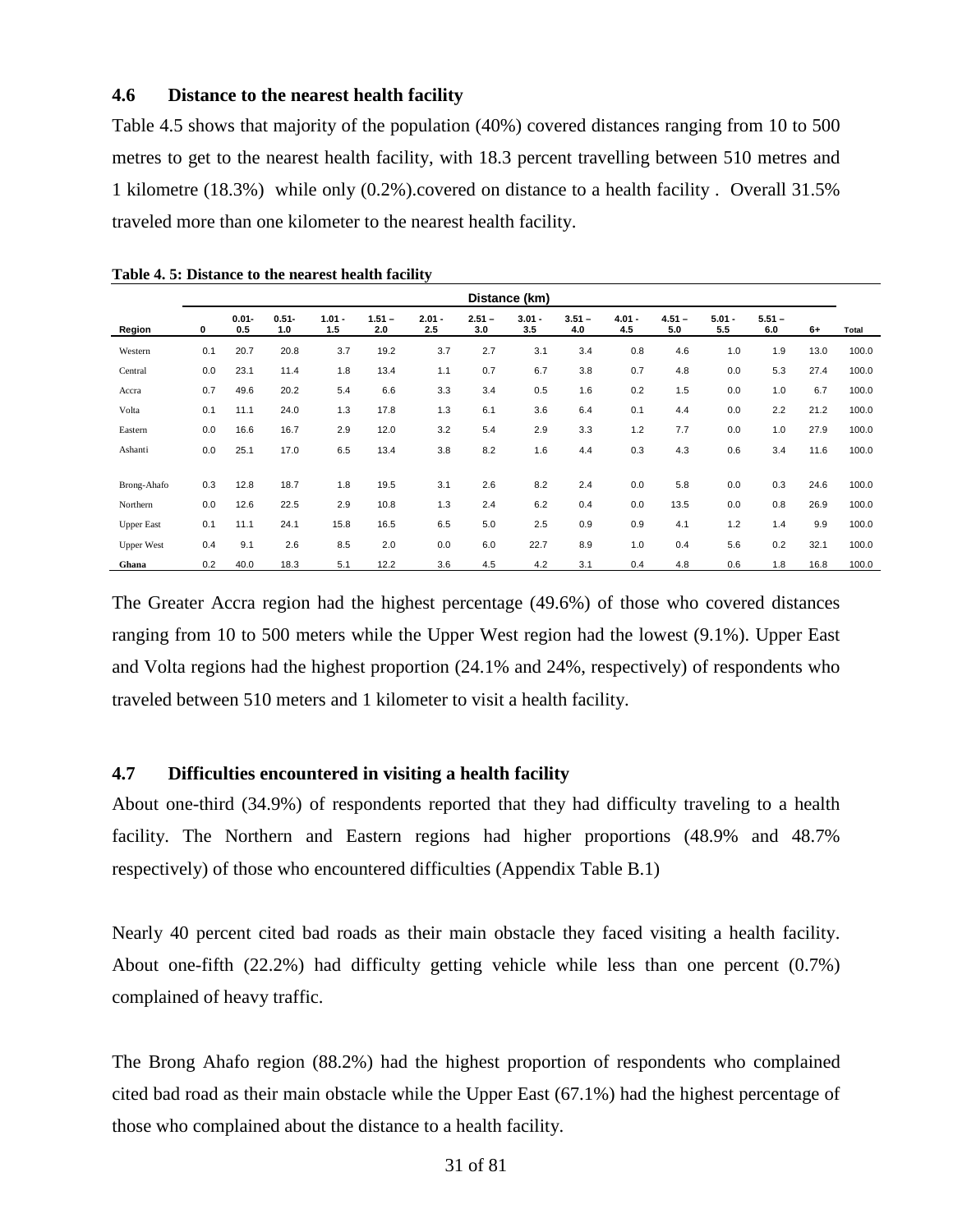### 4.6 Distance to the nearest health facility

Table 4.5 shows that majority of the population (40%) covered distances ranging from 10 to 500 metres to get to the nearest health facility, with 18.3 percent travelling between 510 metres and 1 kilometre (18.3%) while only (0.2%).covered on distance to a health facility . Overall 31.5% traveled more than one kilometer to the nearest health facility.

**Table 4. 5: Distance to the nearest health facility**

| | Distance (km) | | | | | | | | | | | | | | |
|---|---|---|---|---|---|---|---|---|---|---|---|---|---|---|---|
| Region | 0 | 0.01-0.5 | 0.51-1.0 | 1.01 - 1.5 | 1.51 – 2.0 | 2.01 - 2.5 | 2.51 – 3.0 | 3.01 - 3.5 | 3.51 – 4.0 | 4.01 - 4.5 | 4.51 – 5.0 | 5.01 - 5.5 | 5.51 – 6.0 | 6+ | Total |
| Western | 0.1 | 20.7 | 20.8 | 3.7 | 19.2 | 3.7 | 2.7 | 3.1 | 3.4 | 0.8 | 4.6 | 1.0 | 1.9 | 13.0 | 100.0 |
| Central | 0.0 | 23.1 | 11.4 | 1.8 | 13.4 | 1.1 | 0.7 | 6.7 | 3.8 | 0.7 | 4.8 | 0.0 | 5.3 | 27.4 | 100.0 |
| Accra | 0.7 | 49.6 | 20.2 | 5.4 | 6.6 | 3.3 | 3.4 | 0.5 | 1.6 | 0.2 | 1.5 | 0.0 | 1.0 | 6.7 | 100.0 |
| Volta | 0.1 | 11.1 | 24.0 | 1.3 | 17.8 | 1.3 | 6.1 | 3.6 | 6.4 | 0.1 | 4.4 | 0.0 | 2.2 | 21.2 | 100.0 |
| Eastern | 0.0 | 16.6 | 16.7 | 2.9 | 12.0 | 3.2 | 5.4 | 2.9 | 3.3 | 1.2 | 7.7 | 0.0 | 1.0 | 27.9 | 100.0 |
| Ashanti | 0.0 | 25.1 | 17.0 | 6.5 | 13.4 | 3.8 | 8.2 | 1.6 | 4.4 | 0.3 | 4.3 | 0.6 | 3.4 | 11.6 | 100.0 |
| Brong-Ahafo | 0.3 | 12.8 | 18.7 | 1.8 | 19.5 | 3.1 | 2.6 | 8.2 | 2.4 | 0.0 | 5.8 | 0.0 | 0.3 | 24.6 | 100.0 |
| Northern | 0.0 | 12.6 | 22.5 | 2.9 | 10.8 | 1.3 | 2.4 | 6.2 | 0.4 | 0.0 | 13.5 | 0.0 | 0.8 | 26.9 | 100.0 |
| Upper East | 0.1 | 11.1 | 24.1 | 15.8 | 16.5 | 6.5 | 5.0 | 2.5 | 0.9 | 0.9 | 4.1 | 1.2 | 1.4 | 9.9 | 100.0 |
| Upper West | 0.4 | 9.1 | 2.6 | 8.5 | 2.0 | 0.0 | 6.0 | 22.7 | 8.9 | 1.0 | 0.4 | 5.6 | 0.2 | 32.1 | 100.0 |
| **Ghana** | 0.2 | 40.0 | 18.3 | 5.1 | 12.2 | 3.6 | 4.5 | 4.2 | 3.1 | 0.4 | 4.8 | 0.6 | 1.8 | 16.8 | 100.0 |

The Greater Accra region had the highest percentage (49.6%) of those who covered distances ranging from 10 to 500 meters while the Upper West region had the lowest (9.1%). Upper East and Volta regions had the highest proportion (24.1% and 24%, respectively) of respondents who traveled between 510 meters and 1 kilometer to visit a health facility.

### 4.7 Difficulties encountered in visiting a health facility

About one-third (34.9%) of respondents reported that they had difficulty traveling to a health facility. The Northern and Eastern regions had higher proportions (48.9% and 48.7% respectively) of those who encountered difficulties (Appendix Table B.1)

Nearly 40 percent cited bad roads as their main obstacle they faced visiting a health facility. About one-fifth (22.2%) had difficulty getting vehicle while less than one percent (0.7%) complained of heavy traffic.

The Brong Ahafo region (88.2%) had the highest proportion of respondents who complained cited bad road as their main obstacle while the Upper East (67.1%) had the highest percentage of those who complained about the distance to a health facility.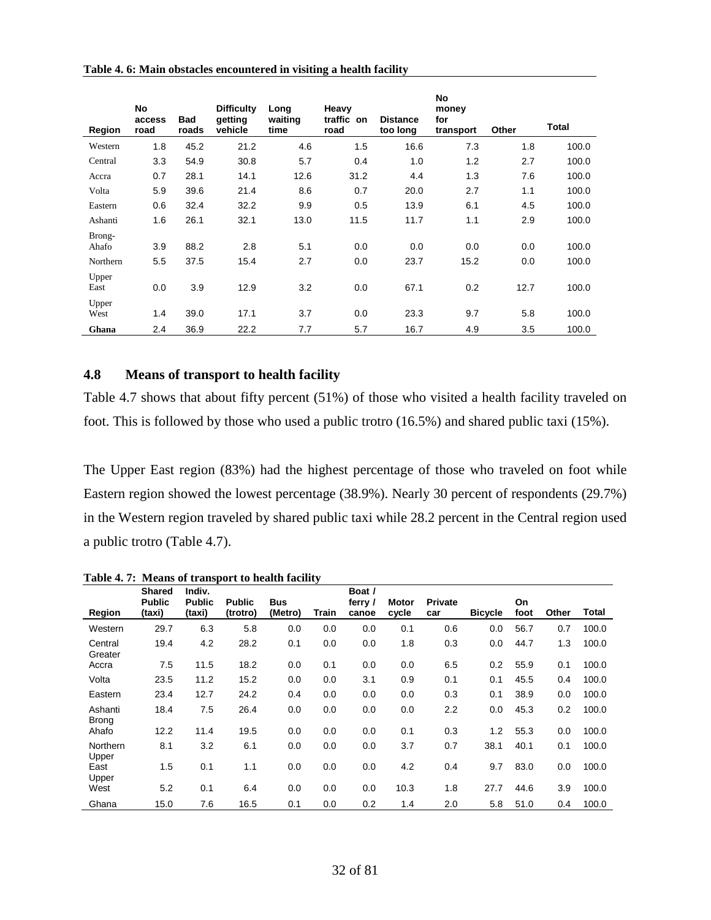**Table 4. 6: Main obstacles encountered in visiting a health facility**

| Region | No access road | Bad roads | Difficulty getting vehicle | Long waiting time | Heavy traffic on road | Distance too long | No money for transport | Other | Total |
|---|---|---|---|---|---|---|---|---|---|
| Western | 1.8 | 45.2 | 21.2 | 4.6 | 1.5 | 16.6 | 7.3 | 1.8 | 100.0 |
| Central | 3.3 | 54.9 | 30.8 | 5.7 | 0.4 | 1.0 | 1.2 | 2.7 | 100.0 |
| Accra | 0.7 | 28.1 | 14.1 | 12.6 | 31.2 | 4.4 | 1.3 | 7.6 | 100.0 |
| Volta | 5.9 | 39.6 | 21.4 | 8.6 | 0.7 | 20.0 | 2.7 | 1.1 | 100.0 |
| Eastern | 0.6 | 32.4 | 32.2 | 9.9 | 0.5 | 13.9 | 6.1 | 4.5 | 100.0 |
| Ashanti | 1.6 | 26.1 | 32.1 | 13.0 | 11.5 | 11.7 | 1.1 | 2.9 | 100.0 |
| Brong-Ahafo | 3.9 | 88.2 | 2.8 | 5.1 | 0.0 | 0.0 | 0.0 | 0.0 | 100.0 |
| Northern | 5.5 | 37.5 | 15.4 | 2.7 | 0.0 | 23.7 | 15.2 | 0.0 | 100.0 |
| Upper East | 0.0 | 3.9 | 12.9 | 3.2 | 0.0 | 67.1 | 0.2 | 12.7 | 100.0 |
| Upper West | 1.4 | 39.0 | 17.1 | 3.7 | 0.0 | 23.3 | 9.7 | 5.8 | 100.0 |
| **Ghana** | 2.4 | 36.9 | 22.2 | 7.7 | 5.7 | 16.7 | 4.9 | 3.5 | 100.0 |

## 4.8 Means of transport to health facility

Table 4.7 shows that about fifty percent (51%) of those who visited a health facility traveled on foot. This is followed by those who used a public trotro (16.5%) and shared public taxi (15%).

The Upper East region (83%) had the highest percentage of those who traveled on foot while Eastern region showed the lowest percentage (38.9%). Nearly 30 percent of respondents (29.7%) in the Western region traveled by shared public taxi while 28.2 percent in the Central region used a public trotro (Table 4.7).

**Table 4. 7: Means of transport to health facility**

| Region | Shared Public (taxi) | Indiv. Public (taxi) | Public (trotro) | Bus (Metro) | Train | Boat / ferry / canoe | Motor cycle | Private car | Bicycle | On foot | Other | Total |
|---|---|---|---|---|---|---|---|---|---|---|---|---|
| Western | 29.7 | 6.3 | 5.8 | 0.0 | 0.0 | 0.0 | 0.1 | 0.6 | 0.0 | 56.7 | 0.7 | 100.0 |
| Central | 19.4 | 4.2 | 28.2 | 0.1 | 0.0 | 0.0 | 1.8 | 0.3 | 0.0 | 44.7 | 1.3 | 100.0 |
| Greater Accra | 7.5 | 11.5 | 18.2 | 0.0 | 0.1 | 0.0 | 0.0 | 6.5 | 0.2 | 55.9 | 0.1 | 100.0 |
| Volta | 23.5 | 11.2 | 15.2 | 0.0 | 0.0 | 3.1 | 0.9 | 0.1 | 0.1 | 45.5 | 0.4 | 100.0 |
| Eastern | 23.4 | 12.7 | 24.2 | 0.4 | 0.0 | 0.0 | 0.0 | 0.3 | 0.1 | 38.9 | 0.0 | 100.0 |
| Ashanti | 18.4 | 7.5 | 26.4 | 0.0 | 0.0 | 0.0 | 0.0 | 2.2 | 0.0 | 45.3 | 0.2 | 100.0 |
| Brong Ahafo | 12.2 | 11.4 | 19.5 | 0.0 | 0.0 | 0.0 | 0.1 | 0.3 | 1.2 | 55.3 | 0.0 | 100.0 |
| Northern | 8.1 | 3.2 | 6.1 | 0.0 | 0.0 | 0.0 | 3.7 | 0.7 | 38.1 | 40.1 | 0.1 | 100.0 |
| Upper East | 1.5 | 0.1 | 1.1 | 0.0 | 0.0 | 0.0 | 4.2 | 0.4 | 9.7 | 83.0 | 0.0 | 100.0 |
| Upper West | 5.2 | 0.1 | 6.4 | 0.0 | 0.0 | 0.0 | 10.3 | 1.8 | 27.7 | 44.6 | 3.9 | 100.0 |
| Ghana | 15.0 | 7.6 | 16.5 | 0.1 | 0.0 | 0.2 | 1.4 | 2.0 | 5.8 | 51.0 | 0.4 | 100.0 |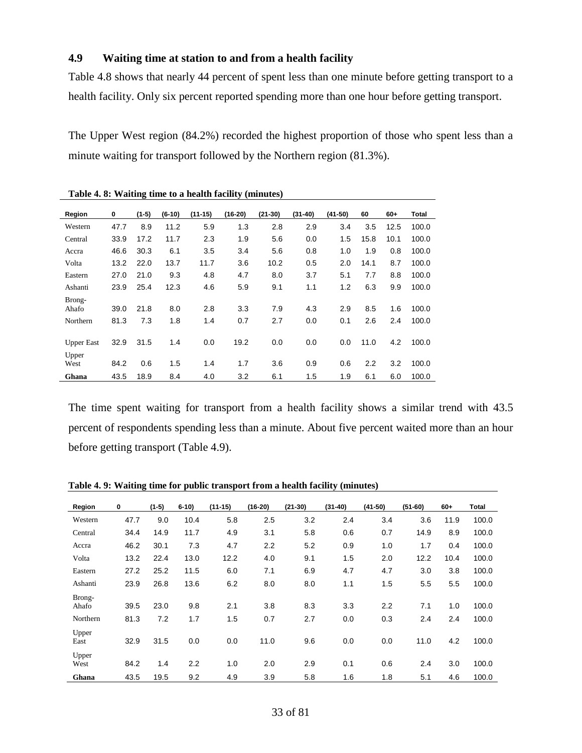### 4.9 Waiting time at station to and from a health facility

Table 4.8 shows that nearly 44 percent of spent less than one minute before getting transport to a health facility. Only six percent reported spending more than one hour before getting transport.

The Upper West region (84.2%) recorded the highest proportion of those who spent less than a minute waiting for transport followed by the Northern region (81.3%).

**Table 4. 8: Waiting time to a health facility (minutes)**

| Region | 0 | (1-5) | (6-10) | (11-15) | (16-20) | (21-30) | (31-40) | (41-50) | 60 | 60+ | Total |
|---|---|---|---|---|---|---|---|---|---|---|---|
| Western | 47.7 | 8.9 | 11.2 | 5.9 | 1.3 | 2.8 | 2.9 | 3.4 | 3.5 | 12.5 | 100.0 |
| Central | 33.9 | 17.2 | 11.7 | 2.3 | 1.9 | 5.6 | 0.0 | 1.5 | 15.8 | 10.1 | 100.0 |
| Accra | 46.6 | 30.3 | 6.1 | 3.5 | 3.4 | 5.6 | 0.8 | 1.0 | 1.9 | 0.8 | 100.0 |
| Volta | 13.2 | 22.0 | 13.7 | 11.7 | 3.6 | 10.2 | 0.5 | 2.0 | 14.1 | 8.7 | 100.0 |
| Eastern | 27.0 | 21.0 | 9.3 | 4.8 | 4.7 | 8.0 | 3.7 | 5.1 | 7.7 | 8.8 | 100.0 |
| Ashanti | 23.9 | 25.4 | 12.3 | 4.6 | 5.9 | 9.1 | 1.1 | 1.2 | 6.3 | 9.9 | 100.0 |
| Brong-Ahafo | 39.0 | 21.8 | 8.0 | 2.8 | 3.3 | 7.9 | 4.3 | 2.9 | 8.5 | 1.6 | 100.0 |
| Northern | 81.3 | 7.3 | 1.8 | 1.4 | 0.7 | 2.7 | 0.0 | 0.1 | 2.6 | 2.4 | 100.0 |
| Upper East | 32.9 | 31.5 | 1.4 | 0.0 | 19.2 | 0.0 | 0.0 | 0.0 | 11.0 | 4.2 | 100.0 |
| Upper West | 84.2 | 0.6 | 1.5 | 1.4 | 1.7 | 3.6 | 0.9 | 0.6 | 2.2 | 3.2 | 100.0 |
| **Ghana** | 43.5 | 18.9 | 8.4 | 4.0 | 3.2 | 6.1 | 1.5 | 1.9 | 6.1 | 6.0 | 100.0 |

The time spent waiting for transport from a health facility shows a similar trend with 43.5 percent of respondents spending less than a minute. About five percent waited more than an hour before getting transport (Table 4.9).

**Table 4. 9: Waiting time for public transport from a health facility (minutes)**

| Region | 0 | (1-5) | 6-10) | (11-15) | (16-20) | (21-30) | (31-40) | (41-50) | (51-60) | 60+ | Total |
|---|---|---|---|---|---|---|---|---|---|---|---|
| Western | 47.7 | 9.0 | 10.4 | 5.8 | 2.5 | 3.2 | 2.4 | 3.4 | 3.6 | 11.9 | 100.0 |
| Central | 34.4 | 14.9 | 11.7 | 4.9 | 3.1 | 5.8 | 0.6 | 0.7 | 14.9 | 8.9 | 100.0 |
| Accra | 46.2 | 30.1 | 7.3 | 4.7 | 2.2 | 5.2 | 0.9 | 1.0 | 1.7 | 0.4 | 100.0 |
| Volta | 13.2 | 22.4 | 13.0 | 12.2 | 4.0 | 9.1 | 1.5 | 2.0 | 12.2 | 10.4 | 100.0 |
| Eastern | 27.2 | 25.2 | 11.5 | 6.0 | 7.1 | 6.9 | 4.7 | 4.7 | 3.0 | 3.8 | 100.0 |
| Ashanti | 23.9 | 26.8 | 13.6 | 6.2 | 8.0 | 8.0 | 1.1 | 1.5 | 5.5 | 5.5 | 100.0 |
| Brong-Ahafo | 39.5 | 23.0 | 9.8 | 2.1 | 3.8 | 8.3 | 3.3 | 2.2 | 7.1 | 1.0 | 100.0 |
| Northern | 81.3 | 7.2 | 1.7 | 1.5 | 0.7 | 2.7 | 0.0 | 0.3 | 2.4 | 2.4 | 100.0 |
| Upper East | 32.9 | 31.5 | 0.0 | 0.0 | 11.0 | 9.6 | 0.0 | 0.0 | 11.0 | 4.2 | 100.0 |
| Upper West | 84.2 | 1.4 | 2.2 | 1.0 | 2.0 | 2.9 | 0.1 | 0.6 | 2.4 | 3.0 | 100.0 |
| **Ghana** | 43.5 | 19.5 | 9.2 | 4.9 | 3.9 | 5.8 | 1.6 | 1.8 | 5.1 | 4.6 | 100.0 |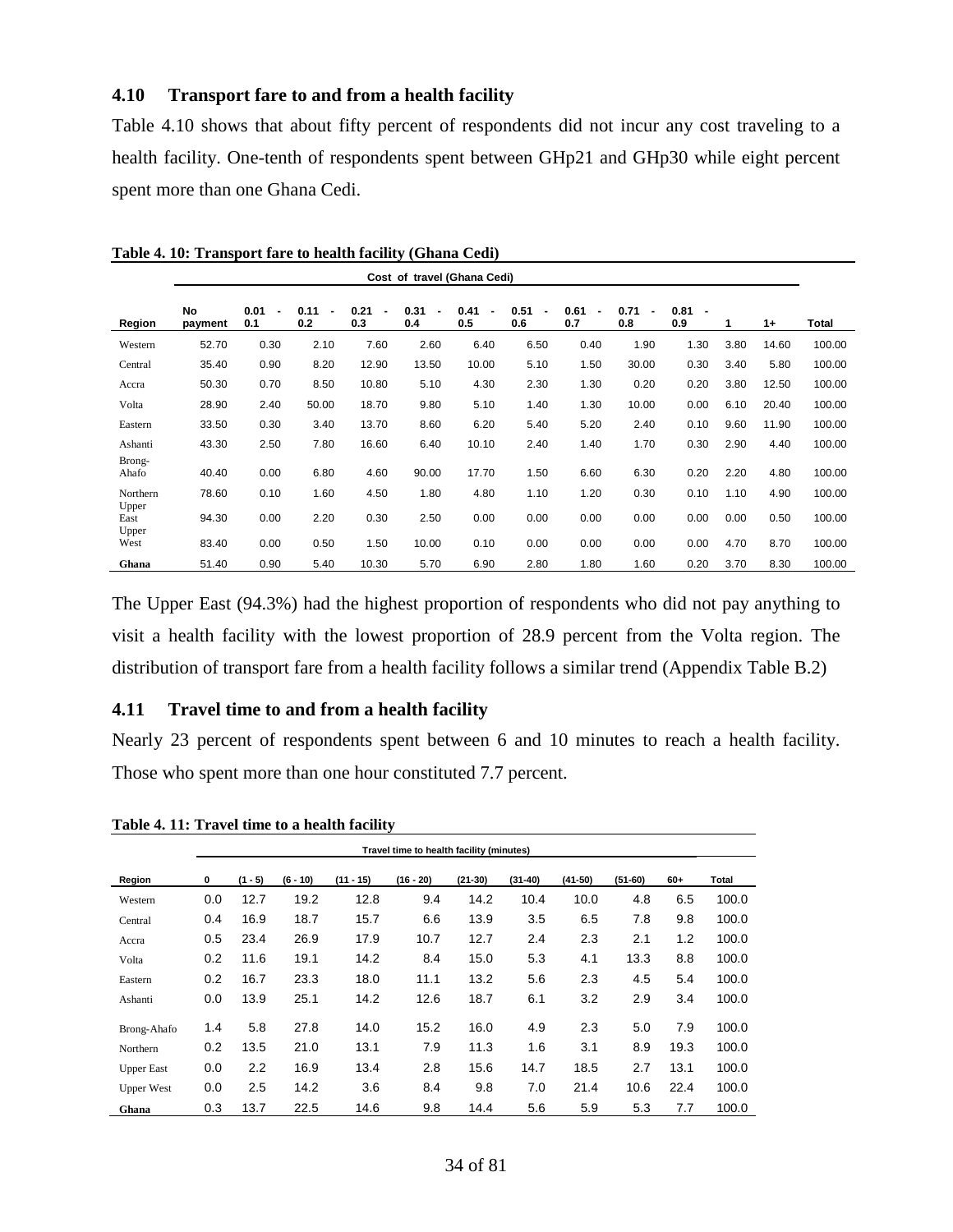## 4.10 Transport fare to and from a health facility

Table 4.10 shows that about fifty percent of respondents did not incur any cost traveling to a health facility. One-tenth of respondents spent between GHp21 and GHp30 while eight percent spent more than one Ghana Cedi.

**Table 4. 10: Transport fare to health facility (Ghana Cedi)**

| | Cost of travel (Ghana Cedi) | | | | | | | | | | | | |
|---|---|---|---|---|---|---|---|---|---|---|---|---|---|
| Region | No payment | 0.01 - 0.1 | 0.11 - 0.2 | 0.21 - 0.3 | 0.31 - 0.4 | 0.41 - 0.5 | 0.51 - 0.6 | 0.61 - 0.7 | 0.71 - 0.8 | 0.81 - 0.9 | 1 | 1+ | Total |
| Western | 52.70 | 0.30 | 2.10 | 7.60 | 2.60 | 6.40 | 6.50 | 0.40 | 1.90 | 1.30 | 3.80 | 14.60 | 100.00 |
| Central | 35.40 | 0.90 | 8.20 | 12.90 | 13.50 | 10.00 | 5.10 | 1.50 | 30.00 | 0.30 | 3.40 | 5.80 | 100.00 |
| Accra | 50.30 | 0.70 | 8.50 | 10.80 | 5.10 | 4.30 | 2.30 | 1.30 | 0.20 | 0.20 | 3.80 | 12.50 | 100.00 |
| Volta | 28.90 | 2.40 | 50.00 | 18.70 | 9.80 | 5.10 | 1.40 | 1.30 | 10.00 | 0.00 | 6.10 | 20.40 | 100.00 |
| Eastern | 33.50 | 0.30 | 3.40 | 13.70 | 8.60 | 6.20 | 5.40 | 5.20 | 2.40 | 0.10 | 9.60 | 11.90 | 100.00 |
| Ashanti | 43.30 | 2.50 | 7.80 | 16.60 | 6.40 | 10.10 | 2.40 | 1.40 | 1.70 | 0.30 | 2.90 | 4.40 | 100.00 |
| Brong-Ahafo | 40.40 | 0.00 | 6.80 | 4.60 | 90.00 | 17.70 | 1.50 | 6.60 | 6.30 | 0.20 | 2.20 | 4.80 | 100.00 |
| Northern | 78.60 | 0.10 | 1.60 | 4.50 | 1.80 | 4.80 | 1.10 | 1.20 | 0.30 | 0.10 | 1.10 | 4.90 | 100.00 |
| Upper East | 94.30 | 0.00 | 2.20 | 0.30 | 2.50 | 0.00 | 0.00 | 0.00 | 0.00 | 0.00 | 0.00 | 0.50 | 100.00 |
| Upper West | 83.40 | 0.00 | 0.50 | 1.50 | 10.00 | 0.10 | 0.00 | 0.00 | 0.00 | 0.00 | 4.70 | 8.70 | 100.00 |
| **Ghana** | 51.40 | 0.90 | 5.40 | 10.30 | 5.70 | 6.90 | 2.80 | 1.80 | 1.60 | 0.20 | 3.70 | 8.30 | 100.00 |

The Upper East (94.3%) had the highest proportion of respondents who did not pay anything to visit a health facility with the lowest proportion of 28.9 percent from the Volta region. The distribution of transport fare from a health facility follows a similar trend (Appendix Table B.2)

## 4.11 Travel time to and from a health facility

Nearly 23 percent of respondents spent between 6 and 10 minutes to reach a health facility. Those who spent more than one hour constituted 7.7 percent.

**Table 4. 11: Travel time to a health facility**

| | Travel time to health facility (minutes) | | | | | | | | | | |
|---|---|---|---|---|---|---|---|---|---|---|---|
| Region | 0 | (1 - 5) | (6 - 10) | (11 - 15) | (16 - 20) | (21-30) | (31-40) | (41-50) | (51-60) | 60+ | Total |
| Western | 0.0 | 12.7 | 19.2 | 12.8 | 9.4 | 14.2 | 10.4 | 10.0 | 4.8 | 6.5 | 100.0 |
| Central | 0.4 | 16.9 | 18.7 | 15.7 | 6.6 | 13.9 | 3.5 | 6.5 | 7.8 | 9.8 | 100.0 |
| Accra | 0.5 | 23.4 | 26.9 | 17.9 | 10.7 | 12.7 | 2.4 | 2.3 | 2.1 | 1.2 | 100.0 |
| Volta | 0.2 | 11.6 | 19.1 | 14.2 | 8.4 | 15.0 | 5.3 | 4.1 | 13.3 | 8.8 | 100.0 |
| Eastern | 0.2 | 16.7 | 23.3 | 18.0 | 11.1 | 13.2 | 5.6 | 2.3 | 4.5 | 5.4 | 100.0 |
| Ashanti | 0.0 | 13.9 | 25.1 | 14.2 | 12.6 | 18.7 | 6.1 | 3.2 | 2.9 | 3.4 | 100.0 |
| Brong-Ahafo | 1.4 | 5.8 | 27.8 | 14.0 | 15.2 | 16.0 | 4.9 | 2.3 | 5.0 | 7.9 | 100.0 |
| Northern | 0.2 | 13.5 | 21.0 | 13.1 | 7.9 | 11.3 | 1.6 | 3.1 | 8.9 | 19.3 | 100.0 |
| Upper East | 0.0 | 2.2 | 16.9 | 13.4 | 2.8 | 15.6 | 14.7 | 18.5 | 2.7 | 13.1 | 100.0 |
| Upper West | 0.0 | 2.5 | 14.2 | 3.6 | 8.4 | 9.8 | 7.0 | 21.4 | 10.6 | 22.4 | 100.0 |
| **Ghana** | 0.3 | 13.7 | 22.5 | 14.6 | 9.8 | 14.4 | 5.6 | 5.9 | 5.3 | 7.7 | 100.0 |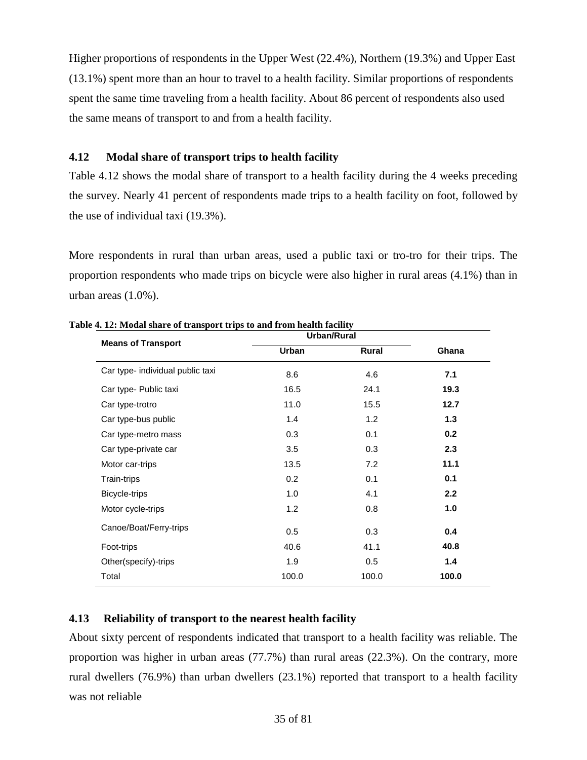Higher proportions of respondents in the Upper West (22.4%), Northern (19.3%) and Upper East (13.1%) spent more than an hour to travel to a health facility. Similar proportions of respondents spent the same time traveling from a health facility. About 86 percent of respondents also used the same means of transport to and from a health facility.

### 4.12 Modal share of transport trips to health facility

Table 4.12 shows the modal share of transport to a health facility during the 4 weeks preceding the survey. Nearly 41 percent of respondents made trips to a health facility on foot, followed by the use of individual taxi (19.3%).

More respondents in rural than urban areas, used a public taxi or tro-tro for their trips. The proportion respondents who made trips on bicycle were also higher in rural areas (4.1%) than in urban areas (1.0%).

**Table 4. 12: Modal share of transport trips to and from health facility**

| Means of Transport | Urban/Rural | | Ghana |
|---|---|---|---|
| | Urban | Rural | |
| Car type- individual public taxi | 8.6 | 4.6 | **7.1** |
| Car type- Public taxi | 16.5 | 24.1 | **19.3** |
| Car type-trotro | 11.0 | 15.5 | **12.7** |
| Car type-bus public | 1.4 | 1.2 | **1.3** |
| Car type-metro mass | 0.3 | 0.1 | **0.2** |
| Car type-private car | 3.5 | 0.3 | **2.3** |
| Motor car-trips | 13.5 | 7.2 | **11.1** |
| Train-trips | 0.2 | 0.1 | **0.1** |
| Bicycle-trips | 1.0 | 4.1 | **2.2** |
| Motor cycle-trips | 1.2 | 0.8 | **1.0** |
| Canoe/Boat/Ferry-trips | 0.5 | 0.3 | **0.4** |
| Foot-trips | 40.6 | 41.1 | **40.8** |
| Other(specify)-trips | 1.9 | 0.5 | **1.4** |
| Total | 100.0 | 100.0 | **100.0** |

### 4.13 Reliability of transport to the nearest health facility

About sixty percent of respondents indicated that transport to a health facility was reliable. The proportion was higher in urban areas (77.7%) than rural areas (22.3%). On the contrary, more rural dwellers (76.9%) than urban dwellers (23.1%) reported that transport to a health facility was not reliable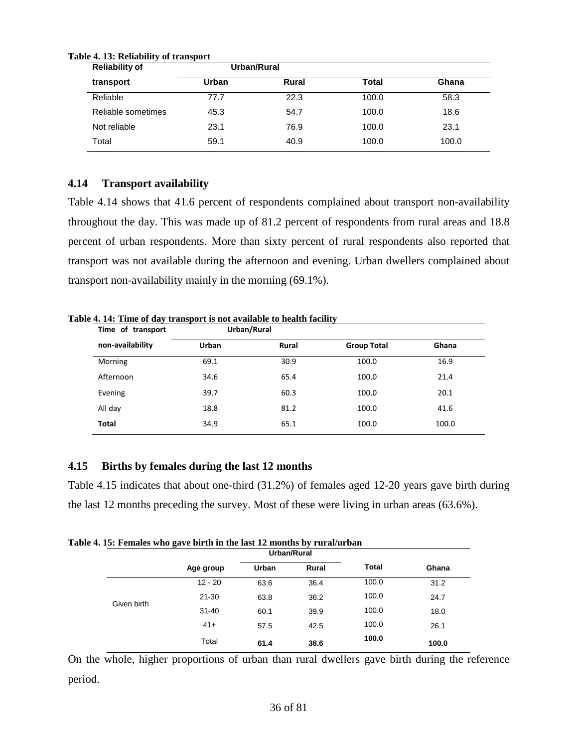**Table 4. 13: Reliability of transport**

| Reliability of transport | Urban/Rural | | | |
|---|---|---|---|---|
| | Urban | Rural | Total | Ghana |
| Reliable | 77.7 | 22.3 | 100.0 | 58.3 |
| Reliable sometimes | 45.3 | 54.7 | 100.0 | 18.6 |
| Not reliable | 23.1 | 76.9 | 100.0 | 23.1 |
| Total | 59.1 | 40.9 | 100.0 | 100.0 |

## 4.14 Transport availability

Table 4.14 shows that 41.6 percent of respondents complained about transport non-availability throughout the day. This was made up of 81.2 percent of respondents from rural areas and 18.8 percent of urban respondents. More than sixty percent of rural respondents also reported that transport was not available during the afternoon and evening. Urban dwellers complained about transport non-availability mainly in the morning (69.1%).

**Table 4. 14: Time of day transport is not available to health facility**

| Time of transport non-availability | Urban/Rural | | | |
|---|---|---|---|---|
| | Urban | Rural | Group Total | Ghana |
| Morning | 69.1 | 30.9 | 100.0 | 16.9 |
| Afternoon | 34.6 | 65.4 | 100.0 | 21.4 |
| Evening | 39.7 | 60.3 | 100.0 | 20.1 |
| All day | 18.8 | 81.2 | 100.0 | 41.6 |
| **Total** | 34.9 | 65.1 | 100.0 | 100.0 |

## 4.15 Births by females during the last 12 months

Table 4.15 indicates that about one-third (31.2%) of females aged 12-20 years gave birth during the last 12 months preceding the survey. Most of these were living in urban areas (63.6%).

**Table 4. 15: Females who gave birth in the last 12 months by rural/urban**

| | | Urban/Rural | | | |
|---|---|---|---|---|---|
| | Age group | Urban | Rural | Total | Ghana |
| Given birth | 12 - 20 | 63.6 | 36.4 | 100.0 | 31.2 |
| | 21-30 | 63.8 | 36.2 | 100.0 | 24.7 |
| | 31-40 | 60.1 | 39.9 | 100.0 | 18.0 |
| | 41+ | 57.5 | 42.5 | 100.0 | 26.1 |
| | Total | **61.4** | **38.6** | **100.0** | **100.0** |

On the whole, higher proportions of urban than rural dwellers gave birth during the reference period.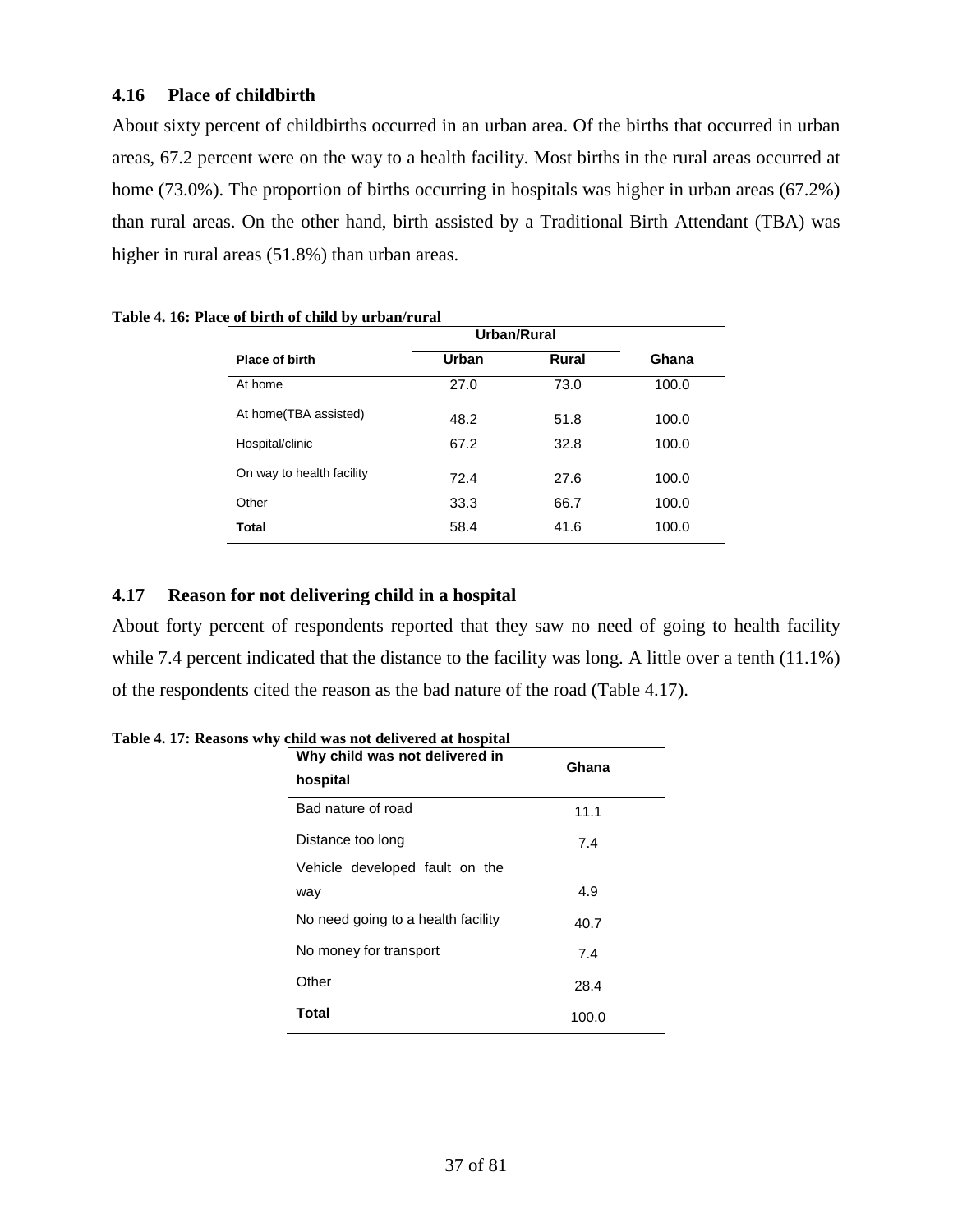## 4.16 Place of childbirth

About sixty percent of childbirths occurred in an urban area. Of the births that occurred in urban areas, 67.2 percent were on the way to a health facility. Most births in the rural areas occurred at home (73.0%). The proportion of births occurring in hospitals was higher in urban areas (67.2%) than rural areas. On the other hand, birth assisted by a Traditional Birth Attendant (TBA) was higher in rural areas (51.8%) than urban areas.

**Table 4. 16: Place of birth of child by urban/rural**

| | Urban/Rural | | |
|---|---|---|---|
| **Place of birth** | **Urban** | **Rural** | **Ghana** |
| At home | 27.0 | 73.0 | 100.0 |
| At home(TBA assisted) | 48.2 | 51.8 | 100.0 |
| Hospital/clinic | 67.2 | 32.8 | 100.0 |
| On way to health facility | 72.4 | 27.6 | 100.0 |
| Other | 33.3 | 66.7 | 100.0 |
| **Total** | 58.4 | 41.6 | 100.0 |

## 4.17 Reason for not delivering child in a hospital

About forty percent of respondents reported that they saw no need of going to health facility while 7.4 percent indicated that the distance to the facility was long. A little over a tenth (11.1%) of the respondents cited the reason as the bad nature of the road (Table 4.17).

**Table 4. 17: Reasons why child was not delivered at hospital**

| Why child was not delivered in hospital | Ghana |
|---|---|
| Bad nature of road | 11.1 |
| Distance too long | 7.4 |
| Vehicle developed fault on the way | 4.9 |
| No need going to a health facility | 40.7 |
| No money for transport | 7.4 |
| Other | 28.4 |
| **Total** | 100.0 |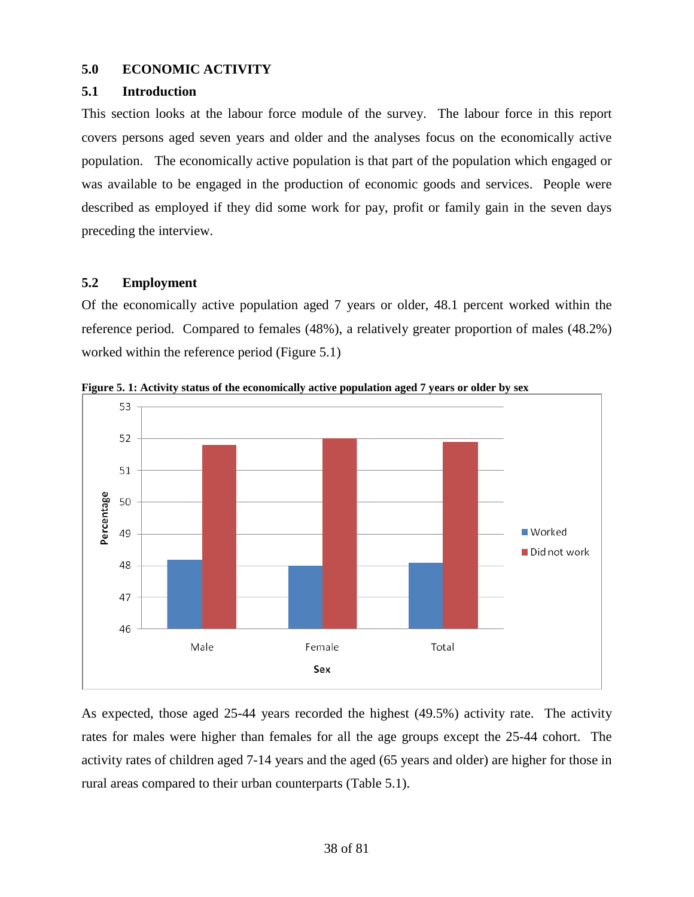## 5.0 ECONOMIC ACTIVITY

### 5.1 Introduction

This section looks at the labour force module of the survey. The labour force in this report covers persons aged seven years and older and the analyses focus on the economically active population. The economically active population is that part of the population which engaged or was available to be engaged in the production of economic goods and services. People were described as employed if they did some work for pay, profit or family gain in the seven days preceding the interview.

### 5.2 Employment

Of the economically active population aged 7 years or older, 48.1 percent worked within the reference period. Compared to females (48%), a relatively greater proportion of males (48.2%) worked within the reference period (Figure 5.1)

**Figure 5. 1: Activity status of the economically active population aged 7 years or older by sex**

As expected, those aged 25-44 years recorded the highest (49.5%) activity rate. The activity rates for males were higher than females for all the age groups except the 25-44 cohort. The activity rates of children aged 7-14 years and the aged (65 years and older) are higher for those in rural areas compared to their urban counterparts (Table 5.1).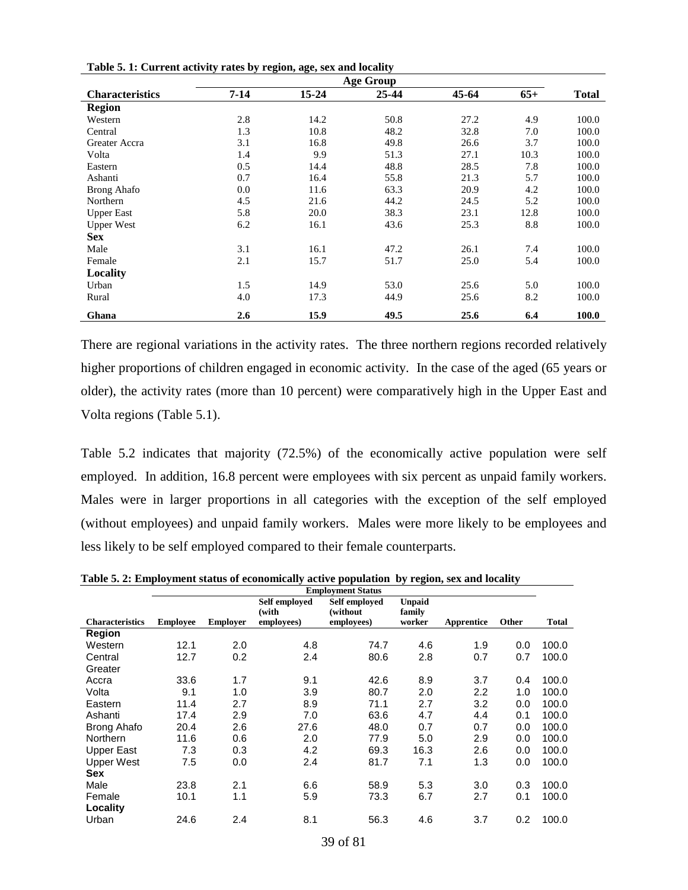**Table 5. 1: Current activity rates by region, age, sex and locality**

| Characteristics | Age Group | | | | | Total |
|---|---|---|---|---|---|---|
| | 7-14 | 15-24 | 25-44 | 45-64 | 65+ | |
| **Region** | | | | | | |
| Western | 2.8 | 14.2 | 50.8 | 27.2 | 4.9 | 100.0 |
| Central | 1.3 | 10.8 | 48.2 | 32.8 | 7.0 | 100.0 |
| Greater Accra | 3.1 | 16.8 | 49.8 | 26.6 | 3.7 | 100.0 |
| Volta | 1.4 | 9.9 | 51.3 | 27.1 | 10.3 | 100.0 |
| Eastern | 0.5 | 14.4 | 48.8 | 28.5 | 7.8 | 100.0 |
| Ashanti | 0.7 | 16.4 | 55.8 | 21.3 | 5.7 | 100.0 |
| Brong Ahafo | 0.0 | 11.6 | 63.3 | 20.9 | 4.2 | 100.0 |
| Northern | 4.5 | 21.6 | 44.2 | 24.5 | 5.2 | 100.0 |
| Upper East | 5.8 | 20.0 | 38.3 | 23.1 | 12.8 | 100.0 |
| Upper West | 6.2 | 16.1 | 43.6 | 25.3 | 8.8 | 100.0 |
| **Sex** | | | | | | |
| Male | 3.1 | 16.1 | 47.2 | 26.1 | 7.4 | 100.0 |
| Female | 2.1 | 15.7 | 51.7 | 25.0 | 5.4 | 100.0 |
| **Locality** | | | | | | |
| Urban | 1.5 | 14.9 | 53.0 | 25.6 | 5.0 | 100.0 |
| Rural | 4.0 | 17.3 | 44.9 | 25.6 | 8.2 | 100.0 |
| **Ghana** | **2.6** | **15.9** | **49.5** | **25.6** | **6.4** | **100.0** |

There are regional variations in the activity rates. The three northern regions recorded relatively higher proportions of children engaged in economic activity. In the case of the aged (65 years or older), the activity rates (more than 10 percent) were comparatively high in the Upper East and Volta regions (Table 5.1).

Table 5.2 indicates that majority (72.5%) of the economically active population were self employed. In addition, 16.8 percent were employees with six percent as unpaid family workers. Males were in larger proportions in all categories with the exception of the self employed (without employees) and unpaid family workers. Males were more likely to be employees and less likely to be self employed compared to their female counterparts.

**Table 5. 2: Employment status of economically active population by region, sex and locality**

| Characteristics | Employment Status | | | | | | | Total |
|---|---|---|---|---|---|---|---|---|
| | Employee | Employer | Self employed (with employees) | Self employed (without employees) | Unpaid family worker | Apprentice | Other | |
| **Region** | | | | | | | | |
| Western | 12.1 | 2.0 | 4.8 | 74.7 | 4.6 | 1.9 | 0.0 | 100.0 |
| Central | 12.7 | 0.2 | 2.4 | 80.6 | 2.8 | 0.7 | 0.7 | 100.0 |
| Greater Accra | 33.6 | 1.7 | 9.1 | 42.6 | 8.9 | 3.7 | 0.4 | 100.0 |
| Volta | 9.1 | 1.0 | 3.9 | 80.7 | 2.0 | 2.2 | 1.0 | 100.0 |
| Eastern | 11.4 | 2.7 | 8.9 | 71.1 | 2.7 | 3.2 | 0.0 | 100.0 |
| Ashanti | 17.4 | 2.9 | 7.0 | 63.6 | 4.7 | 4.4 | 0.1 | 100.0 |
| Brong Ahafo | 20.4 | 2.6 | 27.6 | 48.0 | 0.7 | 0.7 | 0.0 | 100.0 |
| Northern | 11.6 | 0.6 | 2.0 | 77.9 | 5.0 | 2.9 | 0.0 | 100.0 |
| Upper East | 7.3 | 0.3 | 4.2 | 69.3 | 16.3 | 2.6 | 0.0 | 100.0 |
| Upper West | 7.5 | 0.0 | 2.4 | 81.7 | 7.1 | 1.3 | 0.0 | 100.0 |
| **Sex** | | | | | | | | |
| Male | 23.8 | 2.1 | 6.6 | 58.9 | 5.3 | 3.0 | 0.3 | 100.0 |
| Female | 10.1 | 1.1 | 5.9 | 73.3 | 6.7 | 2.7 | 0.1 | 100.0 |
| **Locality** | | | | | | | | |
| Urban | 24.6 | 2.4 | 8.1 | 56.3 | 4.6 | 3.7 | 0.2 | 100.0 |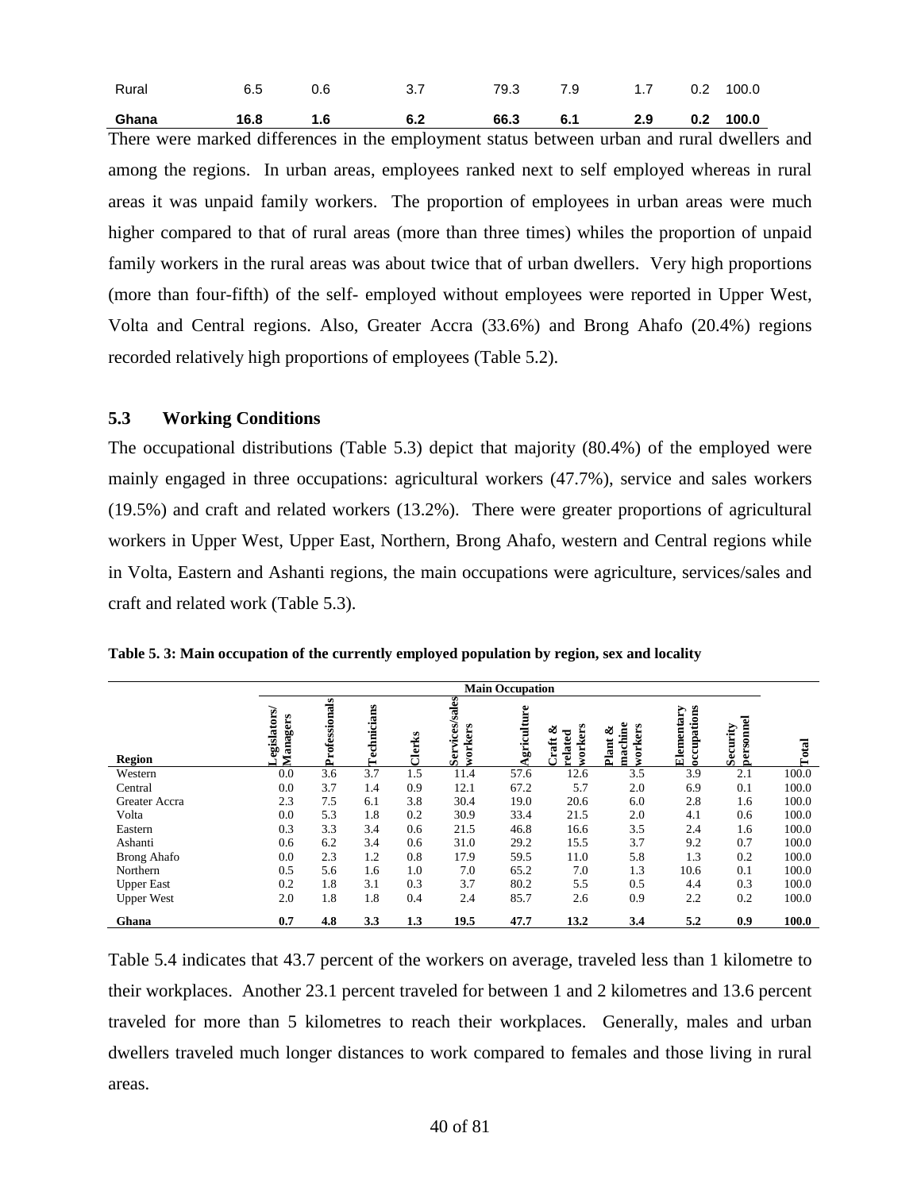| Rural | 6.5 | 0.6 | 3.7 | 79.3 | 7.9 | 1.7 | 0.2 | 100.0 |
|---|---|---|---|---|---|---|---|---|
| **Ghana** | **16.8** | **1.6** | **6.2** | **66.3** | **6.1** | **2.9** | **0.2** | **100.0** |

There were marked differences in the employment status between urban and rural dwellers and among the regions. In urban areas, employees ranked next to self employed whereas in rural areas it was unpaid family workers. The proportion of employees in urban areas were much higher compared to that of rural areas (more than three times) whiles the proportion of unpaid family workers in the rural areas was about twice that of urban dwellers. Very high proportions (more than four-fifth) of the self- employed without employees were reported in Upper West, Volta and Central regions. Also, Greater Accra (33.6%) and Brong Ahafo (20.4%) regions recorded relatively high proportions of employees (Table 5.2).

### 5.3 Working Conditions

The occupational distributions (Table 5.3) depict that majority (80.4%) of the employed were mainly engaged in three occupations: agricultural workers (47.7%), service and sales workers (19.5%) and craft and related workers (13.2%). There were greater proportions of agricultural workers in Upper West, Upper East, Northern, Brong Ahafo, western and Central regions while in Volta, Eastern and Ashanti regions, the main occupations were agriculture, services/sales and craft and related work (Table 5.3).

**Table 5. 3: Main occupation of the currently employed population by region, sex and locality**

| | Main Occupation | | | | | | | | | | |
|---|---|---|---|---|---|---|---|---|---|---|---|
| **Region** | **Legislators/ Managers** | **Professionals** | **Technicians** | **Clerks** | **Services/sales workers** | **Agriculture** | **Craft & related workers** | **Plant & machine workers** | **Elementary occupations** | **Security personnel** | **Total** |
| Western | 0.0 | 3.6 | 3.7 | 1.5 | 11.4 | 57.6 | 12.6 | 3.5 | 3.9 | 2.1 | 100.0 |
| Central | 0.0 | 3.7 | 1.4 | 0.9 | 12.1 | 67.2 | 5.7 | 2.0 | 6.9 | 0.1 | 100.0 |
| Greater Accra | 2.3 | 7.5 | 6.1 | 3.8 | 30.4 | 19.0 | 20.6 | 6.0 | 2.8 | 1.6 | 100.0 |
| Volta | 0.0 | 5.3 | 1.8 | 0.2 | 30.9 | 33.4 | 21.5 | 2.0 | 4.1 | 0.6 | 100.0 |
| Eastern | 0.3 | 3.3 | 3.4 | 0.6 | 21.5 | 46.8 | 16.6 | 3.5 | 2.4 | 1.6 | 100.0 |
| Ashanti | 0.6 | 6.2 | 3.4 | 0.6 | 31.0 | 29.2 | 15.5 | 3.7 | 9.2 | 0.7 | 100.0 |
| Brong Ahafo | 0.0 | 2.3 | 1.2 | 0.8 | 17.9 | 59.5 | 11.0 | 5.8 | 1.3 | 0.2 | 100.0 |
| Northern | 0.5 | 5.6 | 1.6 | 1.0 | 7.0 | 65.2 | 7.0 | 1.3 | 10.6 | 0.1 | 100.0 |
| Upper East | 0.2 | 1.8 | 3.1 | 0.3 | 3.7 | 80.2 | 5.5 | 0.5 | 4.4 | 0.3 | 100.0 |
| Upper West | 2.0 | 1.8 | 1.8 | 0.4 | 2.4 | 85.7 | 2.6 | 0.9 | 2.2 | 0.2 | 100.0 |
| **Ghana** | **0.7** | **4.8** | **3.3** | **1.3** | **19.5** | **47.7** | **13.2** | **3.4** | **5.2** | **0.9** | **100.0** |

Table 5.4 indicates that 43.7 percent of the workers on average, traveled less than 1 kilometre to their workplaces. Another 23.1 percent traveled for between 1 and 2 kilometres and 13.6 percent traveled for more than 5 kilometres to reach their workplaces. Generally, males and urban dwellers traveled much longer distances to work compared to females and those living in rural areas.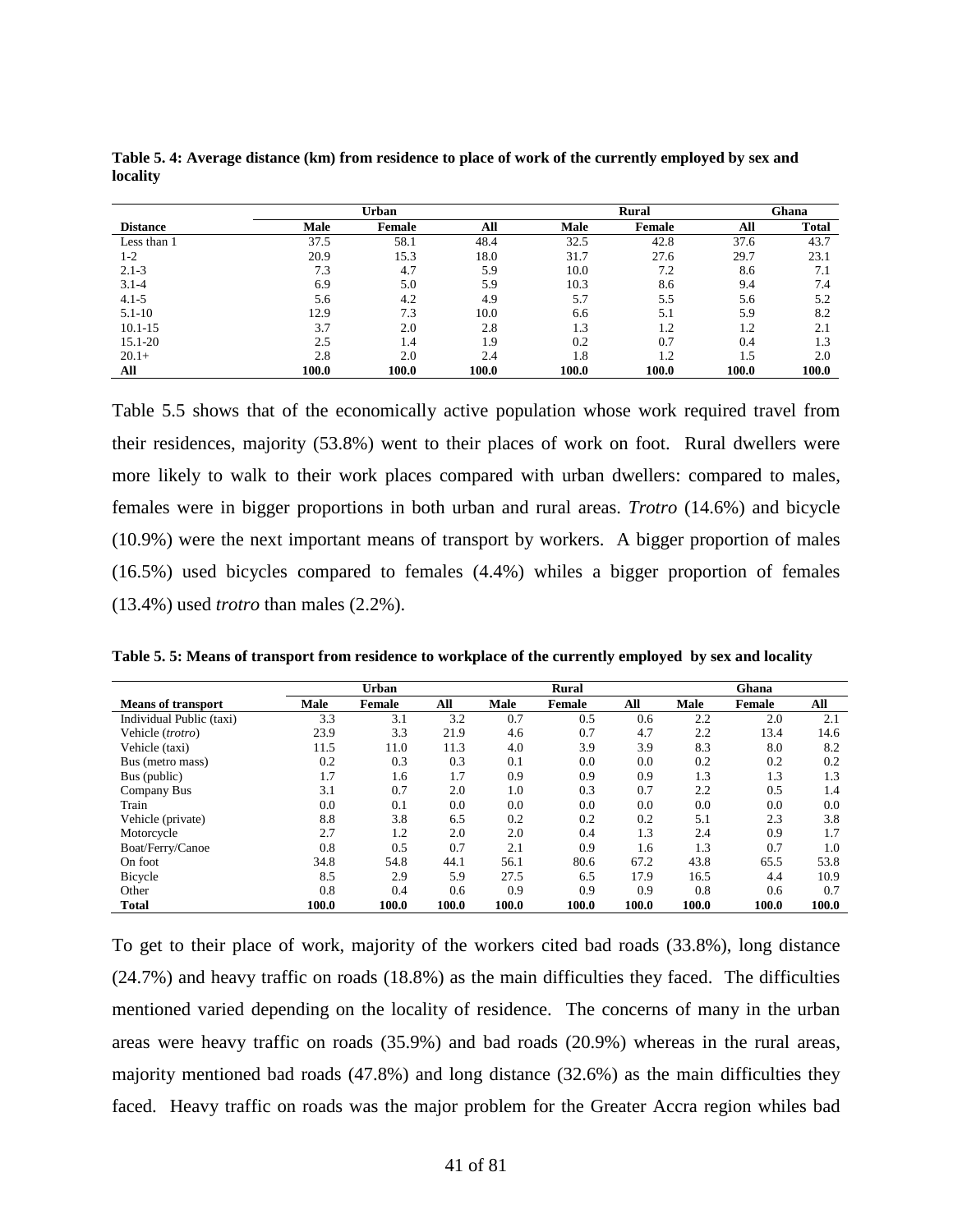**Table 5. 4: Average distance (km) from residence to place of work of the currently employed by sex and locality**

| | Urban | | | Rural | | | Ghana |
|---|---|---|---|---|---|---|---|
| **Distance** | **Male** | **Female** | **All** | **Male** | **Female** | **All** | **Total** |
| Less than 1 | 37.5 | 58.1 | 48.4 | 32.5 | 42.8 | 37.6 | 43.7 |
| 1-2 | 20.9 | 15.3 | 18.0 | 31.7 | 27.6 | 29.7 | 23.1 |
| 2.1-3 | 7.3 | 4.7 | 5.9 | 10.0 | 7.2 | 8.6 | 7.1 |
| 3.1-4 | 6.9 | 5.0 | 5.9 | 10.3 | 8.6 | 9.4 | 7.4 |
| 4.1-5 | 5.6 | 4.2 | 4.9 | 5.7 | 5.5 | 5.6 | 5.2 |
| 5.1-10 | 12.9 | 7.3 | 10.0 | 6.6 | 5.1 | 5.9 | 8.2 |
| 10.1-15 | 3.7 | 2.0 | 2.8 | 1.3 | 1.2 | 1.2 | 2.1 |
| 15.1-20 | 2.5 | 1.4 | 1.9 | 0.2 | 0.7 | 0.4 | 1.3 |
| 20.1+ | 2.8 | 2.0 | 2.4 | 1.8 | 1.2 | 1.5 | 2.0 |
| **All** | **100.0** | **100.0** | **100.0** | **100.0** | **100.0** | **100.0** | **100.0** |

Table 5.5 shows that of the economically active population whose work required travel from their residences, majority (53.8%) went to their places of work on foot. Rural dwellers were more likely to walk to their work places compared with urban dwellers: compared to males, females were in bigger proportions in both urban and rural areas. *Trotro* (14.6%) and bicycle (10.9%) were the next important means of transport by workers. A bigger proportion of males (16.5%) used bicycles compared to females (4.4%) whiles a bigger proportion of females (13.4%) used *trotro* than males (2.2%).

**Table 5. 5: Means of transport from residence to workplace of the currently employed by sex and locality**

| | Urban | | | Rural | | | Ghana | | |
|---|---|---|---|---|---|---|---|---|---|
| **Means of transport** | **Male** | **Female** | **All** | **Male** | **Female** | **All** | **Male** | **Female** | **All** |
| Individual Public (taxi) | 3.3 | 3.1 | 3.2 | 0.7 | 0.5 | 0.6 | 2.2 | 2.0 | 2.1 |
| Vehicle (*trotro*) | 23.9 | 3.3 | 21.9 | 4.6 | 0.7 | 4.7 | 2.2 | 13.4 | 14.6 |
| Vehicle (taxi) | 11.5 | 11.0 | 11.3 | 4.0 | 3.9 | 3.9 | 8.3 | 8.0 | 8.2 |
| Bus (metro mass) | 0.2 | 0.3 | 0.3 | 0.1 | 0.0 | 0.0 | 0.2 | 0.2 | 0.2 |
| Bus (public) | 1.7 | 1.6 | 1.7 | 0.9 | 0.9 | 0.9 | 1.3 | 1.3 | 1.3 |
| Company Bus | 3.1 | 0.7 | 2.0 | 1.0 | 0.3 | 0.7 | 2.2 | 0.5 | 1.4 |
| Train | 0.0 | 0.1 | 0.0 | 0.0 | 0.0 | 0.0 | 0.0 | 0.0 | 0.0 |
| Vehicle (private) | 8.8 | 3.8 | 6.5 | 0.2 | 0.2 | 0.2 | 5.1 | 2.3 | 3.8 |
| Motorcycle | 2.7 | 1.2 | 2.0 | 2.0 | 0.4 | 1.3 | 2.4 | 0.9 | 1.7 |
| Boat/Ferry/Canoe | 0.8 | 0.5 | 0.7 | 2.1 | 0.9 | 1.6 | 1.3 | 0.7 | 1.0 |
| On foot | 34.8 | 54.8 | 44.1 | 56.1 | 80.6 | 67.2 | 43.8 | 65.5 | 53.8 |
| Bicycle | 8.5 | 2.9 | 5.9 | 27.5 | 6.5 | 17.9 | 16.5 | 4.4 | 10.9 |
| Other | 0.8 | 0.4 | 0.6 | 0.9 | 0.9 | 0.9 | 0.8 | 0.6 | 0.7 |
| **Total** | **100.0** | **100.0** | **100.0** | **100.0** | **100.0** | **100.0** | **100.0** | **100.0** | **100.0** |

To get to their place of work, majority of the workers cited bad roads (33.8%), long distance (24.7%) and heavy traffic on roads (18.8%) as the main difficulties they faced. The difficulties mentioned varied depending on the locality of residence. The concerns of many in the urban areas were heavy traffic on roads (35.9%) and bad roads (20.9%) whereas in the rural areas, majority mentioned bad roads (47.8%) and long distance (32.6%) as the main difficulties they faced. Heavy traffic on roads was the major problem for the Greater Accra region whiles bad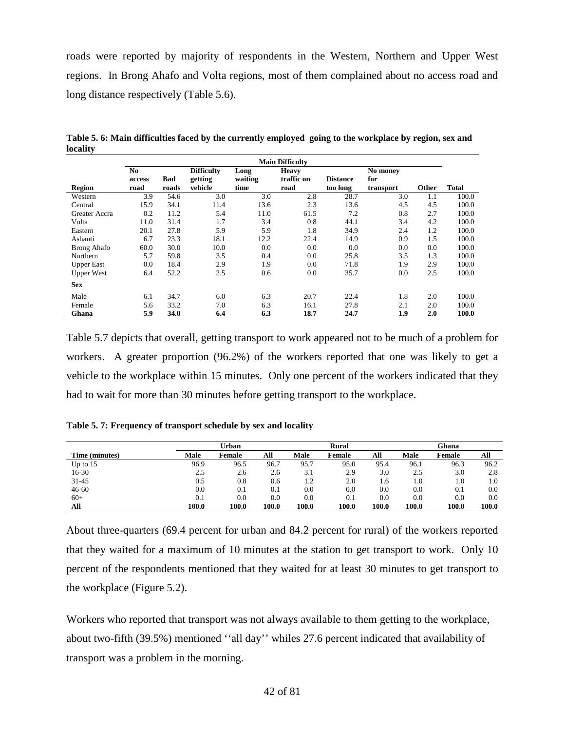roads were reported by majority of respondents in the Western, Northern and Upper West regions. In Brong Ahafo and Volta regions, most of them complained about no access road and long distance respectively (Table 5.6).

**Table 5. 6: Main difficulties faced by the currently employed going to the workplace by region, sex and locality**

| | Main Difficulty | | | | | | | | |
|---|---|---|---|---|---|---|---|---|---|
| Region | No access road | Bad roads | Difficulty getting vehicle | Long waiting time | Heavy traffic on road | Distance too long | No money for transport | Other | Total |
| Western | 3.9 | 54.6 | 3.0 | 3.0 | 2.8 | 28.7 | 3.0 | 1.1 | 100.0 |
| Central | 15.9 | 34.1 | 11.4 | 13.6 | 2.3 | 13.6 | 4.5 | 4.5 | 100.0 |
| Greater Accra | 0.2 | 11.2 | 5.4 | 11.0 | 61.5 | 7.2 | 0.8 | 2.7 | 100.0 |
| Volta | 11.0 | 31.4 | 1.7 | 3.4 | 0.8 | 44.1 | 3.4 | 4.2 | 100.0 |
| Eastern | 20.1 | 27.8 | 5.9 | 5.9 | 1.8 | 34.9 | 2.4 | 1.2 | 100.0 |
| Ashanti | 6.7 | 23.3 | 18.1 | 12.2 | 22.4 | 14.9 | 0.9 | 1.5 | 100.0 |
| Brong Ahafo | 60.0 | 30.0 | 10.0 | 0.0 | 0.0 | 0.0 | 0.0 | 0.0 | 100.0 |
| Northern | 5.7 | 59.8 | 3.5 | 0.4 | 0.0 | 25.8 | 3.5 | 1.3 | 100.0 |
| Upper East | 0.0 | 18.4 | 2.9 | 1.9 | 0.0 | 71.8 | 1.9 | 2.9 | 100.0 |
| Upper West | 6.4 | 52.2 | 2.5 | 0.6 | 0.0 | 35.7 | 0.0 | 2.5 | 100.0 |
| **Sex** | | | | | | | | | |
| Male | 6.1 | 34.7 | 6.0 | 6.3 | 20.7 | 22.4 | 1.8 | 2.0 | 100.0 |
| Female | 5.6 | 33.2 | 7.0 | 6.3 | 16.1 | 27.8 | 2.1 | 2.0 | 100.0 |
| **Ghana** | **5.9** | **34.0** | **6.4** | **6.3** | **18.7** | **24.7** | **1.9** | **2.0** | **100.0** |

Table 5.7 depicts that overall, getting transport to work appeared not to be much of a problem for workers. A greater proportion (96.2%) of the workers reported that one was likely to get a vehicle to the workplace within 15 minutes. Only one percent of the workers indicated that they had to wait for more than 30 minutes before getting transport to the workplace.

**Table 5. 7: Frequency of transport schedule by sex and locality**

| | Urban | | | Rural | | | Ghana | | |
|---|---|---|---|---|---|---|---|---|---|
| Time (minutes) | Male | Female | All | Male | Female | All | Male | Female | All |
| Up to 15 | 96.9 | 96.5 | 96.7 | 95.7 | 95.0 | 95.4 | 96.1 | 96.3 | 96.2 |
| 16-30 | 2.5 | 2.6 | 2.6 | 3.1 | 2.9 | 3.0 | 2.5 | 3.0 | 2.8 |
| 31-45 | 0.5 | 0.8 | 0.6 | 1.2 | 2.0 | 1.6 | 1.0 | 1.0 | 1.0 |
| 46-60 | 0.0 | 0.1 | 0.1 | 0.0 | 0.0 | 0.0 | 0.0 | 0.1 | 0.0 |
| 60+ | 0.1 | 0.0 | 0.0 | 0.0 | 0.1 | 0.0 | 0.0 | 0.0 | 0.0 |
| **All** | **100.0** | **100.0** | **100.0** | **100.0** | **100.0** | **100.0** | **100.0** | **100.0** | **100.0** |

About three-quarters (69.4 percent for urban and 84.2 percent for rural) of the workers reported that they waited for a maximum of 10 minutes at the station to get transport to work. Only 10 percent of the respondents mentioned that they waited for at least 30 minutes to get transport to the workplace (Figure 5.2).

Workers who reported that transport was not always available to them getting to the workplace, about two-fifth (39.5%) mentioned ''all day'' whiles 27.6 percent indicated that availability of transport was a problem in the morning.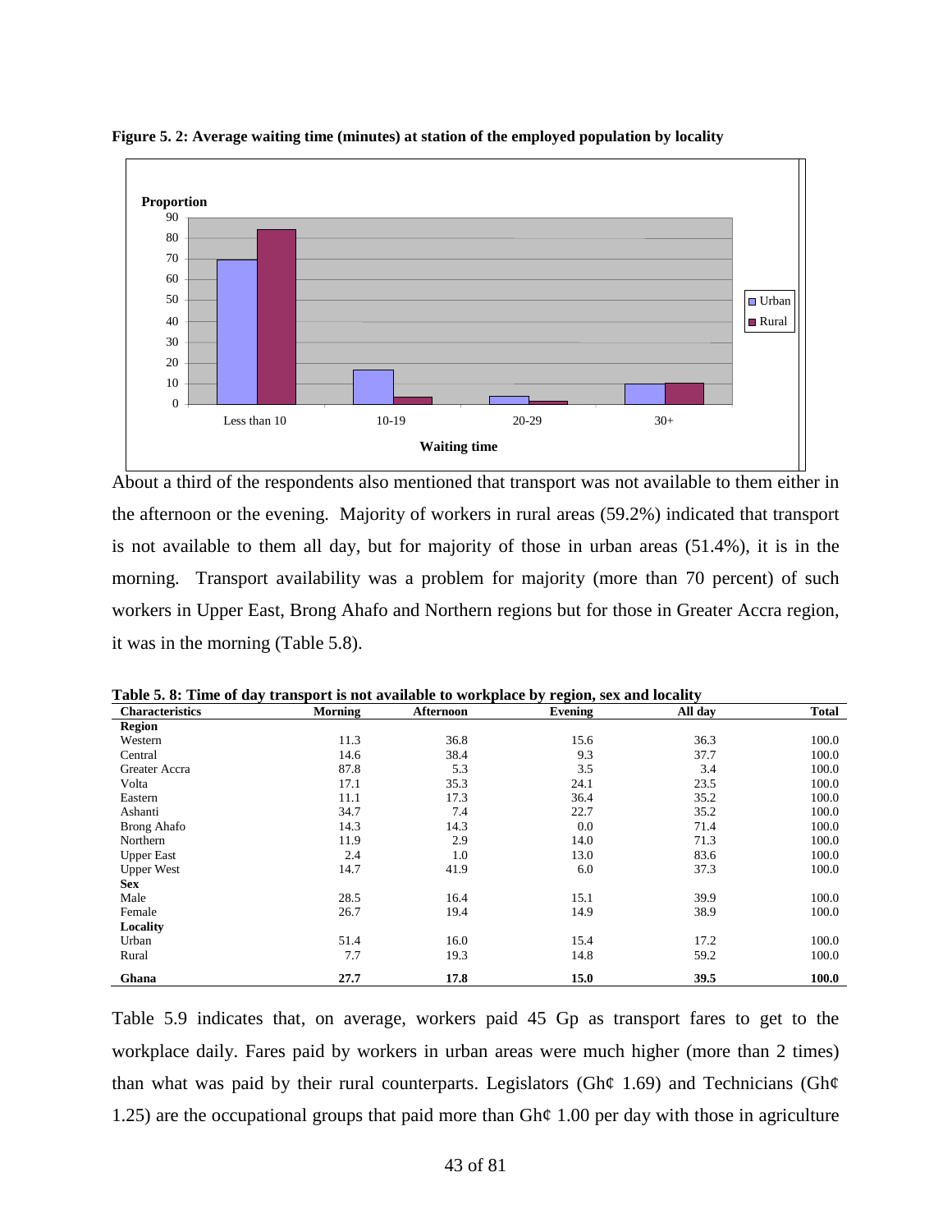**Figure 5. 2: Average waiting time (minutes) at station of the employed population by locality**

About a third of the respondents also mentioned that transport was not available to them either in the afternoon or the evening. Majority of workers in rural areas (59.2%) indicated that transport is not available to them all day, but for majority of those in urban areas (51.4%), it is in the morning. Transport availability was a problem for majority (more than 70 percent) of such workers in Upper East, Brong Ahafo and Northern regions but for those in Greater Accra region, it was in the morning (Table 5.8).

**Table 5. 8: Time of day transport is not available to workplace by region, sex and locality**

| Characteristics | Morning | Afternoon | Evening | All day | Total |
|---|---|---|---|---|---|
| **Region** | | | | | |
| Western | 11.3 | 36.8 | 15.6 | 36.3 | 100.0 |
| Central | 14.6 | 38.4 | 9.3 | 37.7 | 100.0 |
| Greater Accra | 87.8 | 5.3 | 3.5 | 3.4 | 100.0 |
| Volta | 17.1 | 35.3 | 24.1 | 23.5 | 100.0 |
| Eastern | 11.1 | 17.3 | 36.4 | 35.2 | 100.0 |
| Ashanti | 34.7 | 7.4 | 22.7 | 35.2 | 100.0 |
| Brong Ahafo | 14.3 | 14.3 | 0.0 | 71.4 | 100.0 |
| Northern | 11.9 | 2.9 | 14.0 | 71.3 | 100.0 |
| Upper East | 2.4 | 1.0 | 13.0 | 83.6 | 100.0 |
| Upper West | 14.7 | 41.9 | 6.0 | 37.3 | 100.0 |
| **Sex** | | | | | |
| Male | 28.5 | 16.4 | 15.1 | 39.9 | 100.0 |
| Female | 26.7 | 19.4 | 14.9 | 38.9 | 100.0 |
| **Locality** | | | | | |
| Urban | 51.4 | 16.0 | 15.4 | 17.2 | 100.0 |
| Rural | 7.7 | 19.3 | 14.8 | 59.2 | 100.0 |
| **Ghana** | **27.7** | **17.8** | **15.0** | **39.5** | **100.0** |

Table 5.9 indicates that, on average, workers paid 45 Gp as transport fares to get to the workplace daily. Fares paid by workers in urban areas were much higher (more than 2 times) than what was paid by their rural counterparts. Legislators (Gh¢ 1.69) and Technicians (Gh¢ 1.25) are the occupational groups that paid more than Gh¢ 1.00 per day with those in agriculture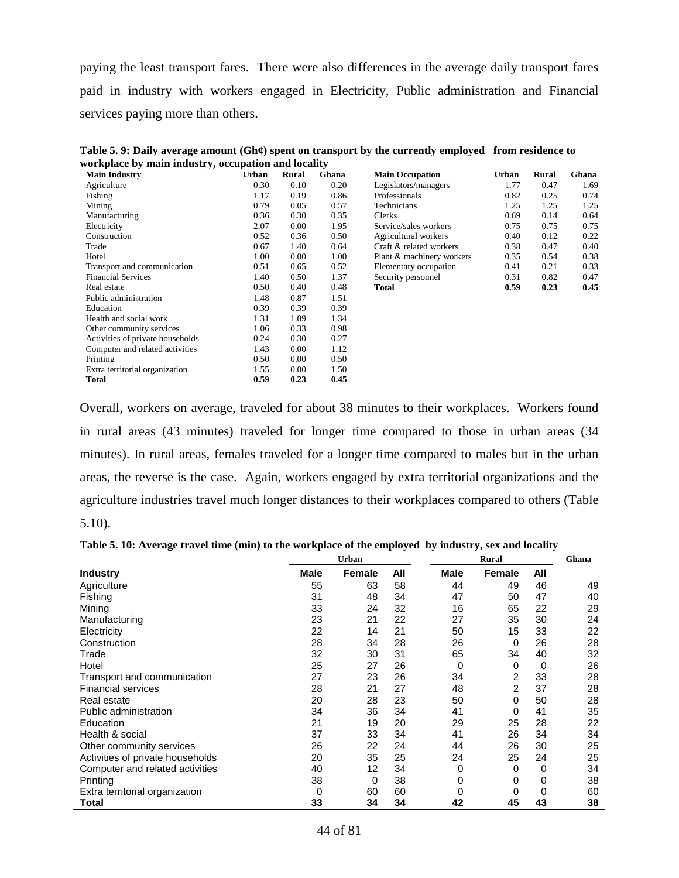paying the least transport fares. There were also differences in the average daily transport fares paid in industry with workers engaged in Electricity, Public administration and Financial services paying more than others.

**Table 5. 9: Daily average amount (Gh¢) spent on transport by the currently employed from residence to workplace by main industry, occupation and locality**

| Main Industry | Urban | Rural | Ghana |
|---|---|---|---|
| Agriculture | 0.30 | 0.10 | 0.20 |
| Fishing | 1.17 | 0.19 | 0.86 |
| Mining | 0.79 | 0.05 | 0.57 |
| Manufacturing | 0.36 | 0.30 | 0.35 |
| Electricity | 2.07 | 0.00 | 1.95 |
| Construction | 0.52 | 0.36 | 0.50 |
| Trade | 0.67 | 1.40 | 0.64 |
| Hotel | 1.00 | 0.00 | 1.00 |
| Transport and communication | 0.51 | 0.65 | 0.52 |
| Financial Services | 1.40 | 0.50 | 1.37 |
| Real estate | 0.50 | 0.40 | 0.48 |
| Public administration | 1.48 | 0.87 | 1.51 |
| Education | 0.39 | 0.39 | 0.39 |
| Health and social work | 1.31 | 1.09 | 1.34 |
| Other community services | 1.06 | 0.33 | 0.98 |
| Activities of private households | 0.24 | 0.30 | 0.27 |
| Computer and related activities | 1.43 | 0.00 | 1.12 |
| Printing | 0.50 | 0.00 | 0.50 |
| Extra territorial organization | 1.55 | 0.00 | 1.50 |
| **Total** | **0.59** | **0.23** | **0.45** |

| Main Occupation | Urban | Rural | Ghana |
|---|---|---|---|
| Legislators/managers | 1.77 | 0.47 | 1.69 |
| Professionals | 0.82 | 0.25 | 0.74 |
| Technicians | 1.25 | 1.25 | 1.25 |
| Clerks | 0.69 | 0.14 | 0.64 |
| Service/sales workers | 0.75 | 0.75 | 0.75 |
| Agricultural workers | 0.40 | 0.12 | 0.22 |
| Craft & related workers | 0.38 | 0.47 | 0.40 |
| Plant & machinery workers | 0.35 | 0.54 | 0.38 |
| Elementary occupation | 0.41 | 0.21 | 0.33 |
| Security personnel | 0.31 | 0.82 | 0.47 |
| **Total** | **0.59** | **0.23** | **0.45** |

Overall, workers on average, traveled for about 38 minutes to their workplaces. Workers found in rural areas (43 minutes) traveled for longer time compared to those in urban areas (34 minutes). In rural areas, females traveled for a longer time compared to males but in the urban areas, the reverse is the case. Again, workers engaged by extra territorial organizations and the agriculture industries travel much longer distances to their workplaces compared to others (Table 5.10).

**Table 5. 10: Average travel time (min) to the workplace of the employed by industry, sex and locality**

| | Urban | | | Rural | | | Ghana |
|---|---|---|---|---|---|---|---|
| **Industry** | **Male** | **Female** | **All** | **Male** | **Female** | **All** | |
| Agriculture | 55 | 63 | 58 | 44 | 49 | 46 | 49 |
| Fishing | 31 | 48 | 34 | 47 | 50 | 47 | 40 |
| Mining | 33 | 24 | 32 | 16 | 65 | 22 | 29 |
| Manufacturing | 23 | 21 | 22 | 27 | 35 | 30 | 24 |
| Electricity | 22 | 14 | 21 | 50 | 15 | 33 | 22 |
| Construction | 28 | 34 | 28 | 26 | 0 | 26 | 28 |
| Trade | 32 | 30 | 31 | 65 | 34 | 40 | 32 |
| Hotel | 25 | 27 | 26 | 0 | 0 | 0 | 26 |
| Transport and communication | 27 | 23 | 26 | 34 | 2 | 33 | 28 |
| Financial services | 28 | 21 | 27 | 48 | 2 | 37 | 28 |
| Real estate | 20 | 28 | 23 | 50 | 0 | 50 | 28 |
| Public administration | 34 | 36 | 34 | 41 | 0 | 41 | 35 |
| Education | 21 | 19 | 20 | 29 | 25 | 28 | 22 |
| Health & social | 37 | 33 | 34 | 41 | 26 | 34 | 34 |
| Other community services | 26 | 22 | 24 | 44 | 26 | 30 | 25 |
| Activities of private households | 20 | 35 | 25 | 24 | 25 | 24 | 25 |
| Computer and related activities | 40 | 12 | 34 | 0 | 0 | 0 | 34 |
| Printing | 38 | 0 | 38 | 0 | 0 | 0 | 38 |
| Extra territorial organization | 0 | 60 | 60 | 0 | 0 | 0 | 60 |
| **Total** | **33** | **34** | **34** | **42** | **45** | **43** | **38** |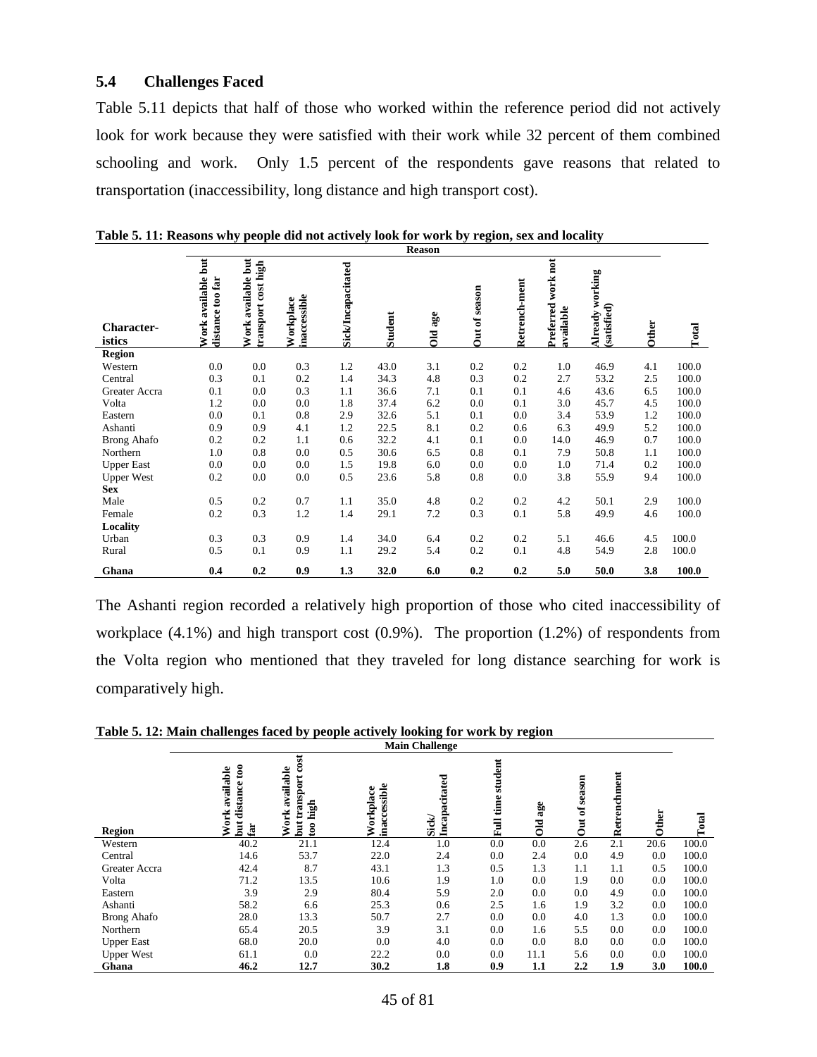### 5.4 Challenges Faced

Table 5.11 depicts that half of those who worked within the reference period did not actively look for work because they were satisfied with their work while 32 percent of them combined schooling and work. Only 1.5 percent of the respondents gave reasons that related to transportation (inaccessibility, long distance and high transport cost).

**Table 5. 11: Reasons why people did not actively look for work by region, sex and locality**

| Character-istics | Reason | | | | | | | | | | | |
|---|---|---|---|---|---|---|---|---|---|---|---|---|
| | Work available but distance too far | Work available but transport cost high | Workplace inaccessible | Sick/Incapacitated | Student | Old age | Out of season | Retrench-ment | Preferred work not available | Already working (satisfied) | Other | Total |
| **Region** | | | | | | | | | | | | |
| Western | 0.0 | 0.0 | 0.3 | 1.2 | 43.0 | 3.1 | 0.2 | 0.2 | 1.0 | 46.9 | 4.1 | 100.0 |
| Central | 0.3 | 0.1 | 0.2 | 1.4 | 34.3 | 4.8 | 0.3 | 0.2 | 2.7 | 53.2 | 2.5 | 100.0 |
| Greater Accra | 0.1 | 0.0 | 0.3 | 1.1 | 36.6 | 7.1 | 0.1 | 0.1 | 4.6 | 43.6 | 6.5 | 100.0 |
| Volta | 1.2 | 0.0 | 0.0 | 1.8 | 37.4 | 6.2 | 0.0 | 0.1 | 3.0 | 45.7 | 4.5 | 100.0 |
| Eastern | 0.0 | 0.1 | 0.8 | 2.9 | 32.6 | 5.1 | 0.1 | 0.0 | 3.4 | 53.9 | 1.2 | 100.0 |
| Ashanti | 0.9 | 0.9 | 4.1 | 1.2 | 22.5 | 8.1 | 0.2 | 0.6 | 6.3 | 49.9 | 5.2 | 100.0 |
| Brong Ahafo | 0.2 | 0.2 | 1.1 | 0.6 | 32.2 | 4.1 | 0.1 | 0.0 | 14.0 | 46.9 | 0.7 | 100.0 |
| Northern | 1.0 | 0.8 | 0.0 | 0.5 | 30.6 | 6.5 | 0.8 | 0.1 | 7.9 | 50.8 | 1.1 | 100.0 |
| Upper East | 0.0 | 0.0 | 0.0 | 1.5 | 19.8 | 6.0 | 0.0 | 0.0 | 1.0 | 71.4 | 0.2 | 100.0 |
| Upper West | 0.2 | 0.0 | 0.0 | 0.5 | 23.6 | 5.8 | 0.8 | 0.0 | 3.8 | 55.9 | 9.4 | 100.0 |
| **Sex** | | | | | | | | | | | | |
| Male | 0.5 | 0.2 | 0.7 | 1.1 | 35.0 | 4.8 | 0.2 | 0.2 | 4.2 | 50.1 | 2.9 | 100.0 |
| Female | 0.2 | 0.3 | 1.2 | 1.4 | 29.1 | 7.2 | 0.3 | 0.1 | 5.8 | 49.9 | 4.6 | 100.0 |
| **Locality** | | | | | | | | | | | | |
| Urban | 0.3 | 0.3 | 0.9 | 1.4 | 34.0 | 6.4 | 0.2 | 0.2 | 5.1 | 46.6 | 4.5 | 100.0 |
| Rural | 0.5 | 0.1 | 0.9 | 1.1 | 29.2 | 5.4 | 0.2 | 0.1 | 4.8 | 54.9 | 2.8 | 100.0 |
| **Ghana** | **0.4** | **0.2** | **0.9** | **1.3** | **32.0** | **6.0** | **0.2** | **0.2** | **5.0** | **50.0** | **3.8** | **100.0** |

The Ashanti region recorded a relatively high proportion of those who cited inaccessibility of workplace (4.1%) and high transport cost (0.9%). The proportion (1.2%) of respondents from the Volta region who mentioned that they traveled for long distance searching for work is comparatively high.

**Table 5. 12: Main challenges faced by people actively looking for work by region**

| Region | Main Challenge | | | | | | | | | |
|---|---|---|---|---|---|---|---|---|---|---|
| | Work available but distance too far | Work available but transport cost too high | Workplace inaccessible | Sick/ Incapacitated | Full time student | Old age | Out of season | Retrenchment | Other | Total |
| Western | 40.2 | 21.1 | 12.4 | 1.0 | 0.0 | 0.0 | 2.6 | 2.1 | 20.6 | 100.0 |
| Central | 14.6 | 53.7 | 22.0 | 2.4 | 0.0 | 2.4 | 0.0 | 4.9 | 0.0 | 100.0 |
| Greater Accra | 42.4 | 8.7 | 43.1 | 1.3 | 0.5 | 1.3 | 1.1 | 1.1 | 0.5 | 100.0 |
| Volta | 71.2 | 13.5 | 10.6 | 1.9 | 1.0 | 0.0 | 1.9 | 0.0 | 0.0 | 100.0 |
| Eastern | 3.9 | 2.9 | 80.4 | 5.9 | 2.0 | 0.0 | 0.0 | 4.9 | 0.0 | 100.0 |
| Ashanti | 58.2 | 6.6 | 25.3 | 0.6 | 2.5 | 1.6 | 1.9 | 3.2 | 0.0 | 100.0 |
| Brong Ahafo | 28.0 | 13.3 | 50.7 | 2.7 | 0.0 | 0.0 | 4.0 | 1.3 | 0.0 | 100.0 |
| Northern | 65.4 | 20.5 | 3.9 | 3.1 | 0.0 | 1.6 | 5.5 | 0.0 | 0.0 | 100.0 |
| Upper East | 68.0 | 20.0 | 0.0 | 4.0 | 0.0 | 0.0 | 8.0 | 0.0 | 0.0 | 100.0 |
| Upper West | 61.1 | 0.0 | 22.2 | 0.0 | 0.0 | 11.1 | 5.6 | 0.0 | 0.0 | 100.0 |
| **Ghana** | **46.2** | **12.7** | **30.2** | **1.8** | **0.9** | **1.1** | **2.2** | **1.9** | **3.0** | **100.0** |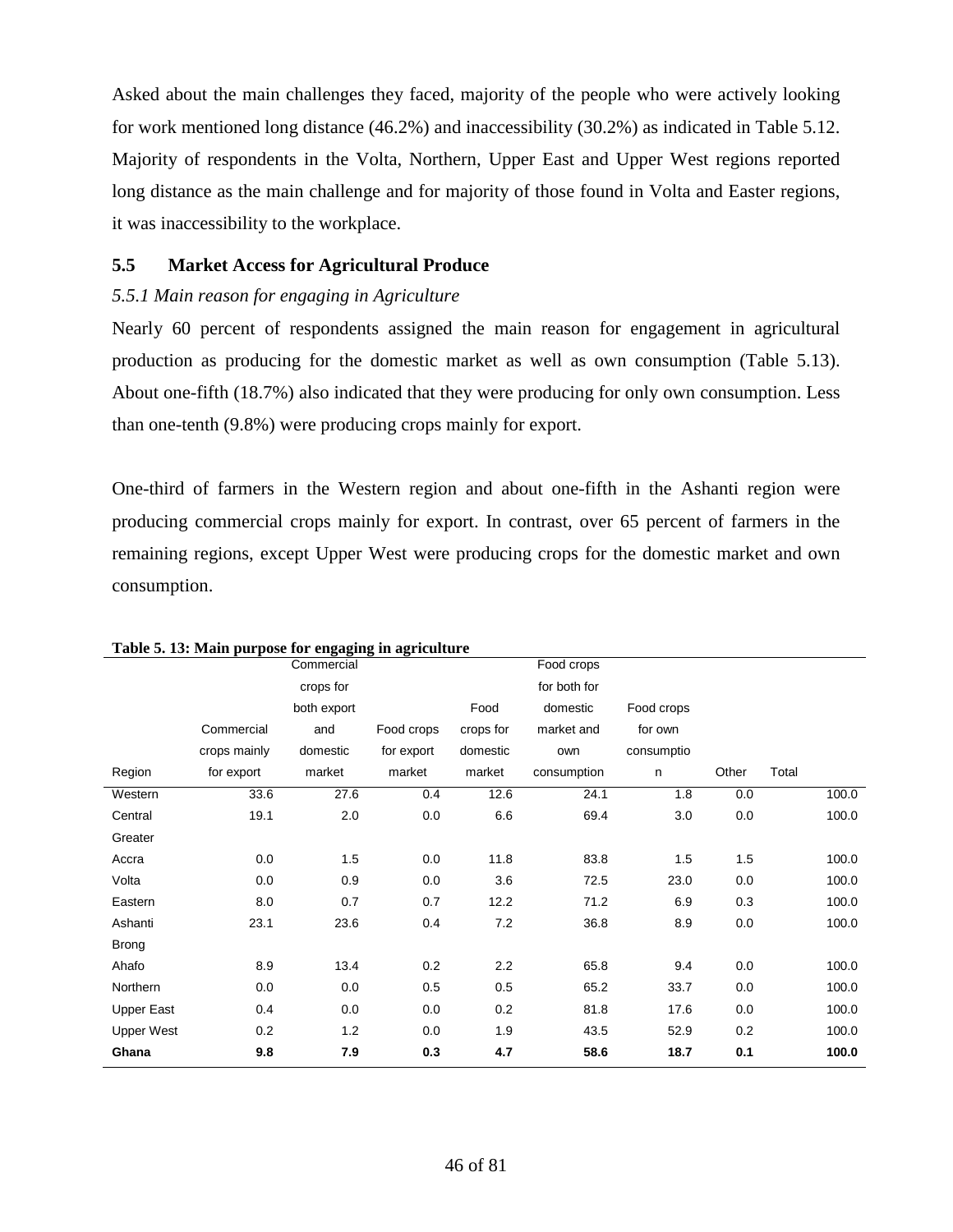Asked about the main challenges they faced, majority of the people who were actively looking for work mentioned long distance (46.2%) and inaccessibility (30.2%) as indicated in Table 5.12. Majority of respondents in the Volta, Northern, Upper East and Upper West regions reported long distance as the main challenge and for majority of those found in Volta and Easter regions, it was inaccessibility to the workplace.

## 5.5 Market Access for Agricultural Produce

### *5.5.1 Main reason for engaging in Agriculture*

Nearly 60 percent of respondents assigned the main reason for engagement in agricultural production as producing for the domestic market as well as own consumption (Table 5.13). About one-fifth (18.7%) also indicated that they were producing for only own consumption. Less than one-tenth (9.8%) were producing crops mainly for export.

One-third of farmers in the Western region and about one-fifth in the Ashanti region were producing commercial crops mainly for export. In contrast, over 65 percent of farmers in the remaining regions, except Upper West were producing crops for the domestic market and own consumption.

**Table 5. 13: Main purpose for engaging in agriculture**

| Region | Commercial crops mainly for export | Commercial crops for both export and domestic market | Food crops for export market | Food crops for domestic market | Food crops for both for domestic market and own consumption | Food crops for own consumption | Other | Total |
|---|---|---|---|---|---|---|---|---|
| Western | 33.6 | 27.6 | 0.4 | 12.6 | 24.1 | 1.8 | 0.0 | 100.0 |
| Central | 19.1 | 2.0 | 0.0 | 6.6 | 69.4 | 3.0 | 0.0 | 100.0 |
| Greater Accra | 0.0 | 1.5 | 0.0 | 11.8 | 83.8 | 1.5 | 1.5 | 100.0 |
| Volta | 0.0 | 0.9 | 0.0 | 3.6 | 72.5 | 23.0 | 0.0 | 100.0 |
| Eastern | 8.0 | 0.7 | 0.7 | 12.2 | 71.2 | 6.9 | 0.3 | 100.0 |
| Ashanti | 23.1 | 23.6 | 0.4 | 7.2 | 36.8 | 8.9 | 0.0 | 100.0 |
| Brong Ahafo | 8.9 | 13.4 | 0.2 | 2.2 | 65.8 | 9.4 | 0.0 | 100.0 |
| Northern | 0.0 | 0.0 | 0.5 | 0.5 | 65.2 | 33.7 | 0.0 | 100.0 |
| Upper East | 0.4 | 0.0 | 0.0 | 0.2 | 81.8 | 17.6 | 0.0 | 100.0 |
| Upper West | 0.2 | 1.2 | 0.0 | 1.9 | 43.5 | 52.9 | 0.2 | 100.0 |
| **Ghana** | **9.8** | **7.9** | **0.3** | **4.7** | **58.6** | **18.7** | **0.1** | **100.0** |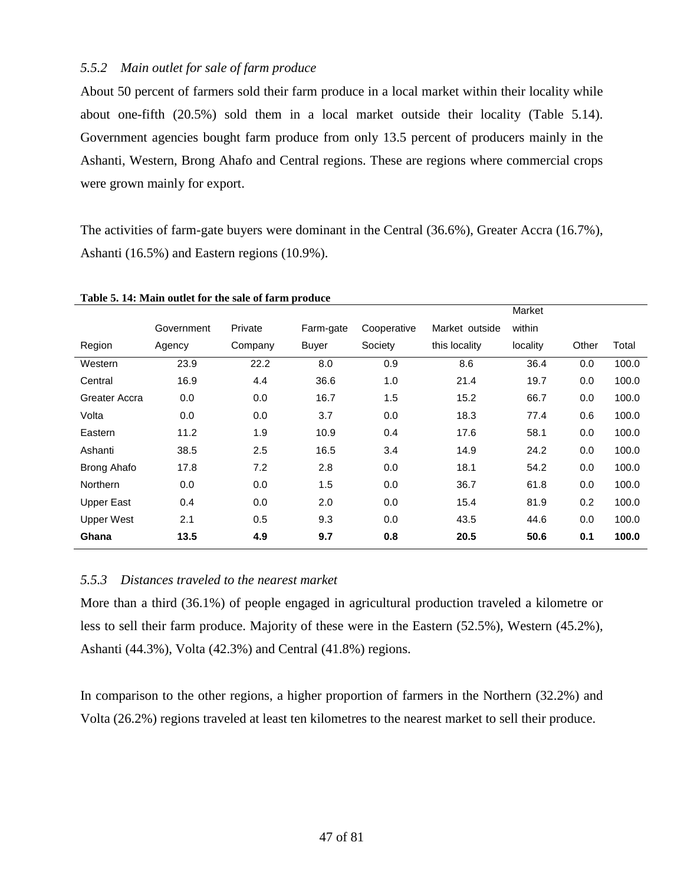### *5.5.2 Main outlet for sale of farm produce*

About 50 percent of farmers sold their farm produce in a local market within their locality while about one-fifth (20.5%) sold them in a local market outside their locality (Table 5.14). Government agencies bought farm produce from only 13.5 percent of producers mainly in the Ashanti, Western, Brong Ahafo and Central regions. These are regions where commercial crops were grown mainly for export.

The activities of farm-gate buyers were dominant in the Central (36.6%), Greater Accra (16.7%), Ashanti (16.5%) and Eastern regions (10.9%).

**Table 5. 14: Main outlet for the sale of farm produce**

| Region | Government Agency | Private Company | Farm-gate Buyer | Cooperative Society | Market outside this locality | Market within locality | Other | Total |
|---|---|---|---|---|---|---|---|---|
| Western | 23.9 | 22.2 | 8.0 | 0.9 | 8.6 | 36.4 | 0.0 | 100.0 |
| Central | 16.9 | 4.4 | 36.6 | 1.0 | 21.4 | 19.7 | 0.0 | 100.0 |
| Greater Accra | 0.0 | 0.0 | 16.7 | 1.5 | 15.2 | 66.7 | 0.0 | 100.0 |
| Volta | 0.0 | 0.0 | 3.7 | 0.0 | 18.3 | 77.4 | 0.6 | 100.0 |
| Eastern | 11.2 | 1.9 | 10.9 | 0.4 | 17.6 | 58.1 | 0.0 | 100.0 |
| Ashanti | 38.5 | 2.5 | 16.5 | 3.4 | 14.9 | 24.2 | 0.0 | 100.0 |
| Brong Ahafo | 17.8 | 7.2 | 2.8 | 0.0 | 18.1 | 54.2 | 0.0 | 100.0 |
| Northern | 0.0 | 0.0 | 1.5 | 0.0 | 36.7 | 61.8 | 0.0 | 100.0 |
| Upper East | 0.4 | 0.0 | 2.0 | 0.0 | 15.4 | 81.9 | 0.2 | 100.0 |
| Upper West | 2.1 | 0.5 | 9.3 | 0.0 | 43.5 | 44.6 | 0.0 | 100.0 |
| **Ghana** | **13.5** | **4.9** | **9.7** | **0.8** | **20.5** | **50.6** | **0.1** | **100.0** |

### *5.5.3 Distances traveled to the nearest market*

More than a third (36.1%) of people engaged in agricultural production traveled a kilometre or less to sell their farm produce. Majority of these were in the Eastern (52.5%), Western (45.2%), Ashanti (44.3%), Volta (42.3%) and Central (41.8%) regions.

In comparison to the other regions, a higher proportion of farmers in the Northern (32.2%) and Volta (26.2%) regions traveled at least ten kilometres to the nearest market to sell their produce.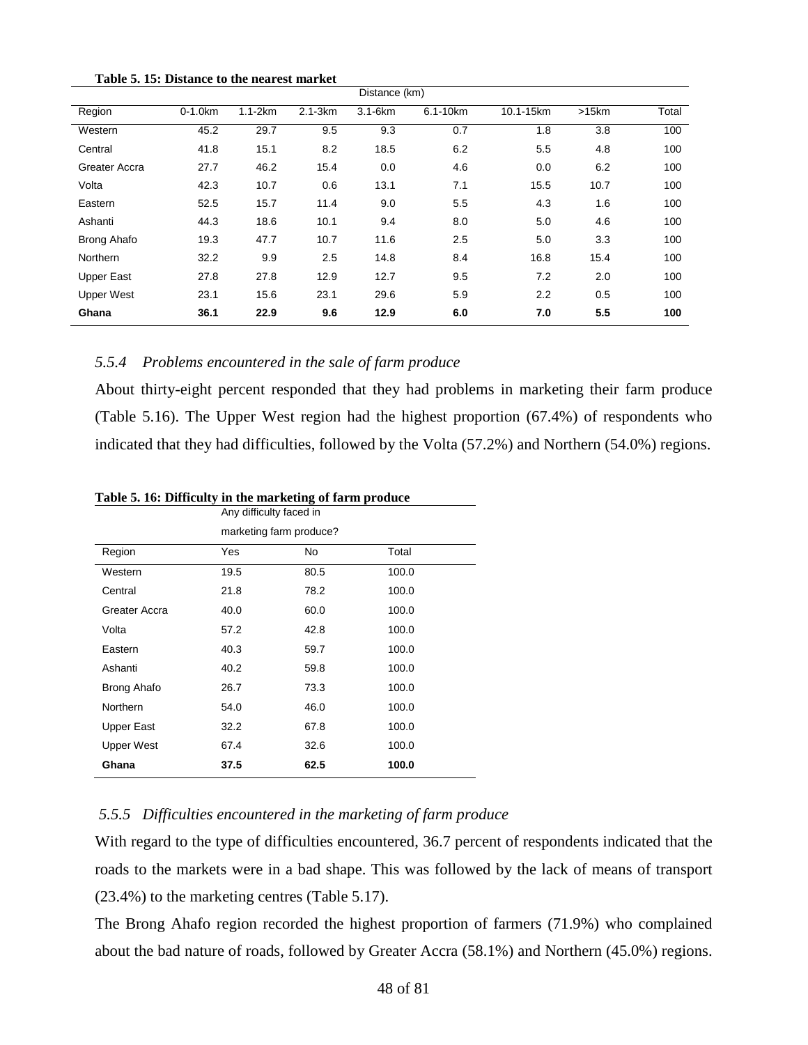**Table 5. 15: Distance to the nearest market**

| | Distance (km) | | | | | | | |
|---|---|---|---|---|---|---|---|---|
| Region | 0-1.0km | 1.1-2km | 2.1-3km | 3.1-6km | 6.1-10km | 10.1-15km | >15km | Total |
| Western | 45.2 | 29.7 | 9.5 | 9.3 | 0.7 | 1.8 | 3.8 | 100 |
| Central | 41.8 | 15.1 | 8.2 | 18.5 | 6.2 | 5.5 | 4.8 | 100 |
| Greater Accra | 27.7 | 46.2 | 15.4 | 0.0 | 4.6 | 0.0 | 6.2 | 100 |
| Volta | 42.3 | 10.7 | 0.6 | 13.1 | 7.1 | 15.5 | 10.7 | 100 |
| Eastern | 52.5 | 15.7 | 11.4 | 9.0 | 5.5 | 4.3 | 1.6 | 100 |
| Ashanti | 44.3 | 18.6 | 10.1 | 9.4 | 8.0 | 5.0 | 4.6 | 100 |
| Brong Ahafo | 19.3 | 47.7 | 10.7 | 11.6 | 2.5 | 5.0 | 3.3 | 100 |
| Northern | 32.2 | 9.9 | 2.5 | 14.8 | 8.4 | 16.8 | 15.4 | 100 |
| Upper East | 27.8 | 27.8 | 12.9 | 12.7 | 9.5 | 7.2 | 2.0 | 100 |
| Upper West | 23.1 | 15.6 | 23.1 | 29.6 | 5.9 | 2.2 | 0.5 | 100 |
| **Ghana** | **36.1** | **22.9** | **9.6** | **12.9** | **6.0** | **7.0** | **5.5** | **100** |

### *5.5.4 Problems encountered in the sale of farm produce*

About thirty-eight percent responded that they had problems in marketing their farm produce (Table 5.16). The Upper West region had the highest proportion (67.4%) of respondents who indicated that they had difficulties, followed by the Volta (57.2%) and Northern (54.0%) regions.

**Table 5. 16: Difficulty in the marketing of farm produce**

| | Any difficulty faced in marketing farm produce? | | |
|---|---|---|---|
| Region | Yes | No | Total |
| Western | 19.5 | 80.5 | 100.0 |
| Central | 21.8 | 78.2 | 100.0 |
| Greater Accra | 40.0 | 60.0 | 100.0 |
| Volta | 57.2 | 42.8 | 100.0 |
| Eastern | 40.3 | 59.7 | 100.0 |
| Ashanti | 40.2 | 59.8 | 100.0 |
| Brong Ahafo | 26.7 | 73.3 | 100.0 |
| Northern | 54.0 | 46.0 | 100.0 |
| Upper East | 32.2 | 67.8 | 100.0 |
| Upper West | 67.4 | 32.6 | 100.0 |
| **Ghana** | **37.5** | **62.5** | **100.0** |

### *5.5.5 Difficulties encountered in the marketing of farm produce*

With regard to the type of difficulties encountered, 36.7 percent of respondents indicated that the roads to the markets were in a bad shape. This was followed by the lack of means of transport (23.4%) to the marketing centres (Table 5.17).

The Brong Ahafo region recorded the highest proportion of farmers (71.9%) who complained about the bad nature of roads, followed by Greater Accra (58.1%) and Northern (45.0%) regions.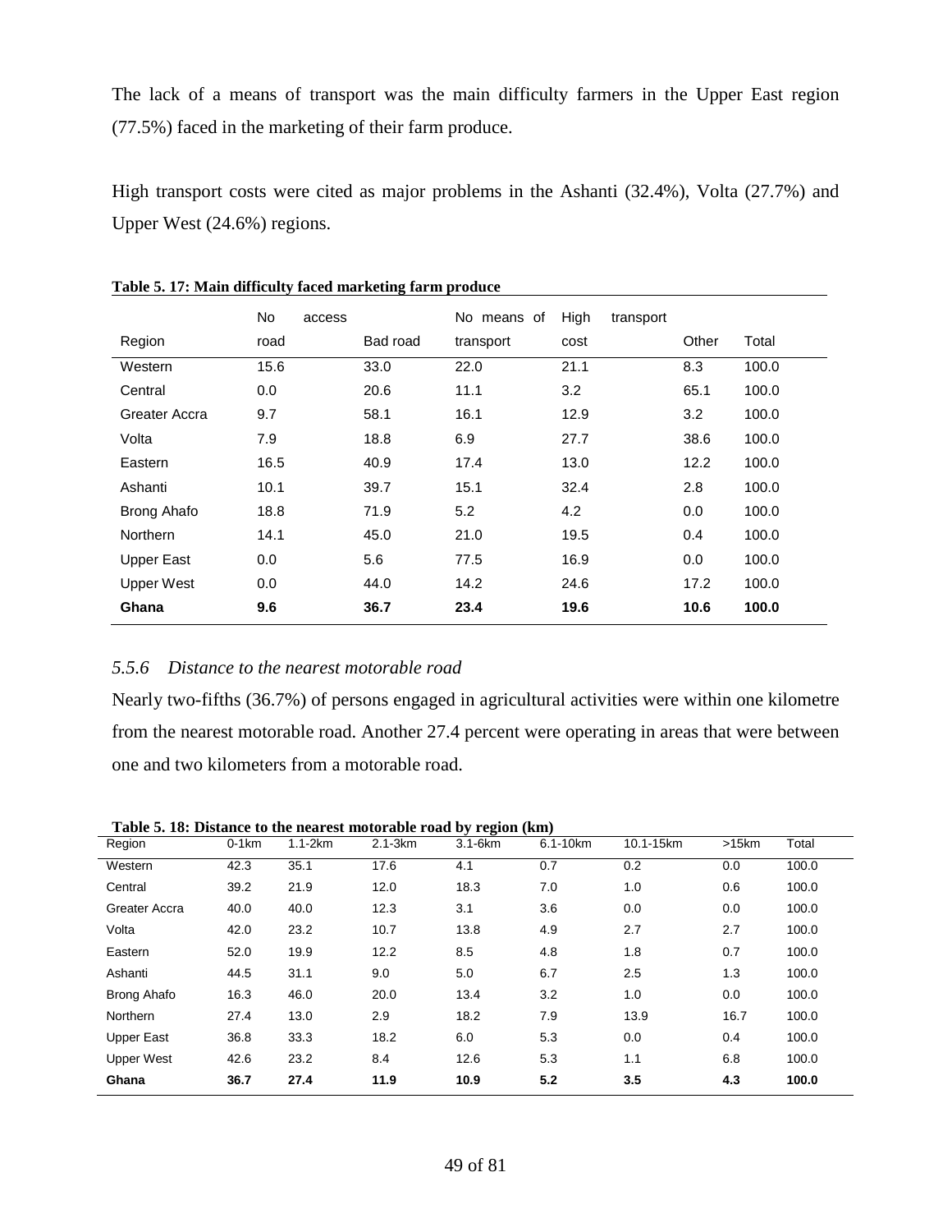The lack of a means of transport was the main difficulty farmers in the Upper East region (77.5%) faced in the marketing of their farm produce.

High transport costs were cited as major problems in the Ashanti (32.4%), Volta (27.7%) and Upper West (24.6%) regions.

**Table 5. 17: Main difficulty faced marketing farm produce**

| Region | No access road | Bad road | No means of transport | High transport cost | Other | Total |
|---|---|---|---|---|---|---|
| Western | 15.6 | 33.0 | 22.0 | 21.1 | 8.3 | 100.0 |
| Central | 0.0 | 20.6 | 11.1 | 3.2 | 65.1 | 100.0 |
| Greater Accra | 9.7 | 58.1 | 16.1 | 12.9 | 3.2 | 100.0 |
| Volta | 7.9 | 18.8 | 6.9 | 27.7 | 38.6 | 100.0 |
| Eastern | 16.5 | 40.9 | 17.4 | 13.0 | 12.2 | 100.0 |
| Ashanti | 10.1 | 39.7 | 15.1 | 32.4 | 2.8 | 100.0 |
| Brong Ahafo | 18.8 | 71.9 | 5.2 | 4.2 | 0.0 | 100.0 |
| Northern | 14.1 | 45.0 | 21.0 | 19.5 | 0.4 | 100.0 |
| Upper East | 0.0 | 5.6 | 77.5 | 16.9 | 0.0 | 100.0 |
| Upper West | 0.0 | 44.0 | 14.2 | 24.6 | 17.2 | 100.0 |
| **Ghana** | **9.6** | **36.7** | **23.4** | **19.6** | **10.6** | **100.0** |

### *5.5.6 Distance to the nearest motorable road*

Nearly two-fifths (36.7%) of persons engaged in agricultural activities were within one kilometre from the nearest motorable road. Another 27.4 percent were operating in areas that were between one and two kilometers from a motorable road.

**Table 5. 18: Distance to the nearest motorable road by region (km)**

| Region | 0-1km | 1.1-2km | 2.1-3km | 3.1-6km | 6.1-10km | 10.1-15km | >15km | Total |
|---|---|---|---|---|---|---|---|---|
| Western | 42.3 | 35.1 | 17.6 | 4.1 | 0.7 | 0.2 | 0.0 | 100.0 |
| Central | 39.2 | 21.9 | 12.0 | 18.3 | 7.0 | 1.0 | 0.6 | 100.0 |
| Greater Accra | 40.0 | 40.0 | 12.3 | 3.1 | 3.6 | 0.0 | 0.0 | 100.0 |
| Volta | 42.0 | 23.2 | 10.7 | 13.8 | 4.9 | 2.7 | 2.7 | 100.0 |
| Eastern | 52.0 | 19.9 | 12.2 | 8.5 | 4.8 | 1.8 | 0.7 | 100.0 |
| Ashanti | 44.5 | 31.1 | 9.0 | 5.0 | 6.7 | 2.5 | 1.3 | 100.0 |
| Brong Ahafo | 16.3 | 46.0 | 20.0 | 13.4 | 3.2 | 1.0 | 0.0 | 100.0 |
| Northern | 27.4 | 13.0 | 2.9 | 18.2 | 7.9 | 13.9 | 16.7 | 100.0 |
| Upper East | 36.8 | 33.3 | 18.2 | 6.0 | 5.3 | 0.0 | 0.4 | 100.0 |
| Upper West | 42.6 | 23.2 | 8.4 | 12.6 | 5.3 | 1.1 | 6.8 | 100.0 |
| **Ghana** | **36.7** | **27.4** | **11.9** | **10.9** | **5.2** | **3.5** | **4.3** | **100.0** |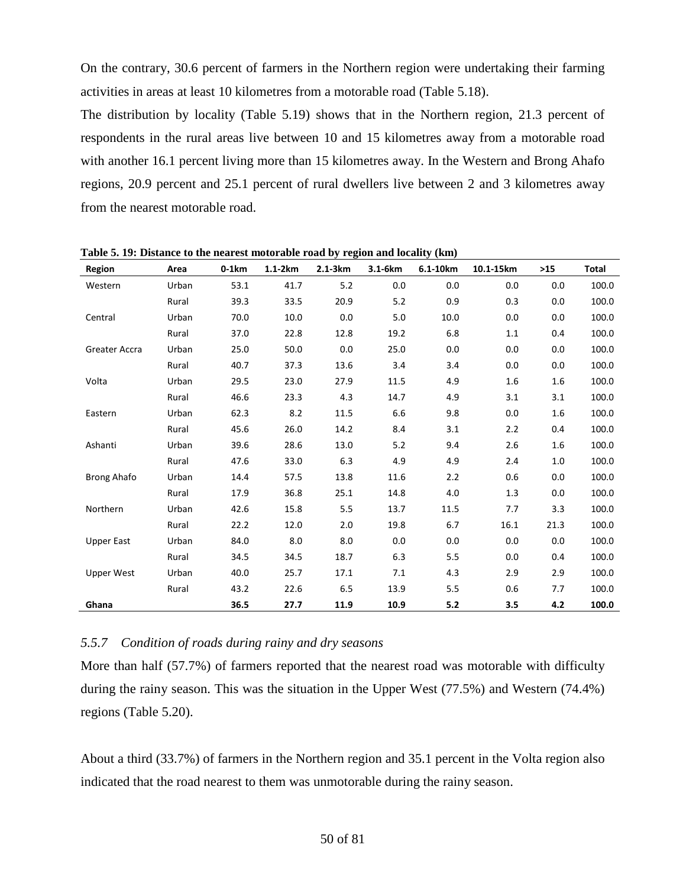On the contrary, 30.6 percent of farmers in the Northern region were undertaking their farming activities in areas at least 10 kilometres from a motorable road (Table 5.18).

The distribution by locality (Table 5.19) shows that in the Northern region, 21.3 percent of respondents in the rural areas live between 10 and 15 kilometres away from a motorable road with another 16.1 percent living more than 15 kilometres away. In the Western and Brong Ahafo regions, 20.9 percent and 25.1 percent of rural dwellers live between 2 and 3 kilometres away from the nearest motorable road.

**Table 5. 19: Distance to the nearest motorable road by region and locality (km)**

| Region | Area | 0-1km | 1.1-2km | 2.1-3km | 3.1-6km | 6.1-10km | 10.1-15km | >15 | Total |
|---|---|---|---|---|---|---|---|---|---|
| Western | Urban | 53.1 | 41.7 | 5.2 | 0.0 | 0.0 | 0.0 | 0.0 | 100.0 |
| | Rural | 39.3 | 33.5 | 20.9 | 5.2 | 0.9 | 0.3 | 0.0 | 100.0 |
| Central | Urban | 70.0 | 10.0 | 0.0 | 5.0 | 10.0 | 0.0 | 0.0 | 100.0 |
| | Rural | 37.0 | 22.8 | 12.8 | 19.2 | 6.8 | 1.1 | 0.4 | 100.0 |
| Greater Accra | Urban | 25.0 | 50.0 | 0.0 | 25.0 | 0.0 | 0.0 | 0.0 | 100.0 |
| | Rural | 40.7 | 37.3 | 13.6 | 3.4 | 3.4 | 0.0 | 0.0 | 100.0 |
| Volta | Urban | 29.5 | 23.0 | 27.9 | 11.5 | 4.9 | 1.6 | 1.6 | 100.0 |
| | Rural | 46.6 | 23.3 | 4.3 | 14.7 | 4.9 | 3.1 | 3.1 | 100.0 |
| Eastern | Urban | 62.3 | 8.2 | 11.5 | 6.6 | 9.8 | 0.0 | 1.6 | 100.0 |
| | Rural | 45.6 | 26.0 | 14.2 | 8.4 | 3.1 | 2.2 | 0.4 | 100.0 |
| Ashanti | Urban | 39.6 | 28.6 | 13.0 | 5.2 | 9.4 | 2.6 | 1.6 | 100.0 |
| | Rural | 47.6 | 33.0 | 6.3 | 4.9 | 4.9 | 2.4 | 1.0 | 100.0 |
| Brong Ahafo | Urban | 14.4 | 57.5 | 13.8 | 11.6 | 2.2 | 0.6 | 0.0 | 100.0 |
| | Rural | 17.9 | 36.8 | 25.1 | 14.8 | 4.0 | 1.3 | 0.0 | 100.0 |
| Northern | Urban | 42.6 | 15.8 | 5.5 | 13.7 | 11.5 | 7.7 | 3.3 | 100.0 |
| | Rural | 22.2 | 12.0 | 2.0 | 19.8 | 6.7 | 16.1 | 21.3 | 100.0 |
| Upper East | Urban | 84.0 | 8.0 | 8.0 | 0.0 | 0.0 | 0.0 | 0.0 | 100.0 |
| | Rural | 34.5 | 34.5 | 18.7 | 6.3 | 5.5 | 0.0 | 0.4 | 100.0 |
| Upper West | Urban | 40.0 | 25.7 | 17.1 | 7.1 | 4.3 | 2.9 | 2.9 | 100.0 |
| | Rural | 43.2 | 22.6 | 6.5 | 13.9 | 5.5 | 0.6 | 7.7 | 100.0 |
| **Ghana** | | **36.5** | **27.7** | **11.9** | **10.9** | **5.2** | **3.5** | **4.2** | **100.0** |

### *5.5.7 Condition of roads during rainy and dry seasons*

More than half (57.7%) of farmers reported that the nearest road was motorable with difficulty during the rainy season. This was the situation in the Upper West (77.5%) and Western (74.4%) regions (Table 5.20).

About a third (33.7%) of farmers in the Northern region and 35.1 percent in the Volta region also indicated that the road nearest to them was unmotorable during the rainy season.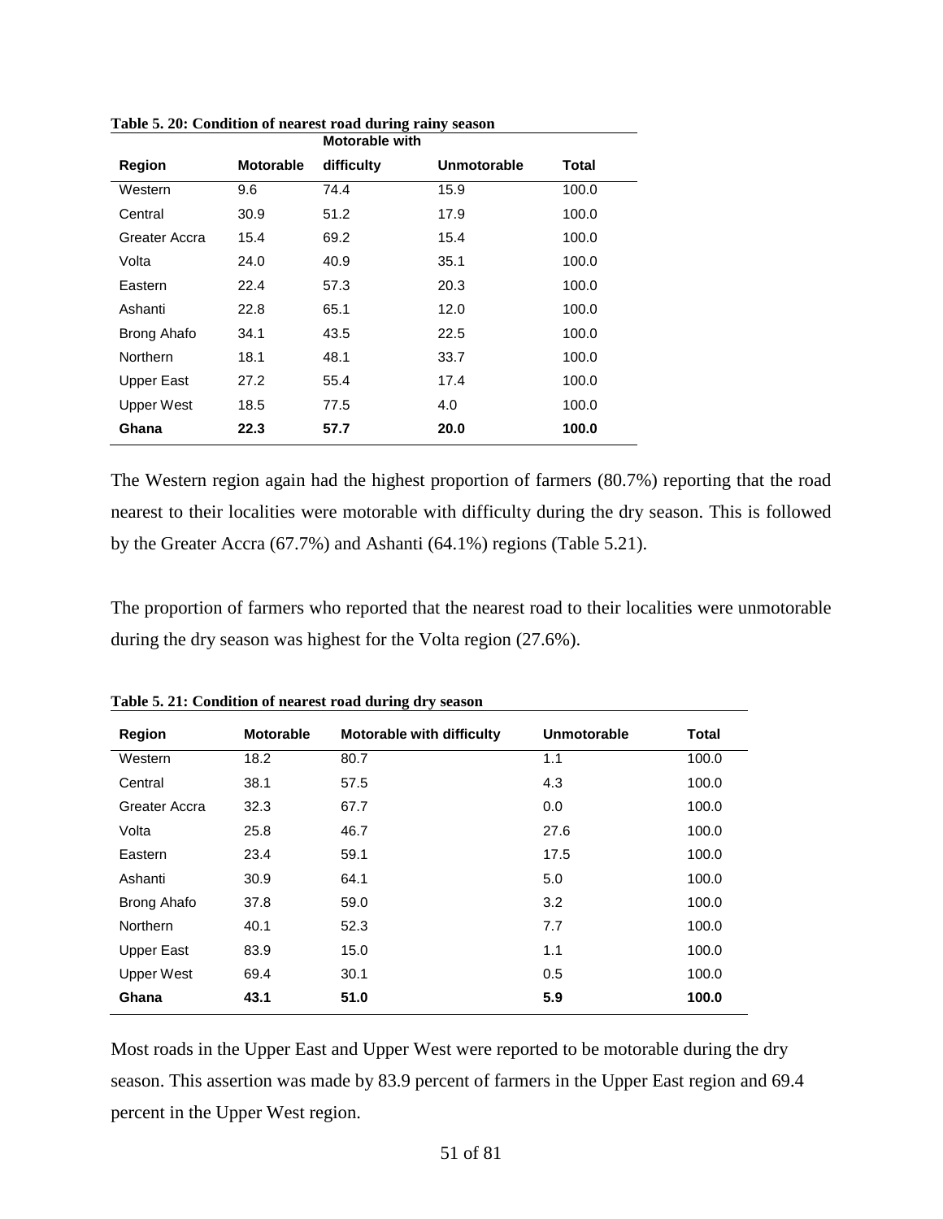**Table 5. 20: Condition of nearest road during rainy season**

| Region | Motorable | Motorable with difficulty | Unmotorable | Total |
|---|---|---|---|---|
| Western | 9.6 | 74.4 | 15.9 | 100.0 |
| Central | 30.9 | 51.2 | 17.9 | 100.0 |
| Greater Accra | 15.4 | 69.2 | 15.4 | 100.0 |
| Volta | 24.0 | 40.9 | 35.1 | 100.0 |
| Eastern | 22.4 | 57.3 | 20.3 | 100.0 |
| Ashanti | 22.8 | 65.1 | 12.0 | 100.0 |
| Brong Ahafo | 34.1 | 43.5 | 22.5 | 100.0 |
| Northern | 18.1 | 48.1 | 33.7 | 100.0 |
| Upper East | 27.2 | 55.4 | 17.4 | 100.0 |
| Upper West | 18.5 | 77.5 | 4.0 | 100.0 |
| **Ghana** | **22.3** | **57.7** | **20.0** | **100.0** |

The Western region again had the highest proportion of farmers (80.7%) reporting that the road nearest to their localities were motorable with difficulty during the dry season. This is followed by the Greater Accra (67.7%) and Ashanti (64.1%) regions (Table 5.21).

The proportion of farmers who reported that the nearest road to their localities were unmotorable during the dry season was highest for the Volta region (27.6%).

**Table 5. 21: Condition of nearest road during dry season**

| Region | Motorable | Motorable with difficulty | Unmotorable | Total |
|---|---|---|---|---|
| Western | 18.2 | 80.7 | 1.1 | 100.0 |
| Central | 38.1 | 57.5 | 4.3 | 100.0 |
| Greater Accra | 32.3 | 67.7 | 0.0 | 100.0 |
| Volta | 25.8 | 46.7 | 27.6 | 100.0 |
| Eastern | 23.4 | 59.1 | 17.5 | 100.0 |
| Ashanti | 30.9 | 64.1 | 5.0 | 100.0 |
| Brong Ahafo | 37.8 | 59.0 | 3.2 | 100.0 |
| Northern | 40.1 | 52.3 | 7.7 | 100.0 |
| Upper East | 83.9 | 15.0 | 1.1 | 100.0 |
| Upper West | 69.4 | 30.1 | 0.5 | 100.0 |
| **Ghana** | **43.1** | **51.0** | **5.9** | **100.0** |

Most roads in the Upper East and Upper West were reported to be motorable during the dry season. This assertion was made by 83.9 percent of farmers in the Upper East region and 69.4 percent in the Upper West region.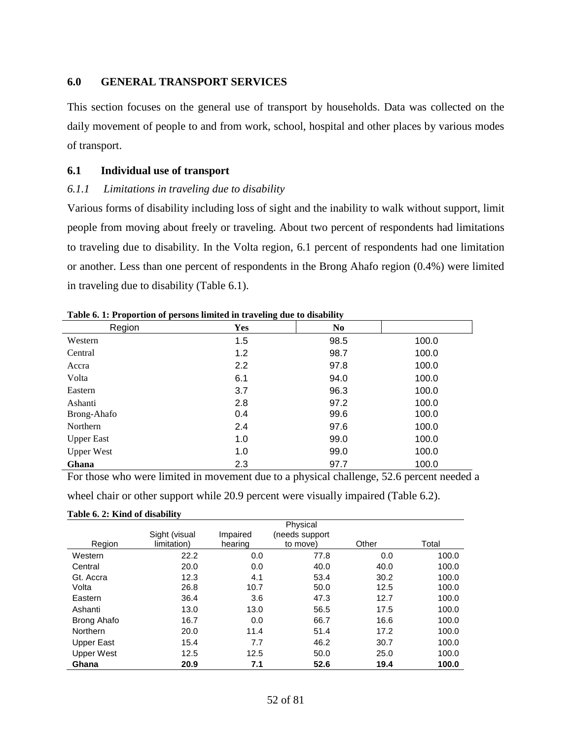## 6.0 GENERAL TRANSPORT SERVICES

This section focuses on the general use of transport by households. Data was collected on the daily movement of people to and from work, school, hospital and other places by various modes of transport.

### 6.1 Individual use of transport

#### *6.1.1 Limitations in traveling due to disability*

Various forms of disability including loss of sight and the inability to walk without support, limit people from moving about freely or traveling. About two percent of respondents had limitations to traveling due to disability. In the Volta region, 6.1 percent of respondents had one limitation or another. Less than one percent of respondents in the Brong Ahafo region (0.4%) were limited in traveling due to disability (Table 6.1).

**Table 6. 1: Proportion of persons limited in traveling due to disability**

| Region | Yes | No | |
|---|---|---|---|
| Western | 1.5 | 98.5 | 100.0 |
| Central | 1.2 | 98.7 | 100.0 |
| Accra | 2.2 | 97.8 | 100.0 |
| Volta | 6.1 | 94.0 | 100.0 |
| Eastern | 3.7 | 96.3 | 100.0 |
| Ashanti | 2.8 | 97.2 | 100.0 |
| Brong-Ahafo | 0.4 | 99.6 | 100.0 |
| Northern | 2.4 | 97.6 | 100.0 |
| Upper East | 1.0 | 99.0 | 100.0 |
| Upper West | 1.0 | 99.0 | 100.0 |
| **Ghana** | 2.3 | 97.7 | 100.0 |

For those who were limited in movement due to a physical challenge, 52.6 percent needed a wheel chair or other support while 20.9 percent were visually impaired (Table 6.2).

**Table 6. 2: Kind of disability**

| Region | Sight (visual limitation) | Impaired hearing | Physical (needs support to move) | Other | Total |
|---|---|---|---|---|---|
| Western | 22.2 | 0.0 | 77.8 | 0.0 | 100.0 |
| Central | 20.0 | 0.0 | 40.0 | 40.0 | 100.0 |
| Gt. Accra | 12.3 | 4.1 | 53.4 | 30.2 | 100.0 |
| Volta | 26.8 | 10.7 | 50.0 | 12.5 | 100.0 |
| Eastern | 36.4 | 3.6 | 47.3 | 12.7 | 100.0 |
| Ashanti | 13.0 | 13.0 | 56.5 | 17.5 | 100.0 |
| Brong Ahafo | 16.7 | 0.0 | 66.7 | 16.6 | 100.0 |
| Northern | 20.0 | 11.4 | 51.4 | 17.2 | 100.0 |
| Upper East | 15.4 | 7.7 | 46.2 | 30.7 | 100.0 |
| Upper West | 12.5 | 12.5 | 50.0 | 25.0 | 100.0 |
| **Ghana** | **20.9** | **7.1** | **52.6** | **19.4** | **100.0** |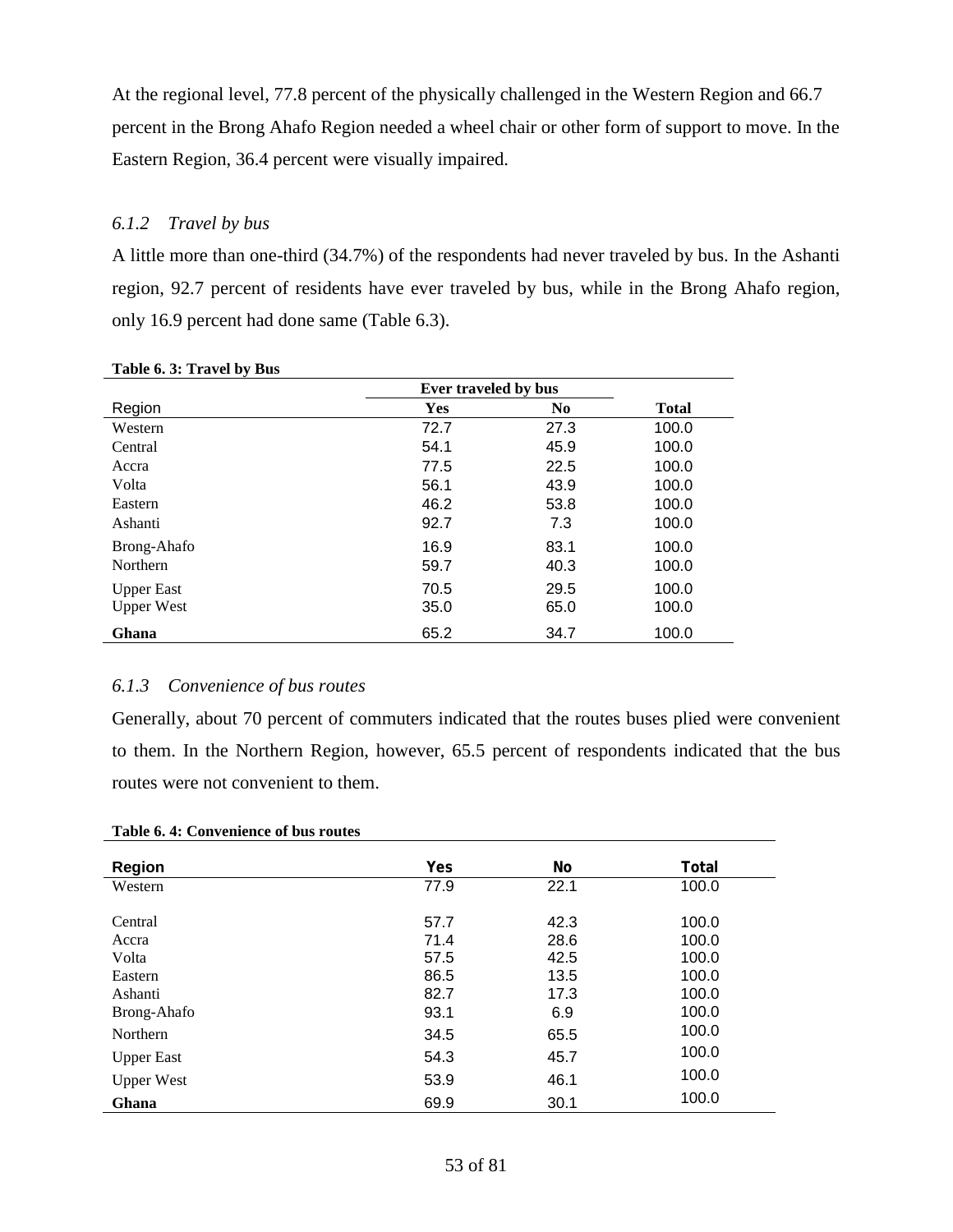At the regional level, 77.8 percent of the physically challenged in the Western Region and 66.7 percent in the Brong Ahafo Region needed a wheel chair or other form of support to move. In the Eastern Region, 36.4 percent were visually impaired.

### *6.1.2 Travel by bus*

A little more than one-third (34.7%) of the respondents had never traveled by bus. In the Ashanti region, 92.7 percent of residents have ever traveled by bus, while in the Brong Ahafo region, only 16.9 percent had done same (Table 6.3).

**Table 6. 3: Travel by Bus**

| | Ever traveled by bus | | |
|---|---|---|---|
| Region | Yes | No | Total |
| Western | 72.7 | 27.3 | 100.0 |
| Central | 54.1 | 45.9 | 100.0 |
| Accra | 77.5 | 22.5 | 100.0 |
| Volta | 56.1 | 43.9 | 100.0 |
| Eastern | 46.2 | 53.8 | 100.0 |
| Ashanti | 92.7 | 7.3 | 100.0 |
| Brong-Ahafo | 16.9 | 83.1 | 100.0 |
| Northern | 59.7 | 40.3 | 100.0 |
| Upper East | 70.5 | 29.5 | 100.0 |
| Upper West | 35.0 | 65.0 | 100.0 |
| **Ghana** | 65.2 | 34.7 | 100.0 |

### *6.1.3 Convenience of bus routes*

Generally, about 70 percent of commuters indicated that the routes buses plied were convenient to them. In the Northern Region, however, 65.5 percent of respondents indicated that the bus routes were not convenient to them.

**Table 6. 4: Convenience of bus routes**

| Region | Yes | No | Total |
|---|---|---|---|
| Western | 77.9 | 22.1 | 100.0 |
| Central | 57.7 | 42.3 | 100.0 |
| Accra | 71.4 | 28.6 | 100.0 |
| Volta | 57.5 | 42.5 | 100.0 |
| Eastern | 86.5 | 13.5 | 100.0 |
| Ashanti | 82.7 | 17.3 | 100.0 |
| Brong-Ahafo | 93.1 | 6.9 | 100.0 |
| Northern | 34.5 | 65.5 | 100.0 |
| Upper East | 54.3 | 45.7 | 100.0 |
| Upper West | 53.9 | 46.1 | 100.0 |
| **Ghana** | 69.9 | 30.1 | 100.0 |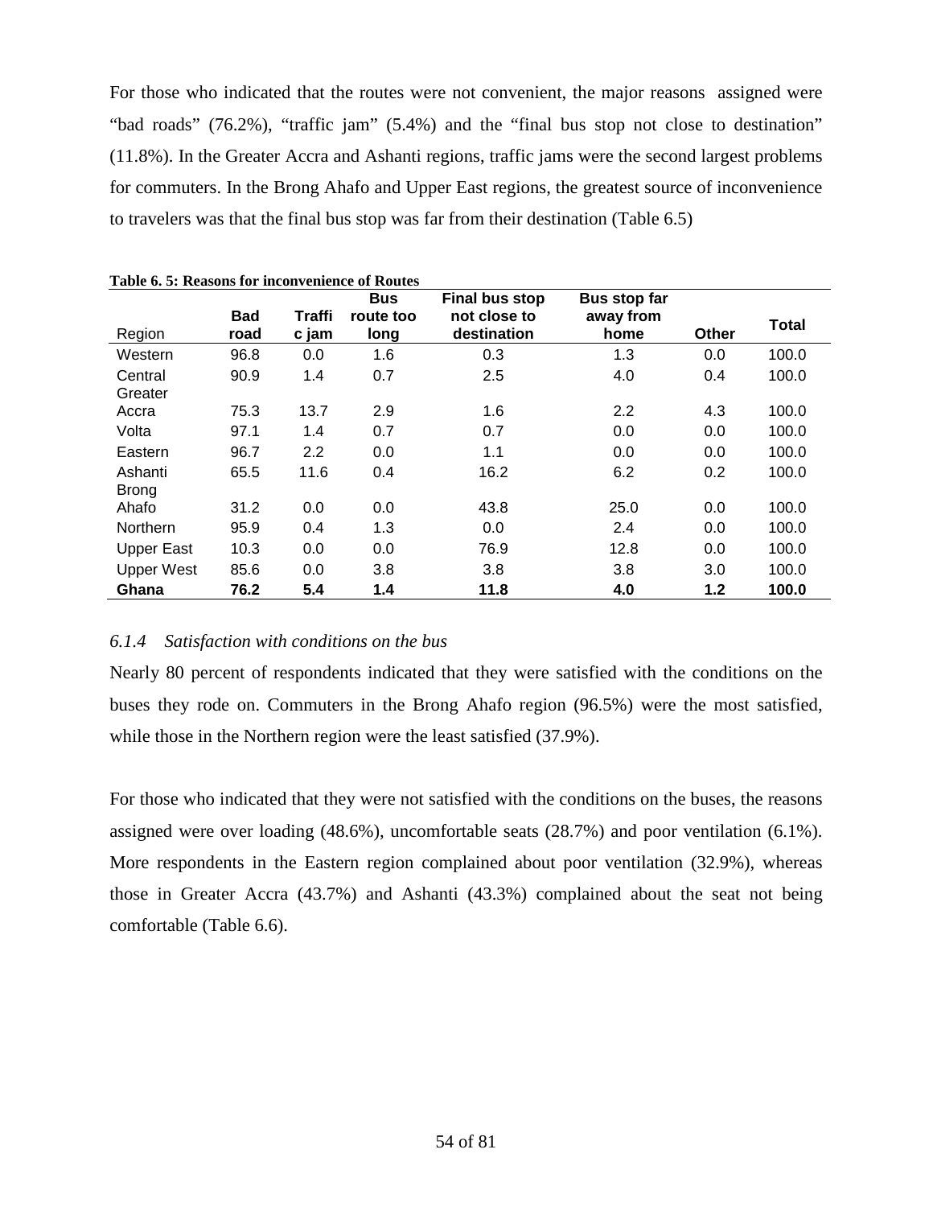For those who indicated that the routes were not convenient, the major reasons assigned were "bad roads" (76.2%), "traffic jam" (5.4%) and the "final bus stop not close to destination" (11.8%). In the Greater Accra and Ashanti regions, traffic jams were the second largest problems for commuters. In the Brong Ahafo and Upper East regions, the greatest source of inconvenience to travelers was that the final bus stop was far from their destination (Table 6.5)

**Table 6. 5: Reasons for inconvenience of Routes**

| Region | Bad road | Traffic jam | Bus route too long | Final bus stop not close to destination | Bus stop far away from home | Other | Total |
|---|---|---|---|---|---|---|---|
| Western | 96.8 | 0.0 | 1.6 | 0.3 | 1.3 | 0.0 | 100.0 |
| Central | 90.9 | 1.4 | 0.7 | 2.5 | 4.0 | 0.4 | 100.0 |
| Greater Accra | 75.3 | 13.7 | 2.9 | 1.6 | 2.2 | 4.3 | 100.0 |
| Volta | 97.1 | 1.4 | 0.7 | 0.7 | 0.0 | 0.0 | 100.0 |
| Eastern | 96.7 | 2.2 | 0.0 | 1.1 | 0.0 | 0.0 | 100.0 |
| Ashanti | 65.5 | 11.6 | 0.4 | 16.2 | 6.2 | 0.2 | 100.0 |
| Brong Ahafo | 31.2 | 0.0 | 0.0 | 43.8 | 25.0 | 0.0 | 100.0 |
| Northern | 95.9 | 0.4 | 1.3 | 0.0 | 2.4 | 0.0 | 100.0 |
| Upper East | 10.3 | 0.0 | 0.0 | 76.9 | 12.8 | 0.0 | 100.0 |
| Upper West | 85.6 | 0.0 | 3.8 | 3.8 | 3.8 | 3.0 | 100.0 |
| **Ghana** | **76.2** | **5.4** | **1.4** | **11.8** | **4.0** | **1.2** | **100.0** |

### *6.1.4 Satisfaction with conditions on the bus*

Nearly 80 percent of respondents indicated that they were satisfied with the conditions on the buses they rode on. Commuters in the Brong Ahafo region (96.5%) were the most satisfied, while those in the Northern region were the least satisfied (37.9%).

For those who indicated that they were not satisfied with the conditions on the buses, the reasons assigned were over loading (48.6%), uncomfortable seats (28.7%) and poor ventilation (6.1%). More respondents in the Eastern region complained about poor ventilation (32.9%), whereas those in Greater Accra (43.7%) and Ashanti (43.3%) complained about the seat not being comfortable (Table 6.6).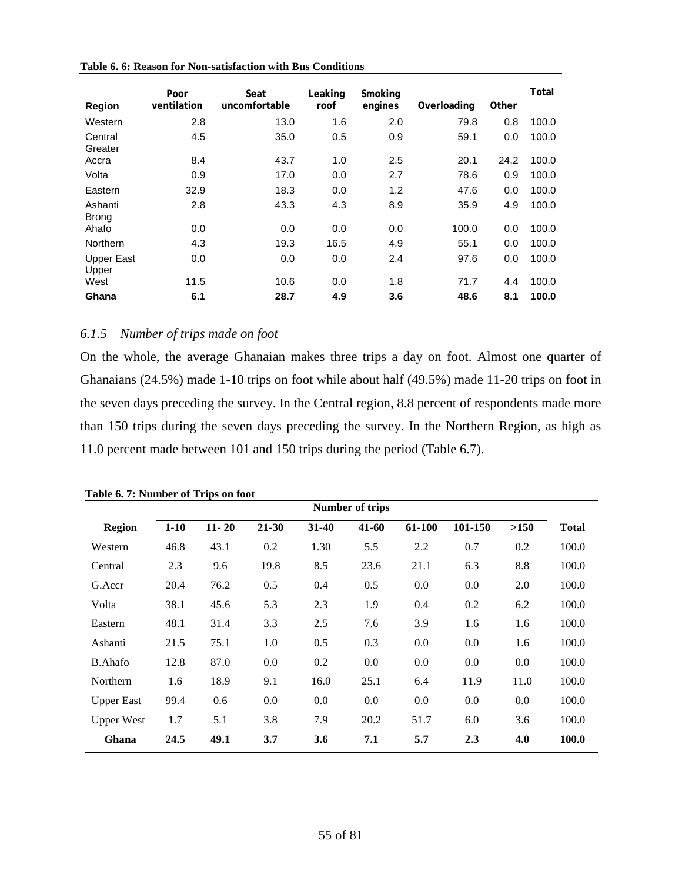**Table 6. 6: Reason for Non-satisfaction with Bus Conditions**

| Region | Poor ventilation | Seat uncomfortable | Leaking roof | Smoking engines | Overloading | Other | Total |
|---|---|---|---|---|---|---|---|
| Western | 2.8 | 13.0 | 1.6 | 2.0 | 79.8 | 0.8 | 100.0 |
| Central | 4.5 | 35.0 | 0.5 | 0.9 | 59.1 | 0.0 | 100.0 |
| Greater Accra | 8.4 | 43.7 | 1.0 | 2.5 | 20.1 | 24.2 | 100.0 |
| Volta | 0.9 | 17.0 | 0.0 | 2.7 | 78.6 | 0.9 | 100.0 |
| Eastern | 32.9 | 18.3 | 0.0 | 1.2 | 47.6 | 0.0 | 100.0 |
| Ashanti | 2.8 | 43.3 | 4.3 | 8.9 | 35.9 | 4.9 | 100.0 |
| Brong Ahafo | 0.0 | 0.0 | 0.0 | 0.0 | 100.0 | 0.0 | 100.0 |
| Northern | 4.3 | 19.3 | 16.5 | 4.9 | 55.1 | 0.0 | 100.0 |
| Upper East | 0.0 | 0.0 | 0.0 | 2.4 | 97.6 | 0.0 | 100.0 |
| Upper West | 11.5 | 10.6 | 0.0 | 1.8 | 71.7 | 4.4 | 100.0 |
| **Ghana** | **6.1** | **28.7** | **4.9** | **3.6** | **48.6** | **8.1** | **100.0** |

### *6.1.5 Number of trips made on foot*

On the whole, the average Ghanaian makes three trips a day on foot. Almost one quarter of Ghanaians (24.5%) made 1-10 trips on foot while about half (49.5%) made 11-20 trips on foot in the seven days preceding the survey. In the Central region, 8.8 percent of respondents made more than 150 trips during the seven days preceding the survey. In the Northern Region, as high as 11.0 percent made between 101 and 150 trips during the period (Table 6.7).

**Table 6. 7: Number of Trips on foot**

| Region | Number of trips | | | | | | | | Total |
|---|---|---|---|---|---|---|---|---|---|
| | 1-10 | 11- 20 | 21-30 | 31-40 | 41-60 | 61-100 | 101-150 | >150 | |
| Western | 46.8 | 43.1 | 0.2 | 1.30 | 5.5 | 2.2 | 0.7 | 0.2 | 100.0 |
| Central | 2.3 | 9.6 | 19.8 | 8.5 | 23.6 | 21.1 | 6.3 | 8.8 | 100.0 |
| G.Accr | 20.4 | 76.2 | 0.5 | 0.4 | 0.5 | 0.0 | 0.0 | 2.0 | 100.0 |
| Volta | 38.1 | 45.6 | 5.3 | 2.3 | 1.9 | 0.4 | 0.2 | 6.2 | 100.0 |
| Eastern | 48.1 | 31.4 | 3.3 | 2.5 | 7.6 | 3.9 | 1.6 | 1.6 | 100.0 |
| Ashanti | 21.5 | 75.1 | 1.0 | 0.5 | 0.3 | 0.0 | 0.0 | 1.6 | 100.0 |
| B.Ahafo | 12.8 | 87.0 | 0.0 | 0.2 | 0.0 | 0.0 | 0.0 | 0.0 | 100.0 |
| Northern | 1.6 | 18.9 | 9.1 | 16.0 | 25.1 | 6.4 | 11.9 | 11.0 | 100.0 |
| Upper East | 99.4 | 0.6 | 0.0 | 0.0 | 0.0 | 0.0 | 0.0 | 0.0 | 100.0 |
| Upper West | 1.7 | 5.1 | 3.8 | 7.9 | 20.2 | 51.7 | 6.0 | 3.6 | 100.0 |
| **Ghana** | **24.5** | **49.1** | **3.7** | **3.6** | **7.1** | **5.7** | **2.3** | **4.0** | **100.0** |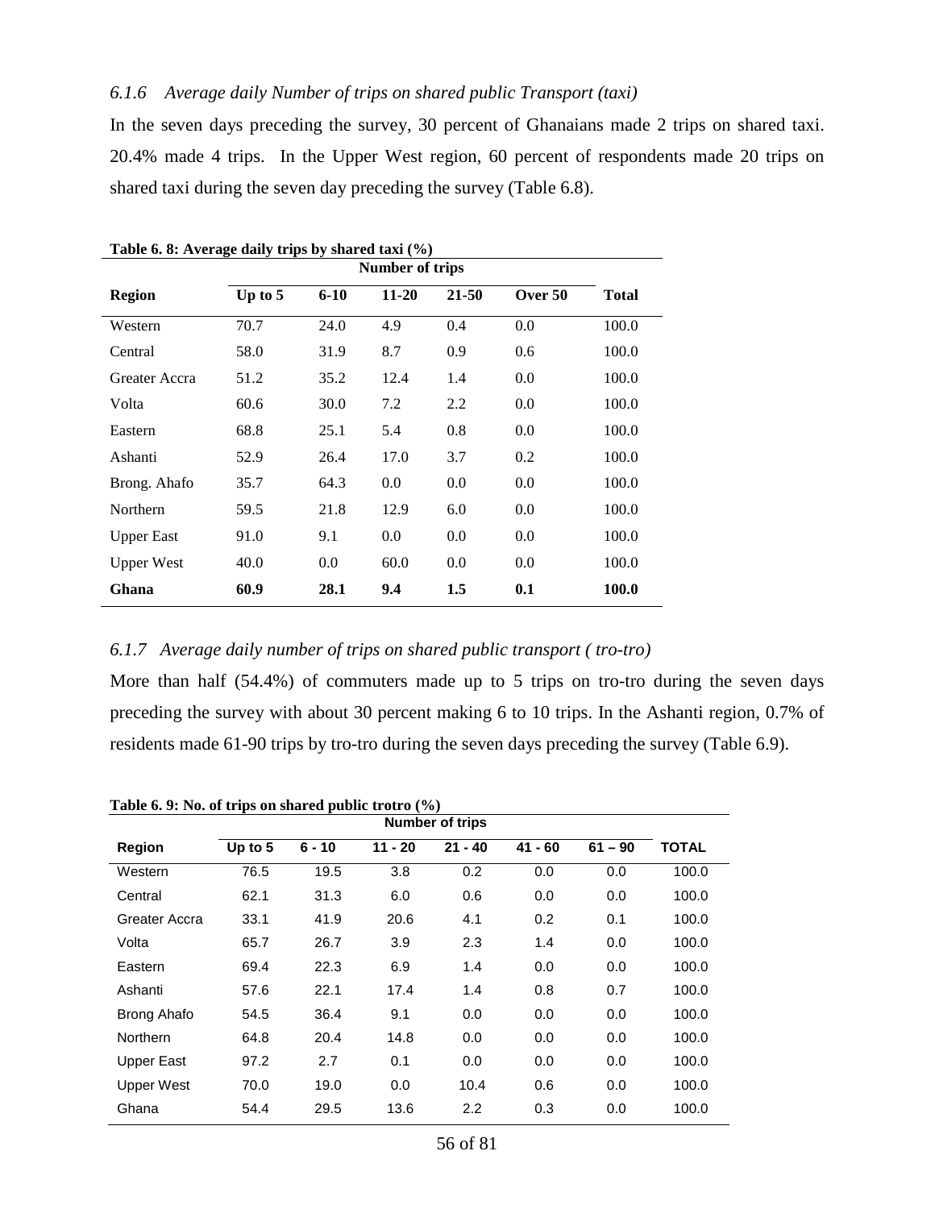### *6.1.6 Average daily Number of trips on shared public Transport (taxi)*

In the seven days preceding the survey, 30 percent of Ghanaians made 2 trips on shared taxi. 20.4% made 4 trips. In the Upper West region, 60 percent of respondents made 20 trips on shared taxi during the seven day preceding the survey (Table 6.8).

**Table 6. 8: Average daily trips by shared taxi (%)**

| | Number of trips | | | | | |
|---|---|---|---|---|---|---|
| **Region** | **Up to 5** | **6-10** | **11-20** | **21-50** | **Over 50** | **Total** |
| Western | 70.7 | 24.0 | 4.9 | 0.4 | 0.0 | 100.0 |
| Central | 58.0 | 31.9 | 8.7 | 0.9 | 0.6 | 100.0 |
| Greater Accra | 51.2 | 35.2 | 12.4 | 1.4 | 0.0 | 100.0 |
| Volta | 60.6 | 30.0 | 7.2 | 2.2 | 0.0 | 100.0 |
| Eastern | 68.8 | 25.1 | 5.4 | 0.8 | 0.0 | 100.0 |
| Ashanti | 52.9 | 26.4 | 17.0 | 3.7 | 0.2 | 100.0 |
| Brong. Ahafo | 35.7 | 64.3 | 0.0 | 0.0 | 0.0 | 100.0 |
| Northern | 59.5 | 21.8 | 12.9 | 6.0 | 0.0 | 100.0 |
| Upper East | 91.0 | 9.1 | 0.0 | 0.0 | 0.0 | 100.0 |
| Upper West | 40.0 | 0.0 | 60.0 | 0.0 | 0.0 | 100.0 |
| **Ghana** | **60.9** | **28.1** | **9.4** | **1.5** | **0.1** | **100.0** |

### *6.1.7 Average daily number of trips on shared public transport ( tro-tro)*

More than half (54.4%) of commuters made up to 5 trips on tro-tro during the seven days preceding the survey with about 30 percent making 6 to 10 trips. In the Ashanti region, 0.7% of residents made 61-90 trips by tro-tro during the seven days preceding the survey (Table 6.9).

**Table 6. 9: No. of trips on shared public trotro (%)**

| | Number of trips | | | | | | |
|---|---|---|---|---|---|---|---|
| **Region** | **Up to 5** | **6 - 10** | **11 - 20** | **21 - 40** | **41 - 60** | **61 – 90** | **TOTAL** |
| Western | 76.5 | 19.5 | 3.8 | 0.2 | 0.0 | 0.0 | 100.0 |
| Central | 62.1 | 31.3 | 6.0 | 0.6 | 0.0 | 0.0 | 100.0 |
| Greater Accra | 33.1 | 41.9 | 20.6 | 4.1 | 0.2 | 0.1 | 100.0 |
| Volta | 65.7 | 26.7 | 3.9 | 2.3 | 1.4 | 0.0 | 100.0 |
| Eastern | 69.4 | 22.3 | 6.9 | 1.4 | 0.0 | 0.0 | 100.0 |
| Ashanti | 57.6 | 22.1 | 17.4 | 1.4 | 0.8 | 0.7 | 100.0 |
| Brong Ahafo | 54.5 | 36.4 | 9.1 | 0.0 | 0.0 | 0.0 | 100.0 |
| Northern | 64.8 | 20.4 | 14.8 | 0.0 | 0.0 | 0.0 | 100.0 |
| Upper East | 97.2 | 2.7 | 0.1 | 0.0 | 0.0 | 0.0 | 100.0 |
| Upper West | 70.0 | 19.0 | 0.0 | 10.4 | 0.6 | 0.0 | 100.0 |
| Ghana | 54.4 | 29.5 | 13.6 | 2.2 | 0.3 | 0.0 | 100.0 |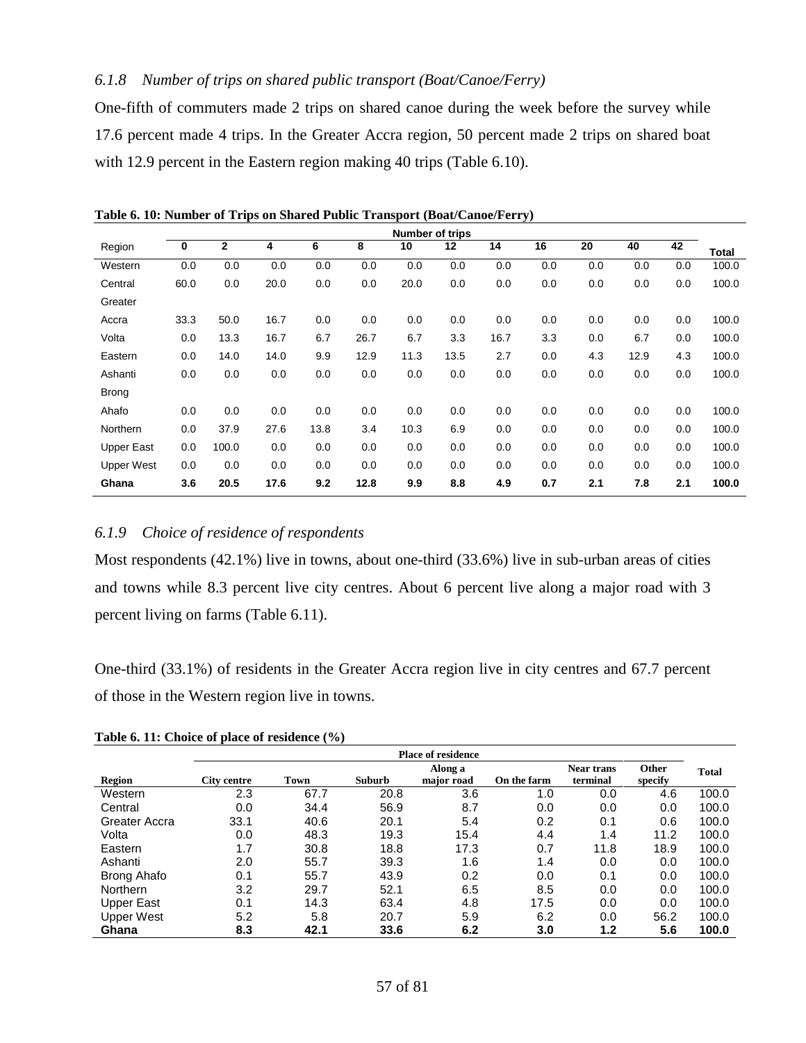### *6.1.8 Number of trips on shared public transport (Boat/Canoe/Ferry)*

One-fifth of commuters made 2 trips on shared canoe during the week before the survey while 17.6 percent made 4 trips. In the Greater Accra region, 50 percent made 2 trips on shared boat with 12.9 percent in the Eastern region making 40 trips (Table 6.10).

**Table 6. 10: Number of Trips on Shared Public Transport (Boat/Canoe/Ferry)**

| | Number of trips | | | | | | | | | | | | |
|---|---|---|---|---|---|---|---|---|---|---|---|---|---|
| Region | 0 | 2 | 4 | 6 | 8 | 10 | 12 | 14 | 16 | 20 | 40 | 42 | Total |
| Western | 0.0 | 0.0 | 0.0 | 0.0 | 0.0 | 0.0 | 0.0 | 0.0 | 0.0 | 0.0 | 0.0 | 0.0 | 100.0 |
| Central | 60.0 | 0.0 | 20.0 | 0.0 | 0.0 | 20.0 | 0.0 | 0.0 | 0.0 | 0.0 | 0.0 | 0.0 | 100.0 |
| Greater Accra | 33.3 | 50.0 | 16.7 | 0.0 | 0.0 | 0.0 | 0.0 | 0.0 | 0.0 | 0.0 | 0.0 | 0.0 | 100.0 |
| Volta | 0.0 | 13.3 | 16.7 | 6.7 | 26.7 | 6.7 | 3.3 | 16.7 | 3.3 | 0.0 | 6.7 | 0.0 | 100.0 |
| Eastern | 0.0 | 14.0 | 14.0 | 9.9 | 12.9 | 11.3 | 13.5 | 2.7 | 0.0 | 4.3 | 12.9 | 4.3 | 100.0 |
| Ashanti | 0.0 | 0.0 | 0.0 | 0.0 | 0.0 | 0.0 | 0.0 | 0.0 | 0.0 | 0.0 | 0.0 | 0.0 | 100.0 |
| Brong Ahafo | 0.0 | 0.0 | 0.0 | 0.0 | 0.0 | 0.0 | 0.0 | 0.0 | 0.0 | 0.0 | 0.0 | 0.0 | 100.0 |
| Northern | 0.0 | 37.9 | 27.6 | 13.8 | 3.4 | 10.3 | 6.9 | 0.0 | 0.0 | 0.0 | 0.0 | 0.0 | 100.0 |
| Upper East | 0.0 | 100.0 | 0.0 | 0.0 | 0.0 | 0.0 | 0.0 | 0.0 | 0.0 | 0.0 | 0.0 | 0.0 | 100.0 |
| Upper West | 0.0 | 0.0 | 0.0 | 0.0 | 0.0 | 0.0 | 0.0 | 0.0 | 0.0 | 0.0 | 0.0 | 0.0 | 100.0 |
| **Ghana** | **3.6** | **20.5** | **17.6** | **9.2** | **12.8** | **9.9** | **8.8** | **4.9** | **0.7** | **2.1** | **7.8** | **2.1** | **100.0** |

### *6.1.9 Choice of residence of respondents*

Most respondents (42.1%) live in towns, about one-third (33.6%) live in sub-urban areas of cities and towns while 8.3 percent live city centres. About 6 percent live along a major road with 3 percent living on farms (Table 6.11).

One-third (33.1%) of residents in the Greater Accra region live in city centres and 67.7 percent of those in the Western region live in towns.

**Table 6. 11: Choice of place of residence (%)**

| | Place of residence | | | | | | | |
|---|---|---|---|---|---|---|---|---|
| Region | City centre | Town | Suburb | Along a major road | On the farm | Near trans terminal | Other specify | Total |
| Western | 2.3 | 67.7 | 20.8 | 3.6 | 1.0 | 0.0 | 4.6 | 100.0 |
| Central | 0.0 | 34.4 | 56.9 | 8.7 | 0.0 | 0.0 | 0.0 | 100.0 |
| Greater Accra | 33.1 | 40.6 | 20.1 | 5.4 | 0.2 | 0.1 | 0.6 | 100.0 |
| Volta | 0.0 | 48.3 | 19.3 | 15.4 | 4.4 | 1.4 | 11.2 | 100.0 |
| Eastern | 1.7 | 30.8 | 18.8 | 17.3 | 0.7 | 11.8 | 18.9 | 100.0 |
| Ashanti | 2.0 | 55.7 | 39.3 | 1.6 | 1.4 | 0.0 | 0.0 | 100.0 |
| Brong Ahafo | 0.1 | 55.7 | 43.9 | 0.2 | 0.0 | 0.1 | 0.0 | 100.0 |
| Northern | 3.2 | 29.7 | 52.1 | 6.5 | 8.5 | 0.0 | 0.0 | 100.0 |
| Upper East | 0.1 | 14.3 | 63.4 | 4.8 | 17.5 | 0.0 | 0.0 | 100.0 |
| Upper West | 5.2 | 5.8 | 20.7 | 5.9 | 6.2 | 0.0 | 56.2 | 100.0 |
| **Ghana** | **8.3** | **42.1** | **33.6** | **6.2** | **3.0** | **1.2** | **5.6** | **100.0** |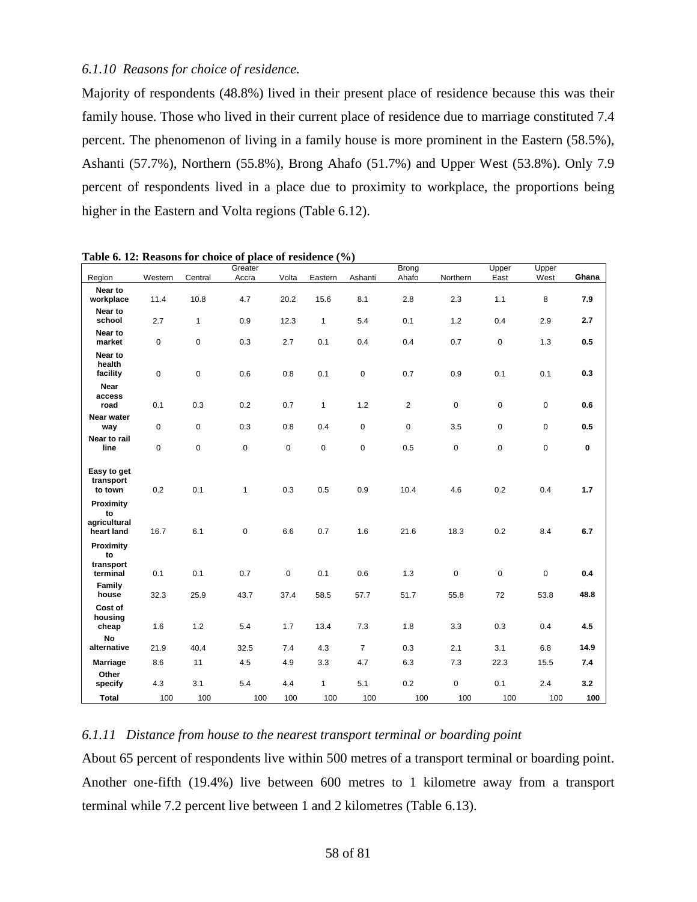### *6.1.10 Reasons for choice of residence.*

Majority of respondents (48.8%) lived in their present place of residence because this was their family house. Those who lived in their current place of residence due to marriage constituted 7.4 percent. The phenomenon of living in a family house is more prominent in the Eastern (58.5%), Ashanti (57.7%), Northern (55.8%), Brong Ahafo (51.7%) and Upper West (53.8%). Only 7.9 percent of respondents lived in a place due to proximity to workplace, the proportions being higher in the Eastern and Volta regions (Table 6.12).

**Table 6. 12: Reasons for choice of place of residence (%)**

| Region | Western | Central | Greater Accra | Volta | Eastern | Ashanti | Brong Ahafo | Northern | Upper East | Upper West | **Ghana** |
|---|---|---|---|---|---|---|---|---|---|---|---|
| **Near to workplace** | 11.4 | 10.8 | 4.7 | 20.2 | 15.6 | 8.1 | 2.8 | 2.3 | 1.1 | 8 | **7.9** |
| **Near to school** | 2.7 | 1 | 0.9 | 12.3 | 1 | 5.4 | 0.1 | 1.2 | 0.4 | 2.9 | **2.7** |
| **Near to market** | 0 | 0 | 0.3 | 2.7 | 0.1 | 0.4 | 0.4 | 0.7 | 0 | 1.3 | **0.5** |
| **Near to health facility** | 0 | 0 | 0.6 | 0.8 | 0.1 | 0 | 0.7 | 0.9 | 0.1 | 0.1 | **0.3** |
| **Near access road** | 0.1 | 0.3 | 0.2 | 0.7 | 1 | 1.2 | 2 | 0 | 0 | 0 | **0.6** |
| **Near water way** | 0 | 0 | 0.3 | 0.8 | 0.4 | 0 | 0 | 3.5 | 0 | 0 | **0.5** |
| **Near to rail line** | 0 | 0 | 0 | 0 | 0 | 0 | 0.5 | 0 | 0 | 0 | **0** |
| **Easy to get transport to town** | 0.2 | 0.1 | 1 | 0.3 | 0.5 | 0.9 | 10.4 | 4.6 | 0.2 | 0.4 | **1.7** |
| **Proximity to agricultural heart land** | 16.7 | 6.1 | 0 | 6.6 | 0.7 | 1.6 | 21.6 | 18.3 | 0.2 | 8.4 | **6.7** |
| **Proximity to transport terminal** | 0.1 | 0.1 | 0.7 | 0 | 0.1 | 0.6 | 1.3 | 0 | 0 | 0 | **0.4** |
| **Family house** | 32.3 | 25.9 | 43.7 | 37.4 | 58.5 | 57.7 | 51.7 | 55.8 | 72 | 53.8 | **48.8** |
| **Cost of housing cheap** | 1.6 | 1.2 | 5.4 | 1.7 | 13.4 | 7.3 | 1.8 | 3.3 | 0.3 | 0.4 | **4.5** |
| **No alternative** | 21.9 | 40.4 | 32.5 | 7.4 | 4.3 | 7 | 0.3 | 2.1 | 3.1 | 6.8 | **14.9** |
| **Marriage** | 8.6 | 11 | 4.5 | 4.9 | 3.3 | 4.7 | 6.3 | 7.3 | 22.3 | 15.5 | **7.4** |
| **Other specify** | 4.3 | 3.1 | 5.4 | 4.4 | 1 | 5.1 | 0.2 | 0 | 0.1 | 2.4 | **3.2** |
| **Total** | 100 | 100 | 100 | 100 | 100 | 100 | 100 | 100 | 100 | 100 | **100** |

### *6.1.11 Distance from house to the nearest transport terminal or boarding point*

About 65 percent of respondents live within 500 metres of a transport terminal or boarding point. Another one-fifth (19.4%) live between 600 metres to 1 kilometre away from a transport terminal while 7.2 percent live between 1 and 2 kilometres (Table 6.13).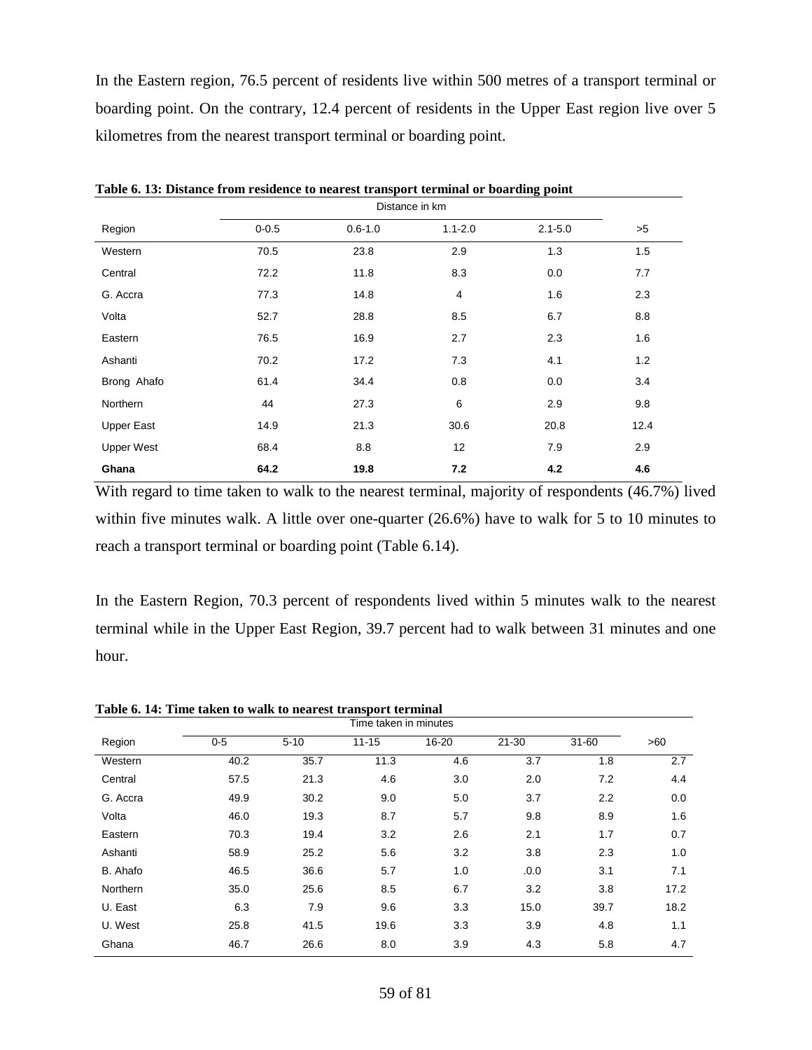In the Eastern region, 76.5 percent of residents live within 500 metres of a transport terminal or boarding point. On the contrary, 12.4 percent of residents in the Upper East region live over 5 kilometres from the nearest transport terminal or boarding point.

**Table 6. 13: Distance from residence to nearest transport terminal or boarding point**

| Region | Distance in km | | | | |
|---|---|---|---|---|---|
| | 0-0.5 | 0.6-1.0 | 1.1-2.0 | 2.1-5.0 | >5 |
| Western | 70.5 | 23.8 | 2.9 | 1.3 | 1.5 |
| Central | 72.2 | 11.8 | 8.3 | 0.0 | 7.7 |
| G. Accra | 77.3 | 14.8 | 4 | 1.6 | 2.3 |
| Volta | 52.7 | 28.8 | 8.5 | 6.7 | 8.8 |
| Eastern | 76.5 | 16.9 | 2.7 | 2.3 | 1.6 |
| Ashanti | 70.2 | 17.2 | 7.3 | 4.1 | 1.2 |
| Brong Ahafo | 61.4 | 34.4 | 0.8 | 0.0 | 3.4 |
| Northern | 44 | 27.3 | 6 | 2.9 | 9.8 |
| Upper East | 14.9 | 21.3 | 30.6 | 20.8 | 12.4 |
| Upper West | 68.4 | 8.8 | 12 | 7.9 | 2.9 |
| **Ghana** | **64.2** | **19.8** | **7.2** | **4.2** | **4.6** |

With regard to time taken to walk to the nearest terminal, majority of respondents (46.7%) lived within five minutes walk. A little over one-quarter (26.6%) have to walk for 5 to 10 minutes to reach a transport terminal or boarding point (Table 6.14).

In the Eastern Region, 70.3 percent of respondents lived within 5 minutes walk to the nearest terminal while in the Upper East Region, 39.7 percent had to walk between 31 minutes and one hour.

**Table 6. 14: Time taken to walk to nearest transport terminal**

| Region | Time taken in minutes | | | | | | |
|---|---|---|---|---|---|---|---|
| | 0-5 | 5-10 | 11-15 | 16-20 | 21-30 | 31-60 | >60 |
| Western | 40.2 | 35.7 | 11.3 | 4.6 | 3.7 | 1.8 | 2.7 |
| Central | 57.5 | 21.3 | 4.6 | 3.0 | 2.0 | 7.2 | 4.4 |
| G. Accra | 49.9 | 30.2 | 9.0 | 5.0 | 3.7 | 2.2 | 0.0 |
| Volta | 46.0 | 19.3 | 8.7 | 5.7 | 9.8 | 8.9 | 1.6 |
| Eastern | 70.3 | 19.4 | 3.2 | 2.6 | 2.1 | 1.7 | 0.7 |
| Ashanti | 58.9 | 25.2 | 5.6 | 3.2 | 3.8 | 2.3 | 1.0 |
| B. Ahafo | 46.5 | 36.6 | 5.7 | 1.0 | .0.0 | 3.1 | 7.1 |
| Northern | 35.0 | 25.6 | 8.5 | 6.7 | 3.2 | 3.8 | 17.2 |
| U. East | 6.3 | 7.9 | 9.6 | 3.3 | 15.0 | 39.7 | 18.2 |
| U. West | 25.8 | 41.5 | 19.6 | 3.3 | 3.9 | 4.8 | 1.1 |
| Ghana | 46.7 | 26.6 | 8.0 | 3.9 | 4.3 | 5.8 | 4.7 |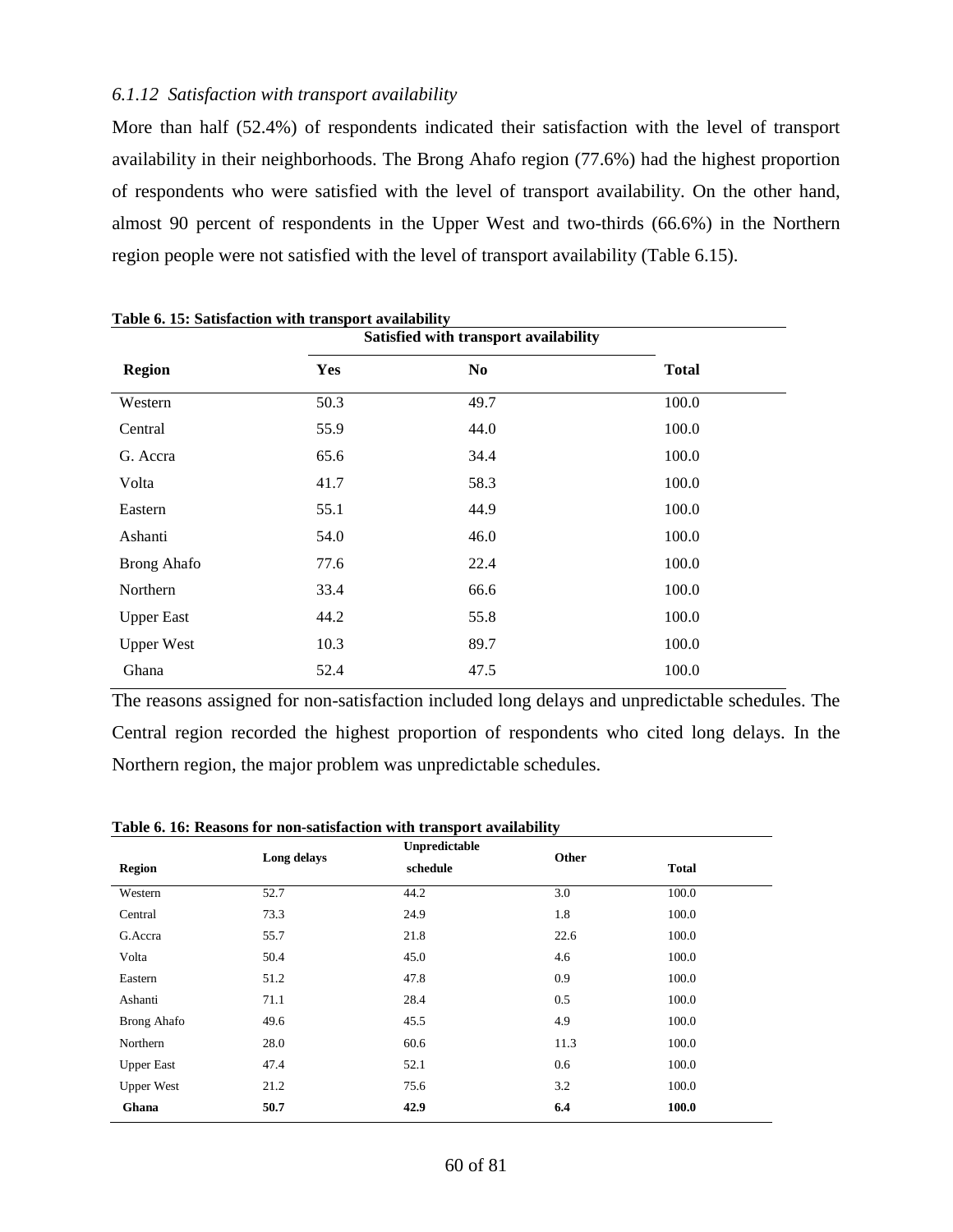### *6.1.12 Satisfaction with transport availability*

More than half (52.4%) of respondents indicated their satisfaction with the level of transport availability in their neighborhoods. The Brong Ahafo region (77.6%) had the highest proportion of respondents who were satisfied with the level of transport availability. On the other hand, almost 90 percent of respondents in the Upper West and two-thirds (66.6%) in the Northern region people were not satisfied with the level of transport availability (Table 6.15).

**Table 6. 15: Satisfaction with transport availability**

| | Satisfied with transport availability | | |
|---|---|---|---|
| **Region** | **Yes** | **No** | **Total** |
| Western | 50.3 | 49.7 | 100.0 |
| Central | 55.9 | 44.0 | 100.0 |
| G. Accra | 65.6 | 34.4 | 100.0 |
| Volta | 41.7 | 58.3 | 100.0 |
| Eastern | 55.1 | 44.9 | 100.0 |
| Ashanti | 54.0 | 46.0 | 100.0 |
| Brong Ahafo | 77.6 | 22.4 | 100.0 |
| Northern | 33.4 | 66.6 | 100.0 |
| Upper East | 44.2 | 55.8 | 100.0 |
| Upper West | 10.3 | 89.7 | 100.0 |
| Ghana | 52.4 | 47.5 | 100.0 |

The reasons assigned for non-satisfaction included long delays and unpredictable schedules. The Central region recorded the highest proportion of respondents who cited long delays. In the Northern region, the major problem was unpredictable schedules.

**Table 6. 16: Reasons for non-satisfaction with transport availability**

| Region | Long delays | Unpredictable schedule | Other | Total |
|---|---|---|---|---|
| Western | 52.7 | 44.2 | 3.0 | 100.0 |
| Central | 73.3 | 24.9 | 1.8 | 100.0 |
| G.Accra | 55.7 | 21.8 | 22.6 | 100.0 |
| Volta | 50.4 | 45.0 | 4.6 | 100.0 |
| Eastern | 51.2 | 47.8 | 0.9 | 100.0 |
| Ashanti | 71.1 | 28.4 | 0.5 | 100.0 |
| Brong Ahafo | 49.6 | 45.5 | 4.9 | 100.0 |
| Northern | 28.0 | 60.6 | 11.3 | 100.0 |
| Upper East | 47.4 | 52.1 | 0.6 | 100.0 |
| Upper West | 21.2 | 75.6 | 3.2 | 100.0 |
| **Ghana** | **50.7** | **42.9** | **6.4** | **100.0** |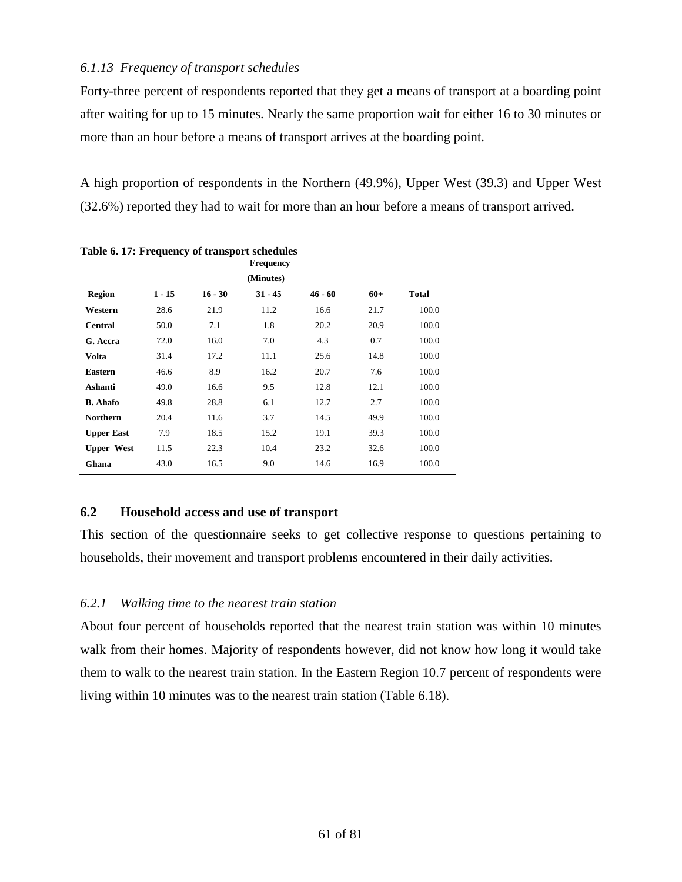### *6.1.13 Frequency of transport schedules*

Forty-three percent of respondents reported that they get a means of transport at a boarding point after waiting for up to 15 minutes. Nearly the same proportion wait for either 16 to 30 minutes or more than an hour before a means of transport arrives at the boarding point.

A high proportion of respondents in the Northern (49.9%), Upper West (39.3) and Upper West (32.6%) reported they had to wait for more than an hour before a means of transport arrived.

**Table 6. 17: Frequency of transport schedules**

| | Frequency (Minutes) | | | | | |
|---|---|---|---|---|---|---|
| **Region** | **1 - 15** | **16 - 30** | **31 - 45** | **46 - 60** | **60+** | **Total** |
| **Western** | 28.6 | 21.9 | 11.2 | 16.6 | 21.7 | 100.0 |
| **Central** | 50.0 | 7.1 | 1.8 | 20.2 | 20.9 | 100.0 |
| **G. Accra** | 72.0 | 16.0 | 7.0 | 4.3 | 0.7 | 100.0 |
| **Volta** | 31.4 | 17.2 | 11.1 | 25.6 | 14.8 | 100.0 |
| **Eastern** | 46.6 | 8.9 | 16.2 | 20.7 | 7.6 | 100.0 |
| **Ashanti** | 49.0 | 16.6 | 9.5 | 12.8 | 12.1 | 100.0 |
| **B. Ahafo** | 49.8 | 28.8 | 6.1 | 12.7 | 2.7 | 100.0 |
| **Northern** | 20.4 | 11.6 | 3.7 | 14.5 | 49.9 | 100.0 |
| **Upper East** | 7.9 | 18.5 | 15.2 | 19.1 | 39.3 | 100.0 |
| **Upper West** | 11.5 | 22.3 | 10.4 | 23.2 | 32.6 | 100.0 |
| **Ghana** | 43.0 | 16.5 | 9.0 | 14.6 | 16.9 | 100.0 |

## 6.2 Household access and use of transport

This section of the questionnaire seeks to get collective response to questions pertaining to households, their movement and transport problems encountered in their daily activities.

### *6.2.1 Walking time to the nearest train station*

About four percent of households reported that the nearest train station was within 10 minutes walk from their homes. Majority of respondents however, did not know how long it would take them to walk to the nearest train station. In the Eastern Region 10.7 percent of respondents were living within 10 minutes was to the nearest train station (Table 6.18).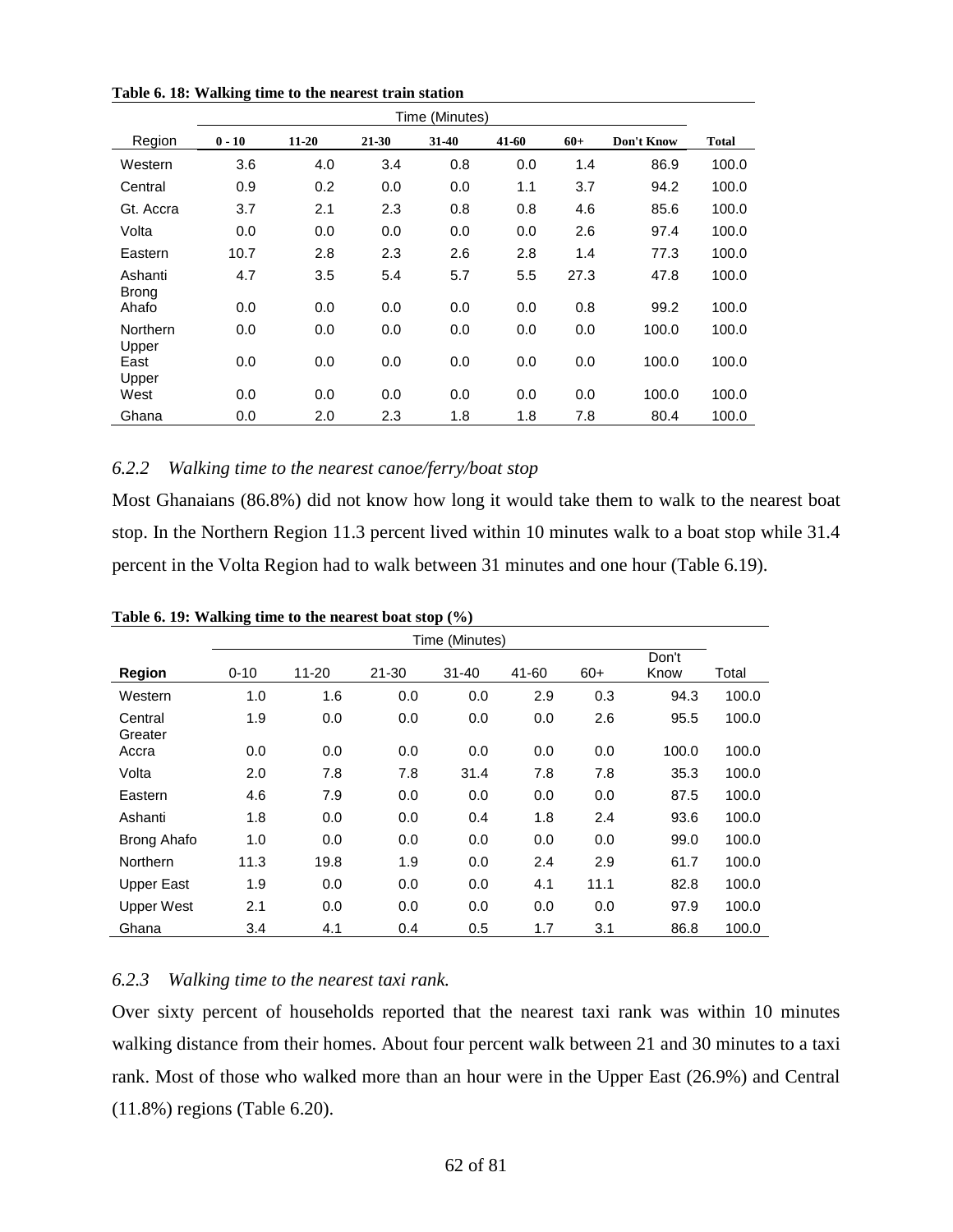**Table 6. 18: Walking time to the nearest train station**

| Region | Time (Minutes) | | | | | | | |
|---|---|---|---|---|---|---|---|---|
| | **0 - 10** | **11-20** | **21-30** | **31-40** | **41-60** | **60+** | **Don't Know** | **Total** |
| Western | 3.6 | 4.0 | 3.4 | 0.8 | 0.0 | 1.4 | 86.9 | 100.0 |
| Central | 0.9 | 0.2 | 0.0 | 0.0 | 1.1 | 3.7 | 94.2 | 100.0 |
| Gt. Accra | 3.7 | 2.1 | 2.3 | 0.8 | 0.8 | 4.6 | 85.6 | 100.0 |
| Volta | 0.0 | 0.0 | 0.0 | 0.0 | 0.0 | 2.6 | 97.4 | 100.0 |
| Eastern | 10.7 | 2.8 | 2.3 | 2.6 | 2.8 | 1.4 | 77.3 | 100.0 |
| Ashanti | 4.7 | 3.5 | 5.4 | 5.7 | 5.5 | 27.3 | 47.8 | 100.0 |
| Brong Ahafo | 0.0 | 0.0 | 0.0 | 0.0 | 0.0 | 0.8 | 99.2 | 100.0 |
| Northern | 0.0 | 0.0 | 0.0 | 0.0 | 0.0 | 0.0 | 100.0 | 100.0 |
| Upper East | 0.0 | 0.0 | 0.0 | 0.0 | 0.0 | 0.0 | 100.0 | 100.0 |
| Upper West | 0.0 | 0.0 | 0.0 | 0.0 | 0.0 | 0.0 | 100.0 | 100.0 |
| Ghana | 0.0 | 2.0 | 2.3 | 1.8 | 1.8 | 7.8 | 80.4 | 100.0 |

### *6.2.2 Walking time to the nearest canoe/ferry/boat stop*

Most Ghanaians (86.8%) did not know how long it would take them to walk to the nearest boat stop. In the Northern Region 11.3 percent lived within 10 minutes walk to a boat stop while 31.4 percent in the Volta Region had to walk between 31 minutes and one hour (Table 6.19).

**Table 6. 19: Walking time to the nearest boat stop (%)**

| Region | Time (Minutes) | | | | | | | |
|---|---|---|---|---|---|---|---|---|
| | 0-10 | 11-20 | 21-30 | 31-40 | 41-60 | 60+ | Don't Know | Total |
| Western | 1.0 | 1.6 | 0.0 | 0.0 | 2.9 | 0.3 | 94.3 | 100.0 |
| Central | 1.9 | 0.0 | 0.0 | 0.0 | 0.0 | 2.6 | 95.5 | 100.0 |
| Greater Accra | 0.0 | 0.0 | 0.0 | 0.0 | 0.0 | 0.0 | 100.0 | 100.0 |
| Volta | 2.0 | 7.8 | 7.8 | 31.4 | 7.8 | 7.8 | 35.3 | 100.0 |
| Eastern | 4.6 | 7.9 | 0.0 | 0.0 | 0.0 | 0.0 | 87.5 | 100.0 |
| Ashanti | 1.8 | 0.0 | 0.0 | 0.4 | 1.8 | 2.4 | 93.6 | 100.0 |
| Brong Ahafo | 1.0 | 0.0 | 0.0 | 0.0 | 0.0 | 0.0 | 99.0 | 100.0 |
| Northern | 11.3 | 19.8 | 1.9 | 0.0 | 2.4 | 2.9 | 61.7 | 100.0 |
| Upper East | 1.9 | 0.0 | 0.0 | 0.0 | 4.1 | 11.1 | 82.8 | 100.0 |
| Upper West | 2.1 | 0.0 | 0.0 | 0.0 | 0.0 | 0.0 | 97.9 | 100.0 |
| Ghana | 3.4 | 4.1 | 0.4 | 0.5 | 1.7 | 3.1 | 86.8 | 100.0 |

### *6.2.3 Walking time to the nearest taxi rank.*

Over sixty percent of households reported that the nearest taxi rank was within 10 minutes walking distance from their homes. About four percent walk between 21 and 30 minutes to a taxi rank. Most of those who walked more than an hour were in the Upper East (26.9%) and Central (11.8%) regions (Table 6.20).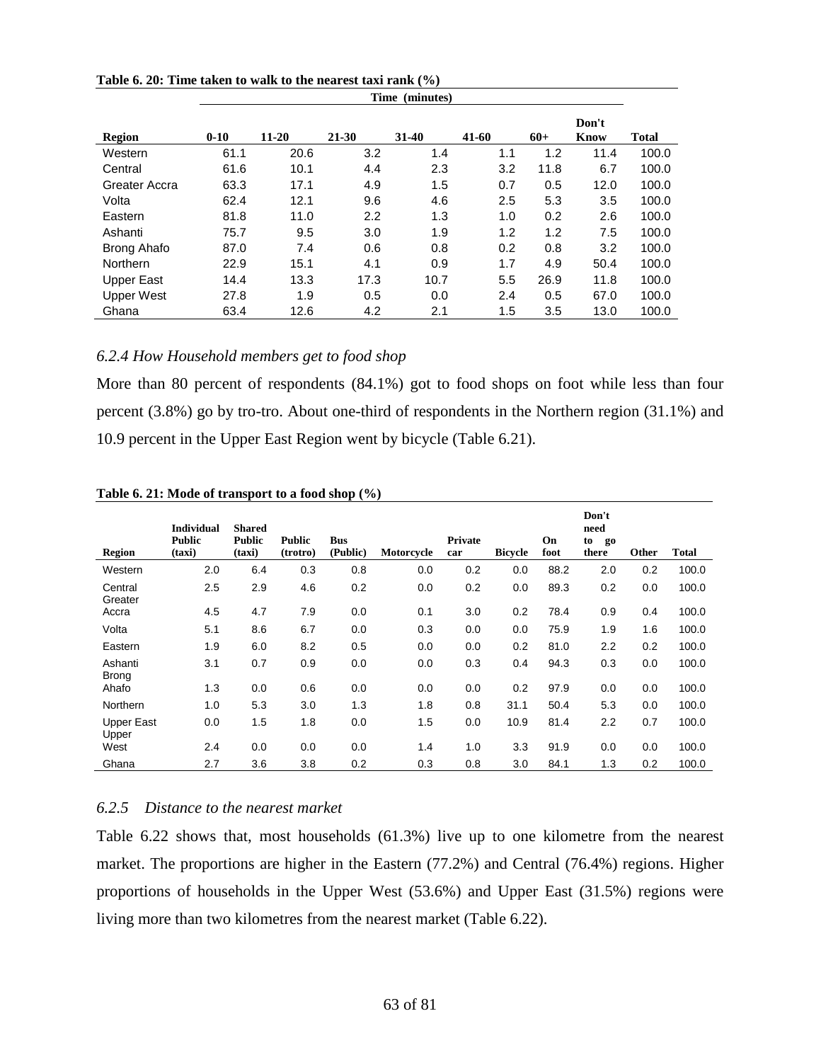**Table 6. 20: Time taken to walk to the nearest taxi rank (%)**

| | Time (minutes) | | | | | | | |
|---|---|---|---|---|---|---|---|---|
| Region | 0-10 | 11-20 | 21-30 | 31-40 | 41-60 | 60+ | Don't Know | Total |
| Western | 61.1 | 20.6 | 3.2 | 1.4 | 1.1 | 1.2 | 11.4 | 100.0 |
| Central | 61.6 | 10.1 | 4.4 | 2.3 | 3.2 | 11.8 | 6.7 | 100.0 |
| Greater Accra | 63.3 | 17.1 | 4.9 | 1.5 | 0.7 | 0.5 | 12.0 | 100.0 |
| Volta | 62.4 | 12.1 | 9.6 | 4.6 | 2.5 | 5.3 | 3.5 | 100.0 |
| Eastern | 81.8 | 11.0 | 2.2 | 1.3 | 1.0 | 0.2 | 2.6 | 100.0 |
| Ashanti | 75.7 | 9.5 | 3.0 | 1.9 | 1.2 | 1.2 | 7.5 | 100.0 |
| Brong Ahafo | 87.0 | 7.4 | 0.6 | 0.8 | 0.2 | 0.8 | 3.2 | 100.0 |
| Northern | 22.9 | 15.1 | 4.1 | 0.9 | 1.7 | 4.9 | 50.4 | 100.0 |
| Upper East | 14.4 | 13.3 | 17.3 | 10.7 | 5.5 | 26.9 | 11.8 | 100.0 |
| Upper West | 27.8 | 1.9 | 0.5 | 0.0 | 2.4 | 0.5 | 67.0 | 100.0 |
| Ghana | 63.4 | 12.6 | 4.2 | 2.1 | 1.5 | 3.5 | 13.0 | 100.0 |

### *6.2.4 How Household members get to food shop*

More than 80 percent of respondents (84.1%) got to food shops on foot while less than four percent (3.8%) go by tro-tro. About one-third of respondents in the Northern region (31.1%) and 10.9 percent in the Upper East Region went by bicycle (Table 6.21).

**Table 6. 21: Mode of transport to a food shop (%)**

| Region | Individual Public (taxi) | Shared Public (taxi) | Public (trotro) | Bus (Public) | Motorcycle | Private car | Bicycle | On foot | Don't need to go there | Other | Total |
|---|---|---|---|---|---|---|---|---|---|---|---|
| Western | 2.0 | 6.4 | 0.3 | 0.8 | 0.0 | 0.2 | 0.0 | 88.2 | 2.0 | 0.2 | 100.0 |
| Central | 2.5 | 2.9 | 4.6 | 0.2 | 0.0 | 0.2 | 0.0 | 89.3 | 0.2 | 0.0 | 100.0 |
| Greater Accra | 4.5 | 4.7 | 7.9 | 0.0 | 0.1 | 3.0 | 0.2 | 78.4 | 0.9 | 0.4 | 100.0 |
| Volta | 5.1 | 8.6 | 6.7 | 0.0 | 0.3 | 0.0 | 0.0 | 75.9 | 1.9 | 1.6 | 100.0 |
| Eastern | 1.9 | 6.0 | 8.2 | 0.5 | 0.0 | 0.0 | 0.2 | 81.0 | 2.2 | 0.2 | 100.0 |
| Ashanti | 3.1 | 0.7 | 0.9 | 0.0 | 0.0 | 0.3 | 0.4 | 94.3 | 0.3 | 0.0 | 100.0 |
| Brong Ahafo | 1.3 | 0.0 | 0.6 | 0.0 | 0.0 | 0.0 | 0.2 | 97.9 | 0.0 | 0.0 | 100.0 |
| Northern | 1.0 | 5.3 | 3.0 | 1.3 | 1.8 | 0.8 | 31.1 | 50.4 | 5.3 | 0.0 | 100.0 |
| Upper East | 0.0 | 1.5 | 1.8 | 0.0 | 1.5 | 0.0 | 10.9 | 81.4 | 2.2 | 0.7 | 100.0 |
| Upper West | 2.4 | 0.0 | 0.0 | 0.0 | 1.4 | 1.0 | 3.3 | 91.9 | 0.0 | 0.0 | 100.0 |
| Ghana | 2.7 | 3.6 | 3.8 | 0.2 | 0.3 | 0.8 | 3.0 | 84.1 | 1.3 | 0.2 | 100.0 |

### *6.2.5 Distance to the nearest market*

Table 6.22 shows that, most households (61.3%) live up to one kilometre from the nearest market. The proportions are higher in the Eastern (77.2%) and Central (76.4%) regions. Higher proportions of households in the Upper West (53.6%) and Upper East (31.5%) regions were living more than two kilometres from the nearest market (Table 6.22).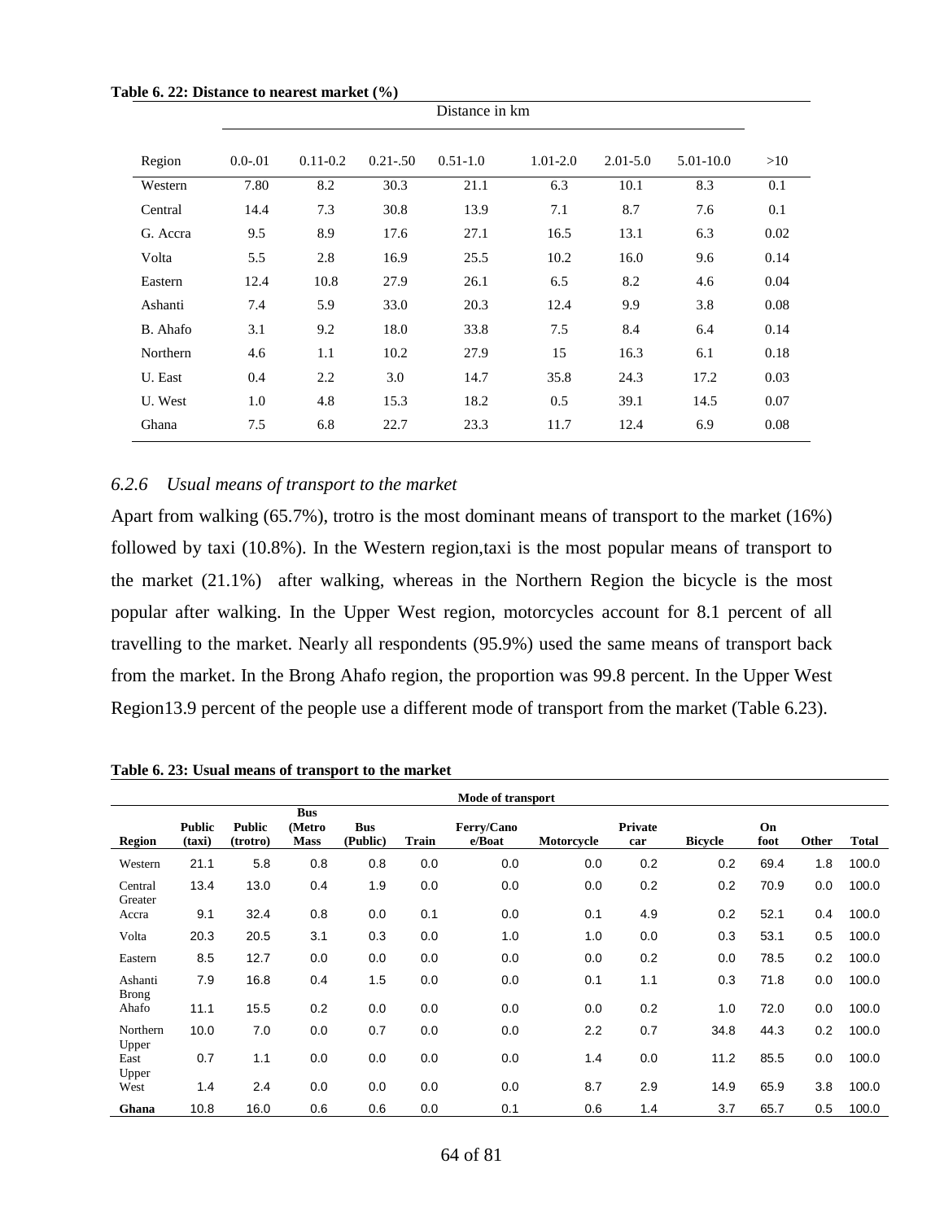**Table 6. 22: Distance to nearest market (%)**

| | Distance in km | | | | | | | |
|---|---|---|---|---|---|---|---|---|
| Region | 0.0-.01 | 0.11-0.2 | 0.21-.50 | 0.51-1.0 | 1.01-2.0 | 2.01-5.0 | 5.01-10.0 | >10 |
| Western | 7.80 | 8.2 | 30.3 | 21.1 | 6.3 | 10.1 | 8.3 | 0.1 |
| Central | 14.4 | 7.3 | 30.8 | 13.9 | 7.1 | 8.7 | 7.6 | 0.1 |
| G. Accra | 9.5 | 8.9 | 17.6 | 27.1 | 16.5 | 13.1 | 6.3 | 0.02 |
| Volta | 5.5 | 2.8 | 16.9 | 25.5 | 10.2 | 16.0 | 9.6 | 0.14 |
| Eastern | 12.4 | 10.8 | 27.9 | 26.1 | 6.5 | 8.2 | 4.6 | 0.04 |
| Ashanti | 7.4 | 5.9 | 33.0 | 20.3 | 12.4 | 9.9 | 3.8 | 0.08 |
| B. Ahafo | 3.1 | 9.2 | 18.0 | 33.8 | 7.5 | 8.4 | 6.4 | 0.14 |
| Northern | 4.6 | 1.1 | 10.2 | 27.9 | 15 | 16.3 | 6.1 | 0.18 |
| U. East | 0.4 | 2.2 | 3.0 | 14.7 | 35.8 | 24.3 | 17.2 | 0.03 |
| U. West | 1.0 | 4.8 | 15.3 | 18.2 | 0.5 | 39.1 | 14.5 | 0.07 |
| Ghana | 7.5 | 6.8 | 22.7 | 23.3 | 11.7 | 12.4 | 6.9 | 0.08 |

### *6.2.6 Usual means of transport to the market*

Apart from walking (65.7%), trotro is the most dominant means of transport to the market (16%) followed by taxi (10.8%). In the Western region,taxi is the most popular means of transport to the market (21.1%) after walking, whereas in the Northern Region the bicycle is the most popular after walking. In the Upper West region, motorcycles account for 8.1 percent of all travelling to the market. Nearly all respondents (95.9%) used the same means of transport back from the market. In the Brong Ahafo region, the proportion was 99.8 percent. In the Upper West Region13.9 percent of the people use a different mode of transport from the market (Table 6.23).

**Table 6. 23: Usual means of transport to the market**

| | Mode of transport | | | | | | | | | | | |
|---|---|---|---|---|---|---|---|---|---|---|---|---|
| Region | Public (taxi) | Public (trotro) | Bus (Metro Mass | Bus (Public) | Train | Ferry/Canoe/Boat | Motorcycle | Private car | Bicycle | On foot | Other | Total |
| Western | 21.1 | 5.8 | 0.8 | 0.8 | 0.0 | 0.0 | 0.0 | 0.2 | 0.2 | 69.4 | 1.8 | 100.0 |
| Central | 13.4 | 13.0 | 0.4 | 1.9 | 0.0 | 0.0 | 0.0 | 0.2 | 0.2 | 70.9 | 0.0 | 100.0 |
| Greater Accra | 9.1 | 32.4 | 0.8 | 0.0 | 0.1 | 0.0 | 0.1 | 4.9 | 0.2 | 52.1 | 0.4 | 100.0 |
| Volta | 20.3 | 20.5 | 3.1 | 0.3 | 0.0 | 1.0 | 1.0 | 0.0 | 0.3 | 53.1 | 0.5 | 100.0 |
| Eastern | 8.5 | 12.7 | 0.0 | 0.0 | 0.0 | 0.0 | 0.0 | 0.2 | 0.0 | 78.5 | 0.2 | 100.0 |
| Ashanti | 7.9 | 16.8 | 0.4 | 1.5 | 0.0 | 0.0 | 0.1 | 1.1 | 0.3 | 71.8 | 0.0 | 100.0 |
| Brong Ahafo | 11.1 | 15.5 | 0.2 | 0.0 | 0.0 | 0.0 | 0.0 | 0.2 | 1.0 | 72.0 | 0.0 | 100.0 |
| Northern | 10.0 | 7.0 | 0.0 | 0.7 | 0.0 | 0.0 | 2.2 | 0.7 | 34.8 | 44.3 | 0.2 | 100.0 |
| Upper East | 0.7 | 1.1 | 0.0 | 0.0 | 0.0 | 0.0 | 1.4 | 0.0 | 11.2 | 85.5 | 0.0 | 100.0 |
| Upper West | 1.4 | 2.4 | 0.0 | 0.0 | 0.0 | 0.0 | 8.7 | 2.9 | 14.9 | 65.9 | 3.8 | 100.0 |
| **Ghana** | 10.8 | 16.0 | 0.6 | 0.6 | 0.0 | 0.1 | 0.6 | 1.4 | 3.7 | 65.7 | 0.5 | 100.0 |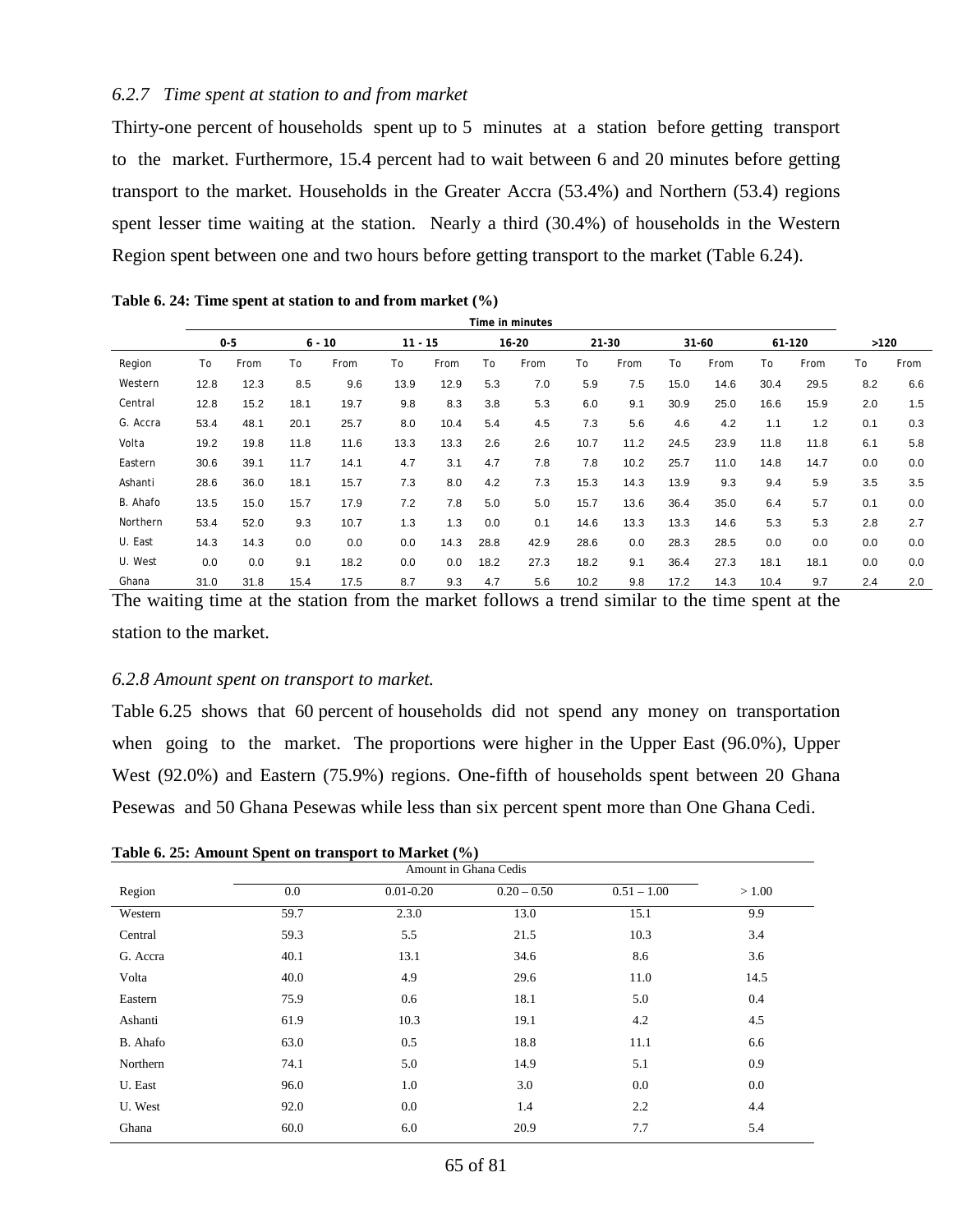### *6.2.7 Time spent at station to and from market*

Thirty-one percent of households spent up to 5 minutes at a station before getting transport to the market. Furthermore, 15.4 percent had to wait between 6 and 20 minutes before getting transport to the market. Households in the Greater Accra (53.4%) and Northern (53.4) regions spent lesser time waiting at the station. Nearly a third (30.4%) of households in the Western Region spent between one and two hours before getting transport to the market (Table 6.24).

**Table 6. 24: Time spent at station to and from market (%)**

| | Time in minutes | | | | | | | | | | | | | | | |
|---|---|---|---|---|---|---|---|---|---|---|---|---|---|---|---|---|
| | 0-5 | | 6 - 10 | | 11 - 15 | | 16-20 | | 21-30 | | 31-60 | | 61-120 | | >120 | |
| Region | To | From | To | From | To | From | To | From | To | From | To | From | To | From | To | From |
| Western | 12.8 | 12.3 | 8.5 | 9.6 | 13.9 | 12.9 | 5.3 | 7.0 | 5.9 | 7.5 | 15.0 | 14.6 | 30.4 | 29.5 | 8.2 | 6.6 |
| Central | 12.8 | 15.2 | 18.1 | 19.7 | 9.8 | 8.3 | 3.8 | 5.3 | 6.0 | 9.1 | 30.9 | 25.0 | 16.6 | 15.9 | 2.0 | 1.5 |
| G. Accra | 53.4 | 48.1 | 20.1 | 25.7 | 8.0 | 10.4 | 5.4 | 4.5 | 7.3 | 5.6 | 4.6 | 4.2 | 1.1 | 1.2 | 0.1 | 0.3 |
| Volta | 19.2 | 19.8 | 11.8 | 11.6 | 13.3 | 13.3 | 2.6 | 2.6 | 10.7 | 11.2 | 24.5 | 23.9 | 11.8 | 11.8 | 6.1 | 5.8 |
| Eastern | 30.6 | 39.1 | 11.7 | 14.1 | 4.7 | 3.1 | 4.7 | 7.8 | 7.8 | 10.2 | 25.7 | 11.0 | 14.8 | 14.7 | 0.0 | 0.0 |
| Ashanti | 28.6 | 36.0 | 18.1 | 15.7 | 7.3 | 8.0 | 4.2 | 7.3 | 15.3 | 14.3 | 13.9 | 9.3 | 9.4 | 5.9 | 3.5 | 3.5 |
| B. Ahafo | 13.5 | 15.0 | 15.7 | 17.9 | 7.2 | 7.8 | 5.0 | 5.0 | 15.7 | 13.6 | 36.4 | 35.0 | 6.4 | 5.7 | 0.1 | 0.0 |
| Northern | 53.4 | 52.0 | 9.3 | 10.7 | 1.3 | 1.3 | 0.0 | 0.1 | 14.6 | 13.3 | 13.3 | 14.6 | 5.3 | 5.3 | 2.8 | 2.7 |
| U. East | 14.3 | 14.3 | 0.0 | 0.0 | 0.0 | 14.3 | 28.8 | 42.9 | 28.6 | 0.0 | 28.3 | 28.5 | 0.0 | 0.0 | 0.0 | 0.0 |
| U. West | 0.0 | 0.0 | 9.1 | 18.2 | 0.0 | 0.0 | 18.2 | 27.3 | 18.2 | 9.1 | 36.4 | 27.3 | 18.1 | 18.1 | 0.0 | 0.0 |
| Ghana | 31.0 | 31.8 | 15.4 | 17.5 | 8.7 | 9.3 | 4.7 | 5.6 | 10.2 | 9.8 | 17.2 | 14.3 | 10.4 | 9.7 | 2.4 | 2.0 |

The waiting time at the station from the market follows a trend similar to the time spent at the station to the market.

### *6.2.8 Amount spent on transport to market.*

Table 6.25 shows that 60 percent of households did not spend any money on transportation when going to the market. The proportions were higher in the Upper East (96.0%), Upper West (92.0%) and Eastern (75.9%) regions. One-fifth of households spent between 20 Ghana Pesewas and 50 Ghana Pesewas while less than six percent spent more than One Ghana Cedi.

**Table 6. 25: Amount Spent on transport to Market (%)**

| | Amount in Ghana Cedis | | | | |
|---|---|---|---|---|---|
| Region | 0.0 | 0.01-0.20 | 0.20 – 0.50 | 0.51 – 1.00 | > 1.00 |
| Western | 59.7 | 2.3.0 | 13.0 | 15.1 | 9.9 |
| Central | 59.3 | 5.5 | 21.5 | 10.3 | 3.4 |
| G. Accra | 40.1 | 13.1 | 34.6 | 8.6 | 3.6 |
| Volta | 40.0 | 4.9 | 29.6 | 11.0 | 14.5 |
| Eastern | 75.9 | 0.6 | 18.1 | 5.0 | 0.4 |
| Ashanti | 61.9 | 10.3 | 19.1 | 4.2 | 4.5 |
| B. Ahafo | 63.0 | 0.5 | 18.8 | 11.1 | 6.6 |
| Northern | 74.1 | 5.0 | 14.9 | 5.1 | 0.9 |
| U. East | 96.0 | 1.0 | 3.0 | 0.0 | 0.0 |
| U. West | 92.0 | 0.0 | 1.4 | 2.2 | 4.4 |
| Ghana | 60.0 | 6.0 | 20.9 | 7.7 | 5.4 |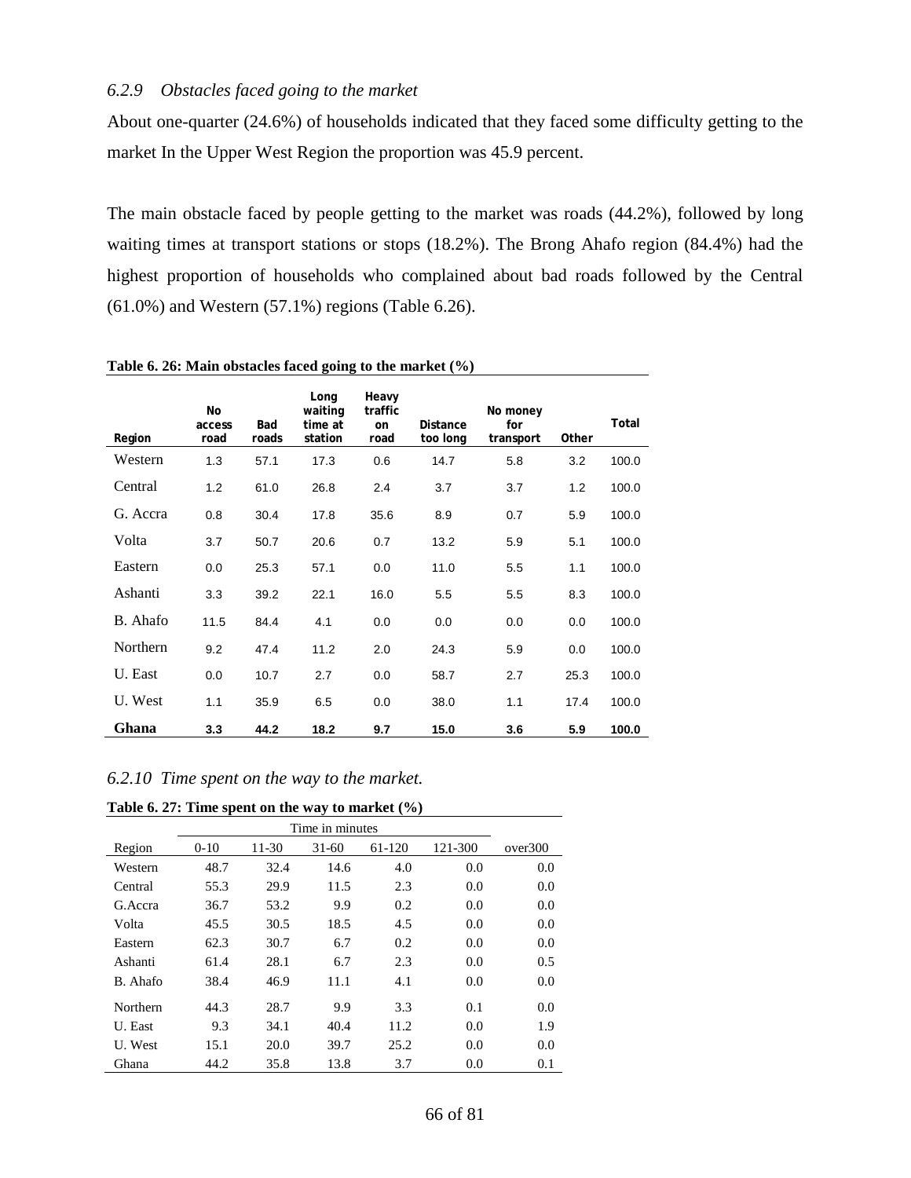### *6.2.9 Obstacles faced going to the market*

About one-quarter (24.6%) of households indicated that they faced some difficulty getting to the market In the Upper West Region the proportion was 45.9 percent.

The main obstacle faced by people getting to the market was roads (44.2%), followed by long waiting times at transport stations or stops (18.2%). The Brong Ahafo region (84.4%) had the highest proportion of households who complained about bad roads followed by the Central (61.0%) and Western (57.1%) regions (Table 6.26).

**Table 6. 26: Main obstacles faced going to the market (%)**

| Region | No access road | Bad roads | Long waiting time at station | Heavy traffic on road | Distance too long | No money for transport | Other | Total |
|---|---|---|---|---|---|---|---|---|
| Western | 1.3 | 57.1 | 17.3 | 0.6 | 14.7 | 5.8 | 3.2 | 100.0 |
| Central | 1.2 | 61.0 | 26.8 | 2.4 | 3.7 | 3.7 | 1.2 | 100.0 |
| G. Accra | 0.8 | 30.4 | 17.8 | 35.6 | 8.9 | 0.7 | 5.9 | 100.0 |
| Volta | 3.7 | 50.7 | 20.6 | 0.7 | 13.2 | 5.9 | 5.1 | 100.0 |
| Eastern | 0.0 | 25.3 | 57.1 | 0.0 | 11.0 | 5.5 | 1.1 | 100.0 |
| Ashanti | 3.3 | 39.2 | 22.1 | 16.0 | 5.5 | 5.5 | 8.3 | 100.0 |
| B. Ahafo | 11.5 | 84.4 | 4.1 | 0.0 | 0.0 | 0.0 | 0.0 | 100.0 |
| Northern | 9.2 | 47.4 | 11.2 | 2.0 | 24.3 | 5.9 | 0.0 | 100.0 |
| U. East | 0.0 | 10.7 | 2.7 | 0.0 | 58.7 | 2.7 | 25.3 | 100.0 |
| U. West | 1.1 | 35.9 | 6.5 | 0.0 | 38.0 | 1.1 | 17.4 | 100.0 |
| **Ghana** | **3.3** | **44.2** | **18.2** | **9.7** | **15.0** | **3.6** | **5.9** | **100.0** |

### *6.2.10 Time spent on the way to the market.*

**Table 6. 27: Time spent on the way to market (%)**

| | Time in minutes | | | | | |
|---|---|---|---|---|---|---|
| Region | 0-10 | 11-30 | 31-60 | 61-120 | 121-300 | over300 |
| Western | 48.7 | 32.4 | 14.6 | 4.0 | 0.0 | 0.0 |
| Central | 55.3 | 29.9 | 11.5 | 2.3 | 0.0 | 0.0 |
| G.Accra | 36.7 | 53.2 | 9.9 | 0.2 | 0.0 | 0.0 |
| Volta | 45.5 | 30.5 | 18.5 | 4.5 | 0.0 | 0.0 |
| Eastern | 62.3 | 30.7 | 6.7 | 0.2 | 0.0 | 0.0 |
| Ashanti | 61.4 | 28.1 | 6.7 | 2.3 | 0.0 | 0.5 |
| B. Ahafo | 38.4 | 46.9 | 11.1 | 4.1 | 0.0 | 0.0 |
| Northern | 44.3 | 28.7 | 9.9 | 3.3 | 0.1 | 0.0 |
| U. East | 9.3 | 34.1 | 40.4 | 11.2 | 0.0 | 1.9 |
| U. West | 15.1 | 20.0 | 39.7 | 25.2 | 0.0 | 0.0 |
| Ghana | 44.2 | 35.8 | 13.8 | 3.7 | 0.0 | 0.1 |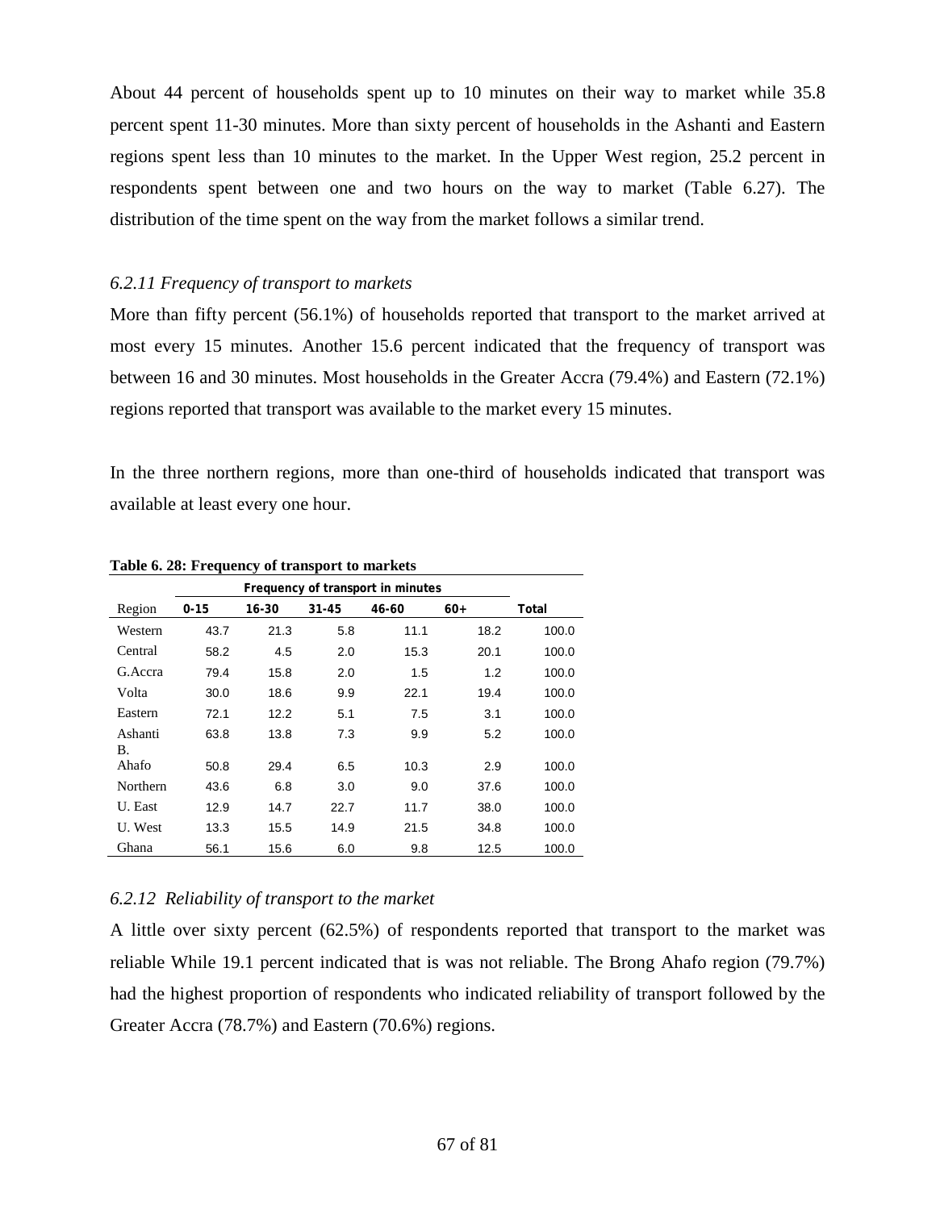About 44 percent of households spent up to 10 minutes on their way to market while 35.8 percent spent 11-30 minutes. More than sixty percent of households in the Ashanti and Eastern regions spent less than 10 minutes to the market. In the Upper West region, 25.2 percent in respondents spent between one and two hours on the way to market (Table 6.27). The distribution of the time spent on the way from the market follows a similar trend.

### *6.2.11 Frequency of transport to markets*

More than fifty percent (56.1%) of households reported that transport to the market arrived at most every 15 minutes. Another 15.6 percent indicated that the frequency of transport was between 16 and 30 minutes. Most households in the Greater Accra (79.4%) and Eastern (72.1%) regions reported that transport was available to the market every 15 minutes.

In the three northern regions, more than one-third of households indicated that transport was available at least every one hour.

**Table 6. 28: Frequency of transport to markets**

| | Frequency of transport in minutes | | | | | |
|---|---|---|---|---|---|---|
| Region | 0-15 | 16-30 | 31-45 | 46-60 | 60+ | Total |
| Western | 43.7 | 21.3 | 5.8 | 11.1 | 18.2 | 100.0 |
| Central | 58.2 | 4.5 | 2.0 | 15.3 | 20.1 | 100.0 |
| G.Accra | 79.4 | 15.8 | 2.0 | 1.5 | 1.2 | 100.0 |
| Volta | 30.0 | 18.6 | 9.9 | 22.1 | 19.4 | 100.0 |
| Eastern | 72.1 | 12.2 | 5.1 | 7.5 | 3.1 | 100.0 |
| Ashanti | 63.8 | 13.8 | 7.3 | 9.9 | 5.2 | 100.0 |
| B. Ahafo | 50.8 | 29.4 | 6.5 | 10.3 | 2.9 | 100.0 |
| Northern | 43.6 | 6.8 | 3.0 | 9.0 | 37.6 | 100.0 |
| U. East | 12.9 | 14.7 | 22.7 | 11.7 | 38.0 | 100.0 |
| U. West | 13.3 | 15.5 | 14.9 | 21.5 | 34.8 | 100.0 |
| Ghana | 56.1 | 15.6 | 6.0 | 9.8 | 12.5 | 100.0 |

### *6.2.12 Reliability of transport to the market*

A little over sixty percent (62.5%) of respondents reported that transport to the market was reliable While 19.1 percent indicated that is was not reliable. The Brong Ahafo region (79.7%) had the highest proportion of respondents who indicated reliability of transport followed by the Greater Accra (78.7%) and Eastern (70.6%) regions.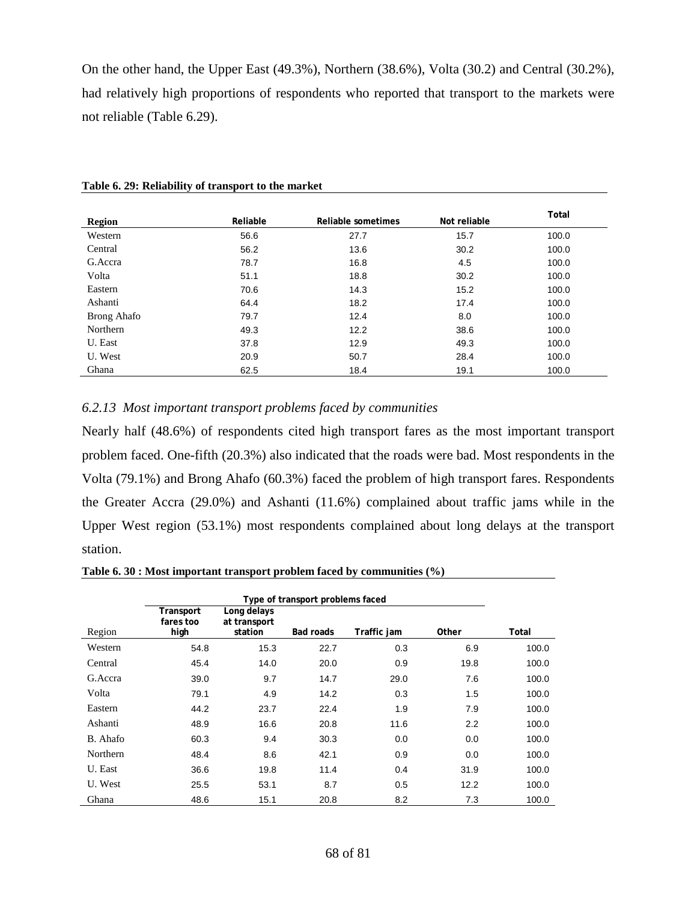On the other hand, the Upper East (49.3%), Northern (38.6%), Volta (30.2) and Central (30.2%), had relatively high proportions of respondents who reported that transport to the markets were not reliable (Table 6.29).

**Table 6. 29: Reliability of transport to the market**

| Region | Reliable | Reliable sometimes | Not reliable | Total |
|---|---|---|---|---|
| Western | 56.6 | 27.7 | 15.7 | 100.0 |
| Central | 56.2 | 13.6 | 30.2 | 100.0 |
| G.Accra | 78.7 | 16.8 | 4.5 | 100.0 |
| Volta | 51.1 | 18.8 | 30.2 | 100.0 |
| Eastern | 70.6 | 14.3 | 15.2 | 100.0 |
| Ashanti | 64.4 | 18.2 | 17.4 | 100.0 |
| Brong Ahafo | 79.7 | 12.4 | 8.0 | 100.0 |
| Northern | 49.3 | 12.2 | 38.6 | 100.0 |
| U. East | 37.8 | 12.9 | 49.3 | 100.0 |
| U. West | 20.9 | 50.7 | 28.4 | 100.0 |
| Ghana | 62.5 | 18.4 | 19.1 | 100.0 |

### *6.2.13 Most important transport problems faced by communities*

Nearly half (48.6%) of respondents cited high transport fares as the most important transport problem faced. One-fifth (20.3%) also indicated that the roads were bad. Most respondents in the Volta (79.1%) and Brong Ahafo (60.3%) faced the problem of high transport fares. Respondents the Greater Accra (29.0%) and Ashanti (11.6%) complained about traffic jams while in the Upper West region (53.1%) most respondents complained about long delays at the transport station.

**Table 6. 30 : Most important transport problem faced by communities (%)**

| | Type of transport problems faced | | | | | |
|---|---|---|---|---|---|---|
| Region | Transport fares too high | Long delays at transport station | Bad roads | Traffic jam | Other | Total |
| Western | 54.8 | 15.3 | 22.7 | 0.3 | 6.9 | 100.0 |
| Central | 45.4 | 14.0 | 20.0 | 0.9 | 19.8 | 100.0 |
| G.Accra | 39.0 | 9.7 | 14.7 | 29.0 | 7.6 | 100.0 |
| Volta | 79.1 | 4.9 | 14.2 | 0.3 | 1.5 | 100.0 |
| Eastern | 44.2 | 23.7 | 22.4 | 1.9 | 7.9 | 100.0 |
| Ashanti | 48.9 | 16.6 | 20.8 | 11.6 | 2.2 | 100.0 |
| B. Ahafo | 60.3 | 9.4 | 30.3 | 0.0 | 0.0 | 100.0 |
| Northern | 48.4 | 8.6 | 42.1 | 0.9 | 0.0 | 100.0 |
| U. East | 36.6 | 19.8 | 11.4 | 0.4 | 31.9 | 100.0 |
| U. West | 25.5 | 53.1 | 8.7 | 0.5 | 12.2 | 100.0 |
| Ghana | 48.6 | 15.1 | 20.8 | 8.2 | 7.3 | 100.0 |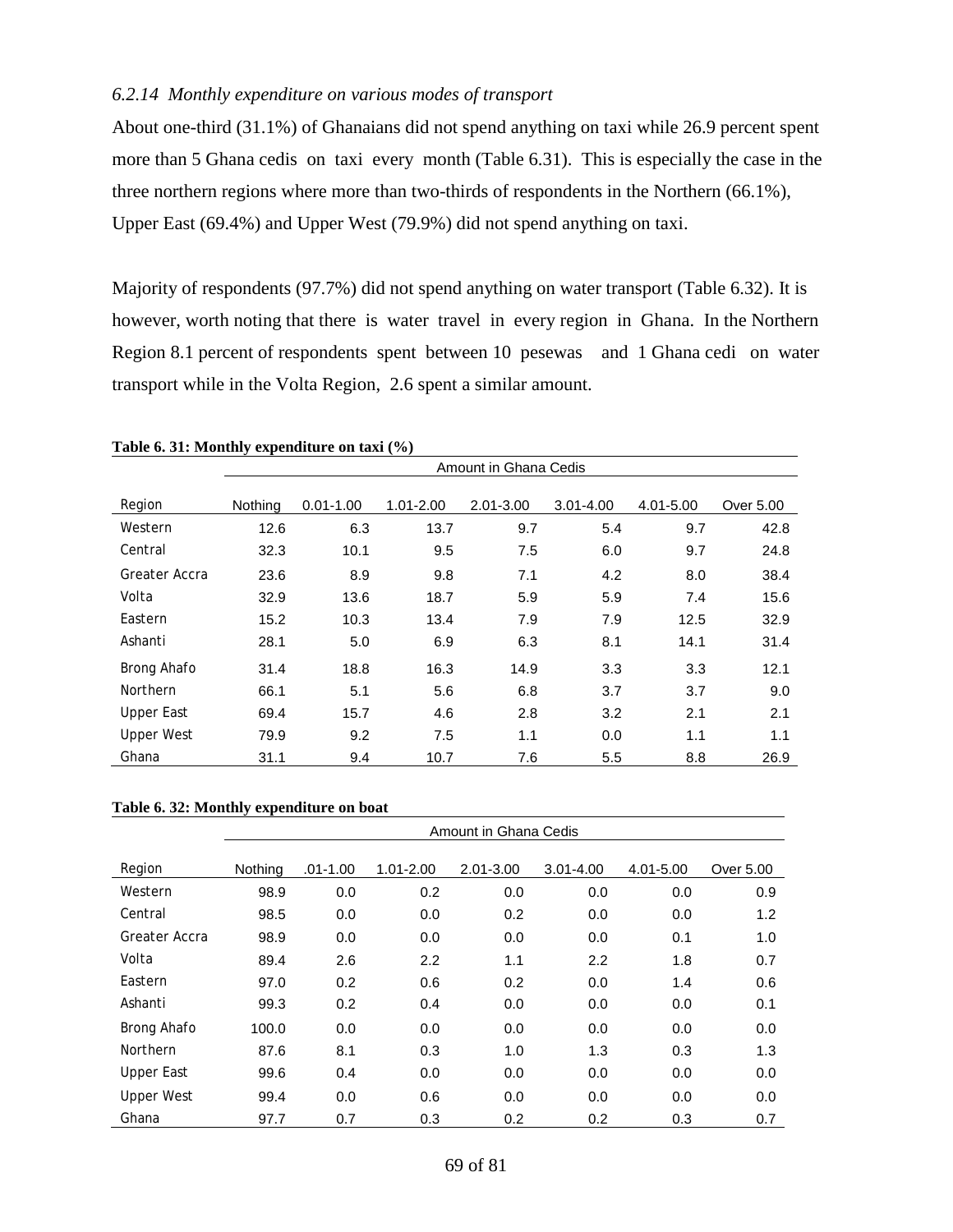### *6.2.14 Monthly expenditure on various modes of transport*

About one-third (31.1%) of Ghanaians did not spend anything on taxi while 26.9 percent spent more than 5 Ghana cedis on taxi every month (Table 6.31). This is especially the case in the three northern regions where more than two-thirds of respondents in the Northern (66.1%), Upper East (69.4%) and Upper West (79.9%) did not spend anything on taxi.

Majority of respondents (97.7%) did not spend anything on water transport (Table 6.32). It is however, worth noting that there is water travel in every region in Ghana. In the Northern Region 8.1 percent of respondents spent between 10 pesewas and 1 Ghana cedi on water transport while in the Volta Region, 2.6 spent a similar amount.

**Table 6. 31: Monthly expenditure on taxi (%)**

| | Amount in Ghana Cedis | | | | | | |
|---|---|---|---|---|---|---|---|
| Region | Nothing | 0.01-1.00 | 1.01-2.00 | 2.01-3.00 | 3.01-4.00 | 4.01-5.00 | Over 5.00 |
| Western | 12.6 | 6.3 | 13.7 | 9.7 | 5.4 | 9.7 | 42.8 |
| Central | 32.3 | 10.1 | 9.5 | 7.5 | 6.0 | 9.7 | 24.8 |
| Greater Accra | 23.6 | 8.9 | 9.8 | 7.1 | 4.2 | 8.0 | 38.4 |
| Volta | 32.9 | 13.6 | 18.7 | 5.9 | 5.9 | 7.4 | 15.6 |
| Eastern | 15.2 | 10.3 | 13.4 | 7.9 | 7.9 | 12.5 | 32.9 |
| Ashanti | 28.1 | 5.0 | 6.9 | 6.3 | 8.1 | 14.1 | 31.4 |
| Brong Ahafo | 31.4 | 18.8 | 16.3 | 14.9 | 3.3 | 3.3 | 12.1 |
| Northern | 66.1 | 5.1 | 5.6 | 6.8 | 3.7 | 3.7 | 9.0 |
| Upper East | 69.4 | 15.7 | 4.6 | 2.8 | 3.2 | 2.1 | 2.1 |
| Upper West | 79.9 | 9.2 | 7.5 | 1.1 | 0.0 | 1.1 | 1.1 |
| Ghana | 31.1 | 9.4 | 10.7 | 7.6 | 5.5 | 8.8 | 26.9 |

**Table 6. 32: Monthly expenditure on boat**

| | Amount in Ghana Cedis | | | | | | |
|---|---|---|---|---|---|---|---|
| Region | Nothing | .01-1.00 | 1.01-2.00 | 2.01-3.00 | 3.01-4.00 | 4.01-5.00 | Over 5.00 |
| Western | 98.9 | 0.0 | 0.2 | 0.0 | 0.0 | 0.0 | 0.9 |
| Central | 98.5 | 0.0 | 0.0 | 0.2 | 0.0 | 0.0 | 1.2 |
| Greater Accra | 98.9 | 0.0 | 0.0 | 0.0 | 0.0 | 0.1 | 1.0 |
| Volta | 89.4 | 2.6 | 2.2 | 1.1 | 2.2 | 1.8 | 0.7 |
| Eastern | 97.0 | 0.2 | 0.6 | 0.2 | 0.0 | 1.4 | 0.6 |
| Ashanti | 99.3 | 0.2 | 0.4 | 0.0 | 0.0 | 0.0 | 0.1 |
| Brong Ahafo | 100.0 | 0.0 | 0.0 | 0.0 | 0.0 | 0.0 | 0.0 |
| Northern | 87.6 | 8.1 | 0.3 | 1.0 | 1.3 | 0.3 | 1.3 |
| Upper East | 99.6 | 0.4 | 0.0 | 0.0 | 0.0 | 0.0 | 0.0 |
| Upper West | 99.4 | 0.0 | 0.6 | 0.0 | 0.0 | 0.0 | 0.0 |
| Ghana | 97.7 | 0.7 | 0.3 | 0.2 | 0.2 | 0.3 | 0.7 |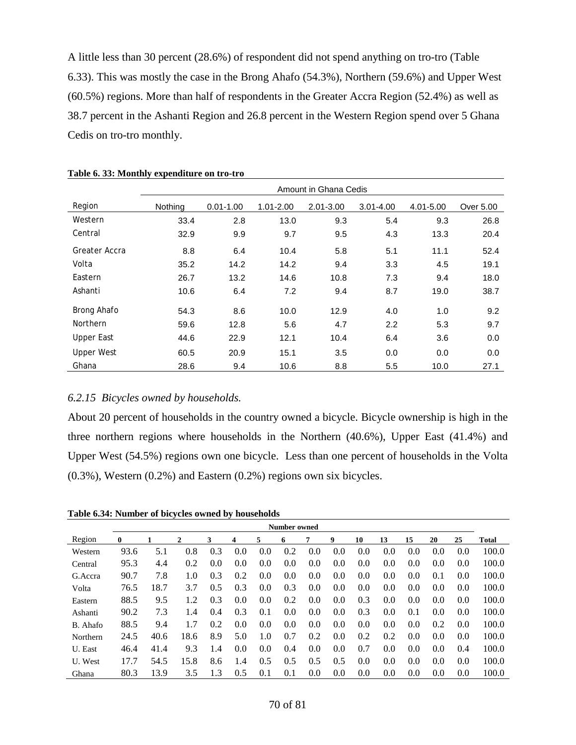A little less than 30 percent (28.6%) of respondent did not spend anything on tro-tro (Table 6.33). This was mostly the case in the Brong Ahafo (54.3%), Northern (59.6%) and Upper West (60.5%) regions. More than half of respondents in the Greater Accra Region (52.4%) as well as 38.7 percent in the Ashanti Region and 26.8 percent in the Western Region spend over 5 Ghana Cedis on tro-tro monthly.

**Table 6. 33: Monthly expenditure on tro-tro**

| | Amount in Ghana Cedis | | | | | | |
|---|---|---|---|---|---|---|---|
| Region | Nothing | 0.01-1.00 | 1.01-2.00 | 2.01-3.00 | 3.01-4.00 | 4.01-5.00 | Over 5.00 |
| Western | 33.4 | 2.8 | 13.0 | 9.3 | 5.4 | 9.3 | 26.8 |
| Central | 32.9 | 9.9 | 9.7 | 9.5 | 4.3 | 13.3 | 20.4 |
| Greater Accra | 8.8 | 6.4 | 10.4 | 5.8 | 5.1 | 11.1 | 52.4 |
| Volta | 35.2 | 14.2 | 14.2 | 9.4 | 3.3 | 4.5 | 19.1 |
| Eastern | 26.7 | 13.2 | 14.6 | 10.8 | 7.3 | 9.4 | 18.0 |
| Ashanti | 10.6 | 6.4 | 7.2 | 9.4 | 8.7 | 19.0 | 38.7 |
| Brong Ahafo | 54.3 | 8.6 | 10.0 | 12.9 | 4.0 | 1.0 | 9.2 |
| Northern | 59.6 | 12.8 | 5.6 | 4.7 | 2.2 | 5.3 | 9.7 |
| Upper East | 44.6 | 22.9 | 12.1 | 10.4 | 6.4 | 3.6 | 0.0 |
| Upper West | 60.5 | 20.9 | 15.1 | 3.5 | 0.0 | 0.0 | 0.0 |
| Ghana | 28.6 | 9.4 | 10.6 | 8.8 | 5.5 | 10.0 | 27.1 |

*6.2.15 Bicycles owned by households.*

About 20 percent of households in the country owned a bicycle. Bicycle ownership is high in the three northern regions where households in the Northern (40.6%), Upper East (41.4%) and Upper West (54.5%) regions own one bicycle. Less than one percent of households in the Volta (0.3%), Western (0.2%) and Eastern (0.2%) regions own six bicycles.

**Table 6.34: Number of bicycles owned by households**

| | Number owned | | | | | | | | | | | | | | |
|---|---|---|---|---|---|---|---|---|---|---|---|---|---|---|---|
| Region | 0 | 1 | 2 | 3 | 4 | 5 | 6 | 7 | 9 | 10 | 13 | 15 | 20 | 25 | Total |
| Western | 93.6 | 5.1 | 0.8 | 0.3 | 0.0 | 0.0 | 0.2 | 0.0 | 0.0 | 0.0 | 0.0 | 0.0 | 0.0 | 0.0 | 100.0 |
| Central | 95.3 | 4.4 | 0.2 | 0.0 | 0.0 | 0.0 | 0.0 | 0.0 | 0.0 | 0.0 | 0.0 | 0.0 | 0.0 | 0.0 | 100.0 |
| G.Accra | 90.7 | 7.8 | 1.0 | 0.3 | 0.2 | 0.0 | 0.0 | 0.0 | 0.0 | 0.0 | 0.0 | 0.0 | 0.1 | 0.0 | 100.0 |
| Volta | 76.5 | 18.7 | 3.7 | 0.5 | 0.3 | 0.0 | 0.3 | 0.0 | 0.0 | 0.0 | 0.0 | 0.0 | 0.0 | 0.0 | 100.0 |
| Eastern | 88.5 | 9.5 | 1.2 | 0.3 | 0.0 | 0.0 | 0.2 | 0.0 | 0.0 | 0.3 | 0.0 | 0.0 | 0.0 | 0.0 | 100.0 |
| Ashanti | 90.2 | 7.3 | 1.4 | 0.4 | 0.3 | 0.1 | 0.0 | 0.0 | 0.0 | 0.3 | 0.0 | 0.1 | 0.0 | 0.0 | 100.0 |
| B. Ahafo | 88.5 | 9.4 | 1.7 | 0.2 | 0.0 | 0.0 | 0.0 | 0.0 | 0.0 | 0.0 | 0.0 | 0.0 | 0.2 | 0.0 | 100.0 |
| Northern | 24.5 | 40.6 | 18.6 | 8.9 | 5.0 | 1.0 | 0.7 | 0.2 | 0.0 | 0.2 | 0.2 | 0.0 | 0.0 | 0.0 | 100.0 |
| U. East | 46.4 | 41.4 | 9.3 | 1.4 | 0.0 | 0.0 | 0.4 | 0.0 | 0.0 | 0.7 | 0.0 | 0.0 | 0.0 | 0.4 | 100.0 |
| U. West | 17.7 | 54.5 | 15.8 | 8.6 | 1.4 | 0.5 | 0.5 | 0.5 | 0.5 | 0.0 | 0.0 | 0.0 | 0.0 | 0.0 | 100.0 |
| Ghana | 80.3 | 13.9 | 3.5 | 1.3 | 0.5 | 0.1 | 0.1 | 0.0 | 0.0 | 0.0 | 0.0 | 0.0 | 0.0 | 0.0 | 100.0 |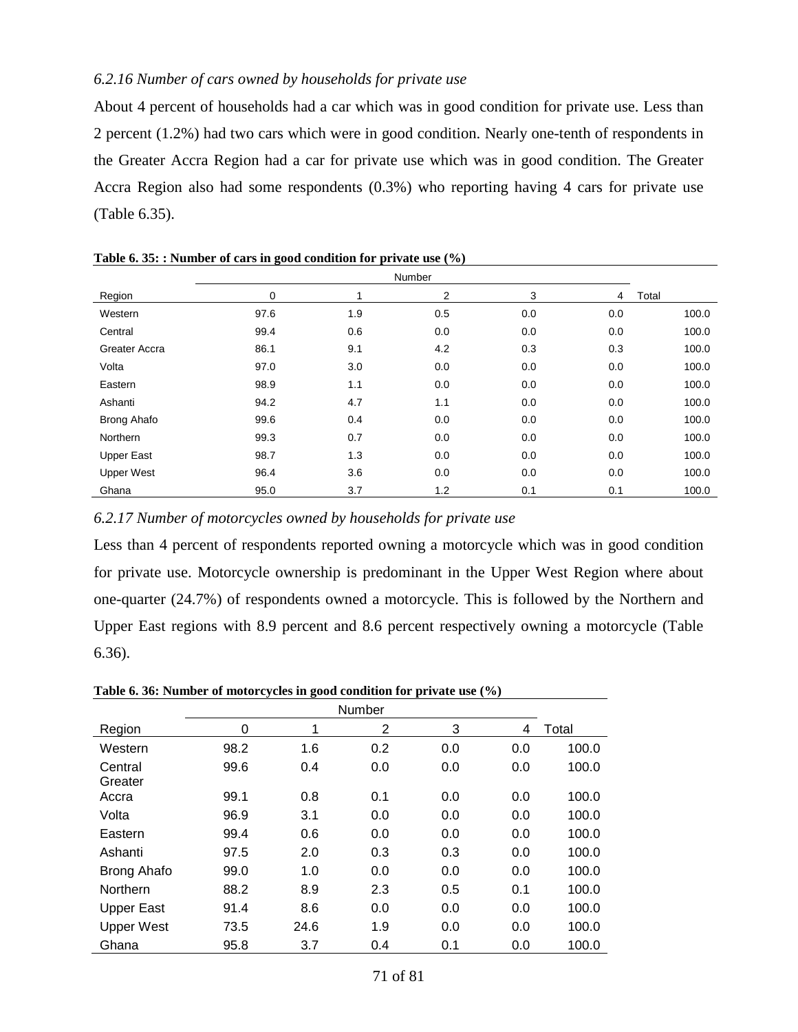### *6.2.16 Number of cars owned by households for private use*

About 4 percent of households had a car which was in good condition for private use. Less than 2 percent (1.2%) had two cars which were in good condition. Nearly one-tenth of respondents in the Greater Accra Region had a car for private use which was in good condition. The Greater Accra Region also had some respondents (0.3%) who reporting having 4 cars for private use (Table 6.35).

**Table 6. 35: : Number of cars in good condition for private use (%)**

| | Number | | | | | |
|---|---|---|---|---|---|---|
| Region | 0 | 1 | 2 | 3 | 4 | Total |
| Western | 97.6 | 1.9 | 0.5 | 0.0 | 0.0 | 100.0 |
| Central | 99.4 | 0.6 | 0.0 | 0.0 | 0.0 | 100.0 |
| Greater Accra | 86.1 | 9.1 | 4.2 | 0.3 | 0.3 | 100.0 |
| Volta | 97.0 | 3.0 | 0.0 | 0.0 | 0.0 | 100.0 |
| Eastern | 98.9 | 1.1 | 0.0 | 0.0 | 0.0 | 100.0 |
| Ashanti | 94.2 | 4.7 | 1.1 | 0.0 | 0.0 | 100.0 |
| Brong Ahafo | 99.6 | 0.4 | 0.0 | 0.0 | 0.0 | 100.0 |
| Northern | 99.3 | 0.7 | 0.0 | 0.0 | 0.0 | 100.0 |
| Upper East | 98.7 | 1.3 | 0.0 | 0.0 | 0.0 | 100.0 |
| Upper West | 96.4 | 3.6 | 0.0 | 0.0 | 0.0 | 100.0 |
| Ghana | 95.0 | 3.7 | 1.2 | 0.1 | 0.1 | 100.0 |

### *6.2.17 Number of motorcycles owned by households for private use*

Less than 4 percent of respondents reported owning a motorcycle which was in good condition for private use. Motorcycle ownership is predominant in the Upper West Region where about one-quarter (24.7%) of respondents owned a motorcycle. This is followed by the Northern and Upper East regions with 8.9 percent and 8.6 percent respectively owning a motorcycle (Table 6.36).

**Table 6. 36: Number of motorcycles in good condition for private use (%)**

| | Number | | | | | |
|---|---|---|---|---|---|---|
| Region | 0 | 1 | 2 | 3 | 4 | Total |
| Western | 98.2 | 1.6 | 0.2 | 0.0 | 0.0 | 100.0 |
| Central | 99.6 | 0.4 | 0.0 | 0.0 | 0.0 | 100.0 |
| Greater Accra | 99.1 | 0.8 | 0.1 | 0.0 | 0.0 | 100.0 |
| Volta | 96.9 | 3.1 | 0.0 | 0.0 | 0.0 | 100.0 |
| Eastern | 99.4 | 0.6 | 0.0 | 0.0 | 0.0 | 100.0 |
| Ashanti | 97.5 | 2.0 | 0.3 | 0.3 | 0.0 | 100.0 |
| Brong Ahafo | 99.0 | 1.0 | 0.0 | 0.0 | 0.0 | 100.0 |
| Northern | 88.2 | 8.9 | 2.3 | 0.5 | 0.1 | 100.0 |
| Upper East | 91.4 | 8.6 | 0.0 | 0.0 | 0.0 | 100.0 |
| Upper West | 73.5 | 24.6 | 1.9 | 0.0 | 0.0 | 100.0 |
| Ghana | 95.8 | 3.7 | 0.4 | 0.1 | 0.0 | 100.0 |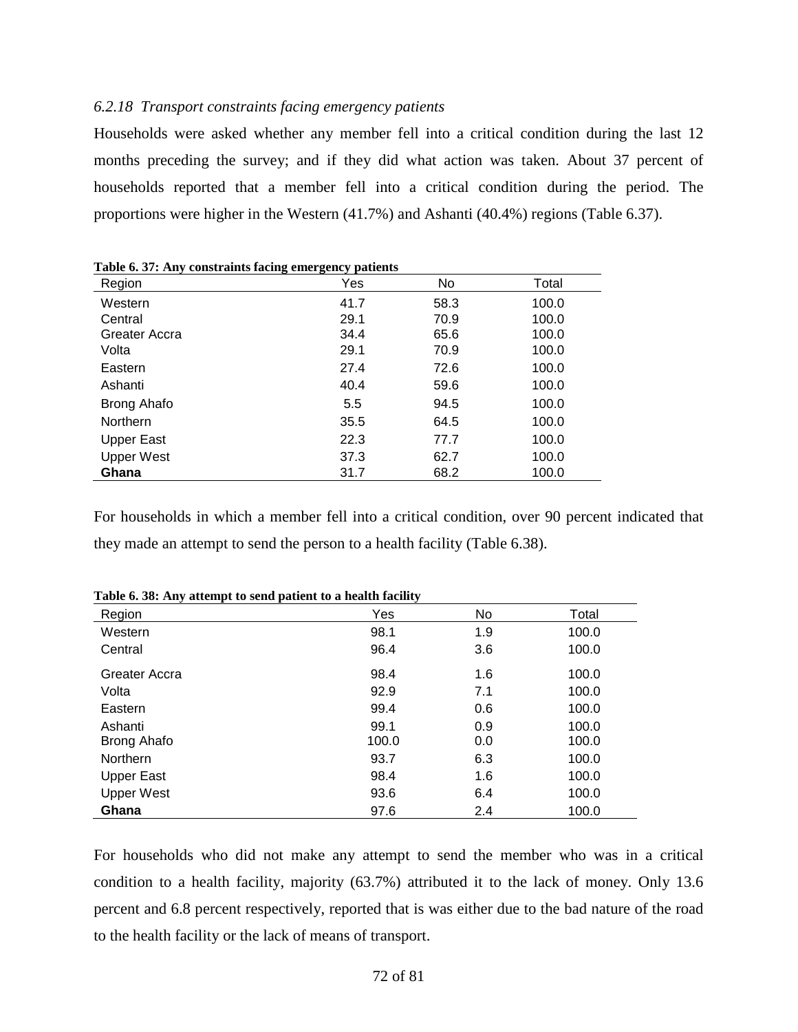### *6.2.18 Transport constraints facing emergency patients*

Households were asked whether any member fell into a critical condition during the last 12 months preceding the survey; and if they did what action was taken. About 37 percent of households reported that a member fell into a critical condition during the period. The proportions were higher in the Western (41.7%) and Ashanti (40.4%) regions (Table 6.37).

**Table 6. 37: Any constraints facing emergency patients**

| Region | Yes | No | Total |
|---|---|---|---|
| Western | 41.7 | 58.3 | 100.0 |
| Central | 29.1 | 70.9 | 100.0 |
| Greater Accra | 34.4 | 65.6 | 100.0 |
| Volta | 29.1 | 70.9 | 100.0 |
| Eastern | 27.4 | 72.6 | 100.0 |
| Ashanti | 40.4 | 59.6 | 100.0 |
| Brong Ahafo | 5.5 | 94.5 | 100.0 |
| Northern | 35.5 | 64.5 | 100.0 |
| Upper East | 22.3 | 77.7 | 100.0 |
| Upper West | 37.3 | 62.7 | 100.0 |
| **Ghana** | 31.7 | 68.2 | 100.0 |

For households in which a member fell into a critical condition, over 90 percent indicated that they made an attempt to send the person to a health facility (Table 6.38).

**Table 6. 38: Any attempt to send patient to a health facility**

| Region | Yes | No | Total |
|---|---|---|---|
| Western | 98.1 | 1.9 | 100.0 |
| Central | 96.4 | 3.6 | 100.0 |
| Greater Accra | 98.4 | 1.6 | 100.0 |
| Volta | 92.9 | 7.1 | 100.0 |
| Eastern | 99.4 | 0.6 | 100.0 |
| Ashanti | 99.1 | 0.9 | 100.0 |
| Brong Ahafo | 100.0 | 0.0 | 100.0 |
| Northern | 93.7 | 6.3 | 100.0 |
| Upper East | 98.4 | 1.6 | 100.0 |
| Upper West | 93.6 | 6.4 | 100.0 |
| **Ghana** | 97.6 | 2.4 | 100.0 |

For households who did not make any attempt to send the member who was in a critical condition to a health facility, majority (63.7%) attributed it to the lack of money. Only 13.6 percent and 6.8 percent respectively, reported that is was either due to the bad nature of the road to the health facility or the lack of means of transport.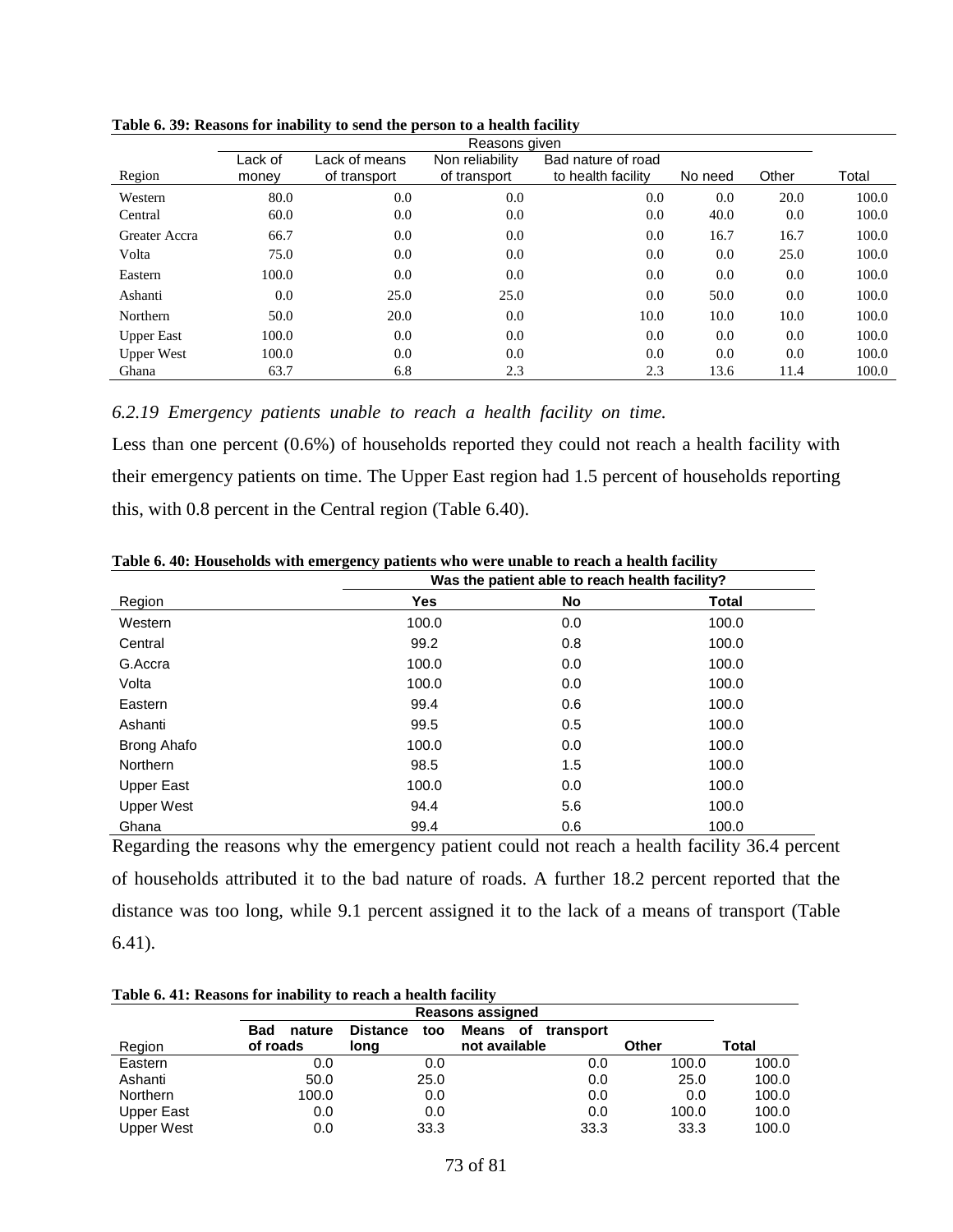**Table 6. 39: Reasons for inability to send the person to a health facility**

| Region | Reasons given | | | | | | Total |
|---|---|---|---|---|---|---|---|
| | Lack of money | Lack of means of transport | Non reliability of transport | Bad nature of road to health facility | No need | Other | |
| Western | 80.0 | 0.0 | 0.0 | 0.0 | 0.0 | 20.0 | 100.0 |
| Central | 60.0 | 0.0 | 0.0 | 0.0 | 40.0 | 0.0 | 100.0 |
| Greater Accra | 66.7 | 0.0 | 0.0 | 0.0 | 16.7 | 16.7 | 100.0 |
| Volta | 75.0 | 0.0 | 0.0 | 0.0 | 0.0 | 25.0 | 100.0 |
| Eastern | 100.0 | 0.0 | 0.0 | 0.0 | 0.0 | 0.0 | 100.0 |
| Ashanti | 0.0 | 25.0 | 25.0 | 0.0 | 50.0 | 0.0 | 100.0 |
| Northern | 50.0 | 20.0 | 0.0 | 10.0 | 10.0 | 10.0 | 100.0 |
| Upper East | 100.0 | 0.0 | 0.0 | 0.0 | 0.0 | 0.0 | 100.0 |
| Upper West | 100.0 | 0.0 | 0.0 | 0.0 | 0.0 | 0.0 | 100.0 |
| Ghana | 63.7 | 6.8 | 2.3 | 2.3 | 13.6 | 11.4 | 100.0 |

*6.2.19 Emergency patients unable to reach a health facility on time.*

Less than one percent (0.6%) of households reported they could not reach a health facility with their emergency patients on time. The Upper East region had 1.5 percent of households reporting this, with 0.8 percent in the Central region (Table 6.40).

**Table 6. 40: Households with emergency patients who were unable to reach a health facility**

| Region | Was the patient able to reach health facility? | | |
|---|---|---|---|
| | **Yes** | **No** | **Total** |
| Western | 100.0 | 0.0 | 100.0 |
| Central | 99.2 | 0.8 | 100.0 |
| G.Accra | 100.0 | 0.0 | 100.0 |
| Volta | 100.0 | 0.0 | 100.0 |
| Eastern | 99.4 | 0.6 | 100.0 |
| Ashanti | 99.5 | 0.5 | 100.0 |
| Brong Ahafo | 100.0 | 0.0 | 100.0 |
| Northern | 98.5 | 1.5 | 100.0 |
| Upper East | 100.0 | 0.0 | 100.0 |
| Upper West | 94.4 | 5.6 | 100.0 |
| Ghana | 99.4 | 0.6 | 100.0 |

Regarding the reasons why the emergency patient could not reach a health facility 36.4 percent of households attributed it to the bad nature of roads. A further 18.2 percent reported that the distance was too long, while 9.1 percent assigned it to the lack of a means of transport (Table 6.41).

**Table 6. 41: Reasons for inability to reach a health facility**

| Region | **Reasons assigned** | | | | **Total** |
|---|---|---|---|---|---|
| | **Bad nature of roads** | **Distance too long** | **Means of transport not available** | **Other** | |
| Eastern | 0.0 | 0.0 | 0.0 | 100.0 | 100.0 |
| Ashanti | 50.0 | 25.0 | 0.0 | 25.0 | 100.0 |
| Northern | 100.0 | 0.0 | 0.0 | 0.0 | 100.0 |
| Upper East | 0.0 | 0.0 | 0.0 | 100.0 | 100.0 |
| Upper West | 0.0 | 33.3 | 33.3 | 33.3 | 100.0 |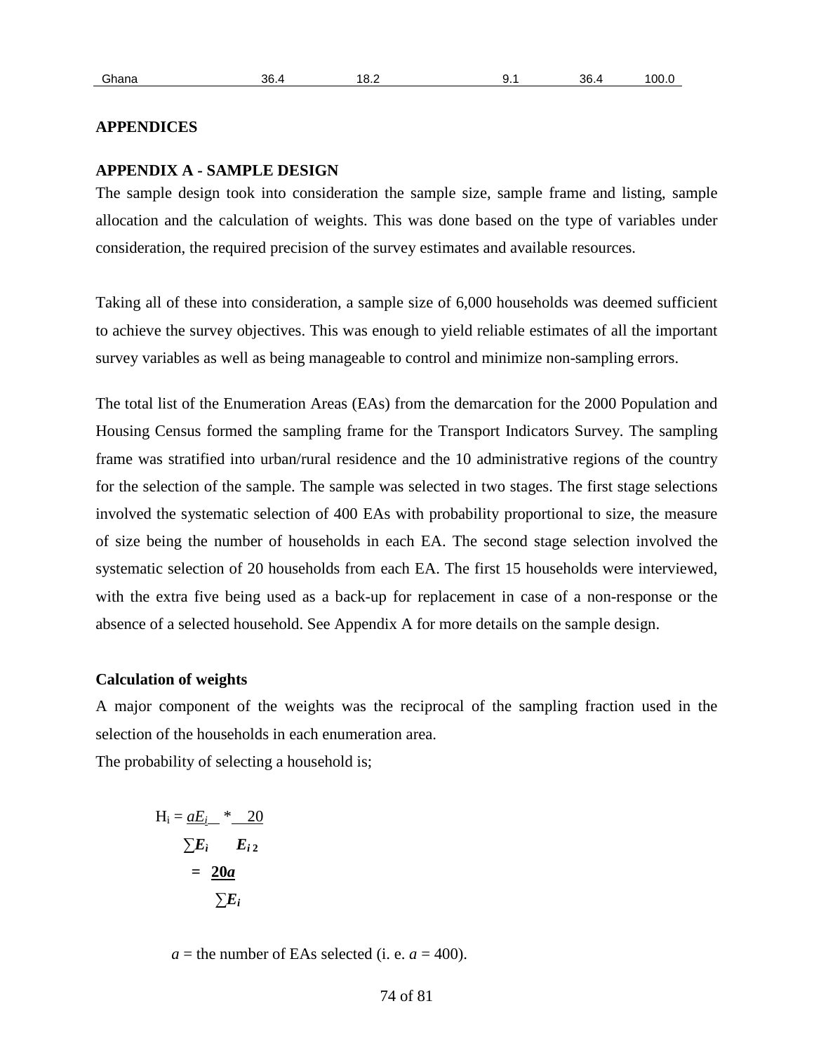| Ghana | 36.4 | 18.2 | 9.1 | 36.4 | 100.0 |
|---|---|---|---|---|---|

## APPENDICES

### APPENDIX A - SAMPLE DESIGN

The sample design took into consideration the sample size, sample frame and listing, sample allocation and the calculation of weights. This was done based on the type of variables under consideration, the required precision of the survey estimates and available resources.

Taking all of these into consideration, a sample size of 6,000 households was deemed sufficient to achieve the survey objectives. This was enough to yield reliable estimates of all the important survey variables as well as being manageable to control and minimize non-sampling errors.

The total list of the Enumeration Areas (EAs) from the demarcation for the 2000 Population and Housing Census formed the sampling frame for the Transport Indicators Survey. The sampling frame was stratified into urban/rural residence and the 10 administrative regions of the country for the selection of the sample. The sample was selected in two stages. The first stage selections involved the systematic selection of 400 EAs with probability proportional to size, the measure of size being the number of households in each EA. The second stage selection involved the systematic selection of 20 households from each EA. The first 15 households were interviewed, with the extra five being used as a back-up for replacement in case of a non-response or the absence of a selected household. See Appendix A for more details on the sample design.

**Calculation of weights**

A major component of the weights was the reciprocal of the sampling fraction used in the selection of the households in each enumeration area.

The probability of selecting a household is;

$$H_i = \frac{aE_i}{\sum E_i} * \frac{20}{E_{i2}}$$

$$= \frac{20a}{\sum E_i}$$

$a$ = the number of EAs selected (i. e. $a$ = 400).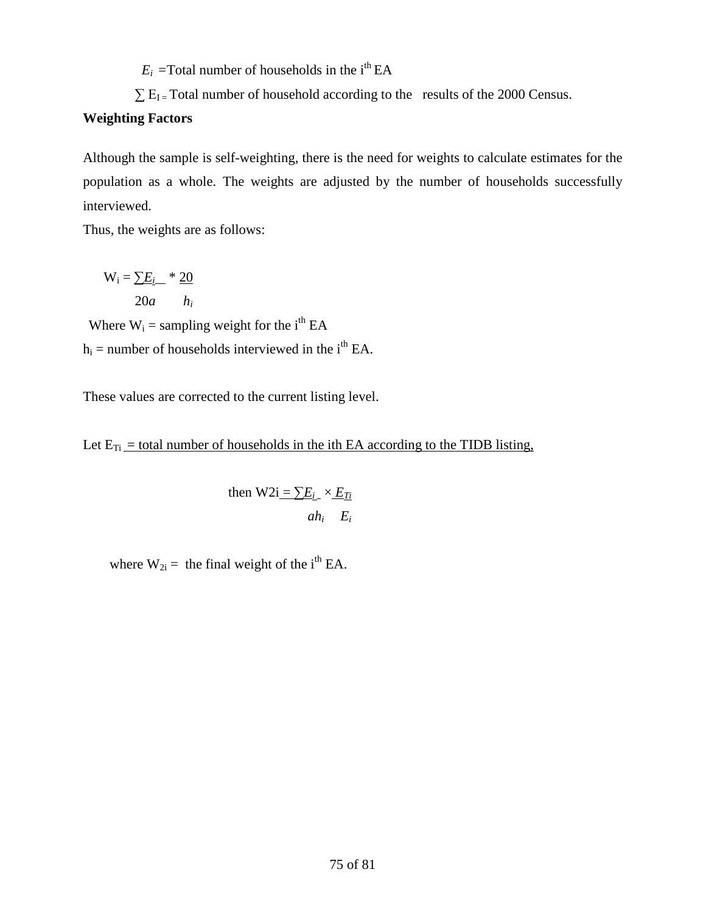$E_i$ =Total number of households in the i[th] EA

$\sum E_I$ = Total number of household according to the results of the 2000 Census.

**Weighting Factors**

Although the sample is self-weighting, there is the need for weights to calculate estimates for the population as a whole. The weights are adjusted by the number of households successfully interviewed.

Thus, the weights are as follows:

$$W_i = \frac{\sum E_i}{20a} * \frac{20}{h_i}$$

Where $W_i$ = sampling weight for the i[th] EA

$h_i$ = number of households interviewed in the i[th] EA.

These values are corrected to the current listing level.

Let $E_{Ti}$ = total number of households in the ith EA according to the TIDB listing,

$$\text{then } W2i = \frac{\sum E_i}{ah_i} \times \frac{E_{Ti}}{E_i}$$

where $W_{2i}$ = the final weight of the i[th] EA.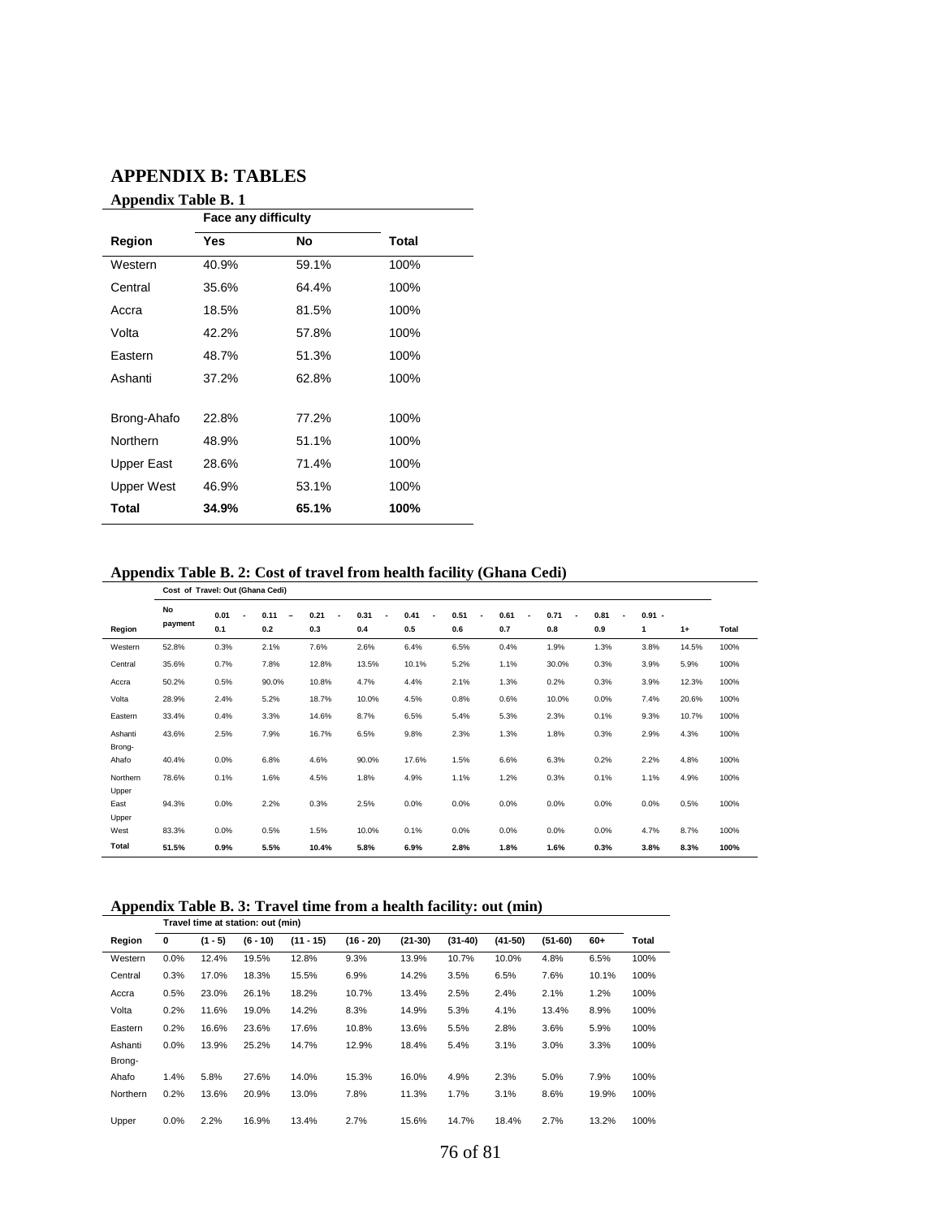# APPENDIX B: TABLES

## Appendix Table B. 1

| | Face any difficulty | | |
|---|---|---|---|
| **Region** | **Yes** | **No** | **Total** |
| Western | 40.9% | 59.1% | 100% |
| Central | 35.6% | 64.4% | 100% |
| Accra | 18.5% | 81.5% | 100% |
| Volta | 42.2% | 57.8% | 100% |
| Eastern | 48.7% | 51.3% | 100% |
| Ashanti | 37.2% | 62.8% | 100% |
| Brong-Ahafo | 22.8% | 77.2% | 100% |
| Northern | 48.9% | 51.1% | 100% |
| Upper East | 28.6% | 71.4% | 100% |
| Upper West | 46.9% | 53.1% | 100% |
| **Total** | **34.9%** | **65.1%** | **100%** |

## Appendix Table B. 2: Cost of travel from health facility (Ghana Cedi)

| | Cost of Travel: Out (Ghana Cedi) | | | | | | | | | | | | |
|---|---|---|---|---|---|---|---|---|---|---|---|---|---|
| **Region** | **No payment** | **0.01 - 0.1** | **0.11 – 0.2** | **0.21 - 0.3** | **0.31 - 0.4** | **0.41 - 0.5** | **0.51 - 0.6** | **0.61 - 0.7** | **0.71 - 0.8** | **0.81 - 0.9** | **0.91 - 1** | **1+** | **Total** |
| Western | 52.8% | 0.3% | 2.1% | 7.6% | 2.6% | 6.4% | 6.5% | 0.4% | 1.9% | 1.3% | 3.8% | 14.5% | 100% |
| Central | 35.6% | 0.7% | 7.8% | 12.8% | 13.5% | 10.1% | 5.2% | 1.1% | 30.0% | 0.3% | 3.9% | 5.9% | 100% |
| Accra | 50.2% | 0.5% | 90.0% | 10.8% | 4.7% | 4.4% | 2.1% | 1.3% | 0.2% | 0.3% | 3.9% | 12.3% | 100% |
| Volta | 28.9% | 2.4% | 5.2% | 18.7% | 10.0% | 4.5% | 0.8% | 0.6% | 10.0% | 0.0% | 7.4% | 20.6% | 100% |
| Eastern | 33.4% | 0.4% | 3.3% | 14.6% | 8.7% | 6.5% | 5.4% | 5.3% | 2.3% | 0.1% | 9.3% | 10.7% | 100% |
| Ashanti | 43.6% | 2.5% | 7.9% | 16.7% | 6.5% | 9.8% | 2.3% | 1.3% | 1.8% | 0.3% | 2.9% | 4.3% | 100% |
| Brong-Ahafo | 40.4% | 0.0% | 6.8% | 4.6% | 90.0% | 17.6% | 1.5% | 6.6% | 6.3% | 0.2% | 2.2% | 4.8% | 100% |
| Northern | 78.6% | 0.1% | 1.6% | 4.5% | 1.8% | 4.9% | 1.1% | 1.2% | 0.3% | 0.1% | 1.1% | 4.9% | 100% |
| Upper East | 94.3% | 0.0% | 2.2% | 0.3% | 2.5% | 0.0% | 0.0% | 0.0% | 0.0% | 0.0% | 0.0% | 0.5% | 100% |
| Upper West | 83.3% | 0.0% | 0.5% | 1.5% | 10.0% | 0.1% | 0.0% | 0.0% | 0.0% | 0.0% | 4.7% | 8.7% | 100% |
| **Total** | **51.5%** | **0.9%** | **5.5%** | **10.4%** | **5.8%** | **6.9%** | **2.8%** | **1.8%** | **1.6%** | **0.3%** | **3.8%** | **8.3%** | **100%** |

## Appendix Table B. 3: Travel time from a health facility: out (min)

| | Travel time at station: out (min) | | | | | | | | | | |
|---|---|---|---|---|---|---|---|---|---|---|---|
| **Region** | **0** | **(1 - 5)** | **(6 - 10)** | **(11 - 15)** | **(16 - 20)** | **(21-30)** | **(31-40)** | **(41-50)** | **(51-60)** | **60+** | **Total** |
| Western | 0.0% | 12.4% | 19.5% | 12.8% | 9.3% | 13.9% | 10.7% | 10.0% | 4.8% | 6.5% | 100% |
| Central | 0.3% | 17.0% | 18.3% | 15.5% | 6.9% | 14.2% | 3.5% | 6.5% | 7.6% | 10.1% | 100% |
| Accra | 0.5% | 23.0% | 26.1% | 18.2% | 10.7% | 13.4% | 2.5% | 2.4% | 2.1% | 1.2% | 100% |
| Volta | 0.2% | 11.6% | 19.0% | 14.2% | 8.3% | 14.9% | 5.3% | 4.1% | 13.4% | 8.9% | 100% |
| Eastern | 0.2% | 16.6% | 23.6% | 17.6% | 10.8% | 13.6% | 5.5% | 2.8% | 3.6% | 5.9% | 100% |
| Ashanti | 0.0% | 13.9% | 25.2% | 14.7% | 12.9% | 18.4% | 5.4% | 3.1% | 3.0% | 3.3% | 100% |
| Brong-Ahafo | 1.4% | 5.8% | 27.6% | 14.0% | 15.3% | 16.0% | 4.9% | 2.3% | 5.0% | 7.9% | 100% |
| Northern | 0.2% | 13.6% | 20.9% | 13.0% | 7.8% | 11.3% | 1.7% | 3.1% | 8.6% | 19.9% | 100% |
| Upper | 0.0% | 2.2% | 16.9% | 13.4% | 2.7% | 15.6% | 14.7% | 18.4% | 2.7% | 13.2% | 100% |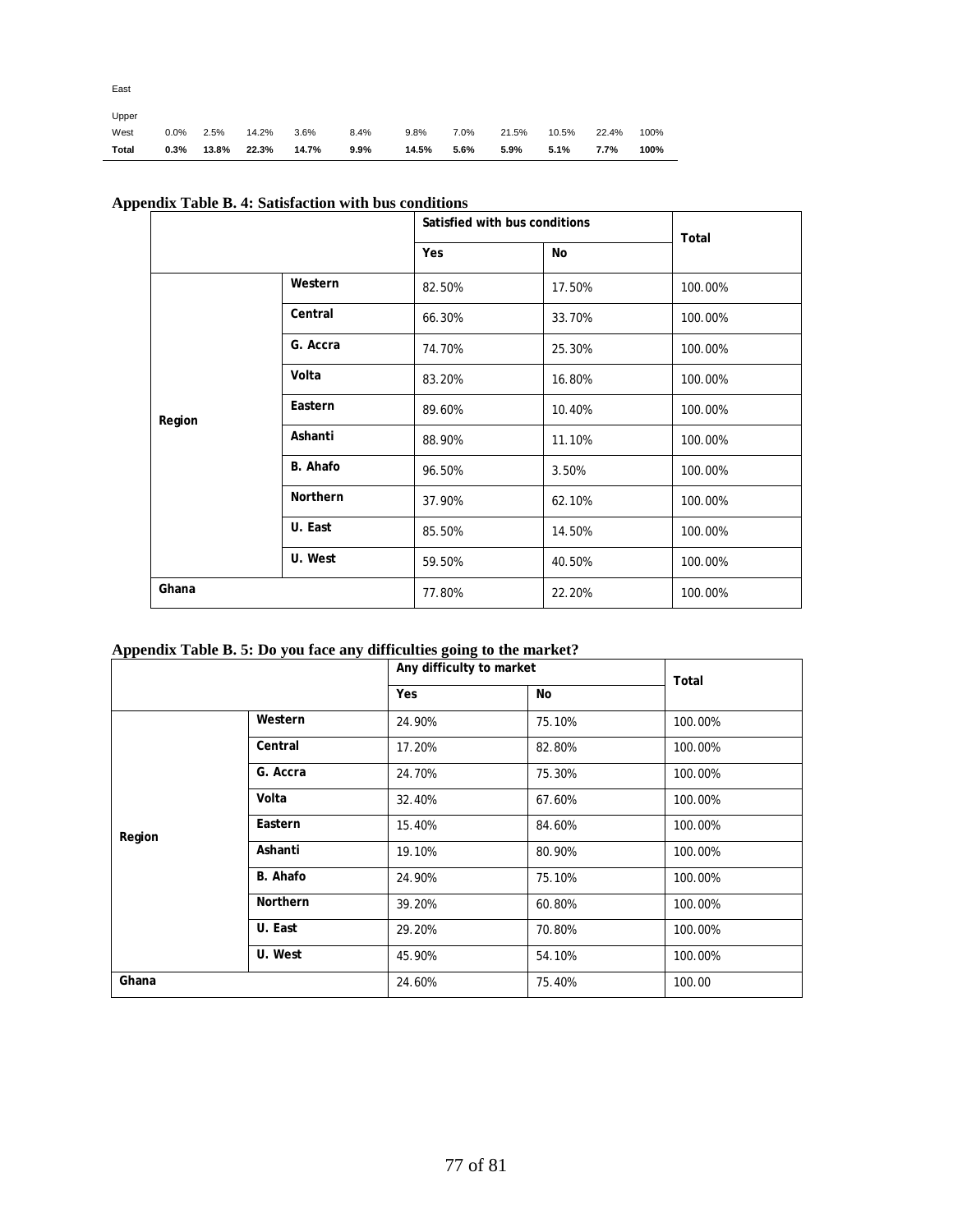| | | | | | | | | | | | |
|---|---|---|---|---|---|---|---|---|---|---|---|
| East | | | | | | | | | | | |
| Upper West | 0.0% | 2.5% | 14.2% | 3.6% | 8.4% | 9.8% | 7.0% | 21.5% | 10.5% | 22.4% | 100% |
| **Total** | **0.3%** | **13.8%** | **22.3%** | **14.7%** | **9.9%** | **14.5%** | **5.6%** | **5.9%** | **5.1%** | **7.7%** | **100%** |

**Appendix Table B. 4: Satisfaction with bus conditions**

| | | Satisfied with bus conditions | | Total |
|---|---|---|---|---|
| | | Yes | No | |
| Region | Western | 82.50% | 17.50% | 100.00% |
| | Central | 66.30% | 33.70% | 100.00% |
| | G. Accra | 74.70% | 25.30% | 100.00% |
| | Volta | 83.20% | 16.80% | 100.00% |
| | Eastern | 89.60% | 10.40% | 100.00% |
| | Ashanti | 88.90% | 11.10% | 100.00% |
| | B. Ahafo | 96.50% | 3.50% | 100.00% |
| | Northern | 37.90% | 62.10% | 100.00% |
| | U. East | 85.50% | 14.50% | 100.00% |
| | U. West | 59.50% | 40.50% | 100.00% |
| Ghana | | 77.80% | 22.20% | 100.00% |

**Appendix Table B. 5: Do you face any difficulties going to the market?**

| | | Any difficulty to market | | Total |
|---|---|---|---|---|
| | | Yes | No | |
| Region | Western | 24.90% | 75.10% | 100.00% |
| | Central | 17.20% | 82.80% | 100.00% |
| | G. Accra | 24.70% | 75.30% | 100.00% |
| | Volta | 32.40% | 67.60% | 100.00% |
| | Eastern | 15.40% | 84.60% | 100.00% |
| | Ashanti | 19.10% | 80.90% | 100.00% |
| | B. Ahafo | 24.90% | 75.10% | 100.00% |
| | Northern | 39.20% | 60.80% | 100.00% |
| | U. East | 29.20% | 70.80% | 100.00% |
| | U. West | 45.90% | 54.10% | 100.00% |
| Ghana | | 24.60% | 75.40% | 100.00 |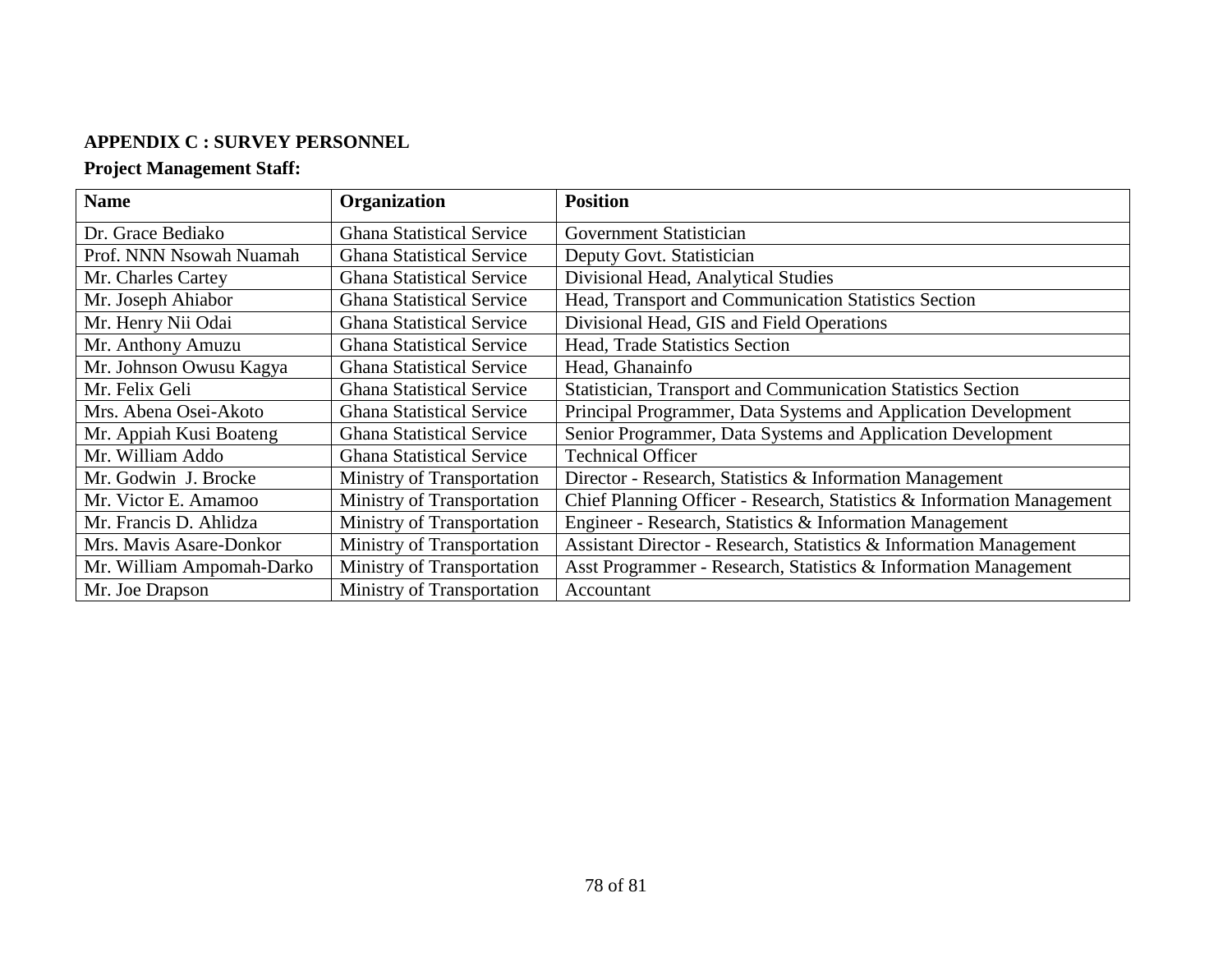**APPENDIX C : SURVEY PERSONNEL**

**Project Management Staff:**

| Name | Organization | Position |
|---|---|---|
| Dr. Grace Bediako | Ghana Statistical Service | Government Statistician |
| Prof. NNN Nsowah Nuamah | Ghana Statistical Service | Deputy Govt. Statistician |
| Mr. Charles Cartey | Ghana Statistical Service | Divisional Head, Analytical Studies |
| Mr. Joseph Ahiabor | Ghana Statistical Service | Head, Transport and Communication Statistics Section |
| Mr. Henry Nii Odai | Ghana Statistical Service | Divisional Head, GIS and Field Operations |
| Mr. Anthony Amuzu | Ghana Statistical Service | Head, Trade Statistics Section |
| Mr. Johnson Owusu Kagya | Ghana Statistical Service | Head, Ghanainfo |
| Mr. Felix Geli | Ghana Statistical Service | Statistician, Transport and Communication Statistics Section |
| Mrs. Abena Osei-Akoto | Ghana Statistical Service | Principal Programmer, Data Systems and Application Development |
| Mr. Appiah Kusi Boateng | Ghana Statistical Service | Senior Programmer, Data Systems and Application Development |
| Mr. William Addo | Ghana Statistical Service | Technical Officer |
| Mr. Godwin J. Brocke | Ministry of Transportation | Director - Research, Statistics & Information Management |
| Mr. Victor E. Amamoo | Ministry of Transportation | Chief Planning Officer - Research, Statistics & Information Management |
| Mr. Francis D. Ahlidza | Ministry of Transportation | Engineer - Research, Statistics & Information Management |
| Mrs. Mavis Asare-Donkor | Ministry of Transportation | Assistant Director - Research, Statistics & Information Management |
| Mr. William Ampomah-Darko | Ministry of Transportation | Asst Programmer - Research, Statistics & Information Management |
| Mr. Joe Drapson | Ministry of Transportation | Accountant |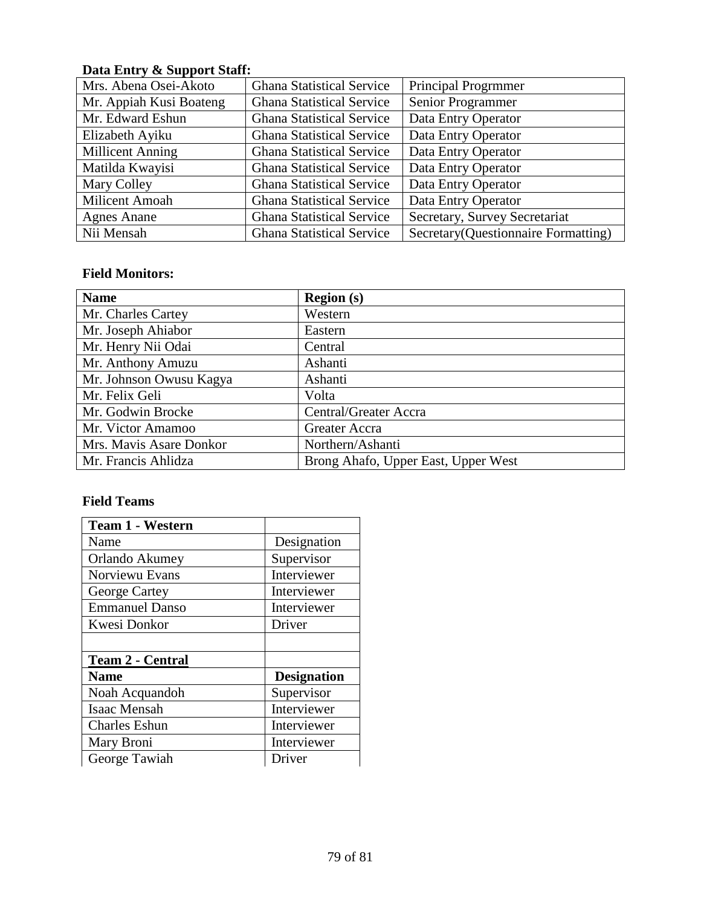**Data Entry & Support Staff:**

| | | |
|---|---|---|
| Mrs. Abena Osei-Akoto | Ghana Statistical Service | Principal Progrmmer |
| Mr. Appiah Kusi Boateng | Ghana Statistical Service | Senior Programmer |
| Mr. Edward Eshun | Ghana Statistical Service | Data Entry Operator |
| Elizabeth Ayiku | Ghana Statistical Service | Data Entry Operator |
| Millicent Anning | Ghana Statistical Service | Data Entry Operator |
| Matilda Kwayisi | Ghana Statistical Service | Data Entry Operator |
| Mary Colley | Ghana Statistical Service | Data Entry Operator |
| Milicent Amoah | Ghana Statistical Service | Data Entry Operator |
| Agnes Anane | Ghana Statistical Service | Secretary, Survey Secretariat |
| Nii Mensah | Ghana Statistical Service | Secretary(Questionnaire Formatting) |

**Field Monitors:**

| **Name** | **Region (s)** |
|---|---|
| Mr. Charles Cartey | Western |
| Mr. Joseph Ahiabor | Eastern |
| Mr. Henry Nii Odai | Central |
| Mr. Anthony Amuzu | Ashanti |
| Mr. Johnson Owusu Kagya | Ashanti |
| Mr. Felix Geli | Volta |
| Mr. Godwin Brocke | Central/Greater Accra |
| Mr. Victor Amamoo | Greater Accra |
| Mrs. Mavis Asare Donkor | Northern/Ashanti |
| Mr. Francis Ahlidza | Brong Ahafo, Upper East, Upper West |

**Field Teams**

| **Team 1 - Western** | |
|---|---|
| Name | Designation |
| Orlando Akumey | Supervisor |
| Norviewu Evans | Interviewer |
| George Cartey | Interviewer |
| Emmanuel Danso | Interviewer |
| Kwesi Donkor | Driver |
| | |
| **Team 2 - Central** | |
| **Name** | **Designation** |
| Noah Acquandoh | Supervisor |
| Isaac Mensah | Interviewer |
| Charles Eshun | Interviewer |
| Mary Broni | Interviewer |
| George Tawiah | Driver |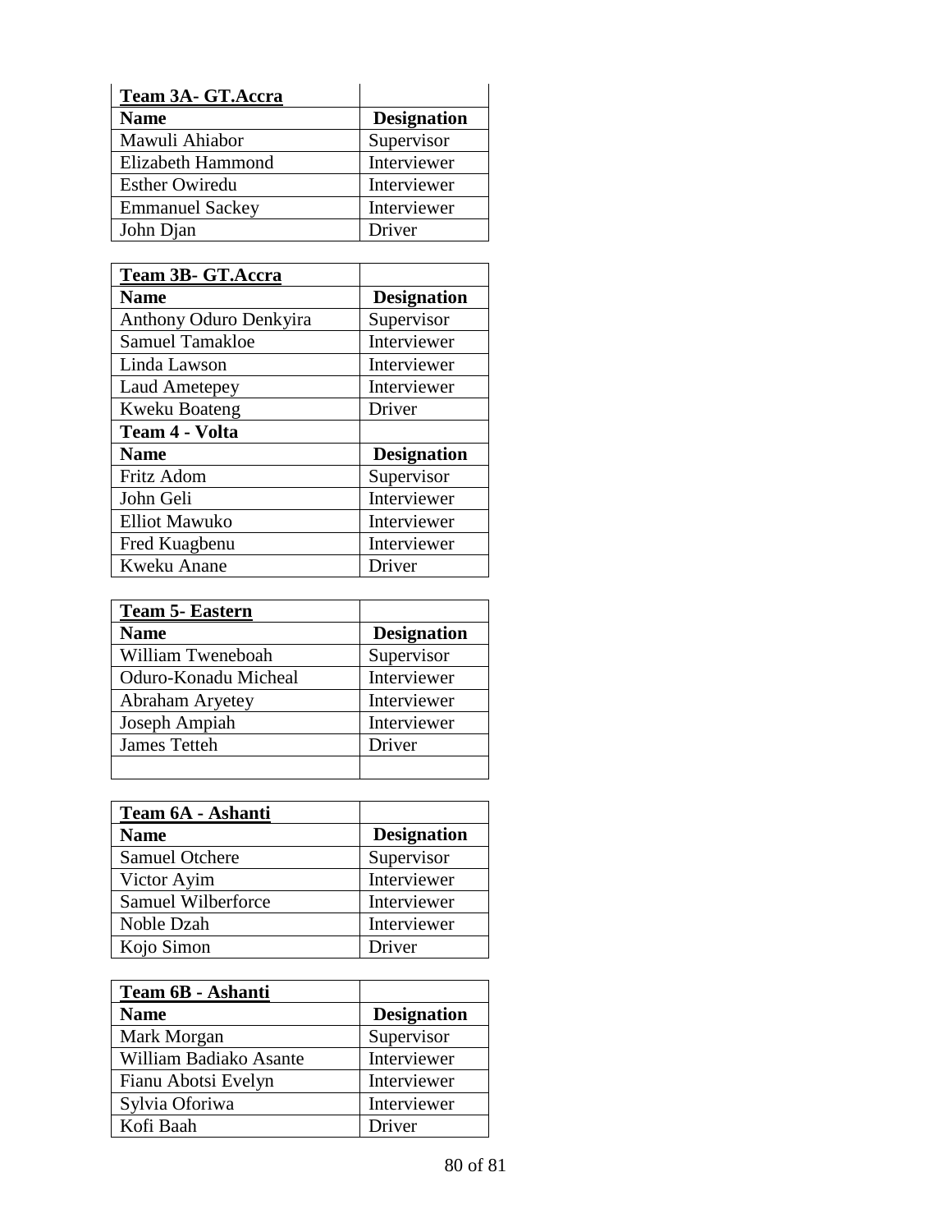| **Team 3A- GT.Accra** | |
|---|---|
| **Name** | **Designation** |
| Mawuli Ahiabor | Supervisor |
| Elizabeth Hammond | Interviewer |
| Esther Owiredu | Interviewer |
| Emmanuel Sackey | Interviewer |
| John Djan | Driver |

| **Team 3B- GT.Accra** | |
|---|---|
| **Name** | **Designation** |
| Anthony Oduro Denkyira | Supervisor |
| Samuel Tamakloe | Interviewer |
| Linda Lawson | Interviewer |
| Laud Ametepey | Interviewer |
| Kweku Boateng | Driver |
| **Team 4 - Volta** | |
| **Name** | **Designation** |
| Fritz Adom | Supervisor |
| John Geli | Interviewer |
| Elliot Mawuko | Interviewer |
| Fred Kuagbenu | Interviewer |
| Kweku Anane | Driver |

| **Team 5- Eastern** | |
|---|---|
| **Name** | **Designation** |
| William Tweneboah | Supervisor |
| Oduro-Konadu Micheal | Interviewer |
| Abraham Aryetey | Interviewer |
| Joseph Ampiah | Interviewer |
| James Tetteh | Driver |
| | |

| **Team 6A - Ashanti** | |
|---|---|
| **Name** | **Designation** |
| Samuel Otchere | Supervisor |
| Victor Ayim | Interviewer |
| Samuel Wilberforce | Interviewer |
| Noble Dzah | Interviewer |
| Kojo Simon | Driver |

| **Team 6B - Ashanti** | |
|---|---|
| **Name** | **Designation** |
| Mark Morgan | Supervisor |
| William Badiako Asante | Interviewer |
| Fianu Abotsi Evelyn | Interviewer |
| Sylvia Oforiwa | Interviewer |
| Kofi Baah | Driver |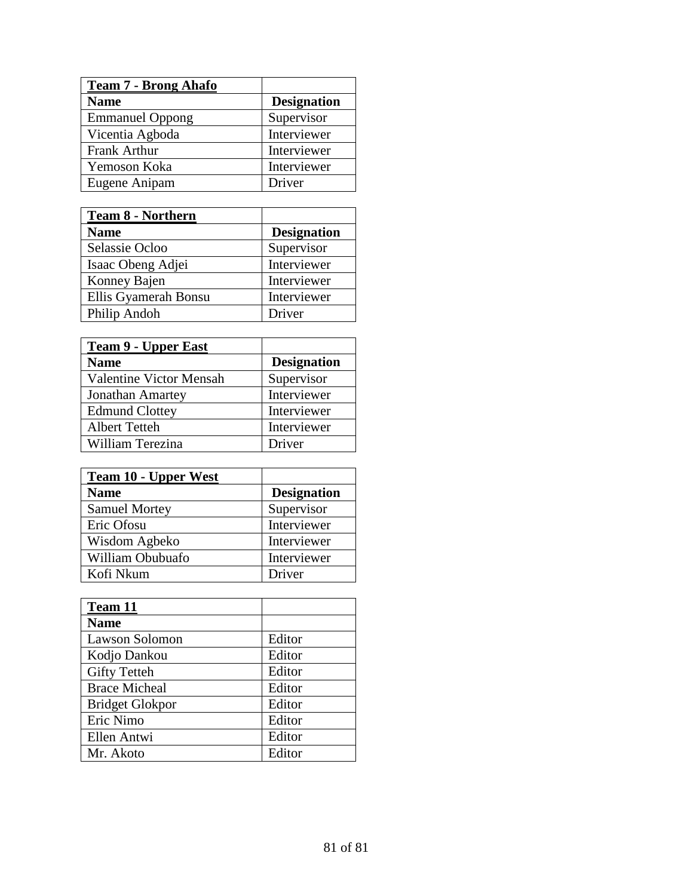| **Team 7 - Brong Ahafo** | |
|---|---|
| **Name** | **Designation** |
| Emmanuel Oppong | Supervisor |
| Vicentia Agboda | Interviewer |
| Frank Arthur | Interviewer |
| Yemoson Koka | Interviewer |
| Eugene Anipam | Driver |

| **Team 8 - Northern** | |
|---|---|
| **Name** | **Designation** |
| Selassie Ocloo | Supervisor |
| Isaac Obeng Adjei | Interviewer |
| Konney Bajen | Interviewer |
| Ellis Gyamerah Bonsu | Interviewer |
| Philip Andoh | Driver |

| **Team 9 - Upper East** | |
|---|---|
| **Name** | **Designation** |
| Valentine Victor Mensah | Supervisor |
| Jonathan Amartey | Interviewer |
| Edmund Clottey | Interviewer |
| Albert Tetteh | Interviewer |
| William Terezina | Driver |

| **Team 10 - Upper West** | |
|---|---|
| **Name** | **Designation** |
| Samuel Mortey | Supervisor |
| Eric Ofosu | Interviewer |
| Wisdom Agbeko | Interviewer |
| William Obubuafo | Interviewer |
| Kofi Nkum | Driver |

| **Team 11** | |
|---|---|
| **Name** | |
| Lawson Solomon | Editor |
| Kodjo Dankou | Editor |
| Gifty Tetteh | Editor |
| Brace Micheal | Editor |
| Bridget Glokpor | Editor |
| Eric Nimo | Editor |
| Ellen Antwi | Editor |
| Mr. Akoto | Editor |